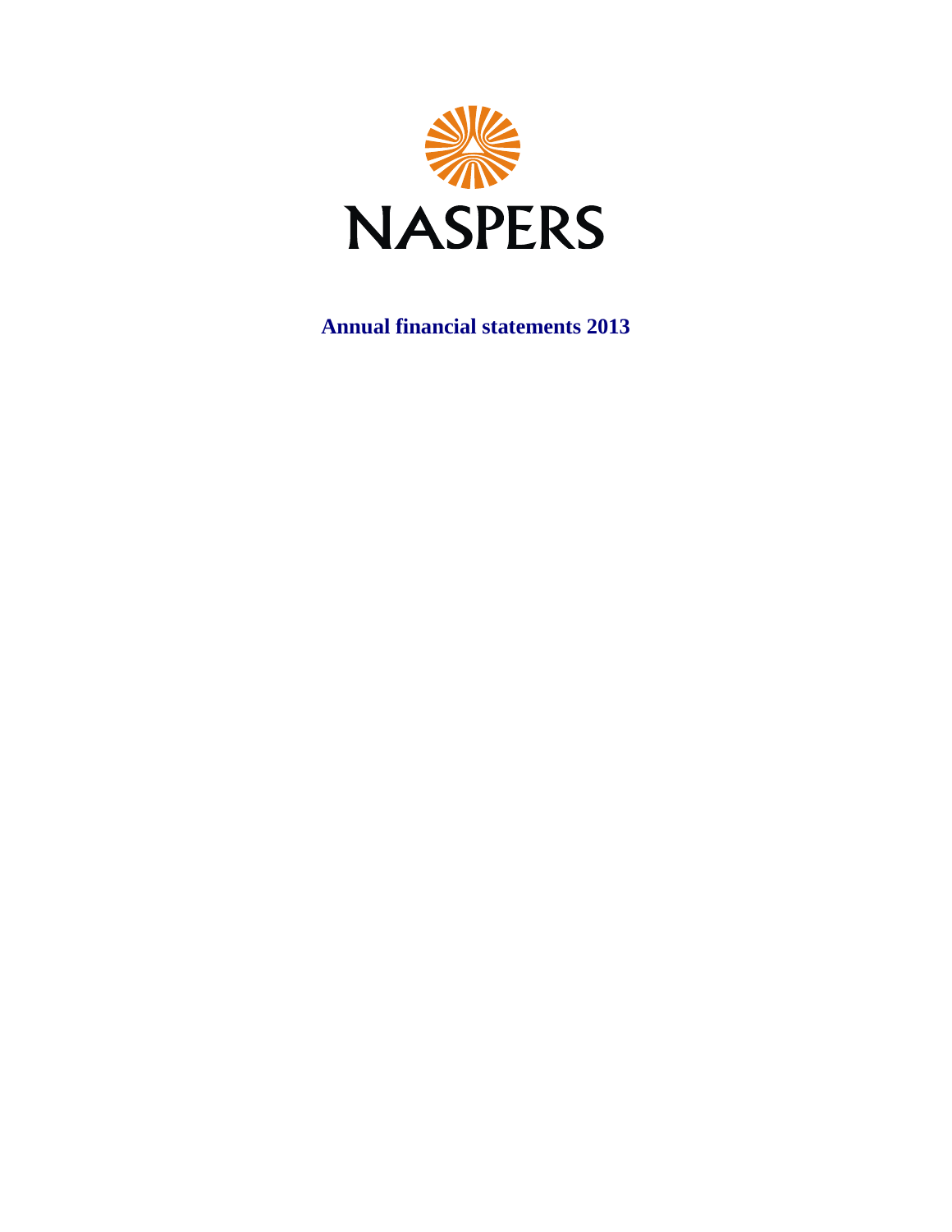NASPERS

# Annual financial statements 2013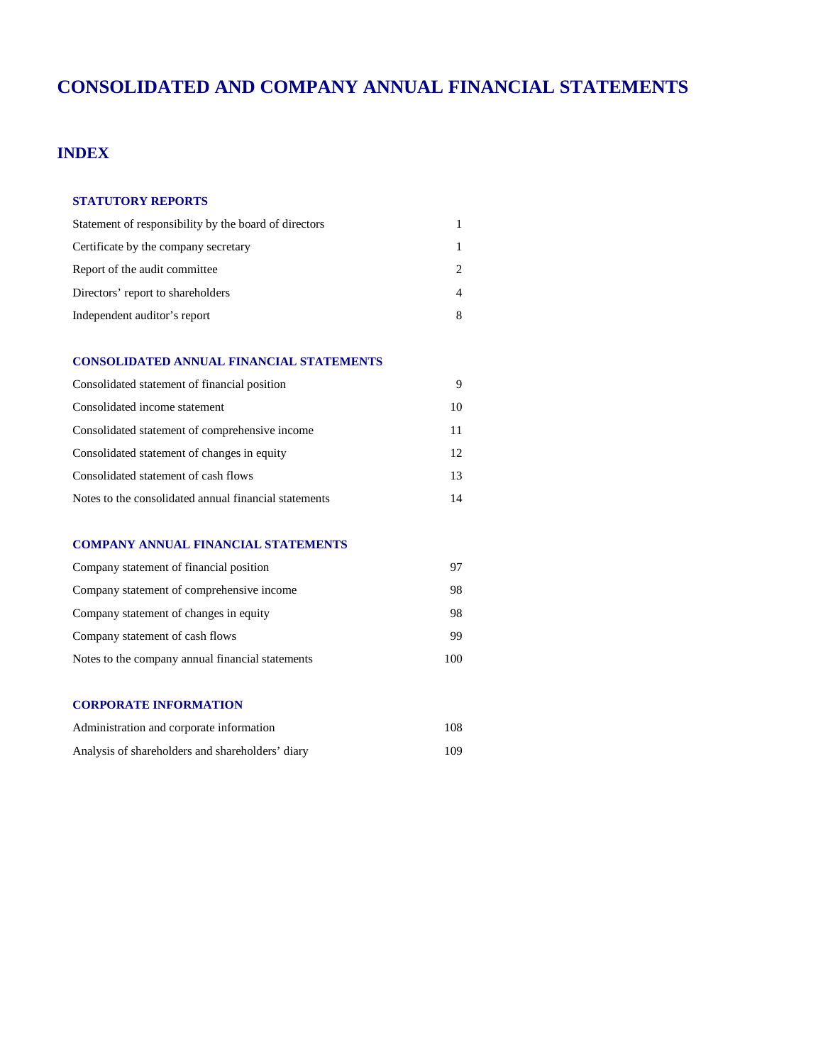# CONSOLIDATED AND COMPANY ANNUAL FINANCIAL STATEMENTS

## INDEX

### STATUTORY REPORTS

| | |
|---|---|
| Statement of responsibility by the board of directors | 1 |
| Certificate by the company secretary | 1 |
| Report of the audit committee | 2 |
| Directors' report to shareholders | 4 |
| Independent auditor's report | 8 |

### CONSOLIDATED ANNUAL FINANCIAL STATEMENTS

| | |
|---|---|
| Consolidated statement of financial position | 9 |
| Consolidated income statement | 10 |
| Consolidated statement of comprehensive income | 11 |
| Consolidated statement of changes in equity | 12 |
| Consolidated statement of cash flows | 13 |
| Notes to the consolidated annual financial statements | 14 |

### COMPANY ANNUAL FINANCIAL STATEMENTS

| | |
|---|---|
| Company statement of financial position | 97 |
| Company statement of comprehensive income | 98 |
| Company statement of changes in equity | 98 |
| Company statement of cash flows | 99 |
| Notes to the company annual financial statements | 100 |

### CORPORATE INFORMATION

| | |
|---|---|
| Administration and corporate information | 108 |
| Analysis of shareholders and shareholders' diary | 109 |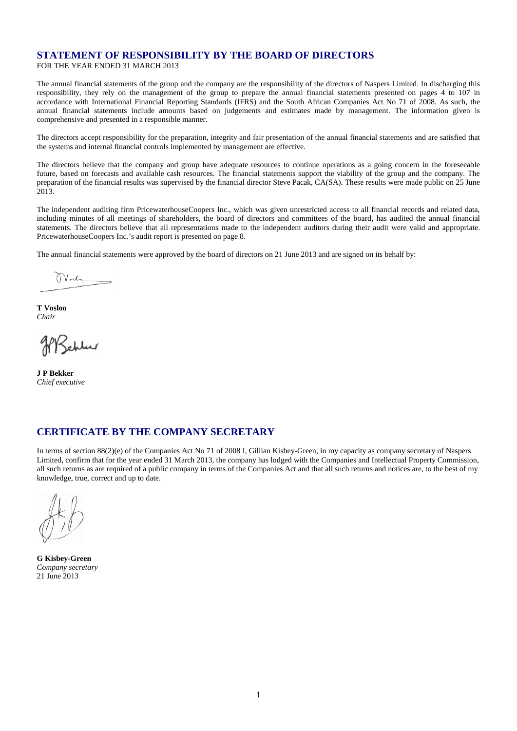## STATEMENT OF RESPONSIBILITY BY THE BOARD OF DIRECTORS

FOR THE YEAR ENDED 31 MARCH 2013

The annual financial statements of the group and the company are the responsibility of the directors of Naspers Limited. In discharging this responsibility, they rely on the management of the group to prepare the annual financial statements presented on pages 4 to 107 in accordance with International Financial Reporting Standards (IFRS) and the South African Companies Act No 71 of 2008. As such, the annual financial statements include amounts based on judgements and estimates made by management. The information given is comprehensive and presented in a responsible manner.

The directors accept responsibility for the preparation, integrity and fair presentation of the annual financial statements and are satisfied that the systems and internal financial controls implemented by management are effective.

The directors believe that the company and group have adequate resources to continue operations as a going concern in the foreseeable future, based on forecasts and available cash resources. The financial statements support the viability of the group and the company. The preparation of the financial results was supervised by the financial director Steve Pacak, CA(SA). These results were made public on 25 June 2013.

The independent auditing firm PricewaterhouseCoopers Inc., which was given unrestricted access to all financial records and related data, including minutes of all meetings of shareholders, the board of directors and committees of the board, has audited the annual financial statements. The directors believe that all representations made to the independent auditors during their audit were valid and appropriate. PricewaterhouseCoopers Inc.'s audit report is presented on page 8.

The annual financial statements were approved by the board of directors on 21 June 2013 and are signed on its behalf by:

**T Vosloo**
*Chair*

**J P Bekker**
*Chief executive*

## CERTIFICATE BY THE COMPANY SECRETARY

In terms of section 88(2)(e) of the Companies Act No 71 of 2008 I, Gillian Kisbey-Green, in my capacity as company secretary of Naspers Limited, confirm that for the year ended 31 March 2013, the company has lodged with the Companies and Intellectual Property Commission, all such returns as are required of a public company in terms of the Companies Act and that all such returns and notices are, to the best of my knowledge, true, correct and up to date.

**G Kisbey-Green**
*Company secretary*
21 June 2013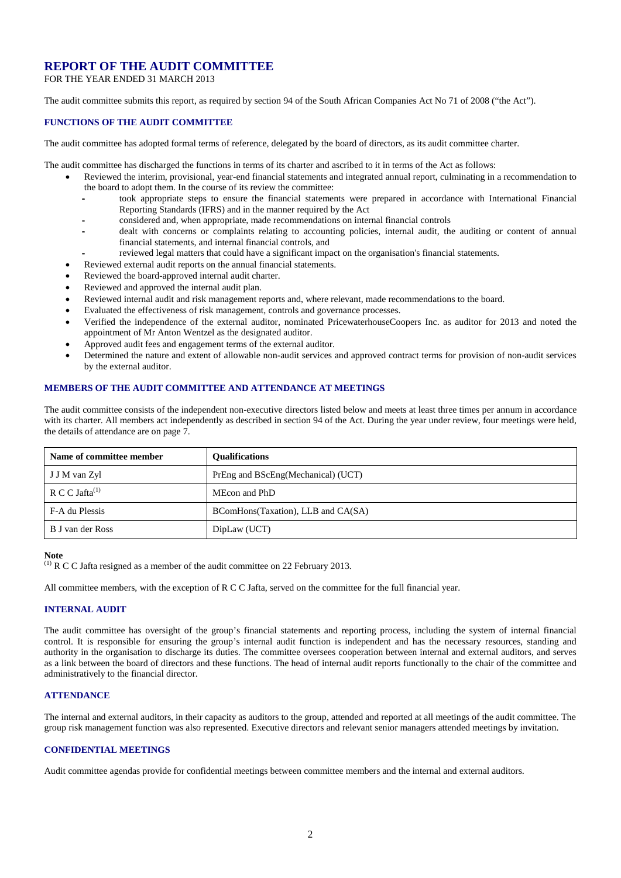# REPORT OF THE AUDIT COMMITTEE

FOR THE YEAR ENDED 31 MARCH 2013

The audit committee submits this report, as required by section 94 of the South African Companies Act No 71 of 2008 ("the Act").

## FUNCTIONS OF THE AUDIT COMMITTEE

The audit committee has adopted formal terms of reference, delegated by the board of directors, as its audit committee charter.

The audit committee has discharged the functions in terms of its charter and ascribed to it in terms of the Act as follows:

- Reviewed the interim, provisional, year-end financial statements and integrated annual report, culminating in a recommendation to the board to adopt them. In the course of its review the committee:
  - took appropriate steps to ensure the financial statements were prepared in accordance with International Financial Reporting Standards (IFRS) and in the manner required by the Act
  - considered and, when appropriate, made recommendations on internal financial controls
  - dealt with concerns or complaints relating to accounting policies, internal audit, the auditing or content of annual financial statements, and internal financial controls, and
  - reviewed legal matters that could have a significant impact on the organisation's financial statements.
- Reviewed external audit reports on the annual financial statements.
- Reviewed the board-approved internal audit charter.
- Reviewed and approved the internal audit plan.
- Reviewed internal audit and risk management reports and, where relevant, made recommendations to the board.
- Evaluated the effectiveness of risk management, controls and governance processes.
- Verified the independence of the external auditor, nominated PricewaterhouseCoopers Inc. as auditor for 2013 and noted the appointment of Mr Anton Wentzel as the designated auditor.
- Approved audit fees and engagement terms of the external auditor.
- Determined the nature and extent of allowable non-audit services and approved contract terms for provision of non-audit services by the external auditor.

## MEMBERS OF THE AUDIT COMMITTEE AND ATTENDANCE AT MEETINGS

The audit committee consists of the independent non-executive directors listed below and meets at least three times per annum in accordance with its charter. All members act independently as described in section 94 of the Act. During the year under review, four meetings were held, the details of attendance are on page 7.

| Name of committee member | Qualifications |
|---|---|
| J J M van Zyl | PrEng and BScEng(Mechanical) (UCT) |
| R C C Jafta[(1)] | MEcon and PhD |
| F-A du Plessis | BComHons(Taxation), LLB and CA(SA) |
| B J van der Ross | DipLaw (UCT) |

**Note**

[(1)] R C C Jafta resigned as a member of the audit committee on 22 February 2013.

All committee members, with the exception of R C C Jafta, served on the committee for the full financial year.

## INTERNAL AUDIT

The audit committee has oversight of the group's financial statements and reporting process, including the system of internal financial control. It is responsible for ensuring the group's internal audit function is independent and has the necessary resources, standing and authority in the organisation to discharge its duties. The committee oversees cooperation between internal and external auditors, and serves as a link between the board of directors and these functions. The head of internal audit reports functionally to the chair of the committee and administratively to the financial director.

## ATTENDANCE

The internal and external auditors, in their capacity as auditors to the group, attended and reported at all meetings of the audit committee. The group risk management function was also represented. Executive directors and relevant senior managers attended meetings by invitation.

## CONFIDENTIAL MEETINGS

Audit committee agendas provide for confidential meetings between committee members and the internal and external auditors.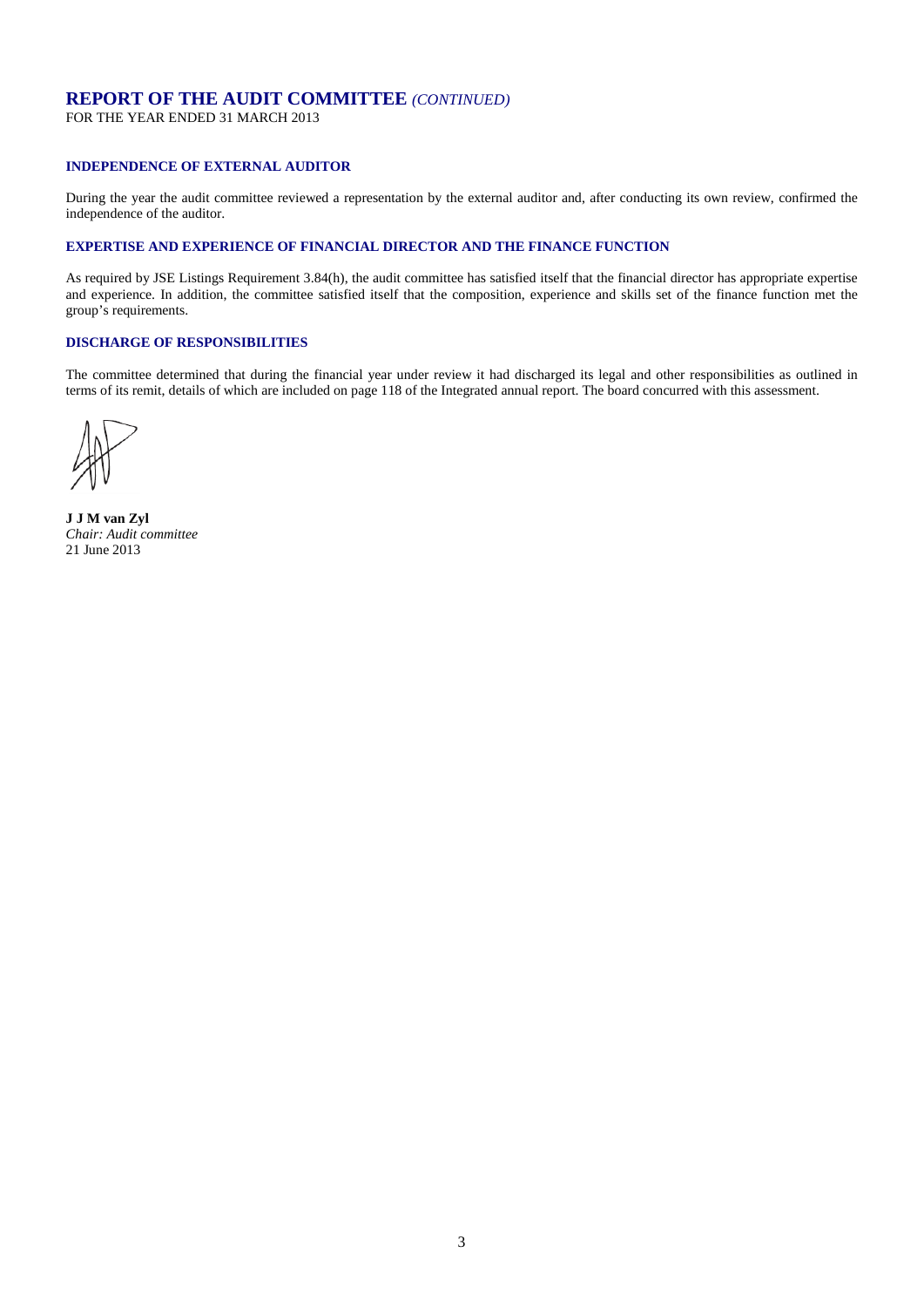# REPORT OF THE AUDIT COMMITTEE *(CONTINUED)*

FOR THE YEAR ENDED 31 MARCH 2013

### INDEPENDENCE OF EXTERNAL AUDITOR

During the year the audit committee reviewed a representation by the external auditor and, after conducting its own review, confirmed the independence of the auditor.

### EXPERTISE AND EXPERIENCE OF FINANCIAL DIRECTOR AND THE FINANCE FUNCTION

As required by JSE Listings Requirement 3.84(h), the audit committee has satisfied itself that the financial director has appropriate expertise and experience. In addition, the committee satisfied itself that the composition, experience and skills set of the finance function met the group's requirements.

### DISCHARGE OF RESPONSIBILITIES

The committee determined that during the financial year under review it had discharged its legal and other responsibilities as outlined in terms of its remit, details of which are included on page 118 of the Integrated annual report. The board concurred with this assessment.

**J J M van Zyl**
*Chair: Audit committee*
21 June 2013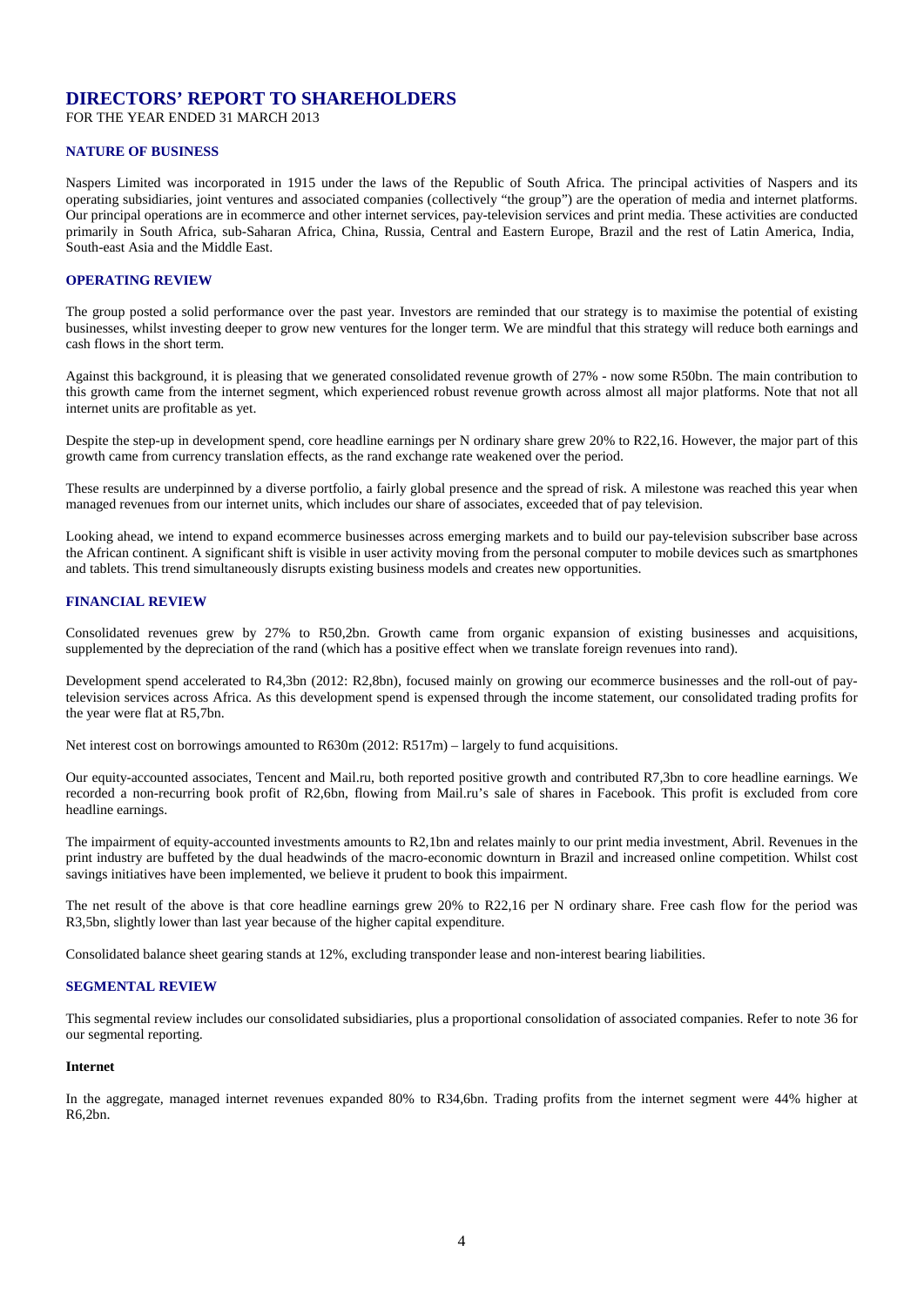# DIRECTORS' REPORT TO SHAREHOLDERS

FOR THE YEAR ENDED 31 MARCH 2013

### NATURE OF BUSINESS

Naspers Limited was incorporated in 1915 under the laws of the Republic of South Africa. The principal activities of Naspers and its operating subsidiaries, joint ventures and associated companies (collectively "the group") are the operation of media and internet platforms. Our principal operations are in ecommerce and other internet services, pay-television services and print media. These activities are conducted primarily in South Africa, sub-Saharan Africa, China, Russia, Central and Eastern Europe, Brazil and the rest of Latin America, India, South-east Asia and the Middle East.

### OPERATING REVIEW

The group posted a solid performance over the past year. Investors are reminded that our strategy is to maximise the potential of existing businesses, whilst investing deeper to grow new ventures for the longer term. We are mindful that this strategy will reduce both earnings and cash flows in the short term.

Against this background, it is pleasing that we generated consolidated revenue growth of 27% - now some R50bn. The main contribution to this growth came from the internet segment, which experienced robust revenue growth across almost all major platforms. Note that not all internet units are profitable as yet.

Despite the step-up in development spend, core headline earnings per N ordinary share grew 20% to R22,16. However, the major part of this growth came from currency translation effects, as the rand exchange rate weakened over the period.

These results are underpinned by a diverse portfolio, a fairly global presence and the spread of risk. A milestone was reached this year when managed revenues from our internet units, which includes our share of associates, exceeded that of pay television.

Looking ahead, we intend to expand ecommerce businesses across emerging markets and to build our pay-television subscriber base across the African continent. A significant shift is visible in user activity moving from the personal computer to mobile devices such as smartphones and tablets. This trend simultaneously disrupts existing business models and creates new opportunities.

### FINANCIAL REVIEW

Consolidated revenues grew by 27% to R50,2bn. Growth came from organic expansion of existing businesses and acquisitions, supplemented by the depreciation of the rand (which has a positive effect when we translate foreign revenues into rand).

Development spend accelerated to R4,3bn (2012: R2,8bn), focused mainly on growing our ecommerce businesses and the roll-out of pay-television services across Africa. As this development spend is expensed through the income statement, our consolidated trading profits for the year were flat at R5,7bn.

Net interest cost on borrowings amounted to R630m (2012: R517m) – largely to fund acquisitions.

Our equity-accounted associates, Tencent and Mail.ru, both reported positive growth and contributed R7,3bn to core headline earnings. We recorded a non-recurring book profit of R2,6bn, flowing from Mail.ru's sale of shares in Facebook. This profit is excluded from core headline earnings.

The impairment of equity-accounted investments amounts to R2,1bn and relates mainly to our print media investment, Abril. Revenues in the print industry are buffeted by the dual headwinds of the macro-economic downturn in Brazil and increased online competition. Whilst cost savings initiatives have been implemented, we believe it prudent to book this impairment.

The net result of the above is that core headline earnings grew 20% to R22,16 per N ordinary share. Free cash flow for the period was R3,5bn, slightly lower than last year because of the higher capital expenditure.

Consolidated balance sheet gearing stands at 12%, excluding transponder lease and non-interest bearing liabilities.

### SEGMENTAL REVIEW

This segmental review includes our consolidated subsidiaries, plus a proportional consolidation of associated companies. Refer to note 36 for our segmental reporting.

#### Internet

In the aggregate, managed internet revenues expanded 80% to R34,6bn. Trading profits from the internet segment were 44% higher at R6,2bn.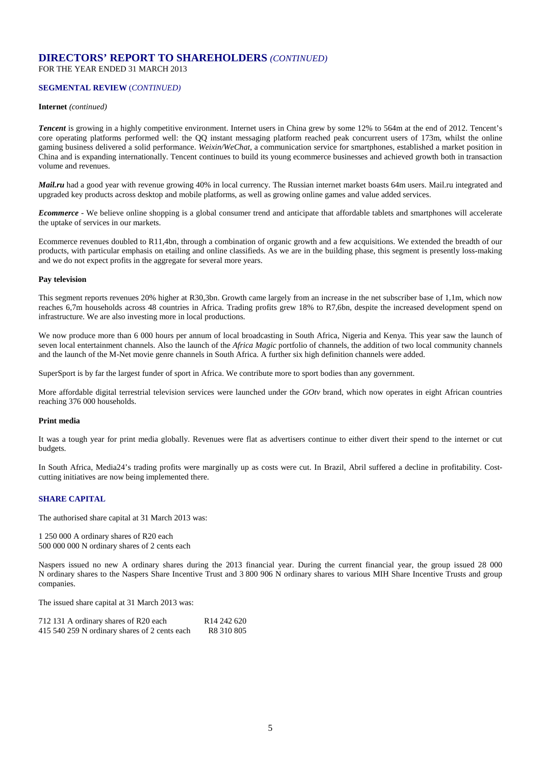# DIRECTORS' REPORT TO SHAREHOLDERS *(CONTINUED)*

FOR THE YEAR ENDED 31 MARCH 2013

## SEGMENTAL REVIEW (*CONTINUED)*

**Internet** *(continued)*

***Tencent*** is growing in a highly competitive environment. Internet users in China grew by some 12% to 564m at the end of 2012. Tencent's core operating platforms performed well: the QQ instant messaging platform reached peak concurrent users of 173m, whilst the online gaming business delivered a solid performance. *Weixin/WeChat*, a communication service for smartphones, established a market position in China and is expanding internationally. Tencent continues to build its young ecommerce businesses and achieved growth both in transaction volume and revenues.

***Mail.ru*** had a good year with revenue growing 40% in local currency. The Russian internet market boasts 64m users. Mail.ru integrated and upgraded key products across desktop and mobile platforms, as well as growing online games and value added services.

***Ecommerce*** - We believe online shopping is a global consumer trend and anticipate that affordable tablets and smartphones will accelerate the uptake of services in our markets.

Ecommerce revenues doubled to R11,4bn, through a combination of organic growth and a few acquisitions. We extended the breadth of our products, with particular emphasis on etailing and online classifieds. As we are in the building phase, this segment is presently loss-making and we do not expect profits in the aggregate for several more years.

**Pay television**

This segment reports revenues 20% higher at R30,3bn. Growth came largely from an increase in the net subscriber base of 1,1m, which now reaches 6,7m households across 48 countries in Africa. Trading profits grew 18% to R7,6bn, despite the increased development spend on infrastructure. We are also investing more in local productions.

We now produce more than 6 000 hours per annum of local broadcasting in South Africa, Nigeria and Kenya. This year saw the launch of seven local entertainment channels. Also the launch of the *Africa Magic* portfolio of channels, the addition of two local community channels and the launch of the M-Net movie genre channels in South Africa. A further six high definition channels were added.

SuperSport is by far the largest funder of sport in Africa. We contribute more to sport bodies than any government.

More affordable digital terrestrial television services were launched under the *GOtv* brand, which now operates in eight African countries reaching 376 000 households.

**Print media**

It was a tough year for print media globally. Revenues were flat as advertisers continue to either divert their spend to the internet or cut budgets.

In South Africa, Media24's trading profits were marginally up as costs were cut. In Brazil, Abril suffered a decline in profitability. Cost-cutting initiatives are now being implemented there.

## SHARE CAPITAL

The authorised share capital at 31 March 2013 was:

1 250 000 A ordinary shares of R20 each
500 000 000 N ordinary shares of 2 cents each

Naspers issued no new A ordinary shares during the 2013 financial year. During the current financial year, the group issued 28 000 N ordinary shares to the Naspers Share Incentive Trust and 3 800 906 N ordinary shares to various MIH Share Incentive Trusts and group companies.

The issued share capital at 31 March 2013 was:

| | |
|---|---|
| 712 131 A ordinary shares of R20 each | R14 242 620 |
| 415 540 259 N ordinary shares of 2 cents each | R8 310 805 |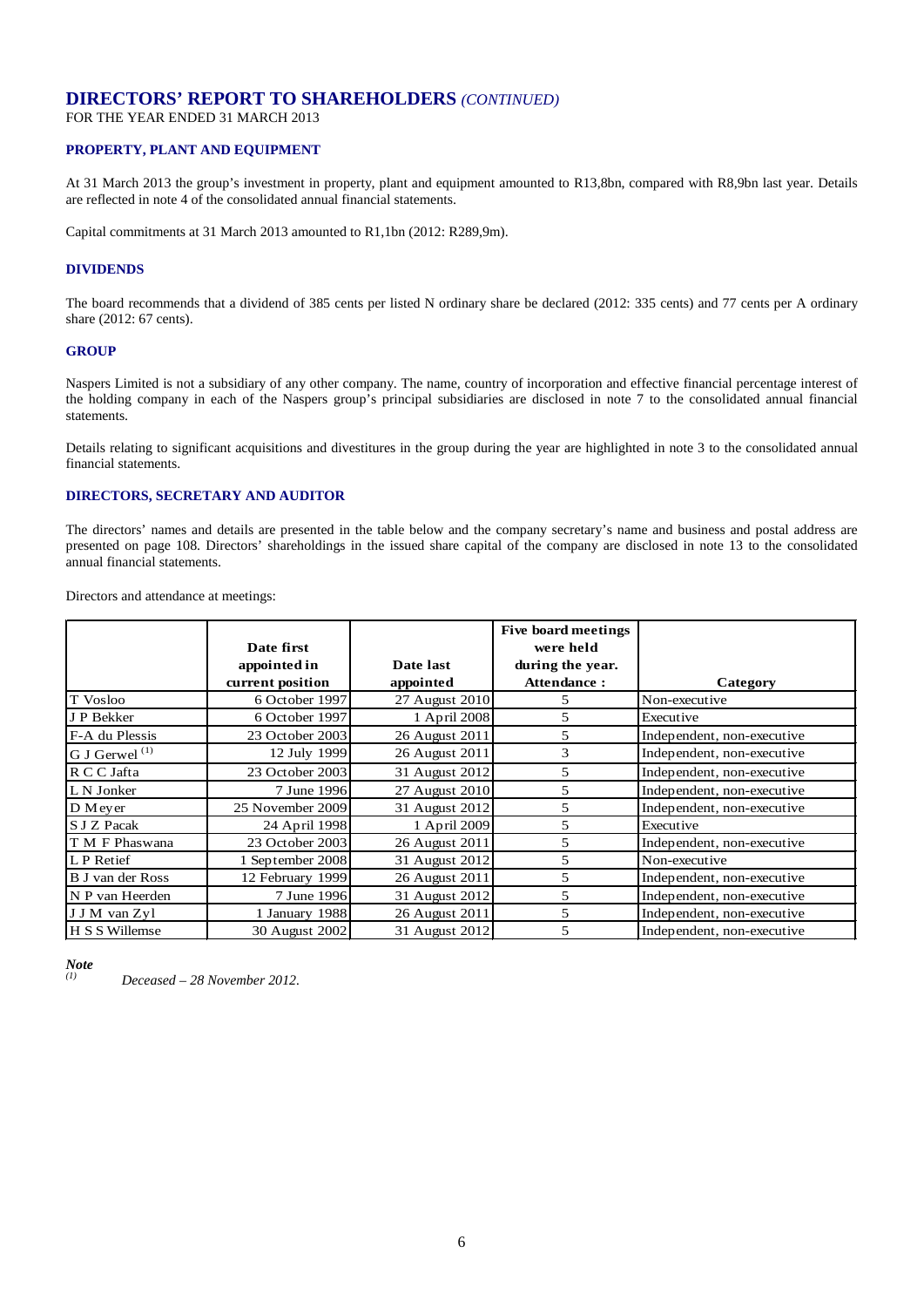# DIRECTORS' REPORT TO SHAREHOLDERS *(CONTINUED)*

FOR THE YEAR ENDED 31 MARCH 2013

### PROPERTY, PLANT AND EQUIPMENT

At 31 March 2013 the group's investment in property, plant and equipment amounted to R13,8bn, compared with R8,9bn last year. Details are reflected in note 4 of the consolidated annual financial statements.

Capital commitments at 31 March 2013 amounted to R1,1bn (2012: R289,9m).

### DIVIDENDS

The board recommends that a dividend of 385 cents per listed N ordinary share be declared (2012: 335 cents) and 77 cents per A ordinary share (2012: 67 cents).

### GROUP

Naspers Limited is not a subsidiary of any other company. The name, country of incorporation and effective financial percentage interest of the holding company in each of the Naspers group's principal subsidiaries are disclosed in note 7 to the consolidated annual financial statements.

Details relating to significant acquisitions and divestitures in the group during the year are highlighted in note 3 to the consolidated annual financial statements.

### DIRECTORS, SECRETARY AND AUDITOR

The directors' names and details are presented in the table below and the company secretary's name and business and postal address are presented on page 108. Directors' shareholdings in the issued share capital of the company are disclosed in note 13 to the consolidated annual financial statements.

Directors and attendance at meetings:

| | Date first appointed in current position | Date last appointed | Five board meetings were held during the year. Attendance : | Category |
|---|---|---|---|---|
| T Vosloo | 6 October 1997 | 27 August 2010 | 5 | Non-executive |
| J P Bekker | 6 October 1997 | 1 April 2008 | 5 | Executive |
| F-A du Plessis | 23 October 2003 | 26 August 2011 | 5 | Independent, non-executive |
| G J Gerwel [1] | 12 July 1999 | 26 August 2011 | 3 | Independent, non-executive |
| R C C Jafta | 23 October 2003 | 31 August 2012 | 5 | Independent, non-executive |
| L N Jonker | 7 June 1996 | 27 August 2010 | 5 | Independent, non-executive |
| D Meyer | 25 November 2009 | 31 August 2012 | 5 | Independent, non-executive |
| S J Z Pacak | 24 April 1998 | 1 April 2009 | 5 | Executive |
| T M F Phaswana | 23 October 2003 | 26 August 2011 | 5 | Independent, non-executive |
| L P Retief | 1 September 2008 | 31 August 2012 | 5 | Non-executive |
| B J van der Ross | 12 February 1999 | 26 August 2011 | 5 | Independent, non-executive |
| N P van Heerden | 7 June 1996 | 31 August 2012 | 5 | Independent, non-executive |
| J J M van Zyl | 1 January 1988 | 26 August 2011 | 5 | Independent, non-executive |
| H S S Willemse | 30 August 2002 | 31 August 2012 | 5 | Independent, non-executive |

***Note***

[1] *Deceased – 28 November 2012.*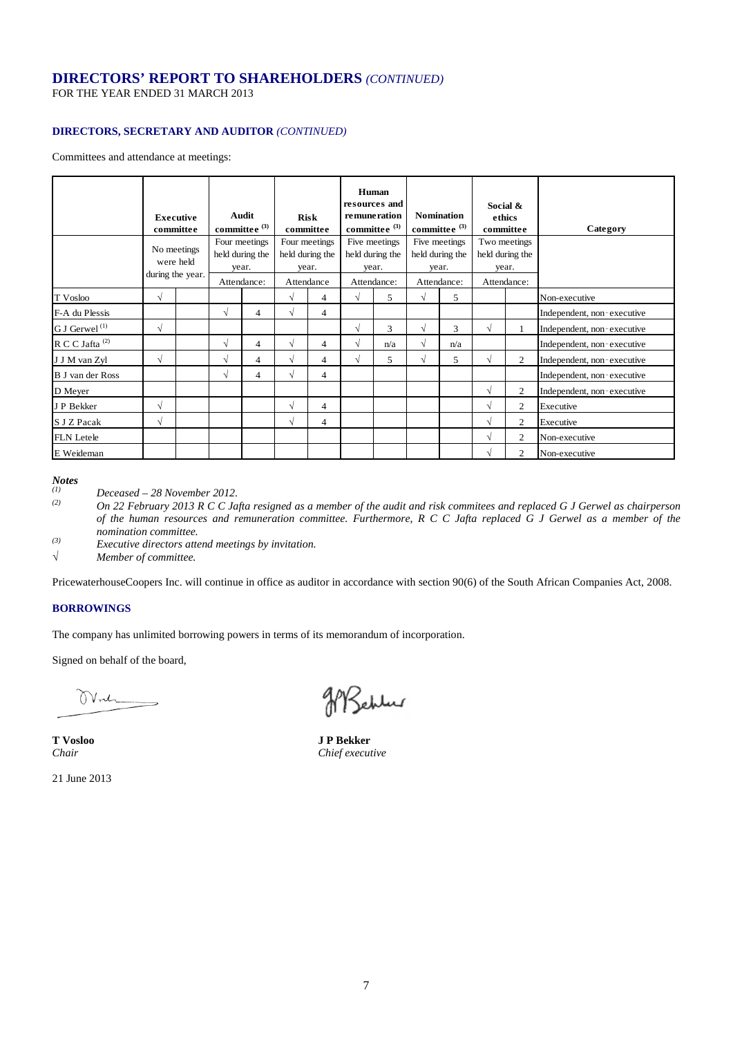# DIRECTORS' REPORT TO SHAREHOLDERS *(CONTINUED)*

FOR THE YEAR ENDED 31 MARCH 2013

### DIRECTORS, SECRETARY AND AUDITOR *(CONTINUED)*

Committees and attendance at meetings:

| | Executive committee | | Audit committee [3] | | Risk committee | | Human resources and remuneration committee [3] | | Nomination committee [3] | | Social & ethics committee | | Category |
|---|---|---|---|---|---|---|---|---|---|---|---|---|---|
| | No meetings were held during the year. | | Four meetings held during the year. Attendance: | | Four meetings held during the year. Attendance | | Five meetings held during the year. Attendance: | | Five meetings held during the year. Attendance: | | Two meetings held during the year. Attendance: | | |
| T Vosloo | √ | | | | √ | 4 | √ | 5 | √ | 5 | | | Non-executive |
| F-A du Plessis | | | √ | 4 | √ | 4 | | | | | | | Independent, non-executive |
| G J Gerwel [1] | √ | | | | | | √ | 3 | √ | 3 | √ | 1 | Independent, non-executive |
| R C C Jafta [2] | | | √ | 4 | √ | 4 | √ | n/a | √ | n/a | | | Independent, non-executive |
| J J M van Zyl | √ | | √ | 4 | √ | 4 | √ | 5 | √ | 5 | √ | 2 | Independent, non-executive |
| B J van der Ross | | | √ | 4 | √ | 4 | | | | | | | Independent, non-executive |
| D Meyer | | | | | | | | | | | √ | 2 | Independent, non-executive |
| J P Bekker | √ | | | | √ | 4 | | | | | √ | 2 | Executive |
| S J Z Pacak | √ | | | | √ | 4 | | | | | √ | 2 | Executive |
| FLN Letele | | | | | | | | | | | √ | 2 | Non-executive |
| E Weideman | | | | | | | | | | | √ | 2 | Non-executive |

***Notes***

*(1)* *Deceased – 28 November 2012.*

*(2)* *On 22 February 2013 R C C Jafta resigned as a member of the audit and risk commitees and replaced G J Gerwel as chairperson of the human resources and remuneration committee. Furthermore, R C C Jafta replaced G J Gerwel as a member of the nomination committee.*

*(3)* *Executive directors attend meetings by invitation.*

√ *Member of committee.*

PricewaterhouseCoopers Inc. will continue in office as auditor in accordance with section 90(6) of the South African Companies Act, 2008.

### BORROWINGS

The company has unlimited borrowing powers in terms of its memorandum of incorporation.

Signed on behalf of the board,

**T Vosloo**
*Chair*

**J P Bekker**
*Chief executive*

21 June 2013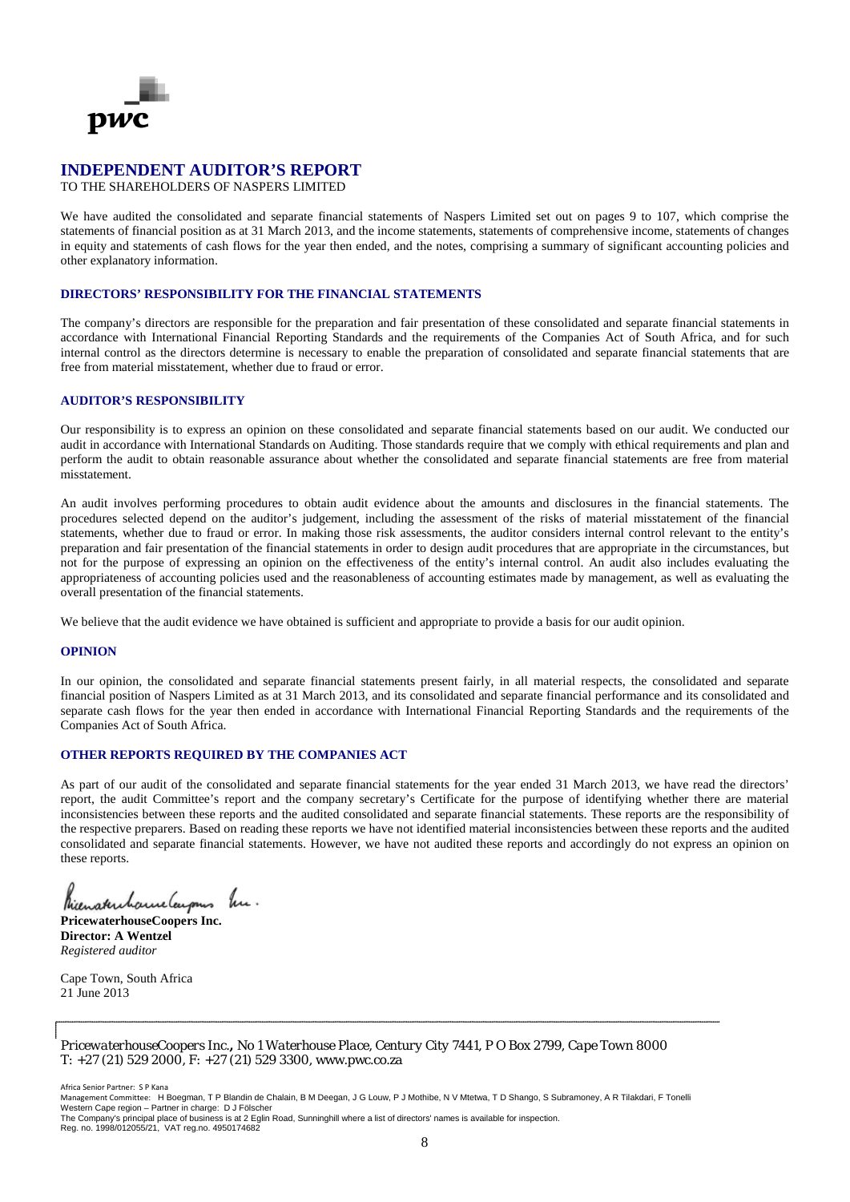pwc

# INDEPENDENT AUDITOR'S REPORT

TO THE SHAREHOLDERS OF NASPERS LIMITED

We have audited the consolidated and separate financial statements of Naspers Limited set out on pages 9 to 107, which comprise the statements of financial position as at 31 March 2013, and the income statements, statements of comprehensive income, statements of changes in equity and statements of cash flows for the year then ended, and the notes, comprising a summary of significant accounting policies and other explanatory information.

## DIRECTORS' RESPONSIBILITY FOR THE FINANCIAL STATEMENTS

The company's directors are responsible for the preparation and fair presentation of these consolidated and separate financial statements in accordance with International Financial Reporting Standards and the requirements of the Companies Act of South Africa, and for such internal control as the directors determine is necessary to enable the preparation of consolidated and separate financial statements that are free from material misstatement, whether due to fraud or error.

## AUDITOR'S RESPONSIBILITY

Our responsibility is to express an opinion on these consolidated and separate financial statements based on our audit. We conducted our audit in accordance with International Standards on Auditing. Those standards require that we comply with ethical requirements and plan and perform the audit to obtain reasonable assurance about whether the consolidated and separate financial statements are free from material misstatement.

An audit involves performing procedures to obtain audit evidence about the amounts and disclosures in the financial statements. The procedures selected depend on the auditor's judgement, including the assessment of the risks of material misstatement of the financial statements, whether due to fraud or error. In making those risk assessments, the auditor considers internal control relevant to the entity's preparation and fair presentation of the financial statements in order to design audit procedures that are appropriate in the circumstances, but not for the purpose of expressing an opinion on the effectiveness of the entity's internal control. An audit also includes evaluating the appropriateness of accounting policies used and the reasonableness of accounting estimates made by management, as well as evaluating the overall presentation of the financial statements.

We believe that the audit evidence we have obtained is sufficient and appropriate to provide a basis for our audit opinion.

## OPINION

In our opinion, the consolidated and separate financial statements present fairly, in all material respects, the consolidated and separate financial position of Naspers Limited as at 31 March 2013, and its consolidated and separate financial performance and its consolidated and separate cash flows for the year then ended in accordance with International Financial Reporting Standards and the requirements of the Companies Act of South Africa.

## OTHER REPORTS REQUIRED BY THE COMPANIES ACT

As part of our audit of the consolidated and separate financial statements for the year ended 31 March 2013, we have read the directors' report, the audit Committee's report and the company secretary's Certificate for the purpose of identifying whether there are material inconsistencies between these reports and the audited consolidated and separate financial statements. These reports are the responsibility of the respective preparers. Based on reading these reports we have not identified material inconsistencies between these reports and the audited consolidated and separate financial statements. However, we have not audited these reports and accordingly do not express an opinion on these reports.

PricewaterhouseCoopers Inc.

**PricewaterhouseCoopers Inc.**
**Director: A Wentzel**
*Registered auditor*

Cape Town, South Africa
21 June 2013

*PricewaterhouseCoopers Inc., No 1 Waterhouse Place, Century City 7441, P O Box 2799, Cape Town 8000*
*T: +27 (21) 529 2000, F: +27 (21) 529 3300, www.pwc.co.za*

Africa Senior Partner: S P Kana
Management Committee: H Boegman, T P Blandin de Chalain, B M Deegan, J G Louw, P J Mothibe, N V Mtetwa, T D Shango, S Subramoney, A R Tilakdari, F Tonelli
Western Cape region – Partner in charge: D J Fölscher
The Company's principal place of business is at 2 Eglin Road, Sunninghill where a list of directors' names is available for inspection.
Reg. no. 1998/012055/21, VAT reg.no. 4950174682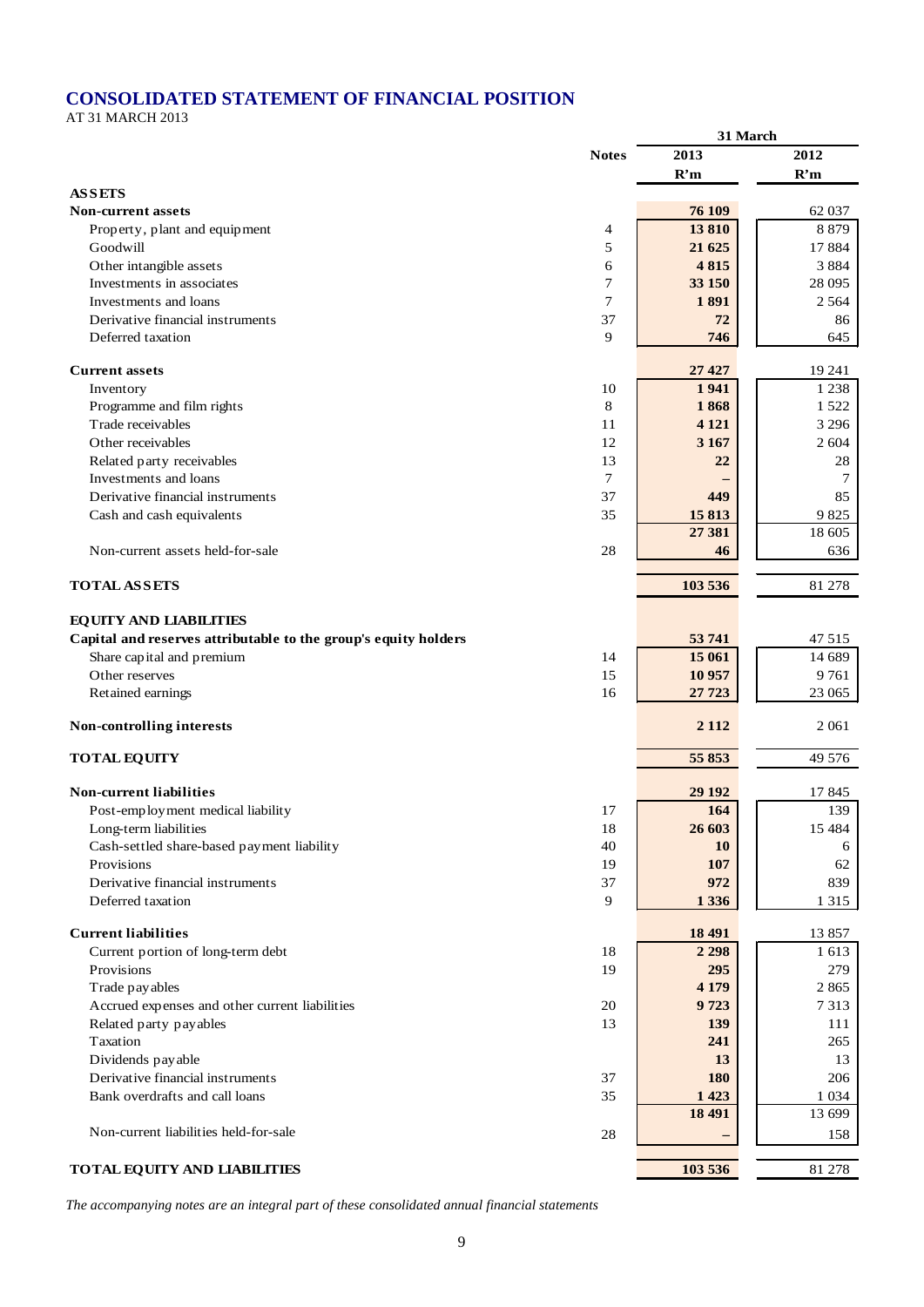# CONSOLIDATED STATEMENT OF FINANCIAL POSITION

AT 31 MARCH 2013

| | Notes | 31 March 2013 R'm | 31 March 2012 R'm |
|---|---|---|---|
| **ASSETS** | | | |
| **Non-current assets** | | **76 109** | 62 037 |
| Property, plant and equipment | 4 | **13 810** | 8 879 |
| Goodwill | 5 | **21 625** | 17 884 |
| Other intangible assets | 6 | **4 815** | 3 884 |
| Investments in associates | 7 | **33 150** | 28 095 |
| Investments and loans | 7 | **1 891** | 2 564 |
| Derivative financial instruments | 37 | **72** | 86 |
| Deferred taxation | 9 | **746** | 645 |
| **Current assets** | | **27 427** | 19 241 |
| Inventory | 10 | **1 941** | 1 238 |
| Programme and film rights | 8 | **1 868** | 1 522 |
| Trade receivables | 11 | **4 121** | 3 296 |
| Other receivables | 12 | **3 167** | 2 604 |
| Related party receivables | 13 | **22** | 28 |
| Investments and loans | 7 | **–** | 7 |
| Derivative financial instruments | 37 | **449** | 85 |
| Cash and cash equivalents | 35 | **15 813** | 9 825 |
| | | **27 381** | 18 605 |
| Non-current assets held-for-sale | 28 | **46** | 636 |
| **TOTAL ASSETS** | | **103 536** | 81 278 |
| **EQUITY AND LIABILITIES** | | | |
| **Capital and reserves attributable to the group's equity holders** | | **53 741** | 47 515 |
| Share capital and premium | 14 | **15 061** | 14 689 |
| Other reserves | 15 | **10 957** | 9 761 |
| Retained earnings | 16 | **27 723** | 23 065 |
| **Non-controlling interests** | | **2 112** | 2 061 |
| **TOTAL EQUITY** | | **55 853** | 49 576 |
| **Non-current liabilities** | | **29 192** | 17 845 |
| Post-employment medical liability | 17 | **164** | 139 |
| Long-term liabilities | 18 | **26 603** | 15 484 |
| Cash-settled share-based payment liability | 40 | **10** | 6 |
| Provisions | 19 | **107** | 62 |
| Derivative financial instruments | 37 | **972** | 839 |
| Deferred taxation | 9 | **1 336** | 1 315 |
| **Current liabilities** | | **18 491** | 13 857 |
| Current portion of long-term debt | 18 | **2 298** | 1 613 |
| Provisions | 19 | **295** | 279 |
| Trade payables | | **4 179** | 2 865 |
| Accrued expenses and other current liabilities | 20 | **9 723** | 7 313 |
| Related party payables | 13 | **139** | 111 |
| Taxation | | **241** | 265 |
| Dividends payable | | **13** | 13 |
| Derivative financial instruments | 37 | **180** | 206 |
| Bank overdrafts and call loans | 35 | **1 423** | 1 034 |
| | | **18 491** | 13 699 |
| Non-current liabilities held-for-sale | 28 | **–** | 158 |
| **TOTAL EQUITY AND LIABILITIES** | | **103 536** | 81 278 |

*The accompanying notes are an integral part of these consolidated annual financial statements*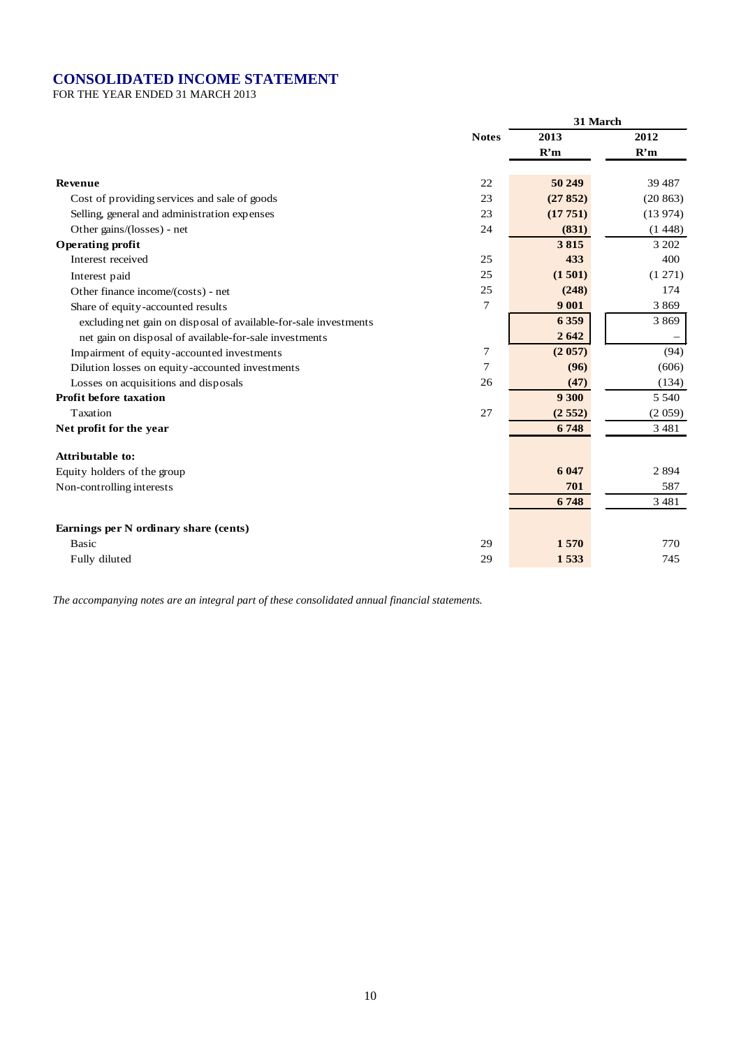# CONSOLIDATED INCOME STATEMENT

FOR THE YEAR ENDED 31 MARCH 2013

| | Notes | 31 March 2013 R'm | 31 March 2012 R'm |
|---|---|---|---|
| **Revenue** | 22 | **50 249** | 39 487 |
| Cost of providing services and sale of goods | 23 | **(27 852)** | (20 863) |
| Selling, general and administration expenses | 23 | **(17 751)** | (13 974) |
| Other gains/(losses) - net | 24 | **(831)** | (1 448) |
| **Operating profit** | | **3 815** | 3 202 |
| Interest received | 25 | **433** | 400 |
| Interest paid | 25 | **(1 501)** | (1 271) |
| Other finance income/(costs) - net | 25 | **(248)** | 174 |
| Share of equity-accounted results | 7 | **9 001** | 3 869 |
| excluding net gain on disposal of available-for-sale investments | | **6 359** | 3 869 |
| net gain on disposal of available-for-sale investments | | **2 642** | – |
| Impairment of equity-accounted investments | 7 | **(2 057)** | (94) |
| Dilution losses on equity-accounted investments | 7 | **(96)** | (606) |
| Losses on acquisitions and disposals | 26 | **(47)** | (134) |
| **Profit before taxation** | | **9 300** | 5 540 |
| Taxation | 27 | **(2 552)** | (2 059) |
| **Net profit for the year** | | **6 748** | 3 481 |
| | | | |
| **Attributable to:** | | | |
| Equity holders of the group | | **6 047** | 2 894 |
| Non-controlling interests | | **701** | 587 |
| | | **6 748** | 3 481 |
| | | | |
| **Earnings per N ordinary share (cents)** | | | |
| Basic | 29 | **1 570** | 770 |
| Fully diluted | 29 | **1 533** | 745 |

*The accompanying notes are an integral part of these consolidated annual financial statements.*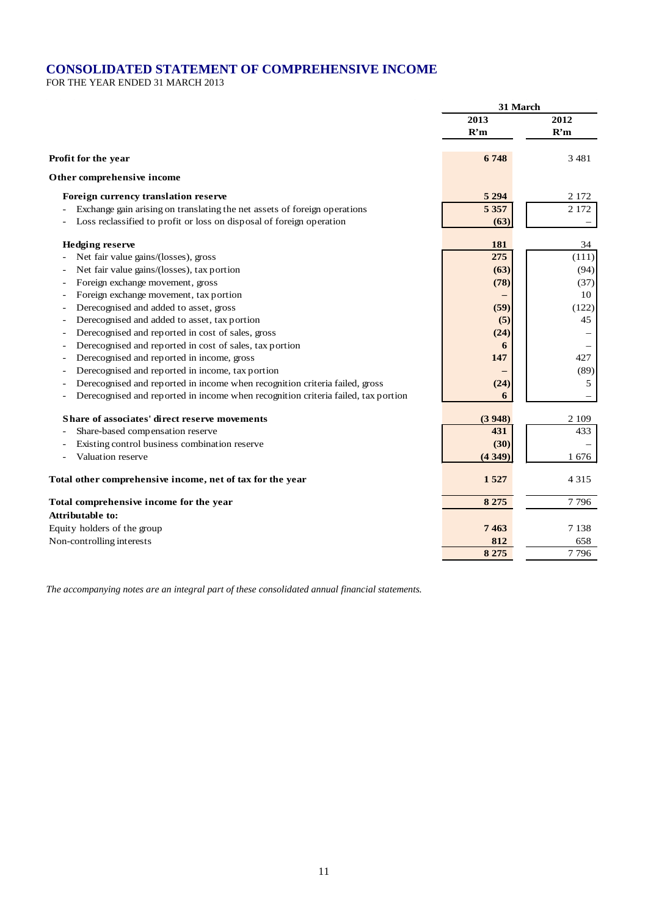# CONSOLIDATED STATEMENT OF COMPREHENSIVE INCOME

FOR THE YEAR ENDED 31 MARCH 2013

| | 31 March | |
|---|---|---|
| | 2013 | 2012 |
| | R'm | R'm |
| **Profit for the year** | **6 748** | 3 481 |
| **Other comprehensive income** | | |
| **Foreign currency translation reserve** | **5 294** | 2 172 |
| - Exchange gain arising on translating the net assets of foreign operations | **5 357** | 2 172 |
| - Loss reclassified to profit or loss on disposal of foreign operation | **(63)** | – |
| **Hedging reserve** | **181** | 34 |
| - Net fair value gains/(losses), gross | **275** | (111) |
| - Net fair value gains/(losses), tax portion | **(63)** | (94) |
| - Foreign exchange movement, gross | **(78)** | (37) |
| - Foreign exchange movement, tax portion | **–** | 10 |
| - Derecognised and added to asset, gross | **(59)** | (122) |
| - Derecognised and added to asset, tax portion | **(5)** | 45 |
| - Derecognised and reported in cost of sales, gross | **(24)** | – |
| - Derecognised and reported in cost of sales, tax portion | **6** | – |
| - Derecognised and reported in income, gross | **147** | 427 |
| - Derecognised and reported in income, tax portion | **–** | (89) |
| - Derecognised and reported in income when recognition criteria failed, gross | **(24)** | 5 |
| - Derecognised and reported in income when recognition criteria failed, tax portion | **6** | – |
| **Share of associates' direct reserve movements** | **(3 948)** | 2 109 |
| - Share-based compensation reserve | **431** | 433 |
| - Existing control business combination reserve | **(30)** | – |
| - Valuation reserve | **(4 349)** | 1 676 |
| **Total other comprehensive income, net of tax for the year** | **1 527** | 4 315 |
| **Total comprehensive income for the year** | **8 275** | 7 796 |
| **Attributable to:** | | |
| Equity holders of the group | **7 463** | 7 138 |
| Non-controlling interests | **812** | 658 |
| | **8 275** | 7 796 |

*The accompanying notes are an integral part of these consolidated annual financial statements.*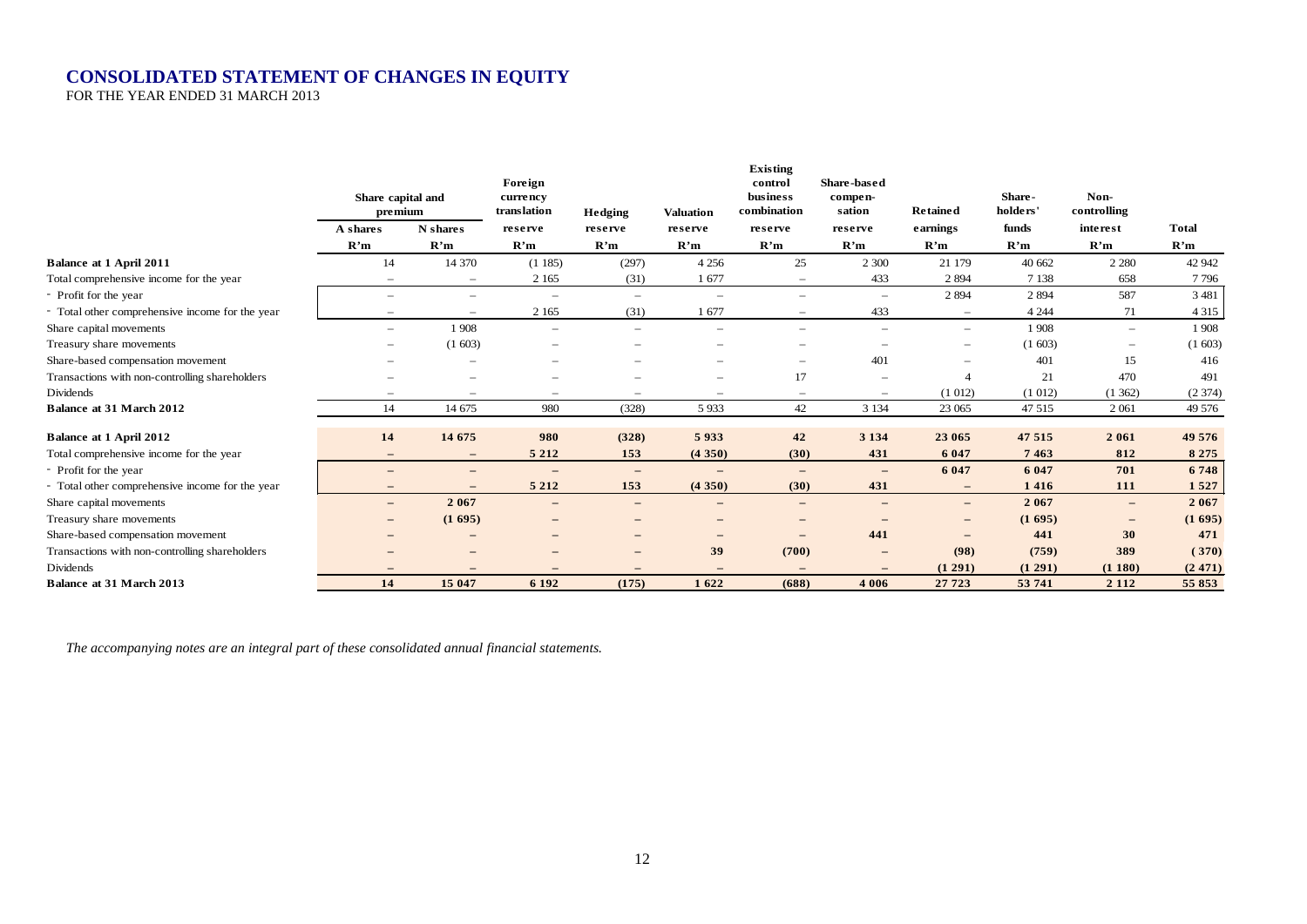# CONSOLIDATED STATEMENT OF CHANGES IN EQUITY

FOR THE YEAR ENDED 31 MARCH 2013

| | Share capital and premium | | Foreign currency translation | Hedging | Valuation | Existing control business combination | Share-based compen-sation | Retained | Share-holders' | Non-controlling | Total |
|---|---|---|---|---|---|---|---|---|---|---|---|
| | A shares | N shares | reserve | reserve | reserve | reserve | reserve | earnings | funds | interest | Total |
| | R'm | R'm | R'm | R'm | R'm | R'm | R'm | R'm | R'm | R'm | R'm |
| **Balance at 1 April 2011** | 14 | 14 370 | (1 185) | (297) | 4 256 | 25 | 2 300 | 21 179 | 40 662 | 2 280 | 42 942 |
| Total comprehensive income for the year | – | – | 2 165 | (31) | 1 677 | – | 433 | 2 894 | 7 138 | 658 | 7 796 |
| - Profit for the year | – | – | – | – | – | – | – | 2 894 | 2 894 | 587 | 3 481 |
| - Total other comprehensive income for the year | – | – | 2 165 | (31) | 1 677 | – | 433 | – | 4 244 | 71 | 4 315 |
| Share capital movements | – | 1 908 | – | – | – | – | – | – | 1 908 | – | 1 908 |
| Treasury share movements | – | (1 603) | – | – | – | – | – | – | (1 603) | – | (1 603) |
| Share-based compensation movement | – | – | – | – | – | – | 401 | – | 401 | 15 | 416 |
| Transactions with non-controlling shareholders | – | – | – | – | – | 17 | – | 4 | 21 | 470 | 491 |
| Dividends | – | – | – | – | – | – | – | (1 012) | (1 012) | (1 362) | (2 374) |
| **Balance at 31 March 2012** | 14 | 14 675 | 980 | (328) | 5 933 | 42 | 3 134 | 23 065 | 47 515 | 2 061 | 49 576 |
| **Balance at 1 April 2012** | **14** | **14 675** | **980** | **(328)** | **5 933** | **42** | **3 134** | **23 065** | **47 515** | **2 061** | **49 576** |
| Total comprehensive income for the year | **–** | **–** | **5 212** | **153** | **(4 350)** | **(30)** | **431** | **6 047** | **7 463** | **812** | **8 275** |
| - Profit for the year | **–** | **–** | **–** | **–** | **–** | **–** | **–** | **6 047** | **6 047** | **701** | **6 748** |
| - Total other comprehensive income for the year | **–** | **–** | **5 212** | **153** | **(4 350)** | **(30)** | **431** | **–** | **1 416** | **111** | **1 527** |
| Share capital movements | **–** | **2 067** | **–** | **–** | **–** | **–** | **–** | **–** | **2 067** | **–** | **2 067** |
| Treasury share movements | **–** | **(1 695)** | **–** | **–** | **–** | **–** | **–** | **–** | **(1 695)** | **–** | **(1 695)** |
| Share-based compensation movement | **–** | **–** | **–** | **–** | **–** | **–** | **441** | **–** | **441** | **30** | **471** |
| Transactions with non-controlling shareholders | **–** | **–** | **–** | **–** | **39** | **(700)** | **–** | **(98)** | **(759)** | **389** | **(370)** |
| Dividends | **–** | **–** | **–** | **–** | **–** | **–** | **–** | **(1 291)** | **(1 291)** | **(1 180)** | **(2 471)** |
| **Balance at 31 March 2013** | **14** | **15 047** | **6 192** | **(175)** | **1 622** | **(688)** | **4 006** | **27 723** | **53 741** | **2 112** | **55 853** |

*The accompanying notes are an integral part of these consolidated annual financial statements.*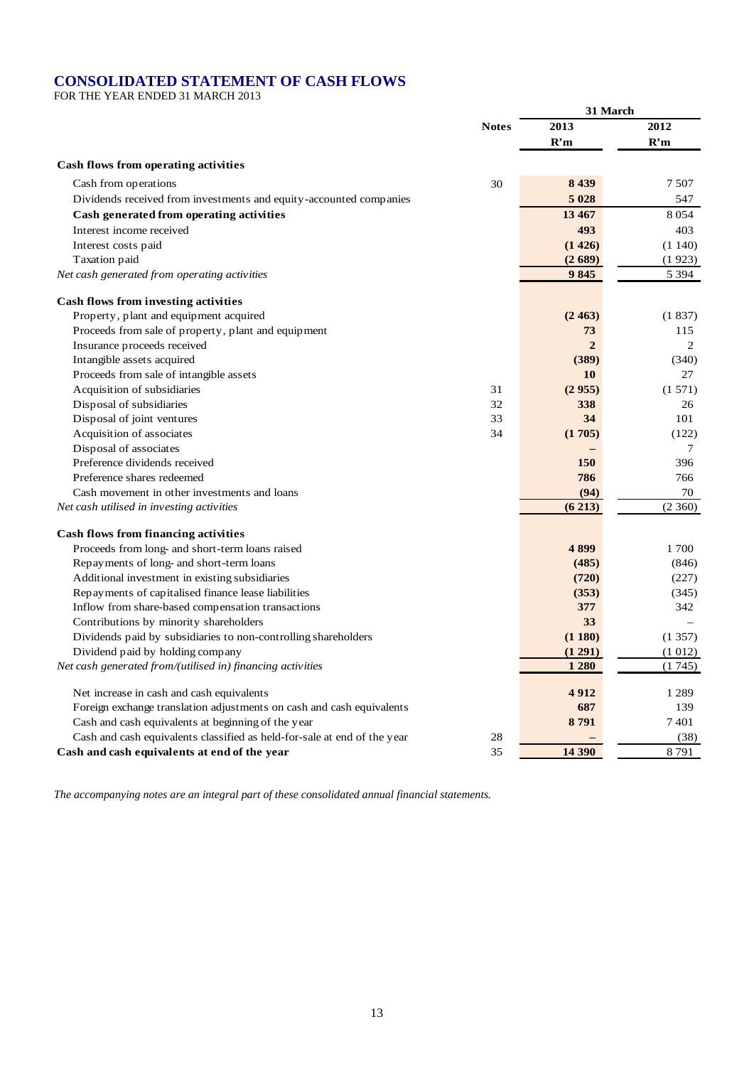# CONSOLIDATED STATEMENT OF CASH FLOWS

FOR THE YEAR ENDED 31 MARCH 2013

| | Notes | 31 March 2013 R'm | 31 March 2012 R'm |
|---|---|---|---|
| **Cash flows from operating activities** | | | |
| Cash from operations | 30 | **8 439** | 7 507 |
| Dividends received from investments and equity-accounted companies | | **5 028** | 547 |
| **Cash generated from operating activities** | | **13 467** | 8 054 |
| Interest income received | | **493** | 403 |
| Interest costs paid | | **(1 426)** | (1 140) |
| Taxation paid | | **(2 689)** | (1 923) |
| *Net cash generated from operating activities* | | **9 845** | 5 394 |
| **Cash flows from investing activities** | | | |
| Property, plant and equipment acquired | | **(2 463)** | (1 837) |
| Proceeds from sale of property, plant and equipment | | **73** | 115 |
| Insurance proceeds received | | **2** | 2 |
| Intangible assets acquired | | **(389)** | (340) |
| Proceeds from sale of intangible assets | | **10** | 27 |
| Acquisition of subsidiaries | 31 | **(2 955)** | (1 571) |
| Disposal of subsidiaries | 32 | **338** | 26 |
| Disposal of joint ventures | 33 | **34** | 101 |
| Acquisition of associates | 34 | **(1 705)** | (122) |
| Disposal of associates | | **–** | 7 |
| Preference dividends received | | **150** | 396 |
| Preference shares redeemed | | **786** | 766 |
| Cash movement in other investments and loans | | **(94)** | 70 |
| *Net cash utilised in investing activities* | | **(6 213)** | (2 360) |
| **Cash flows from financing activities** | | | |
| Proceeds from long- and short-term loans raised | | **4 899** | 1 700 |
| Repayments of long- and short-term loans | | **(485)** | (846) |
| Additional investment in existing subsidiaries | | **(720)** | (227) |
| Repayments of capitalised finance lease liabilities | | **(353)** | (345) |
| Inflow from share-based compensation transactions | | **377** | 342 |
| Contributions by minority shareholders | | **33** | – |
| Dividends paid by subsidiaries to non-controlling shareholders | | **(1 180)** | (1 357) |
| Dividend paid by holding company | | **(1 291)** | (1 012) |
| *Net cash generated from/(utilised in) financing activities* | | **1 280** | (1 745) |
| Net increase in cash and cash equivalents | | **4 912** | 1 289 |
| Foreign exchange translation adjustments on cash and cash equivalents | | **687** | 139 |
| Cash and cash equivalents at beginning of the year | | **8 791** | 7 401 |
| Cash and cash equivalents classified as held-for-sale at end of the year | 28 | **–** | (38) |
| **Cash and cash equivalents at end of the year** | 35 | **14 390** | 8 791 |

*The accompanying notes are an integral part of these consolidated annual financial statements.*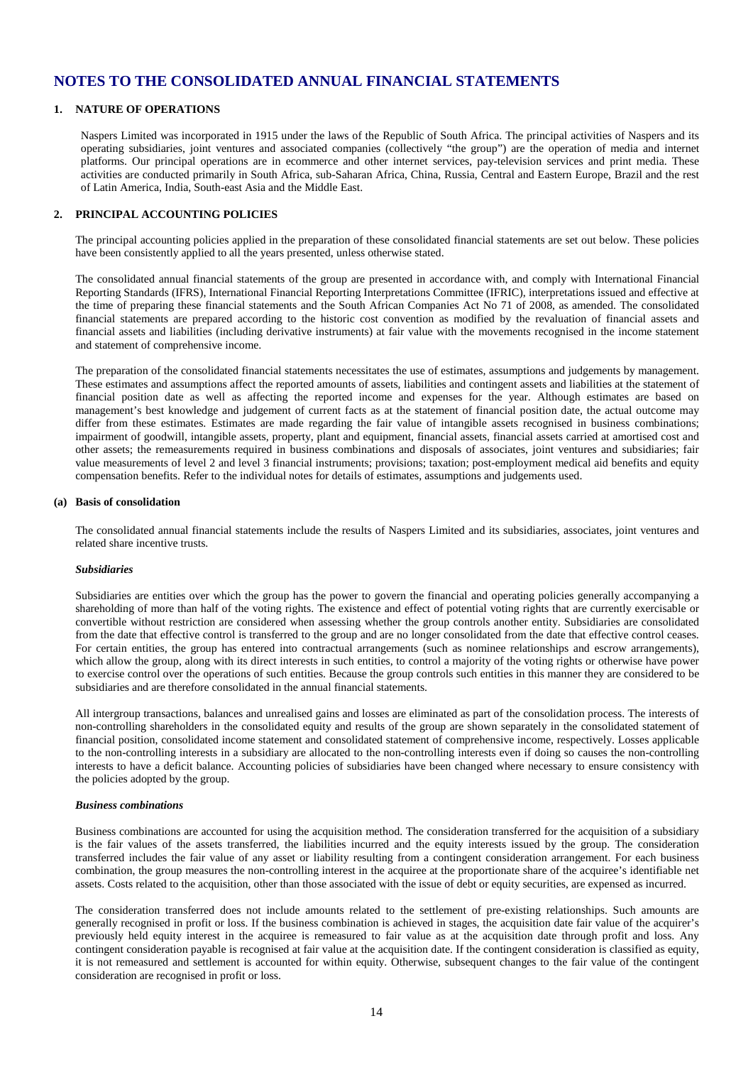# NOTES TO THE CONSOLIDATED ANNUAL FINANCIAL STATEMENTS

## 1. NATURE OF OPERATIONS

Naspers Limited was incorporated in 1915 under the laws of the Republic of South Africa. The principal activities of Naspers and its operating subsidiaries, joint ventures and associated companies (collectively "the group") are the operation of media and internet platforms. Our principal operations are in ecommerce and other internet services, pay-television services and print media. These activities are conducted primarily in South Africa, sub-Saharan Africa, China, Russia, Central and Eastern Europe, Brazil and the rest of Latin America, India, South-east Asia and the Middle East.

## 2. PRINCIPAL ACCOUNTING POLICIES

The principal accounting policies applied in the preparation of these consolidated financial statements are set out below. These policies have been consistently applied to all the years presented, unless otherwise stated.

The consolidated annual financial statements of the group are presented in accordance with, and comply with International Financial Reporting Standards (IFRS), International Financial Reporting Interpretations Committee (IFRIC), interpretations issued and effective at the time of preparing these financial statements and the South African Companies Act No 71 of 2008, as amended. The consolidated financial statements are prepared according to the historic cost convention as modified by the revaluation of financial assets and financial assets and liabilities (including derivative instruments) at fair value with the movements recognised in the income statement and statement of comprehensive income.

The preparation of the consolidated financial statements necessitates the use of estimates, assumptions and judgements by management. These estimates and assumptions affect the reported amounts of assets, liabilities and contingent assets and liabilities at the statement of financial position date as well as affecting the reported income and expenses for the year. Although estimates are based on management's best knowledge and judgement of current facts as at the statement of financial position date, the actual outcome may differ from these estimates. Estimates are made regarding the fair value of intangible assets recognised in business combinations; impairment of goodwill, intangible assets, property, plant and equipment, financial assets, financial assets carried at amortised cost and other assets; the remeasurements required in business combinations and disposals of associates, joint ventures and subsidiaries; fair value measurements of level 2 and level 3 financial instruments; provisions; taxation; post-employment medical aid benefits and equity compensation benefits. Refer to the individual notes for details of estimates, assumptions and judgements used.

### (a) Basis of consolidation

The consolidated annual financial statements include the results of Naspers Limited and its subsidiaries, associates, joint ventures and related share incentive trusts.

***Subsidiaries***

Subsidiaries are entities over which the group has the power to govern the financial and operating policies generally accompanying a shareholding of more than half of the voting rights. The existence and effect of potential voting rights that are currently exercisable or convertible without restriction are considered when assessing whether the group controls another entity. Subsidiaries are consolidated from the date that effective control is transferred to the group and are no longer consolidated from the date that effective control ceases. For certain entities, the group has entered into contractual arrangements (such as nominee relationships and escrow arrangements), which allow the group, along with its direct interests in such entities, to control a majority of the voting rights or otherwise have power to exercise control over the operations of such entities. Because the group controls such entities in this manner they are considered to be subsidiaries and are therefore consolidated in the annual financial statements.

All intergroup transactions, balances and unrealised gains and losses are eliminated as part of the consolidation process. The interests of non-controlling shareholders in the consolidated equity and results of the group are shown separately in the consolidated statement of financial position, consolidated income statement and consolidated statement of comprehensive income, respectively. Losses applicable to the non-controlling interests in a subsidiary are allocated to the non-controlling interests even if doing so causes the non-controlling interests to have a deficit balance. Accounting policies of subsidiaries have been changed where necessary to ensure consistency with the policies adopted by the group.

***Business combinations***

Business combinations are accounted for using the acquisition method. The consideration transferred for the acquisition of a subsidiary is the fair values of the assets transferred, the liabilities incurred and the equity interests issued by the group. The consideration transferred includes the fair value of any asset or liability resulting from a contingent consideration arrangement. For each business combination, the group measures the non-controlling interest in the acquiree at the proportionate share of the acquiree's identifiable net assets. Costs related to the acquisition, other than those associated with the issue of debt or equity securities, are expensed as incurred.

The consideration transferred does not include amounts related to the settlement of pre-existing relationships. Such amounts are generally recognised in profit or loss. If the business combination is achieved in stages, the acquisition date fair value of the acquirer's previously held equity interest in the acquiree is remeasured to fair value as at the acquisition date through profit and loss. Any contingent consideration payable is recognised at fair value at the acquisition date. If the contingent consideration is classified as equity, it is not remeasured and settlement is accounted for within equity. Otherwise, subsequent changes to the fair value of the contingent consideration are recognised in profit or loss.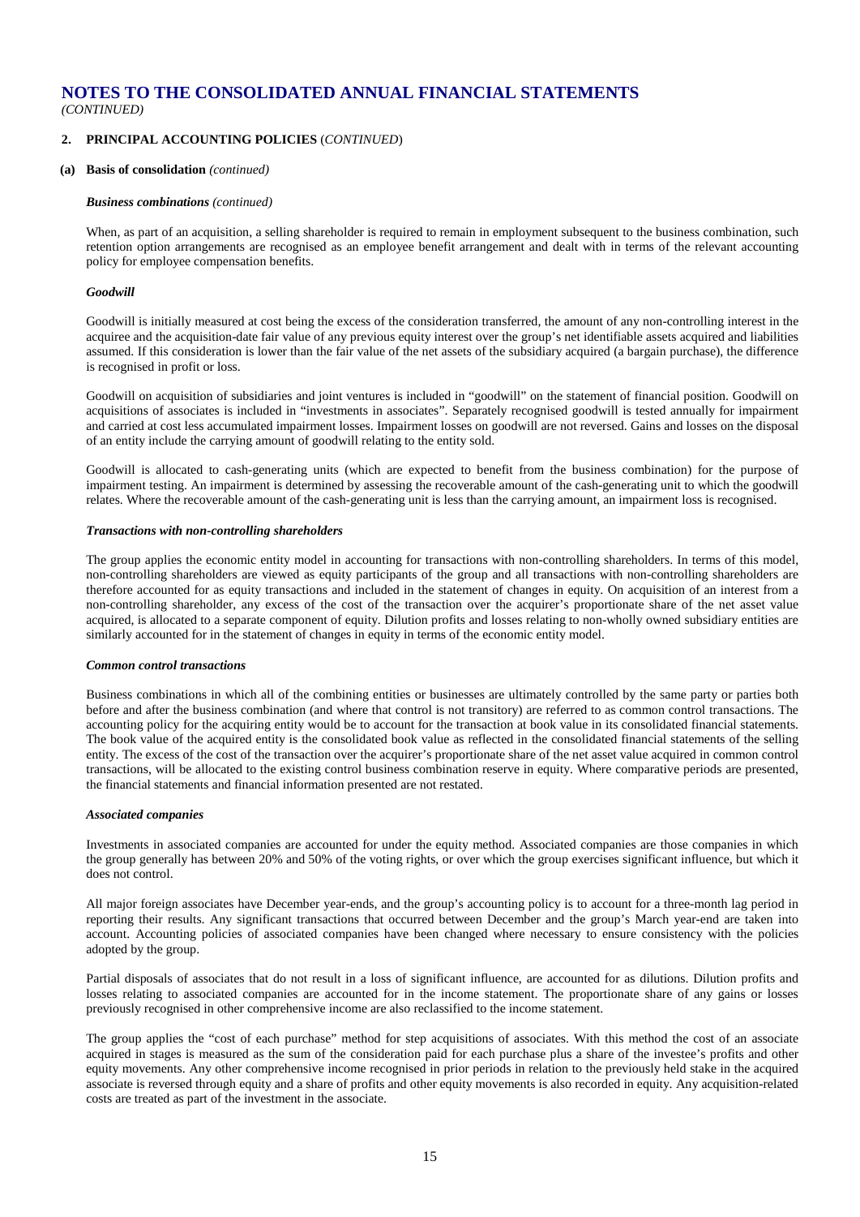# NOTES TO THE CONSOLIDATED ANNUAL FINANCIAL STATEMENTS

*(CONTINUED)*

## 2. PRINCIPAL ACCOUNTING POLICIES (*CONTINUED*)

### (a) Basis of consolidation *(continued)*

***Business combinations** (continued)*

When, as part of an acquisition, a selling shareholder is required to remain in employment subsequent to the business combination, such retention option arrangements are recognised as an employee benefit arrangement and dealt with in terms of the relevant accounting policy for employee compensation benefits.

***Goodwill***

Goodwill is initially measured at cost being the excess of the consideration transferred, the amount of any non-controlling interest in the acquiree and the acquisition-date fair value of any previous equity interest over the group's net identifiable assets acquired and liabilities assumed. If this consideration is lower than the fair value of the net assets of the subsidiary acquired (a bargain purchase), the difference is recognised in profit or loss.

Goodwill on acquisition of subsidiaries and joint ventures is included in "goodwill" on the statement of financial position. Goodwill on acquisitions of associates is included in "investments in associates". Separately recognised goodwill is tested annually for impairment and carried at cost less accumulated impairment losses. Impairment losses on goodwill are not reversed. Gains and losses on the disposal of an entity include the carrying amount of goodwill relating to the entity sold.

Goodwill is allocated to cash-generating units (which are expected to benefit from the business combination) for the purpose of impairment testing. An impairment is determined by assessing the recoverable amount of the cash-generating unit to which the goodwill relates. Where the recoverable amount of the cash-generating unit is less than the carrying amount, an impairment loss is recognised.

***Transactions with non-controlling shareholders***

The group applies the economic entity model in accounting for transactions with non-controlling shareholders. In terms of this model, non-controlling shareholders are viewed as equity participants of the group and all transactions with non-controlling shareholders are therefore accounted for as equity transactions and included in the statement of changes in equity. On acquisition of an interest from a non-controlling shareholder, any excess of the cost of the transaction over the acquirer's proportionate share of the net asset value acquired, is allocated to a separate component of equity. Dilution profits and losses relating to non-wholly owned subsidiary entities are similarly accounted for in the statement of changes in equity in terms of the economic entity model.

***Common control transactions***

Business combinations in which all of the combining entities or businesses are ultimately controlled by the same party or parties both before and after the business combination (and where that control is not transitory) are referred to as common control transactions. The accounting policy for the acquiring entity would be to account for the transaction at book value in its consolidated financial statements. The book value of the acquired entity is the consolidated book value as reflected in the consolidated financial statements of the selling entity. The excess of the cost of the transaction over the acquirer's proportionate share of the net asset value acquired in common control transactions, will be allocated to the existing control business combination reserve in equity. Where comparative periods are presented, the financial statements and financial information presented are not restated.

***Associated companies***

Investments in associated companies are accounted for under the equity method. Associated companies are those companies in which the group generally has between 20% and 50% of the voting rights, or over which the group exercises significant influence, but which it does not control.

All major foreign associates have December year-ends, and the group's accounting policy is to account for a three-month lag period in reporting their results. Any significant transactions that occurred between December and the group's March year-end are taken into account. Accounting policies of associated companies have been changed where necessary to ensure consistency with the policies adopted by the group.

Partial disposals of associates that do not result in a loss of significant influence, are accounted for as dilutions. Dilution profits and losses relating to associated companies are accounted for in the income statement. The proportionate share of any gains or losses previously recognised in other comprehensive income are also reclassified to the income statement.

The group applies the "cost of each purchase" method for step acquisitions of associates. With this method the cost of an associate acquired in stages is measured as the sum of the consideration paid for each purchase plus a share of the investee's profits and other equity movements. Any other comprehensive income recognised in prior periods in relation to the previously held stake in the acquired associate is reversed through equity and a share of profits and other equity movements is also recorded in equity. Any acquisition-related costs are treated as part of the investment in the associate.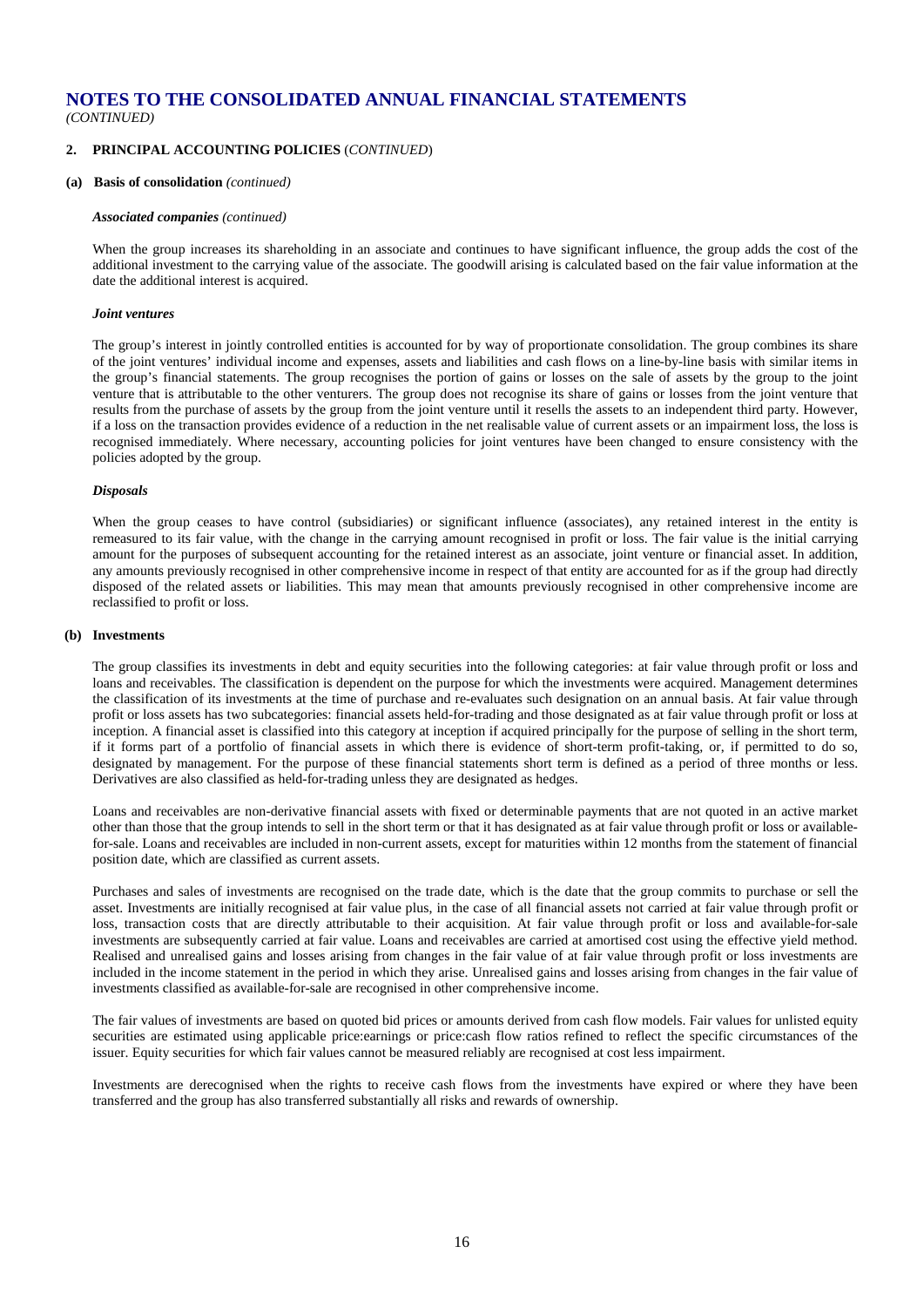# NOTES TO THE CONSOLIDATED ANNUAL FINANCIAL STATEMENTS
*(CONTINUED)*

## 2. PRINCIPAL ACCOUNTING POLICIES (*CONTINUED*)

### (a) Basis of consolidation *(continued)*

***Associated companies** (continued)*

When the group increases its shareholding in an associate and continues to have significant influence, the group adds the cost of the additional investment to the carrying value of the associate. The goodwill arising is calculated based on the fair value information at the date the additional interest is acquired.

***Joint ventures***

The group's interest in jointly controlled entities is accounted for by way of proportionate consolidation. The group combines its share of the joint ventures' individual income and expenses, assets and liabilities and cash flows on a line-by-line basis with similar items in the group's financial statements. The group recognises the portion of gains or losses on the sale of assets by the group to the joint venture that is attributable to the other venturers. The group does not recognise its share of gains or losses from the joint venture that results from the purchase of assets by the group from the joint venture until it resells the assets to an independent third party. However, if a loss on the transaction provides evidence of a reduction in the net realisable value of current assets or an impairment loss, the loss is recognised immediately. Where necessary, accounting policies for joint ventures have been changed to ensure consistency with the policies adopted by the group.

***Disposals***

When the group ceases to have control (subsidiaries) or significant influence (associates), any retained interest in the entity is remeasured to its fair value, with the change in the carrying amount recognised in profit or loss. The fair value is the initial carrying amount for the purposes of subsequent accounting for the retained interest as an associate, joint venture or financial asset. In addition, any amounts previously recognised in other comprehensive income in respect of that entity are accounted for as if the group had directly disposed of the related assets or liabilities. This may mean that amounts previously recognised in other comprehensive income are reclassified to profit or loss.

### (b) Investments

The group classifies its investments in debt and equity securities into the following categories: at fair value through profit or loss and loans and receivables. The classification is dependent on the purpose for which the investments were acquired. Management determines the classification of its investments at the time of purchase and re-evaluates such designation on an annual basis. At fair value through profit or loss assets has two subcategories: financial assets held-for-trading and those designated as at fair value through profit or loss at inception. A financial asset is classified into this category at inception if acquired principally for the purpose of selling in the short term, if it forms part of a portfolio of financial assets in which there is evidence of short-term profit-taking, or, if permitted to do so, designated by management. For the purpose of these financial statements short term is defined as a period of three months or less. Derivatives are also classified as held-for-trading unless they are designated as hedges.

Loans and receivables are non-derivative financial assets with fixed or determinable payments that are not quoted in an active market other than those that the group intends to sell in the short term or that it has designated as at fair value through profit or loss or available-for-sale. Loans and receivables are included in non-current assets, except for maturities within 12 months from the statement of financial position date, which are classified as current assets.

Purchases and sales of investments are recognised on the trade date, which is the date that the group commits to purchase or sell the asset. Investments are initially recognised at fair value plus, in the case of all financial assets not carried at fair value through profit or loss, transaction costs that are directly attributable to their acquisition. At fair value through profit or loss and available-for-sale investments are subsequently carried at fair value. Loans and receivables are carried at amortised cost using the effective yield method. Realised and unrealised gains and losses arising from changes in the fair value of at fair value through profit or loss investments are included in the income statement in the period in which they arise. Unrealised gains and losses arising from changes in the fair value of investments classified as available-for-sale are recognised in other comprehensive income.

The fair values of investments are based on quoted bid prices or amounts derived from cash flow models. Fair values for unlisted equity securities are estimated using applicable price:earnings or price:cash flow ratios refined to reflect the specific circumstances of the issuer. Equity securities for which fair values cannot be measured reliably are recognised at cost less impairment.

Investments are derecognised when the rights to receive cash flows from the investments have expired or where they have been transferred and the group has also transferred substantially all risks and rewards of ownership.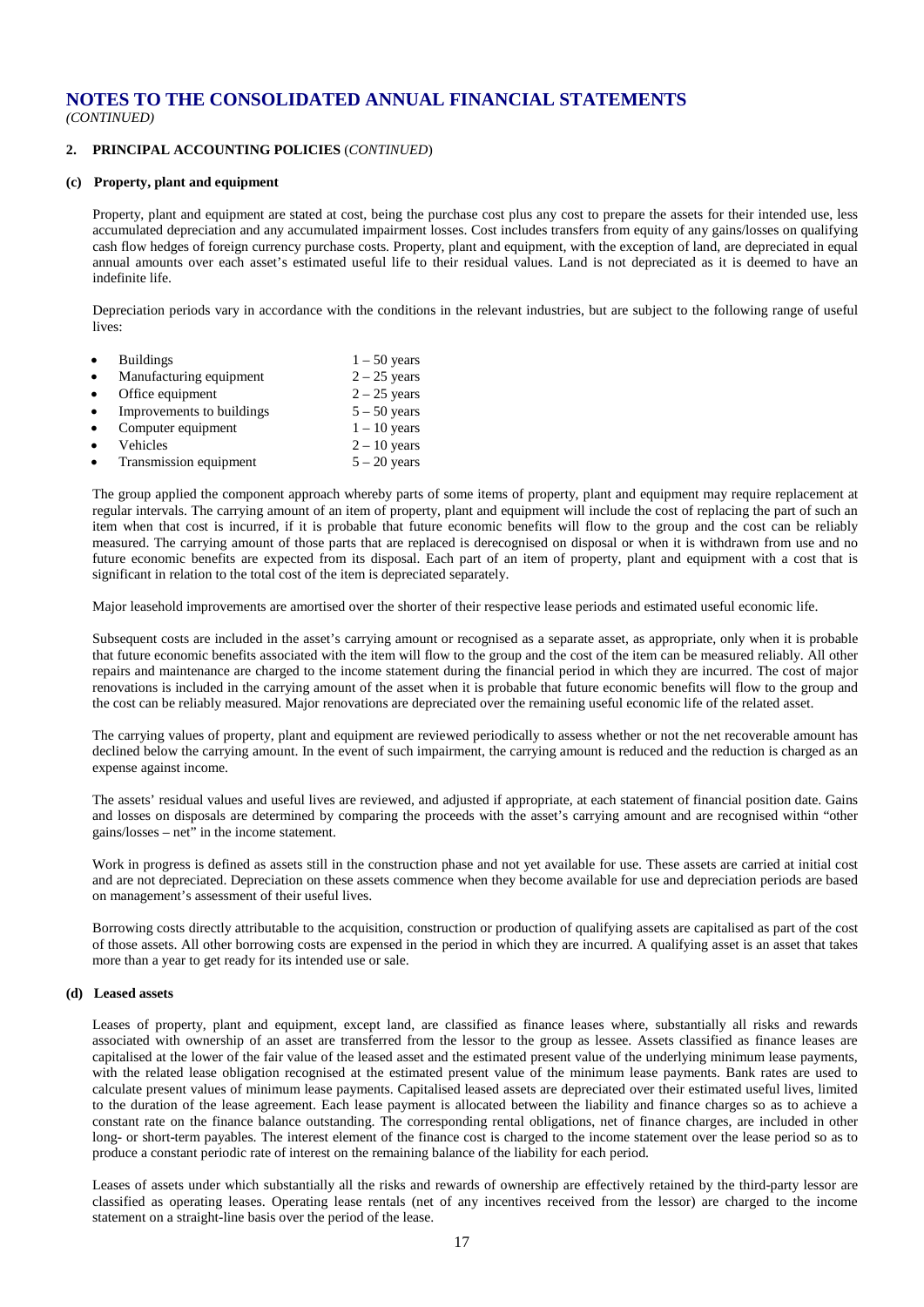# NOTES TO THE CONSOLIDATED ANNUAL FINANCIAL STATEMENTS

*(CONTINUED)*

## 2. PRINCIPAL ACCOUNTING POLICIES (*CONTINUED*)

### (c) Property, plant and equipment

Property, plant and equipment are stated at cost, being the purchase cost plus any cost to prepare the assets for their intended use, less accumulated depreciation and any accumulated impairment losses. Cost includes transfers from equity of any gains/losses on qualifying cash flow hedges of foreign currency purchase costs. Property, plant and equipment, with the exception of land, are depreciated in equal annual amounts over each asset's estimated useful life to their residual values. Land is not depreciated as it is deemed to have an indefinite life.

Depreciation periods vary in accordance with the conditions in the relevant industries, but are subject to the following range of useful lives:

- Buildings 1 – 50 years
- Manufacturing equipment 2 – 25 years
- Office equipment 2 – 25 years
- Improvements to buildings 5 – 50 years
- Computer equipment 1 – 10 years
- Vehicles 2 – 10 years
- Transmission equipment 5 – 20 years

The group applied the component approach whereby parts of some items of property, plant and equipment may require replacement at regular intervals. The carrying amount of an item of property, plant and equipment will include the cost of replacing the part of such an item when that cost is incurred, if it is probable that future economic benefits will flow to the group and the cost can be reliably measured. The carrying amount of those parts that are replaced is derecognised on disposal or when it is withdrawn from use and no future economic benefits are expected from its disposal. Each part of an item of property, plant and equipment with a cost that is significant in relation to the total cost of the item is depreciated separately.

Major leasehold improvements are amortised over the shorter of their respective lease periods and estimated useful economic life.

Subsequent costs are included in the asset's carrying amount or recognised as a separate asset, as appropriate, only when it is probable that future economic benefits associated with the item will flow to the group and the cost of the item can be measured reliably. All other repairs and maintenance are charged to the income statement during the financial period in which they are incurred. The cost of major renovations is included in the carrying amount of the asset when it is probable that future economic benefits will flow to the group and the cost can be reliably measured. Major renovations are depreciated over the remaining useful economic life of the related asset.

The carrying values of property, plant and equipment are reviewed periodically to assess whether or not the net recoverable amount has declined below the carrying amount. In the event of such impairment, the carrying amount is reduced and the reduction is charged as an expense against income.

The assets' residual values and useful lives are reviewed, and adjusted if appropriate, at each statement of financial position date. Gains and losses on disposals are determined by comparing the proceeds with the asset's carrying amount and are recognised within "other gains/losses – net" in the income statement.

Work in progress is defined as assets still in the construction phase and not yet available for use. These assets are carried at initial cost and are not depreciated. Depreciation on these assets commence when they become available for use and depreciation periods are based on management's assessment of their useful lives.

Borrowing costs directly attributable to the acquisition, construction or production of qualifying assets are capitalised as part of the cost of those assets. All other borrowing costs are expensed in the period in which they are incurred. A qualifying asset is an asset that takes more than a year to get ready for its intended use or sale.

### (d) Leased assets

Leases of property, plant and equipment, except land, are classified as finance leases where, substantially all risks and rewards associated with ownership of an asset are transferred from the lessor to the group as lessee. Assets classified as finance leases are capitalised at the lower of the fair value of the leased asset and the estimated present value of the underlying minimum lease payments, with the related lease obligation recognised at the estimated present value of the minimum lease payments. Bank rates are used to calculate present values of minimum lease payments. Capitalised leased assets are depreciated over their estimated useful lives, limited to the duration of the lease agreement. Each lease payment is allocated between the liability and finance charges so as to achieve a constant rate on the finance balance outstanding. The corresponding rental obligations, net of finance charges, are included in other long- or short-term payables. The interest element of the finance cost is charged to the income statement over the lease period so as to produce a constant periodic rate of interest on the remaining balance of the liability for each period.

Leases of assets under which substantially all the risks and rewards of ownership are effectively retained by the third-party lessor are classified as operating leases. Operating lease rentals (net of any incentives received from the lessor) are charged to the income statement on a straight-line basis over the period of the lease.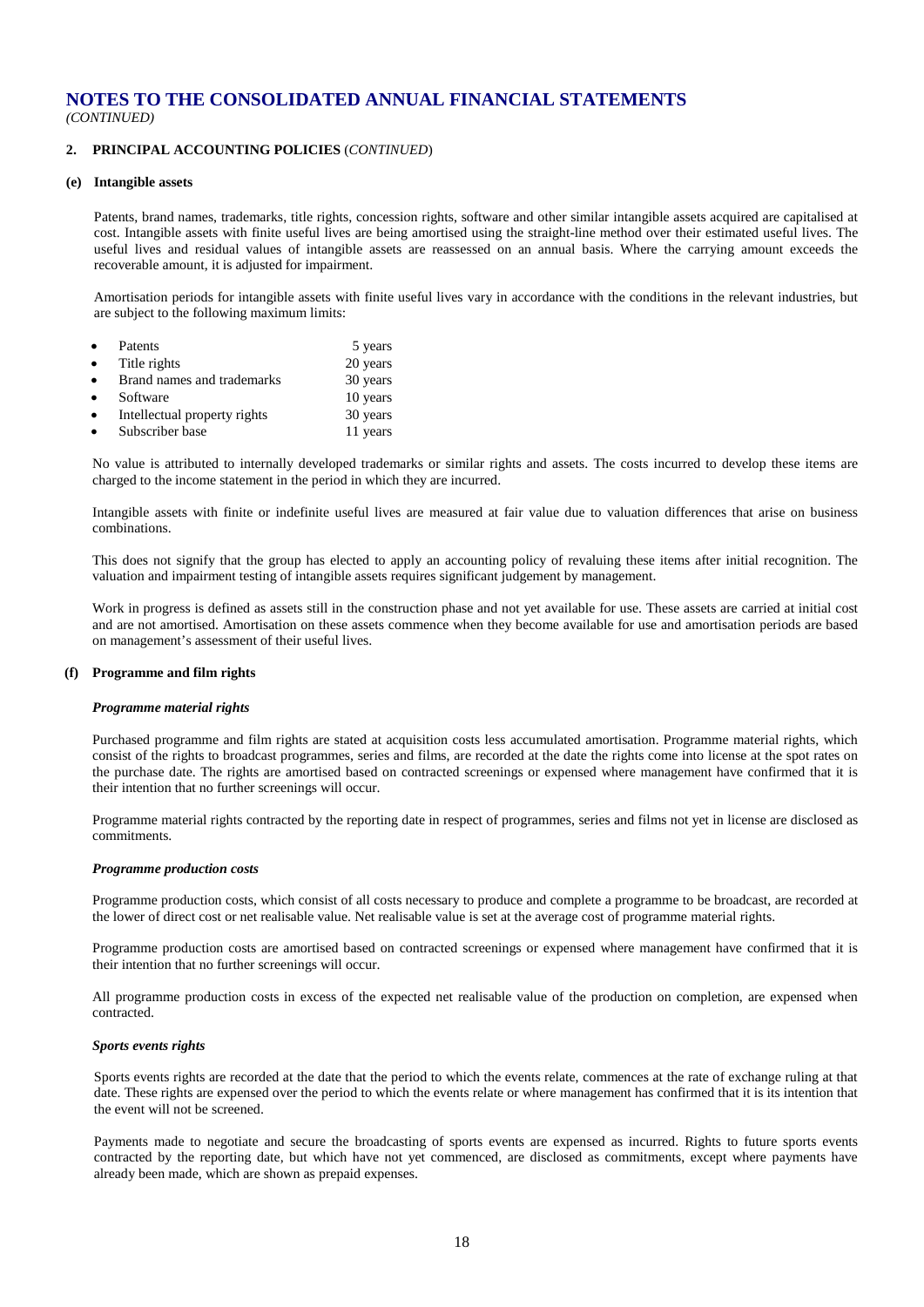# NOTES TO THE CONSOLIDATED ANNUAL FINANCIAL STATEMENTS

*(CONTINUED)*

## 2. PRINCIPAL ACCOUNTING POLICIES (*CONTINUED*)

### (e) Intangible assets

Patents, brand names, trademarks, title rights, concession rights, software and other similar intangible assets acquired are capitalised at cost. Intangible assets with finite useful lives are being amortised using the straight-line method over their estimated useful lives. The useful lives and residual values of intangible assets are reassessed on an annual basis. Where the carrying amount exceeds the recoverable amount, it is adjusted for impairment.

Amortisation periods for intangible assets with finite useful lives vary in accordance with the conditions in the relevant industries, but are subject to the following maximum limits:

- Patents 5 years
- Title rights 20 years
- Brand names and trademarks 30 years
- Software 10 years
- Intellectual property rights 30 years
- Subscriber base 11 years

No value is attributed to internally developed trademarks or similar rights and assets. The costs incurred to develop these items are charged to the income statement in the period in which they are incurred.

Intangible assets with finite or indefinite useful lives are measured at fair value due to valuation differences that arise on business combinations.

This does not signify that the group has elected to apply an accounting policy of revaluing these items after initial recognition. The valuation and impairment testing of intangible assets requires significant judgement by management.

Work in progress is defined as assets still in the construction phase and not yet available for use. These assets are carried at initial cost and are not amortised. Amortisation on these assets commence when they become available for use and amortisation periods are based on management's assessment of their useful lives.

### (f) Programme and film rights

#### *Programme material rights*

Purchased programme and film rights are stated at acquisition costs less accumulated amortisation. Programme material rights, which consist of the rights to broadcast programmes, series and films, are recorded at the date the rights come into license at the spot rates on the purchase date. The rights are amortised based on contracted screenings or expensed where management have confirmed that it is their intention that no further screenings will occur.

Programme material rights contracted by the reporting date in respect of programmes, series and films not yet in license are disclosed as commitments.

#### *Programme production costs*

Programme production costs, which consist of all costs necessary to produce and complete a programme to be broadcast, are recorded at the lower of direct cost or net realisable value. Net realisable value is set at the average cost of programme material rights.

Programme production costs are amortised based on contracted screenings or expensed where management have confirmed that it is their intention that no further screenings will occur.

All programme production costs in excess of the expected net realisable value of the production on completion, are expensed when contracted.

#### *Sports events rights*

Sports events rights are recorded at the date that the period to which the events relate, commences at the rate of exchange ruling at that date. These rights are expensed over the period to which the events relate or where management has confirmed that it is its intention that the event will not be screened.

Payments made to negotiate and secure the broadcasting of sports events are expensed as incurred. Rights to future sports events contracted by the reporting date, but which have not yet commenced, are disclosed as commitments, except where payments have already been made, which are shown as prepaid expenses.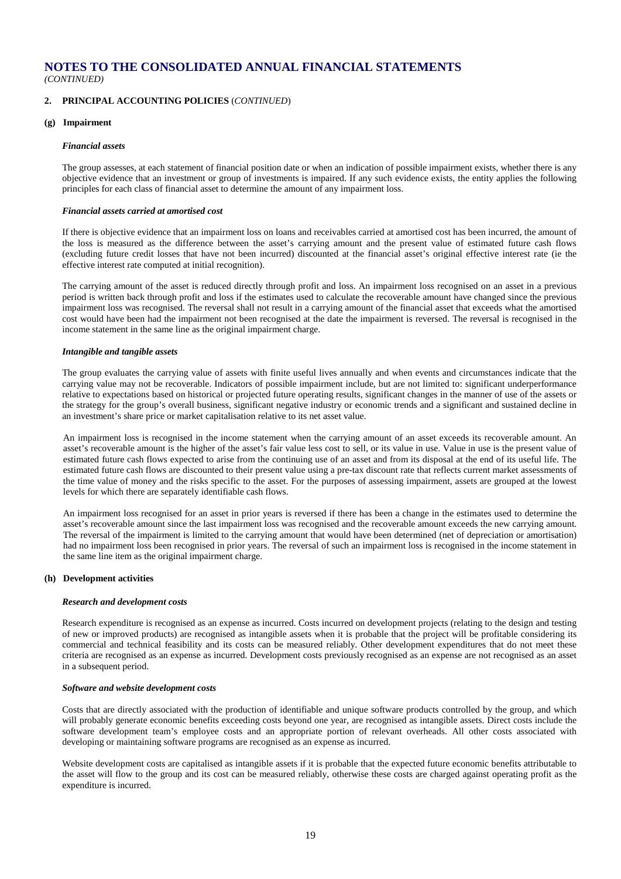# NOTES TO THE CONSOLIDATED ANNUAL FINANCIAL STATEMENTS

*(CONTINUED)*

## 2. PRINCIPAL ACCOUNTING POLICIES (*CONTINUED*)

### (g) Impairment

***Financial assets***

The group assesses, at each statement of financial position date or when an indication of possible impairment exists, whether there is any objective evidence that an investment or group of investments is impaired. If any such evidence exists, the entity applies the following principles for each class of financial asset to determine the amount of any impairment loss.

***Financial assets carried at amortised cost***

If there is objective evidence that an impairment loss on loans and receivables carried at amortised cost has been incurred, the amount of the loss is measured as the difference between the asset's carrying amount and the present value of estimated future cash flows (excluding future credit losses that have not been incurred) discounted at the financial asset's original effective interest rate (ie the effective interest rate computed at initial recognition).

The carrying amount of the asset is reduced directly through profit and loss. An impairment loss recognised on an asset in a previous period is written back through profit and loss if the estimates used to calculate the recoverable amount have changed since the previous impairment loss was recognised. The reversal shall not result in a carrying amount of the financial asset that exceeds what the amortised cost would have been had the impairment not been recognised at the date the impairment is reversed. The reversal is recognised in the income statement in the same line as the original impairment charge.

***Intangible and tangible assets***

The group evaluates the carrying value of assets with finite useful lives annually and when events and circumstances indicate that the carrying value may not be recoverable. Indicators of possible impairment include, but are not limited to: significant underperformance relative to expectations based on historical or projected future operating results, significant changes in the manner of use of the assets or the strategy for the group's overall business, significant negative industry or economic trends and a significant and sustained decline in an investment's share price or market capitalisation relative to its net asset value.

An impairment loss is recognised in the income statement when the carrying amount of an asset exceeds its recoverable amount. An asset's recoverable amount is the higher of the asset's fair value less cost to sell, or its value in use. Value in use is the present value of estimated future cash flows expected to arise from the continuing use of an asset and from its disposal at the end of its useful life. The estimated future cash flows are discounted to their present value using a pre-tax discount rate that reflects current market assessments of the time value of money and the risks specific to the asset. For the purposes of assessing impairment, assets are grouped at the lowest levels for which there are separately identifiable cash flows.

An impairment loss recognised for an asset in prior years is reversed if there has been a change in the estimates used to determine the asset's recoverable amount since the last impairment loss was recognised and the recoverable amount exceeds the new carrying amount. The reversal of the impairment is limited to the carrying amount that would have been determined (net of depreciation or amortisation) had no impairment loss been recognised in prior years. The reversal of such an impairment loss is recognised in the income statement in the same line item as the original impairment charge.

### (h) Development activities

***Research and development costs***

Research expenditure is recognised as an expense as incurred. Costs incurred on development projects (relating to the design and testing of new or improved products) are recognised as intangible assets when it is probable that the project will be profitable considering its commercial and technical feasibility and its costs can be measured reliably. Other development expenditures that do not meet these criteria are recognised as an expense as incurred. Development costs previously recognised as an expense are not recognised as an asset in a subsequent period.

***Software and website development costs***

Costs that are directly associated with the production of identifiable and unique software products controlled by the group, and which will probably generate economic benefits exceeding costs beyond one year, are recognised as intangible assets. Direct costs include the software development team's employee costs and an appropriate portion of relevant overheads. All other costs associated with developing or maintaining software programs are recognised as an expense as incurred.

Website development costs are capitalised as intangible assets if it is probable that the expected future economic benefits attributable to the asset will flow to the group and its cost can be measured reliably, otherwise these costs are charged against operating profit as the expenditure is incurred.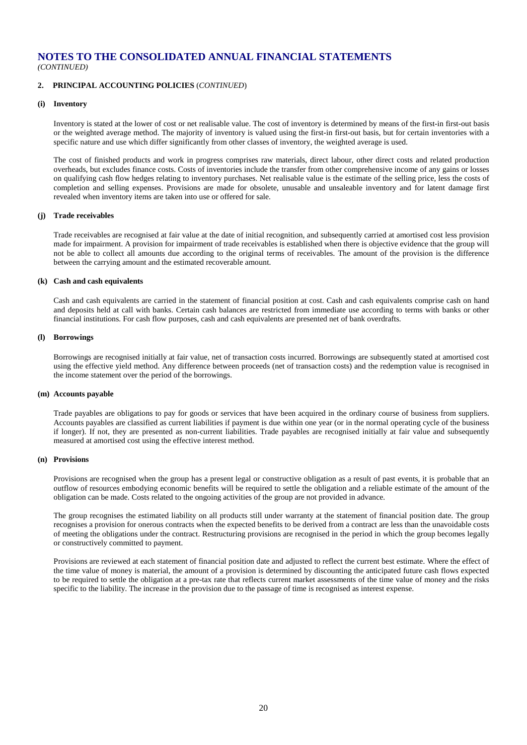# NOTES TO THE CONSOLIDATED ANNUAL FINANCIAL STATEMENTS

*(CONTINUED)*

## 2. PRINCIPAL ACCOUNTING POLICIES (*CONTINUED*)

### (i) Inventory

Inventory is stated at the lower of cost or net realisable value. The cost of inventory is determined by means of the first-in first-out basis or the weighted average method. The majority of inventory is valued using the first-in first-out basis, but for certain inventories with a specific nature and use which differ significantly from other classes of inventory, the weighted average is used.

The cost of finished products and work in progress comprises raw materials, direct labour, other direct costs and related production overheads, but excludes finance costs. Costs of inventories include the transfer from other comprehensive income of any gains or losses on qualifying cash flow hedges relating to inventory purchases. Net realisable value is the estimate of the selling price, less the costs of completion and selling expenses. Provisions are made for obsolete, unusable and unsaleable inventory and for latent damage first revealed when inventory items are taken into use or offered for sale.

### (j) Trade receivables

Trade receivables are recognised at fair value at the date of initial recognition, and subsequently carried at amortised cost less provision made for impairment. A provision for impairment of trade receivables is established when there is objective evidence that the group will not be able to collect all amounts due according to the original terms of receivables. The amount of the provision is the difference between the carrying amount and the estimated recoverable amount.

### (k) Cash and cash equivalents

Cash and cash equivalents are carried in the statement of financial position at cost. Cash and cash equivalents comprise cash on hand and deposits held at call with banks. Certain cash balances are restricted from immediate use according to terms with banks or other financial institutions. For cash flow purposes, cash and cash equivalents are presented net of bank overdrafts.

### (l) Borrowings

Borrowings are recognised initially at fair value, net of transaction costs incurred. Borrowings are subsequently stated at amortised cost using the effective yield method. Any difference between proceeds (net of transaction costs) and the redemption value is recognised in the income statement over the period of the borrowings.

### (m) Accounts payable

Trade payables are obligations to pay for goods or services that have been acquired in the ordinary course of business from suppliers. Accounts payables are classified as current liabilities if payment is due within one year (or in the normal operating cycle of the business if longer). If not, they are presented as non-current liabilities. Trade payables are recognised initially at fair value and subsequently measured at amortised cost using the effective interest method.

### (n) Provisions

Provisions are recognised when the group has a present legal or constructive obligation as a result of past events, it is probable that an outflow of resources embodying economic benefits will be required to settle the obligation and a reliable estimate of the amount of the obligation can be made. Costs related to the ongoing activities of the group are not provided in advance.

The group recognises the estimated liability on all products still under warranty at the statement of financial position date. The group recognises a provision for onerous contracts when the expected benefits to be derived from a contract are less than the unavoidable costs of meeting the obligations under the contract. Restructuring provisions are recognised in the period in which the group becomes legally or constructively committed to payment.

Provisions are reviewed at each statement of financial position date and adjusted to reflect the current best estimate. Where the effect of the time value of money is material, the amount of a provision is determined by discounting the anticipated future cash flows expected to be required to settle the obligation at a pre-tax rate that reflects current market assessments of the time value of money and the risks specific to the liability. The increase in the provision due to the passage of time is recognised as interest expense.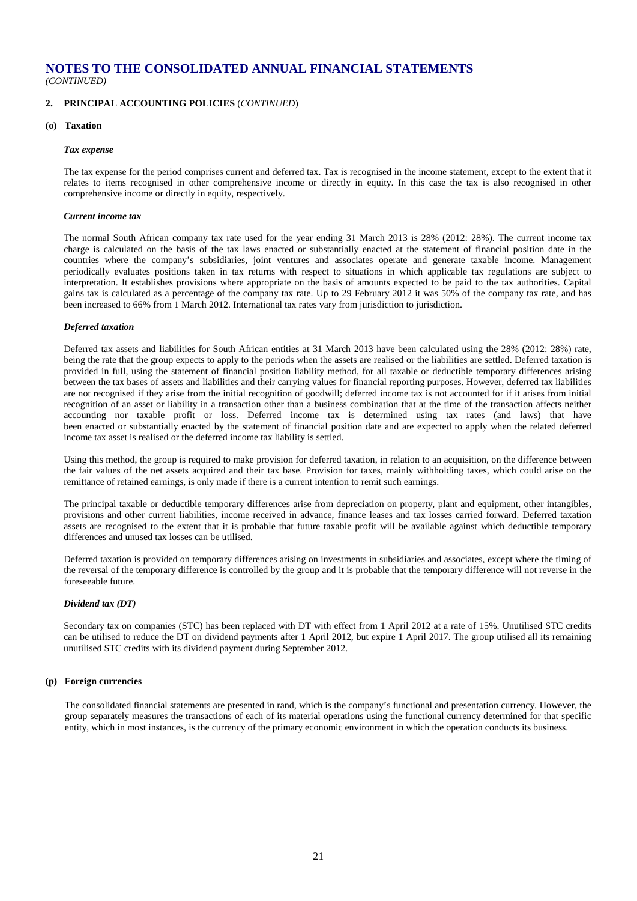# NOTES TO THE CONSOLIDATED ANNUAL FINANCIAL STATEMENTS

*(CONTINUED)*

## 2. PRINCIPAL ACCOUNTING POLICIES (*CONTINUED*)

### (o) Taxation

***Tax expense***

The tax expense for the period comprises current and deferred tax. Tax is recognised in the income statement, except to the extent that it relates to items recognised in other comprehensive income or directly in equity. In this case the tax is also recognised in other comprehensive income or directly in equity, respectively.

***Current income tax***

The normal South African company tax rate used for the year ending 31 March 2013 is 28% (2012: 28%). The current income tax charge is calculated on the basis of the tax laws enacted or substantially enacted at the statement of financial position date in the countries where the company's subsidiaries, joint ventures and associates operate and generate taxable income. Management periodically evaluates positions taken in tax returns with respect to situations in which applicable tax regulations are subject to interpretation. It establishes provisions where appropriate on the basis of amounts expected to be paid to the tax authorities. Capital gains tax is calculated as a percentage of the company tax rate. Up to 29 February 2012 it was 50% of the company tax rate, and has been increased to 66% from 1 March 2012. International tax rates vary from jurisdiction to jurisdiction.

***Deferred taxation***

Deferred tax assets and liabilities for South African entities at 31 March 2013 have been calculated using the 28% (2012: 28%) rate, being the rate that the group expects to apply to the periods when the assets are realised or the liabilities are settled. Deferred taxation is provided in full, using the statement of financial position liability method, for all taxable or deductible temporary differences arising between the tax bases of assets and liabilities and their carrying values for financial reporting purposes. However, deferred tax liabilities are not recognised if they arise from the initial recognition of goodwill; deferred income tax is not accounted for if it arises from initial recognition of an asset or liability in a transaction other than a business combination that at the time of the transaction affects neither accounting nor taxable profit or loss. Deferred income tax is determined using tax rates (and laws) that have been enacted or substantially enacted by the statement of financial position date and are expected to apply when the related deferred income tax asset is realised or the deferred income tax liability is settled.

Using this method, the group is required to make provision for deferred taxation, in relation to an acquisition, on the difference between the fair values of the net assets acquired and their tax base. Provision for taxes, mainly withholding taxes, which could arise on the remittance of retained earnings, is only made if there is a current intention to remit such earnings.

The principal taxable or deductible temporary differences arise from depreciation on property, plant and equipment, other intangibles, provisions and other current liabilities, income received in advance, finance leases and tax losses carried forward. Deferred taxation assets are recognised to the extent that it is probable that future taxable profit will be available against which deductible temporary differences and unused tax losses can be utilised.

Deferred taxation is provided on temporary differences arising on investments in subsidiaries and associates, except where the timing of the reversal of the temporary difference is controlled by the group and it is probable that the temporary difference will not reverse in the foreseeable future.

***Dividend tax (DT)***

Secondary tax on companies (STC) has been replaced with DT with effect from 1 April 2012 at a rate of 15%. Unutilised STC credits can be utilised to reduce the DT on dividend payments after 1 April 2012, but expire 1 April 2017. The group utilised all its remaining unutilised STC credits with its dividend payment during September 2012.

### (p) Foreign currencies

The consolidated financial statements are presented in rand, which is the company's functional and presentation currency. However, the group separately measures the transactions of each of its material operations using the functional currency determined for that specific entity, which in most instances, is the currency of the primary economic environment in which the operation conducts its business.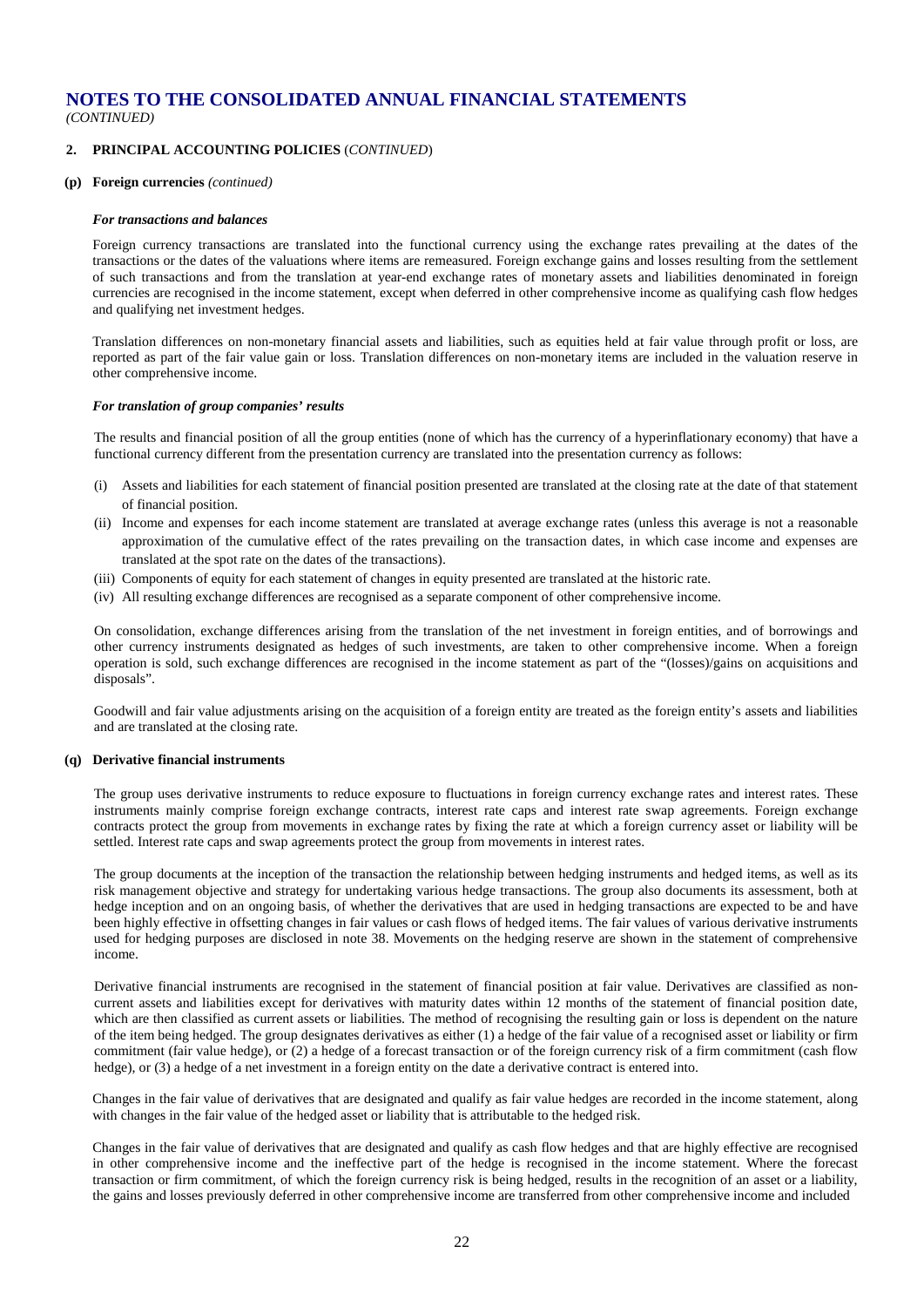# NOTES TO THE CONSOLIDATED ANNUAL FINANCIAL STATEMENTS

*(CONTINUED)*

## 2. PRINCIPAL ACCOUNTING POLICIES (*CONTINUED*)

### (p) Foreign currencies *(continued)*

***For transactions and balances***

Foreign currency transactions are translated into the functional currency using the exchange rates prevailing at the dates of the transactions or the dates of the valuations where items are remeasured. Foreign exchange gains and losses resulting from the settlement of such transactions and from the translation at year-end exchange rates of monetary assets and liabilities denominated in foreign currencies are recognised in the income statement, except when deferred in other comprehensive income as qualifying cash flow hedges and qualifying net investment hedges.

Translation differences on non-monetary financial assets and liabilities, such as equities held at fair value through profit or loss, are reported as part of the fair value gain or loss. Translation differences on non-monetary items are included in the valuation reserve in other comprehensive income.

***For translation of group companies' results***

The results and financial position of all the group entities (none of which has the currency of a hyperinflationary economy) that have a functional currency different from the presentation currency are translated into the presentation currency as follows:

(i) Assets and liabilities for each statement of financial position presented are translated at the closing rate at the date of that statement of financial position.

(ii) Income and expenses for each income statement are translated at average exchange rates (unless this average is not a reasonable approximation of the cumulative effect of the rates prevailing on the transaction dates, in which case income and expenses are translated at the spot rate on the dates of the transactions).

(iii) Components of equity for each statement of changes in equity presented are translated at the historic rate.

(iv) All resulting exchange differences are recognised as a separate component of other comprehensive income.

On consolidation, exchange differences arising from the translation of the net investment in foreign entities, and of borrowings and other currency instruments designated as hedges of such investments, are taken to other comprehensive income. When a foreign operation is sold, such exchange differences are recognised in the income statement as part of the "(losses)/gains on acquisitions and disposals".

Goodwill and fair value adjustments arising on the acquisition of a foreign entity are treated as the foreign entity's assets and liabilities and are translated at the closing rate.

### (q) Derivative financial instruments

The group uses derivative instruments to reduce exposure to fluctuations in foreign currency exchange rates and interest rates. These instruments mainly comprise foreign exchange contracts, interest rate caps and interest rate swap agreements. Foreign exchange contracts protect the group from movements in exchange rates by fixing the rate at which a foreign currency asset or liability will be settled. Interest rate caps and swap agreements protect the group from movements in interest rates.

The group documents at the inception of the transaction the relationship between hedging instruments and hedged items, as well as its risk management objective and strategy for undertaking various hedge transactions. The group also documents its assessment, both at hedge inception and on an ongoing basis, of whether the derivatives that are used in hedging transactions are expected to be and have been highly effective in offsetting changes in fair values or cash flows of hedged items. The fair values of various derivative instruments used for hedging purposes are disclosed in note 38. Movements on the hedging reserve are shown in the statement of comprehensive income.

Derivative financial instruments are recognised in the statement of financial position at fair value. Derivatives are classified as non-current assets and liabilities except for derivatives with maturity dates within 12 months of the statement of financial position date, which are then classified as current assets or liabilities. The method of recognising the resulting gain or loss is dependent on the nature of the item being hedged. The group designates derivatives as either (1) a hedge of the fair value of a recognised asset or liability or firm commitment (fair value hedge), or (2) a hedge of a forecast transaction or of the foreign currency risk of a firm commitment (cash flow hedge), or (3) a hedge of a net investment in a foreign entity on the date a derivative contract is entered into.

Changes in the fair value of derivatives that are designated and qualify as fair value hedges are recorded in the income statement, along with changes in the fair value of the hedged asset or liability that is attributable to the hedged risk.

Changes in the fair value of derivatives that are designated and qualify as cash flow hedges and that are highly effective are recognised in other comprehensive income and the ineffective part of the hedge is recognised in the income statement. Where the forecast transaction or firm commitment, of which the foreign currency risk is being hedged, results in the recognition of an asset or a liability, the gains and losses previously deferred in other comprehensive income are transferred from other comprehensive income and included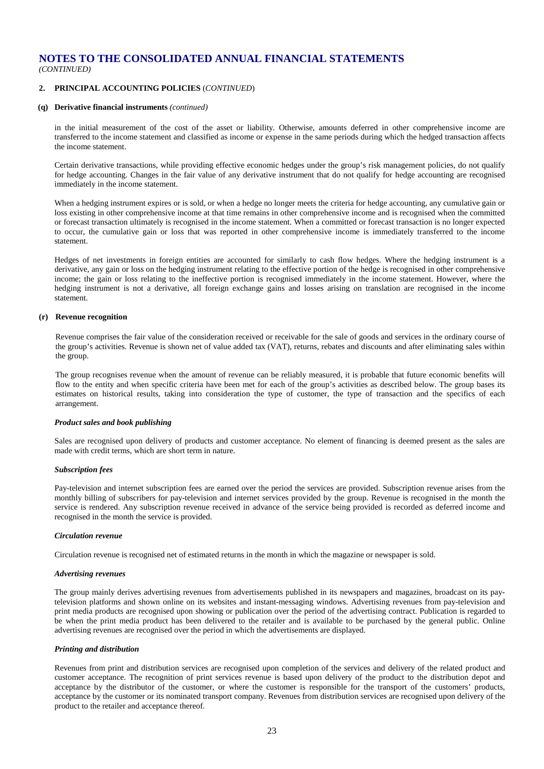# NOTES TO THE CONSOLIDATED ANNUAL FINANCIAL STATEMENTS

*(CONTINUED)*

## 2. PRINCIPAL ACCOUNTING POLICIES (*CONTINUED*)

### (q) Derivative financial instruments *(continued)*

in the initial measurement of the cost of the asset or liability. Otherwise, amounts deferred in other comprehensive income are transferred to the income statement and classified as income or expense in the same periods during which the hedged transaction affects the income statement.

Certain derivative transactions, while providing effective economic hedges under the group's risk management policies, do not qualify for hedge accounting. Changes in the fair value of any derivative instrument that do not qualify for hedge accounting are recognised immediately in the income statement.

When a hedging instrument expires or is sold, or when a hedge no longer meets the criteria for hedge accounting, any cumulative gain or loss existing in other comprehensive income at that time remains in other comprehensive income and is recognised when the committed or forecast transaction ultimately is recognised in the income statement. When a committed or forecast transaction is no longer expected to occur, the cumulative gain or loss that was reported in other comprehensive income is immediately transferred to the income statement.

Hedges of net investments in foreign entities are accounted for similarly to cash flow hedges. Where the hedging instrument is a derivative, any gain or loss on the hedging instrument relating to the effective portion of the hedge is recognised in other comprehensive income; the gain or loss relating to the ineffective portion is recognised immediately in the income statement. However, where the hedging instrument is not a derivative, all foreign exchange gains and losses arising on translation are recognised in the income statement.

### (r) Revenue recognition

Revenue comprises the fair value of the consideration received or receivable for the sale of goods and services in the ordinary course of the group's activities. Revenue is shown net of value added tax (VAT), returns, rebates and discounts and after eliminating sales within the group.

The group recognises revenue when the amount of revenue can be reliably measured, it is probable that future economic benefits will flow to the entity and when specific criteria have been met for each of the group's activities as described below. The group bases its estimates on historical results, taking into consideration the type of customer, the type of transaction and the specifics of each arrangement.

***Product sales and book publishing***

Sales are recognised upon delivery of products and customer acceptance. No element of financing is deemed present as the sales are made with credit terms, which are short term in nature.

***Subscription fees***

Pay-television and internet subscription fees are earned over the period the services are provided. Subscription revenue arises from the monthly billing of subscribers for pay-television and internet services provided by the group. Revenue is recognised in the month the service is rendered. Any subscription revenue received in advance of the service being provided is recorded as deferred income and recognised in the month the service is provided.

***Circulation revenue***

Circulation revenue is recognised net of estimated returns in the month in which the magazine or newspaper is sold.

***Advertising revenues***

The group mainly derives advertising revenues from advertisements published in its newspapers and magazines, broadcast on its pay-television platforms and shown online on its websites and instant-messaging windows. Advertising revenues from pay-television and print media products are recognised upon showing or publication over the period of the advertising contract. Publication is regarded to be when the print media product has been delivered to the retailer and is available to be purchased by the general public. Online advertising revenues are recognised over the period in which the advertisements are displayed.

***Printing and distribution***

Revenues from print and distribution services are recognised upon completion of the services and delivery of the related product and customer acceptance. The recognition of print services revenue is based upon delivery of the product to the distribution depot and acceptance by the distributor of the customer, or where the customer is responsible for the transport of the customers' products, acceptance by the customer or its nominated transport company. Revenues from distribution services are recognised upon delivery of the product to the retailer and acceptance thereof.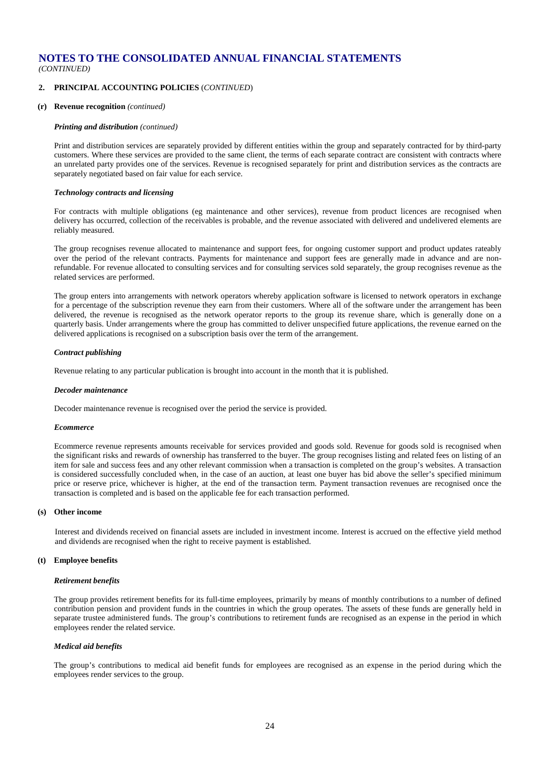# NOTES TO THE CONSOLIDATED ANNUAL FINANCIAL STATEMENTS

*(CONTINUED)*

## 2. PRINCIPAL ACCOUNTING POLICIES (*CONTINUED*)

### (r) Revenue recognition *(continued)*

***Printing and distribution*** *(continued)*

Print and distribution services are separately provided by different entities within the group and separately contracted for by third-party customers. Where these services are provided to the same client, the terms of each separate contract are consistent with contracts where an unrelated party provides one of the services. Revenue is recognised separately for print and distribution services as the contracts are separately negotiated based on fair value for each service.

***Technology contracts and licensing***

For contracts with multiple obligations (eg maintenance and other services), revenue from product licences are recognised when delivery has occurred, collection of the receivables is probable, and the revenue associated with delivered and undelivered elements are reliably measured.

The group recognises revenue allocated to maintenance and support fees, for ongoing customer support and product updates rateably over the period of the relevant contracts. Payments for maintenance and support fees are generally made in advance and are non-refundable. For revenue allocated to consulting services and for consulting services sold separately, the group recognises revenue as the related services are performed.

The group enters into arrangements with network operators whereby application software is licensed to network operators in exchange for a percentage of the subscription revenue they earn from their customers. Where all of the software under the arrangement has been delivered, the revenue is recognised as the network operator reports to the group its revenue share, which is generally done on a quarterly basis. Under arrangements where the group has committed to deliver unspecified future applications, the revenue earned on the delivered applications is recognised on a subscription basis over the term of the arrangement.

***Contract publishing***

Revenue relating to any particular publication is brought into account in the month that it is published.

***Decoder maintenance***

Decoder maintenance revenue is recognised over the period the service is provided.

***Ecommerce***

Ecommerce revenue represents amounts receivable for services provided and goods sold. Revenue for goods sold is recognised when the significant risks and rewards of ownership has transferred to the buyer. The group recognises listing and related fees on listing of an item for sale and success fees and any other relevant commission when a transaction is completed on the group's websites. A transaction is considered successfully concluded when, in the case of an auction, at least one buyer has bid above the seller's specified minimum price or reserve price, whichever is higher, at the end of the transaction term. Payment transaction revenues are recognised once the transaction is completed and is based on the applicable fee for each transaction performed.

### (s) Other income

Interest and dividends received on financial assets are included in investment income. Interest is accrued on the effective yield method and dividends are recognised when the right to receive payment is established.

### (t) Employee benefits

***Retirement benefits***

The group provides retirement benefits for its full-time employees, primarily by means of monthly contributions to a number of defined contribution pension and provident funds in the countries in which the group operates. The assets of these funds are generally held in separate trustee administered funds. The group's contributions to retirement funds are recognised as an expense in the period in which employees render the related service.

***Medical aid benefits***

The group's contributions to medical aid benefit funds for employees are recognised as an expense in the period during which the employees render services to the group.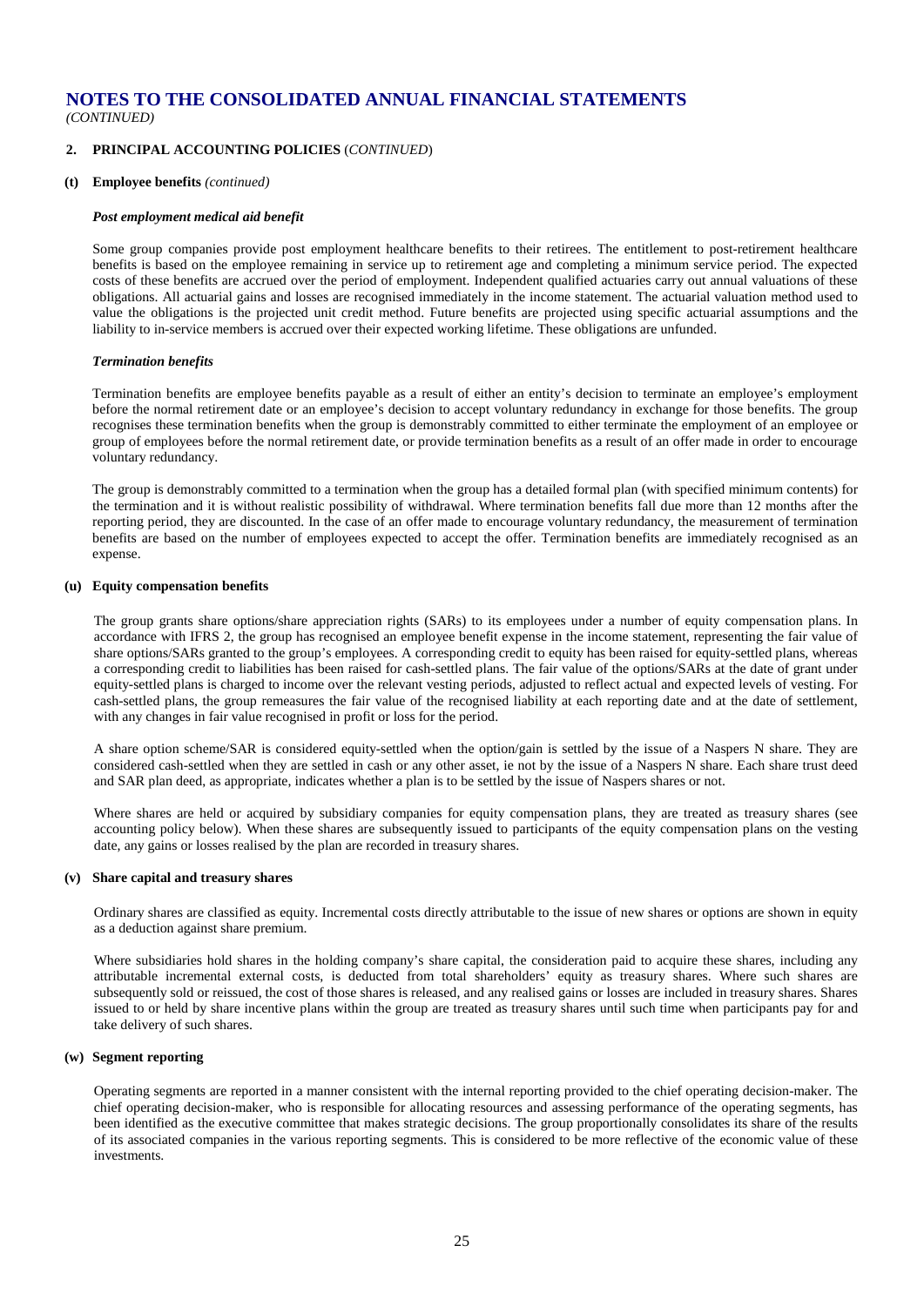# NOTES TO THE CONSOLIDATED ANNUAL FINANCIAL STATEMENTS

*(CONTINUED)*

## 2. PRINCIPAL ACCOUNTING POLICIES (*CONTINUED*)

### (t) Employee benefits *(continued)*

***Post employment medical aid benefit***

Some group companies provide post employment healthcare benefits to their retirees. The entitlement to post-retirement healthcare benefits is based on the employee remaining in service up to retirement age and completing a minimum service period. The expected costs of these benefits are accrued over the period of employment. Independent qualified actuaries carry out annual valuations of these obligations. All actuarial gains and losses are recognised immediately in the income statement. The actuarial valuation method used to value the obligations is the projected unit credit method. Future benefits are projected using specific actuarial assumptions and the liability to in-service members is accrued over their expected working lifetime. These obligations are unfunded.

***Termination benefits***

Termination benefits are employee benefits payable as a result of either an entity's decision to terminate an employee's employment before the normal retirement date or an employee's decision to accept voluntary redundancy in exchange for those benefits. The group recognises these termination benefits when the group is demonstrably committed to either terminate the employment of an employee or group of employees before the normal retirement date, or provide termination benefits as a result of an offer made in order to encourage voluntary redundancy.

The group is demonstrably committed to a termination when the group has a detailed formal plan (with specified minimum contents) for the termination and it is without realistic possibility of withdrawal. Where termination benefits fall due more than 12 months after the reporting period, they are discounted. In the case of an offer made to encourage voluntary redundancy, the measurement of termination benefits are based on the number of employees expected to accept the offer. Termination benefits are immediately recognised as an expense.

### (u) Equity compensation benefits

The group grants share options/share appreciation rights (SARs) to its employees under a number of equity compensation plans. In accordance with IFRS 2, the group has recognised an employee benefit expense in the income statement, representing the fair value of share options/SARs granted to the group's employees. A corresponding credit to equity has been raised for equity-settled plans, whereas a corresponding credit to liabilities has been raised for cash-settled plans. The fair value of the options/SARs at the date of grant under equity-settled plans is charged to income over the relevant vesting periods, adjusted to reflect actual and expected levels of vesting. For cash-settled plans, the group remeasures the fair value of the recognised liability at each reporting date and at the date of settlement, with any changes in fair value recognised in profit or loss for the period.

A share option scheme/SAR is considered equity-settled when the option/gain is settled by the issue of a Naspers N share. They are considered cash-settled when they are settled in cash or any other asset, ie not by the issue of a Naspers N share. Each share trust deed and SAR plan deed, as appropriate, indicates whether a plan is to be settled by the issue of Naspers shares or not.

Where shares are held or acquired by subsidiary companies for equity compensation plans, they are treated as treasury shares (see accounting policy below). When these shares are subsequently issued to participants of the equity compensation plans on the vesting date, any gains or losses realised by the plan are recorded in treasury shares.

### (v) Share capital and treasury shares

Ordinary shares are classified as equity. Incremental costs directly attributable to the issue of new shares or options are shown in equity as a deduction against share premium.

Where subsidiaries hold shares in the holding company's share capital, the consideration paid to acquire these shares, including any attributable incremental external costs, is deducted from total shareholders' equity as treasury shares. Where such shares are subsequently sold or reissued, the cost of those shares is released, and any realised gains or losses are included in treasury shares. Shares issued to or held by share incentive plans within the group are treated as treasury shares until such time when participants pay for and take delivery of such shares.

### (w) Segment reporting

Operating segments are reported in a manner consistent with the internal reporting provided to the chief operating decision-maker. The chief operating decision-maker, who is responsible for allocating resources and assessing performance of the operating segments, has been identified as the executive committee that makes strategic decisions. The group proportionally consolidates its share of the results of its associated companies in the various reporting segments. This is considered to be more reflective of the economic value of these investments.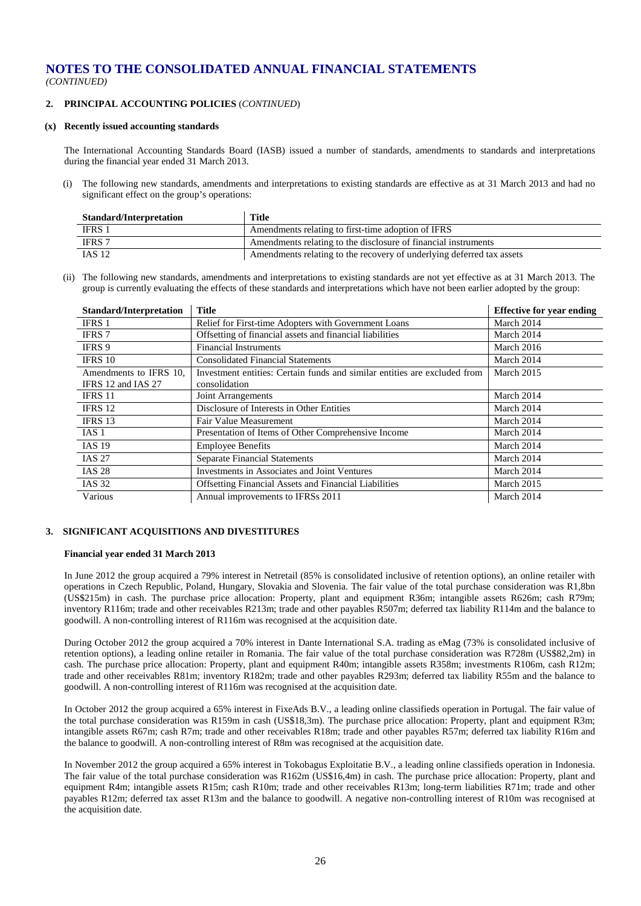# NOTES TO THE CONSOLIDATED ANNUAL FINANCIAL STATEMENTS

*(CONTINUED)*

## 2. PRINCIPAL ACCOUNTING POLICIES (*CONTINUED*)

### (x) Recently issued accounting standards

The International Accounting Standards Board (IASB) issued a number of standards, amendments to standards and interpretations during the financial year ended 31 March 2013.

(i) The following new standards, amendments and interpretations to existing standards are effective as at 31 March 2013 and had no significant effect on the group's operations:

| Standard/Interpretation | Title |
|---|---|
| IFRS 1 | Amendments relating to first-time adoption of IFRS |
| IFRS 7 | Amendments relating to the disclosure of financial instruments |
| IAS 12 | Amendments relating to the recovery of underlying deferred tax assets |

(ii) The following new standards, amendments and interpretations to existing standards are not yet effective as at 31 March 2013. The group is currently evaluating the effects of these standards and interpretations which have not been earlier adopted by the group:

| Standard/Interpretation | Title | Effective for year ending |
|---|---|---|
| IFRS 1 | Relief for First-time Adopters with Government Loans | March 2014 |
| IFRS 7 | Offsetting of financial assets and financial liabilities | March 2014 |
| IFRS 9 | Financial Instruments | March 2016 |
| IFRS 10 | Consolidated Financial Statements | March 2014 |
| Amendments to IFRS 10, IFRS 12 and IAS 27 | Investment entities: Certain funds and similar entities are excluded from consolidation | March 2015 |
| IFRS 11 | Joint Arrangements | March 2014 |
| IFRS 12 | Disclosure of Interests in Other Entities | March 2014 |
| IFRS 13 | Fair Value Measurement | March 2014 |
| IAS 1 | Presentation of Items of Other Comprehensive Income | March 2014 |
| IAS 19 | Employee Benefits | March 2014 |
| IAS 27 | Separate Financial Statements | March 2014 |
| IAS 28 | Investments in Associates and Joint Ventures | March 2014 |
| IAS 32 | Offsetting Financial Assets and Financial Liabilities | March 2015 |
| Various | Annual improvements to IFRSs 2011 | March 2014 |

## 3. SIGNIFICANT ACQUISITIONS AND DIVESTITURES

**Financial year ended 31 March 2013**

In June 2012 the group acquired a 79% interest in Netretail (85% is consolidated inclusive of retention options), an online retailer with operations in Czech Republic, Poland, Hungary, Slovakia and Slovenia. The fair value of the total purchase consideration was R1,8bn (US$215m) in cash. The purchase price allocation: Property, plant and equipment R36m; intangible assets R626m; cash R79m; inventory R116m; trade and other receivables R213m; trade and other payables R507m; deferred tax liability R114m and the balance to goodwill. A non-controlling interest of R116m was recognised at the acquisition date.

During October 2012 the group acquired a 70% interest in Dante International S.A. trading as eMag (73% is consolidated inclusive of retention options), a leading online retailer in Romania. The fair value of the total purchase consideration was R728m (US$82,2m) in cash. The purchase price allocation: Property, plant and equipment R40m; intangible assets R358m; investments R106m, cash R12m; trade and other receivables R81m; inventory R182m; trade and other payables R293m; deferred tax liability R55m and the balance to goodwill. A non-controlling interest of R116m was recognised at the acquisition date.

In October 2012 the group acquired a 65% interest in FixeAds B.V., a leading online classifieds operation in Portugal. The fair value of the total purchase consideration was R159m in cash (US$18,3m). The purchase price allocation: Property, plant and equipment R3m; intangible assets R67m; cash R7m; trade and other receivables R18m; trade and other payables R57m; deferred tax liability R16m and the balance to goodwill. A non-controlling interest of R8m was recognised at the acquisition date.

In November 2012 the group acquired a 65% interest in Tokobagus Exploitatie B.V., a leading online classifieds operation in Indonesia. The fair value of the total purchase consideration was R162m (US$16,4m) in cash. The purchase price allocation: Property, plant and equipment R4m; intangible assets R15m; cash R10m; trade and other receivables R13m; long-term liabilities R71m; trade and other payables R12m; deferred tax asset R13m and the balance to goodwill. A negative non-controlling interest of R10m was recognised at the acquisition date.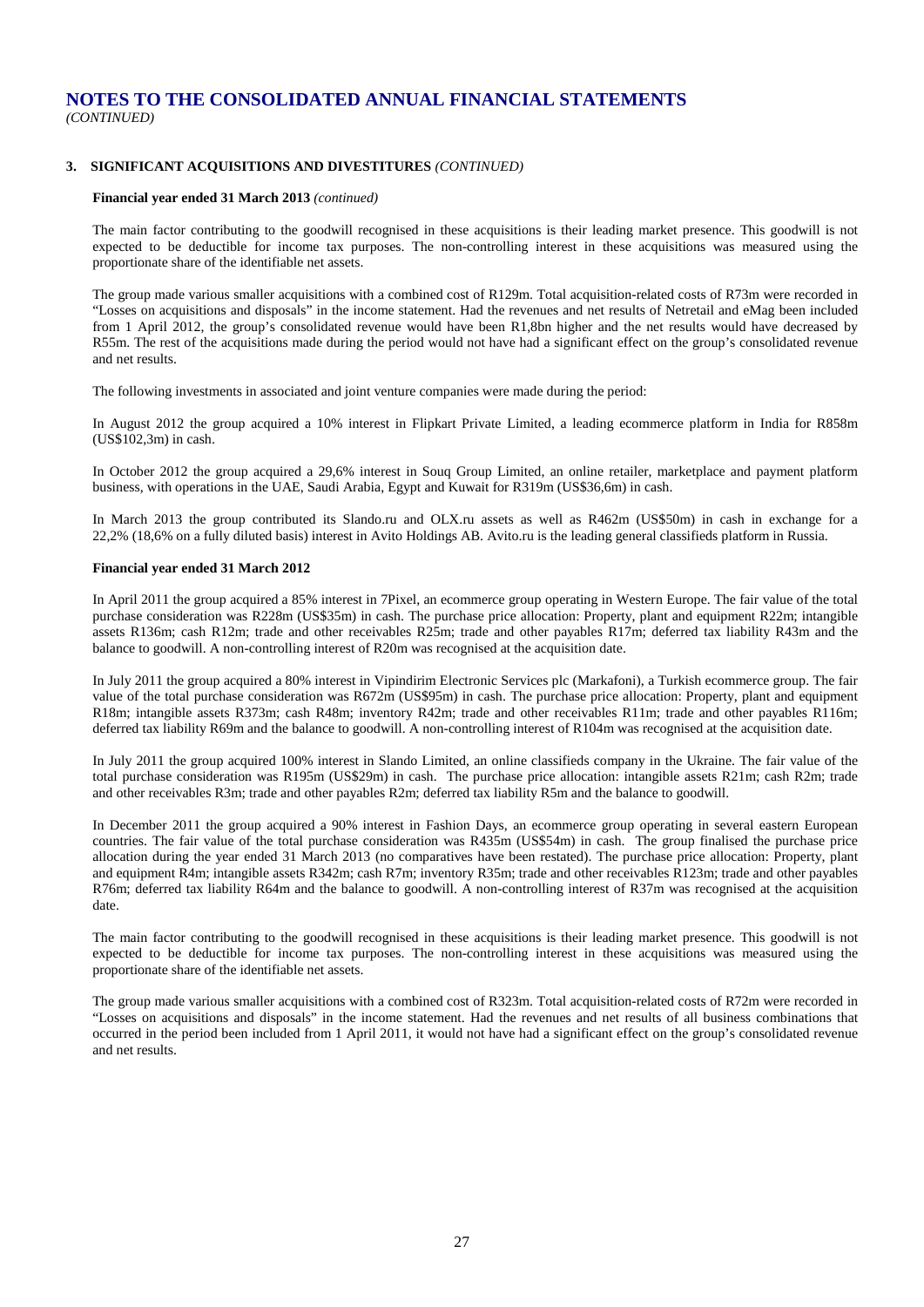# NOTES TO THE CONSOLIDATED ANNUAL FINANCIAL STATEMENTS
*(CONTINUED)*

## 3. SIGNIFICANT ACQUISITIONS AND DIVESTITURES *(CONTINUED)*

**Financial year ended 31 March 2013** *(continued)*

The main factor contributing to the goodwill recognised in these acquisitions is their leading market presence. This goodwill is not expected to be deductible for income tax purposes. The non-controlling interest in these acquisitions was measured using the proportionate share of the identifiable net assets.

The group made various smaller acquisitions with a combined cost of R129m. Total acquisition-related costs of R73m were recorded in "Losses on acquisitions and disposals" in the income statement. Had the revenues and net results of Netretail and eMag been included from 1 April 2012, the group's consolidated revenue would have been R1,8bn higher and the net results would have decreased by R55m. The rest of the acquisitions made during the period would not have had a significant effect on the group's consolidated revenue and net results.

The following investments in associated and joint venture companies were made during the period:

In August 2012 the group acquired a 10% interest in Flipkart Private Limited, a leading ecommerce platform in India for R858m (US$102,3m) in cash.

In October 2012 the group acquired a 29,6% interest in Souq Group Limited, an online retailer, marketplace and payment platform business, with operations in the UAE, Saudi Arabia, Egypt and Kuwait for R319m (US$36,6m) in cash.

In March 2013 the group contributed its Slando.ru and OLX.ru assets as well as R462m (US$50m) in cash in exchange for a 22,2% (18,6% on a fully diluted basis) interest in Avito Holdings AB. Avito.ru is the leading general classifieds platform in Russia.

**Financial year ended 31 March 2012**

In April 2011 the group acquired a 85% interest in 7Pixel, an ecommerce group operating in Western Europe. The fair value of the total purchase consideration was R228m (US$35m) in cash. The purchase price allocation: Property, plant and equipment R22m; intangible assets R136m; cash R12m; trade and other receivables R25m; trade and other payables R17m; deferred tax liability R43m and the balance to goodwill. A non-controlling interest of R20m was recognised at the acquisition date.

In July 2011 the group acquired a 80% interest in Vipindirim Electronic Services plc (Markafoni), a Turkish ecommerce group. The fair value of the total purchase consideration was R672m (US$95m) in cash. The purchase price allocation: Property, plant and equipment R18m; intangible assets R373m; cash R48m; inventory R42m; trade and other receivables R11m; trade and other payables R116m; deferred tax liability R69m and the balance to goodwill. A non-controlling interest of R104m was recognised at the acquisition date.

In July 2011 the group acquired 100% interest in Slando Limited, an online classifieds company in the Ukraine. The fair value of the total purchase consideration was R195m (US$29m) in cash. The purchase price allocation: intangible assets R21m; cash R2m; trade and other receivables R3m; trade and other payables R2m; deferred tax liability R5m and the balance to goodwill.

In December 2011 the group acquired a 90% interest in Fashion Days, an ecommerce group operating in several eastern European countries. The fair value of the total purchase consideration was R435m (US$54m) in cash. The group finalised the purchase price allocation during the year ended 31 March 2013 (no comparatives have been restated). The purchase price allocation: Property, plant and equipment R4m; intangible assets R342m; cash R7m; inventory R35m; trade and other receivables R123m; trade and other payables R76m; deferred tax liability R64m and the balance to goodwill. A non-controlling interest of R37m was recognised at the acquisition date.

The main factor contributing to the goodwill recognised in these acquisitions is their leading market presence. This goodwill is not expected to be deductible for income tax purposes. The non-controlling interest in these acquisitions was measured using the proportionate share of the identifiable net assets.

The group made various smaller acquisitions with a combined cost of R323m. Total acquisition-related costs of R72m were recorded in "Losses on acquisitions and disposals" in the income statement. Had the revenues and net results of all business combinations that occurred in the period been included from 1 April 2011, it would not have had a significant effect on the group's consolidated revenue and net results.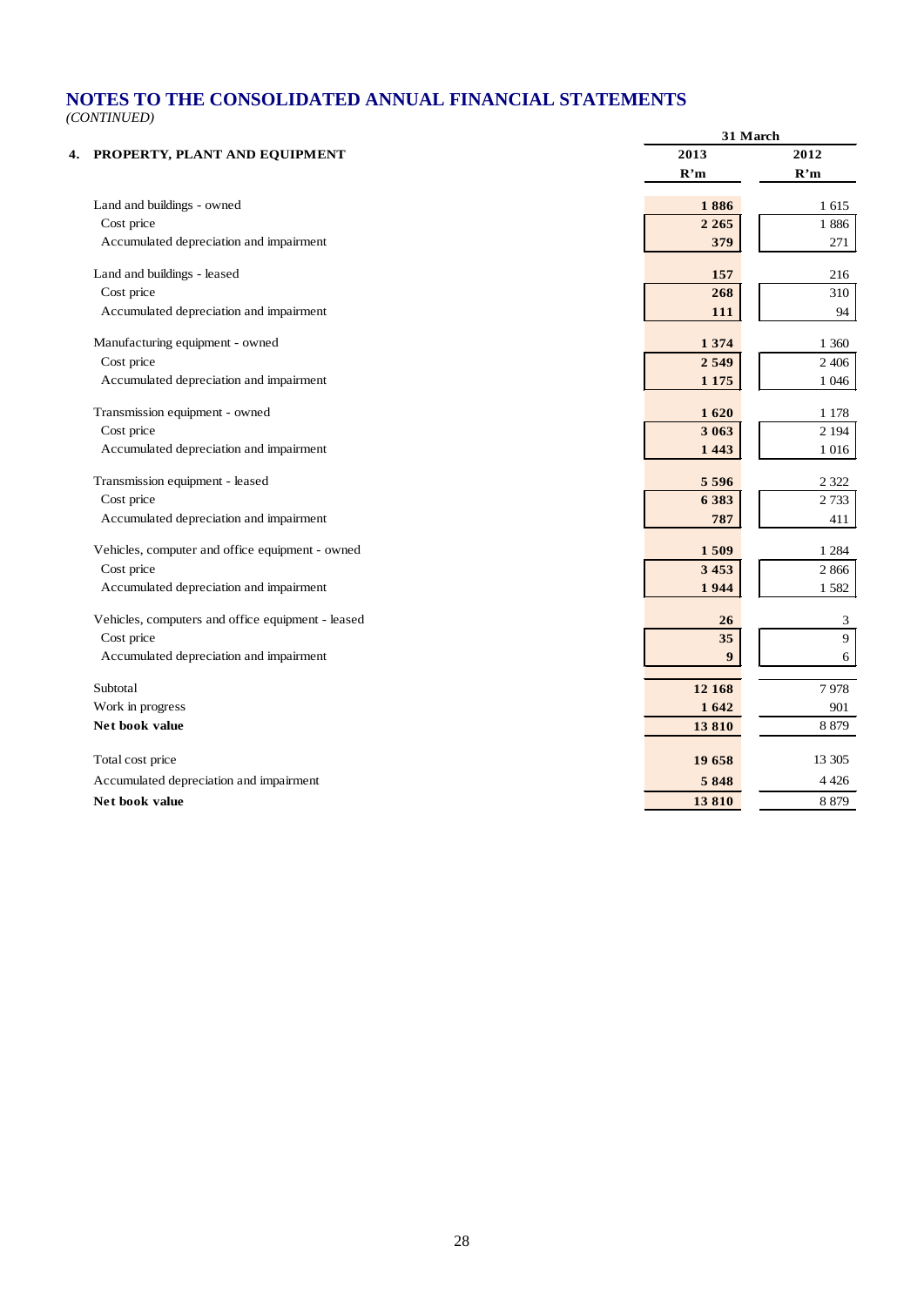# NOTES TO THE CONSOLIDATED ANNUAL FINANCIAL STATEMENTS

*(CONTINUED)*

| 4. PROPERTY, PLANT AND EQUIPMENT | 31 March 2013 R'm | 31 March 2012 R'm |
|---|---|---|
| Land and buildings - owned | **1 886** | 1 615 |
| Cost price | **2 265** | 1 886 |
| Accumulated depreciation and impairment | **379** | 271 |
| | | |
| Land and buildings - leased | **157** | 216 |
| Cost price | **268** | 310 |
| Accumulated depreciation and impairment | **111** | 94 |
| | | |
| Manufacturing equipment - owned | **1 374** | 1 360 |
| Cost price | **2 549** | 2 406 |
| Accumulated depreciation and impairment | **1 175** | 1 046 |
| | | |
| Transmission equipment - owned | **1 620** | 1 178 |
| Cost price | **3 063** | 2 194 |
| Accumulated depreciation and impairment | **1 443** | 1 016 |
| | | |
| Transmission equipment - leased | **5 596** | 2 322 |
| Cost price | **6 383** | 2 733 |
| Accumulated depreciation and impairment | **787** | 411 |
| | | |
| Vehicles, computer and office equipment - owned | **1 509** | 1 284 |
| Cost price | **3 453** | 2 866 |
| Accumulated depreciation and impairment | **1 944** | 1 582 |
| | | |
| Vehicles, computers and office equipment - leased | **26** | 3 |
| Cost price | **35** | 9 |
| Accumulated depreciation and impairment | **9** | 6 |
| | | |
| Subtotal | **12 168** | 7 978 |
| Work in progress | **1 642** | 901 |
| **Net book value** | **13 810** | 8 879 |
| | | |
| Total cost price | **19 658** | 13 305 |
| Accumulated depreciation and impairment | **5 848** | 4 426 |
| **Net book value** | **13 810** | 8 879 |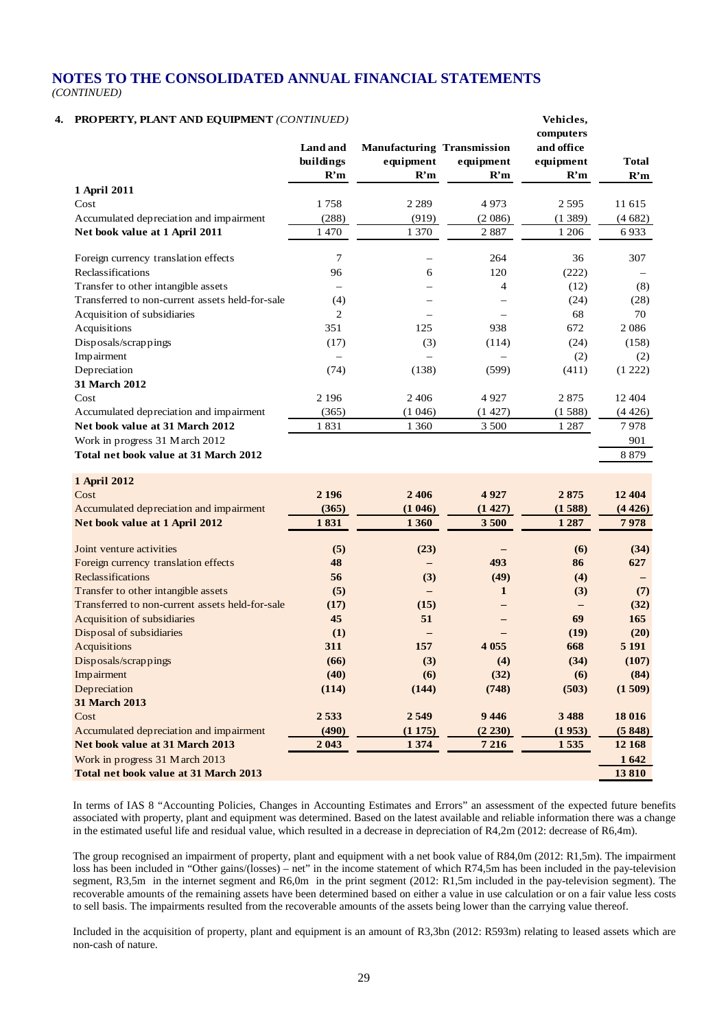# NOTES TO THE CONSOLIDATED ANNUAL FINANCIAL STATEMENTS
*(CONTINUED)*

## 4. PROPERTY, PLANT AND EQUIPMENT *(CONTINUED)*

| | Land and buildings R'm | Manufacturing equipment R'm | Transmission equipment R'm | Vehicles, computers and office equipment R'm | Total R'm |
|---|---|---|---|---|---|
| **1 April 2011** | | | | | |
| Cost | 1 758 | 2 289 | 4 973 | 2 595 | 11 615 |
| Accumulated depreciation and impairment | (288) | (919) | (2 086) | (1 389) | (4 682) |
| **Net book value at 1 April 2011** | 1 470 | 1 370 | 2 887 | 1 206 | 6 933 |
| Foreign currency translation effects | 7 | – | 264 | 36 | 307 |
| Reclassifications | 96 | 6 | 120 | (222) | – |
| Transfer to other intangible assets | – | – | 4 | (12) | (8) |
| Transferred to non-current assets held-for-sale | (4) | – | – | (24) | (28) |
| Acquisition of subsidiaries | 2 | – | – | 68 | 70 |
| Acquisitions | 351 | 125 | 938 | 672 | 2 086 |
| Disposals/scrappings | (17) | (3) | (114) | (24) | (158) |
| Impairment | – | – | – | (2) | (2) |
| Depreciation | (74) | (138) | (599) | (411) | (1 222) |
| **31 March 2012** | | | | | |
| Cost | 2 196 | 2 406 | 4 927 | 2 875 | 12 404 |
| Accumulated depreciation and impairment | (365) | (1 046) | (1 427) | (1 588) | (4 426) |
| **Net book value at 31 March 2012** | 1 831 | 1 360 | 3 500 | 1 287 | 7 978 |
| Work in progress 31 March 2012 | | | | | 901 |
| **Total net book value at 31 March 2012** | | | | | 8 879 |
| **1 April 2012** | | | | | |
| Cost | **2 196** | **2 406** | **4 927** | **2 875** | **12 404** |
| Accumulated depreciation and impairment | **(365)** | **(1 046)** | **(1 427)** | **(1 588)** | **(4 426)** |
| **Net book value at 1 April 2012** | **1 831** | **1 360** | **3 500** | **1 287** | **7 978** |
| Joint venture activities | **(5)** | **(23)** | **–** | **(6)** | **(34)** |
| Foreign currency translation effects | **48** | **–** | **493** | **86** | **627** |
| Reclassifications | **56** | **(3)** | **(49)** | **(4)** | **–** |
| Transfer to other intangible assets | **(5)** | **–** | **1** | **(3)** | **(7)** |
| Transferred to non-current assets held-for-sale | **(17)** | **(15)** | **–** | **–** | **(32)** |
| Acquisition of subsidiaries | **45** | **51** | **–** | **69** | **165** |
| Disposal of subsidiaries | **(1)** | **–** | **–** | **(19)** | **(20)** |
| Acquisitions | **311** | **157** | **4 055** | **668** | **5 191** |
| Disposals/scrappings | **(66)** | **(3)** | **(4)** | **(34)** | **(107)** |
| Impairment | **(40)** | **(6)** | **(32)** | **(6)** | **(84)** |
| Depreciation | **(114)** | **(144)** | **(748)** | **(503)** | **(1 509)** |
| **31 March 2013** | | | | | |
| Cost | **2 533** | **2 549** | **9 446** | **3 488** | **18 016** |
| Accumulated depreciation and impairment | **(490)** | **(1 175)** | **(2 230)** | **(1 953)** | **(5 848)** |
| **Net book value at 31 March 2013** | **2 043** | **1 374** | **7 216** | **1 535** | **12 168** |
| Work in progress 31 March 2013 | | | | | **1 642** |
| **Total net book value at 31 March 2013** | | | | | **13 810** |

In terms of IAS 8 "Accounting Policies, Changes in Accounting Estimates and Errors" an assessment of the expected future benefits associated with property, plant and equipment was determined. Based on the latest available and reliable information there was a change in the estimated useful life and residual value, which resulted in a decrease in depreciation of R4,2m (2012: decrease of R6,4m).

The group recognised an impairment of property, plant and equipment with a net book value of R84,0m (2012: R1,5m). The impairment loss has been included in "Other gains/(losses) – net" in the income statement of which R74,5m has been included in the pay-television segment, R3,5m in the internet segment and R6,0m in the print segment (2012: R1,5m included in the pay-television segment). The recoverable amounts of the remaining assets have been determined based on either a value in use calculation or on a fair value less costs to sell basis. The impairments resulted from the recoverable amounts of the assets being lower than the carrying value thereof.

Included in the acquisition of property, plant and equipment is an amount of R3,3bn (2012: R593m) relating to leased assets which are non-cash of nature.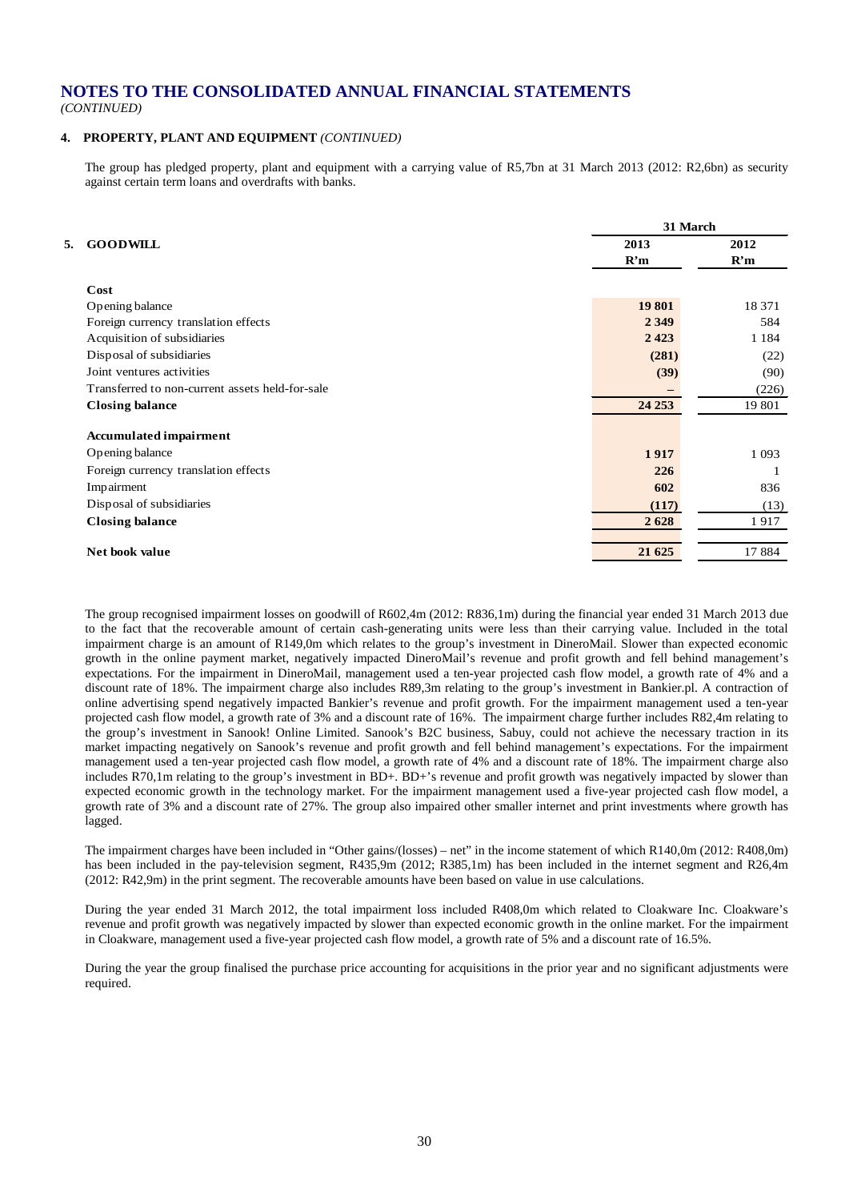# NOTES TO THE CONSOLIDATED ANNUAL FINANCIAL STATEMENTS

*(CONTINUED)*

## 4. PROPERTY, PLANT AND EQUIPMENT *(CONTINUED)*

The group has pledged property, plant and equipment with a carrying value of R5,7bn at 31 March 2013 (2012: R2,6bn) as security against certain term loans and overdrafts with banks.

## 5. GOODWILL

| | 31 March | |
|---|---|---|
| | **2013** | **2012** |
| | **R'm** | **R'm** |
| **Cost** | | |
| Opening balance | **19 801** | 18 371 |
| Foreign currency translation effects | **2 349** | 584 |
| Acquisition of subsidiaries | **2 423** | 1 184 |
| Disposal of subsidiaries | **(281)** | (22) |
| Joint ventures activities | **(39)** | (90) |
| Transferred to non-current assets held-for-sale | **–** | (226) |
| **Closing balance** | **24 253** | 19 801 |
| **Accumulated impairment** | | |
| Opening balance | **1 917** | 1 093 |
| Foreign currency translation effects | **226** | 1 |
| Impairment | **602** | 836 |
| Disposal of subsidiaries | **(117)** | (13) |
| **Closing balance** | **2 628** | 1 917 |
| **Net book value** | **21 625** | 17 884 |

The group recognised impairment losses on goodwill of R602,4m (2012: R836,1m) during the financial year ended 31 March 2013 due to the fact that the recoverable amount of certain cash-generating units were less than their carrying value. Included in the total impairment charge is an amount of R149,0m which relates to the group's investment in DineroMail. Slower than expected economic growth in the online payment market, negatively impacted DineroMail's revenue and profit growth and fell behind management's expectations. For the impairment in DineroMail, management used a ten-year projected cash flow model, a growth rate of 4% and a discount rate of 18%. The impairment charge also includes R89,3m relating to the group's investment in Bankier.pl. A contraction of online advertising spend negatively impacted Bankier's revenue and profit growth. For the impairment management used a ten-year projected cash flow model, a growth rate of 3% and a discount rate of 16%. The impairment charge further includes R82,4m relating to the group's investment in Sanook! Online Limited. Sanook's B2C business, Sabuy, could not achieve the necessary traction in its market impacting negatively on Sanook's revenue and profit growth and fell behind management's expectations. For the impairment management used a ten-year projected cash flow model, a growth rate of 4% and a discount rate of 18%. The impairment charge also includes R70,1m relating to the group's investment in BD+. BD+'s revenue and profit growth was negatively impacted by slower than expected economic growth in the technology market. For the impairment management used a five-year projected cash flow model, a growth rate of 3% and a discount rate of 27%. The group also impaired other smaller internet and print investments where growth has lagged.

The impairment charges have been included in "Other gains/(losses) – net" in the income statement of which R140,0m (2012: R408,0m) has been included in the pay-television segment, R435,9m (2012; R385,1m) has been included in the internet segment and R26,4m (2012: R42,9m) in the print segment. The recoverable amounts have been based on value in use calculations.

During the year ended 31 March 2012, the total impairment loss included R408,0m which related to Cloakware Inc. Cloakware's revenue and profit growth was negatively impacted by slower than expected economic growth in the online market. For the impairment in Cloakware, management used a five-year projected cash flow model, a growth rate of 5% and a discount rate of 16.5%.

During the year the group finalised the purchase price accounting for acquisitions in the prior year and no significant adjustments were required.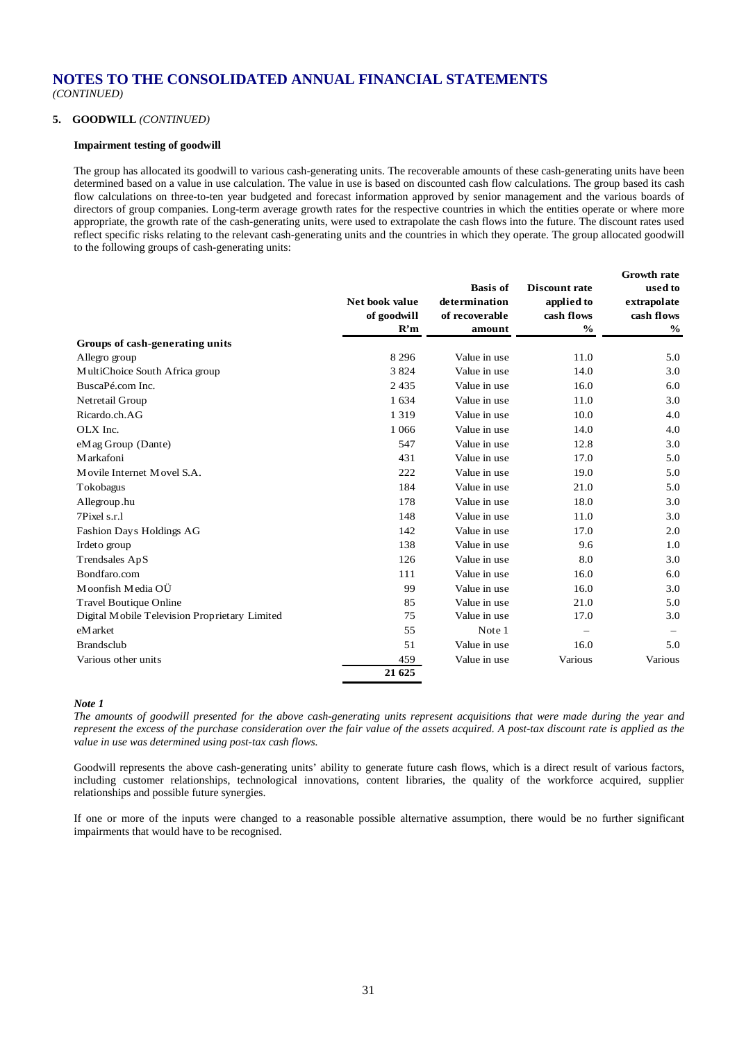# NOTES TO THE CONSOLIDATED ANNUAL FINANCIAL STATEMENTS

*(CONTINUED)*

## 5. GOODWILL *(CONTINUED)*

### Impairment testing of goodwill

The group has allocated its goodwill to various cash-generating units. The recoverable amounts of these cash-generating units have been determined based on a value in use calculation. The value in use is based on discounted cash flow calculations. The group based its cash flow calculations on three-to-ten year budgeted and forecast information approved by senior management and the various boards of directors of group companies. Long-term average growth rates for the respective countries in which the entities operate or where more appropriate, the growth rate of the cash-generating units, were used to extrapolate the cash flows into the future. The discount rates used reflect specific risks relating to the relevant cash-generating units and the countries in which they operate. The group allocated goodwill to the following groups of cash-generating units:

| | Net book value of goodwill R'm | Basis of determination of recoverable amount | Discount rate applied to cash flows % | Growth rate used to extrapolate cash flows % |
|---|---|---|---|---|
| **Groups of cash-generating units** | | | | |
| Allegro group | 8 296 | Value in use | 11.0 | 5.0 |
| MultiChoice South Africa group | 3 824 | Value in use | 14.0 | 3.0 |
| BuscaPé.com Inc. | 2 435 | Value in use | 16.0 | 6.0 |
| Netretail Group | 1 634 | Value in use | 11.0 | 3.0 |
| Ricardo.ch.AG | 1 319 | Value in use | 10.0 | 4.0 |
| OLX Inc. | 1 066 | Value in use | 14.0 | 4.0 |
| eMag Group (Dante) | 547 | Value in use | 12.8 | 3.0 |
| Markafoni | 431 | Value in use | 17.0 | 5.0 |
| Movile Internet Movel S.A. | 222 | Value in use | 19.0 | 5.0 |
| Tokobagus | 184 | Value in use | 21.0 | 5.0 |
| Allegroup.hu | 178 | Value in use | 18.0 | 3.0 |
| 7Pixel s.r.l | 148 | Value in use | 11.0 | 3.0 |
| Fashion Days Holdings AG | 142 | Value in use | 17.0 | 2.0 |
| Irdeto group | 138 | Value in use | 9.6 | 1.0 |
| Trendsales ApS | 126 | Value in use | 8.0 | 3.0 |
| Bondfaro.com | 111 | Value in use | 16.0 | 6.0 |
| Moonfish Media OÜ | 99 | Value in use | 16.0 | 3.0 |
| Travel Boutique Online | 85 | Value in use | 21.0 | 5.0 |
| Digital Mobile Television Proprietary Limited | 75 | Value in use | 17.0 | 3.0 |
| eMarket | 55 | Note 1 | – | – |
| Brandsclub | 51 | Value in use | 16.0 | 5.0 |
| Various other units | 459 | Value in use | Various | Various |
| | **21 625** | | | |

***Note 1***

*The amounts of goodwill presented for the above cash-generating units represent acquisitions that were made during the year and represent the excess of the purchase consideration over the fair value of the assets acquired. A post-tax discount rate is applied as the value in use was determined using post-tax cash flows.*

Goodwill represents the above cash-generating units' ability to generate future cash flows, which is a direct result of various factors, including customer relationships, technological innovations, content libraries, the quality of the workforce acquired, supplier relationships and possible future synergies.

If one or more of the inputs were changed to a reasonable possible alternative assumption, there would be no further significant impairments that would have to be recognised.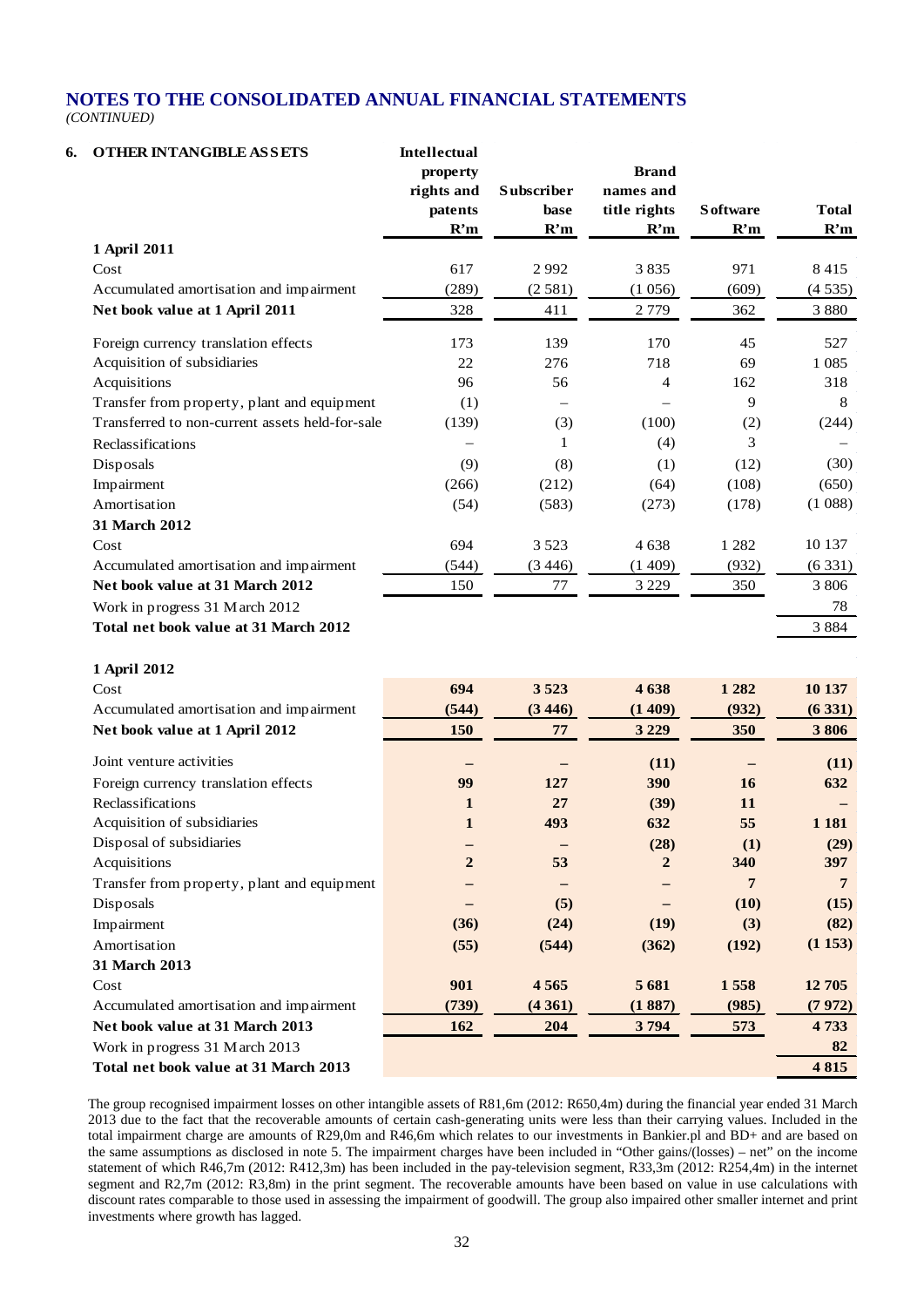# NOTES TO THE CONSOLIDATED ANNUAL FINANCIAL STATEMENTS

*(CONTINUED)*

## 6. OTHER INTANGIBLE ASSETS

| | Intellectual property rights and patents R'm | Subscriber base R'm | Brand names and title rights R'm | Software R'm | Total R'm |
|---|---|---|---|---|---|
| **1 April 2011** | | | | | |
| Cost | 617 | 2 992 | 3 835 | 971 | 8 415 |
| Accumulated amortisation and impairment | (289) | (2 581) | (1 056) | (609) | (4 535) |
| **Net book value at 1 April 2011** | 328 | 411 | 2 779 | 362 | 3 880 |
| Foreign currency translation effects | 173 | 139 | 170 | 45 | 527 |
| Acquisition of subsidiaries | 22 | 276 | 718 | 69 | 1 085 |
| Acquisitions | 96 | 56 | 4 | 162 | 318 |
| Transfer from property, plant and equipment | (1) | – | – | 9 | 8 |
| Transferred to non-current assets held-for-sale | (139) | (3) | (100) | (2) | (244) |
| Reclassifications | – | 1 | (4) | 3 | – |
| Disposals | (9) | (8) | (1) | (12) | (30) |
| Impairment | (266) | (212) | (64) | (108) | (650) |
| Amortisation | (54) | (583) | (273) | (178) | (1 088) |
| **31 March 2012** | | | | | |
| Cost | 694 | 3 523 | 4 638 | 1 282 | 10 137 |
| Accumulated amortisation and impairment | (544) | (3 446) | (1 409) | (932) | (6 331) |
| **Net book value at 31 March 2012** | 150 | 77 | 3 229 | 350 | 3 806 |
| Work in progress 31 March 2012 | | | | | 78 |
| **Total net book value at 31 March 2012** | | | | | 3 884 |
| | | | | | |
| **1 April 2012** | | | | | |
| Cost | **694** | **3 523** | **4 638** | **1 282** | **10 137** |
| Accumulated amortisation and impairment | **(544)** | **(3 446)** | **(1 409)** | **(932)** | **(6 331)** |
| **Net book value at 1 April 2012** | **150** | **77** | **3 229** | **350** | **3 806** |
| Joint venture activities | **–** | **–** | **(11)** | **–** | **(11)** |
| Foreign currency translation effects | **99** | **127** | **390** | **16** | **632** |
| Reclassifications | **1** | **27** | **(39)** | **11** | **–** |
| Acquisition of subsidiaries | **1** | **493** | **632** | **55** | **1 181** |
| Disposal of subsidiaries | **–** | **–** | **(28)** | **(1)** | **(29)** |
| Acquisitions | **2** | **53** | **2** | **340** | **397** |
| Transfer from property, plant and equipment | **–** | **–** | **–** | **7** | **7** |
| Disposals | **–** | **(5)** | **–** | **(10)** | **(15)** |
| Impairment | **(36)** | **(24)** | **(19)** | **(3)** | **(82)** |
| Amortisation | **(55)** | **(544)** | **(362)** | **(192)** | **(1 153)** |
| **31 March 2013** | | | | | |
| Cost | **901** | **4 565** | **5 681** | **1 558** | **12 705** |
| Accumulated amortisation and impairment | **(739)** | **(4 361)** | **(1 887)** | **(985)** | **(7 972)** |
| **Net book value at 31 March 2013** | **162** | **204** | **3 794** | **573** | **4 733** |
| Work in progress 31 March 2013 | | | | | **82** |
| **Total net book value at 31 March 2013** | | | | | **4 815** |

The group recognised impairment losses on other intangible assets of R81,6m (2012: R650,4m) during the financial year ended 31 March 2013 due to the fact that the recoverable amounts of certain cash-generating units were less than their carrying values. Included in the total impairment charge are amounts of R29,0m and R46,6m which relates to our investments in Bankier.pl and BD+ and are based on the same assumptions as disclosed in note 5. The impairment charges have been included in "Other gains/(losses) – net" on the income statement of which R46,7m (2012: R412,3m) has been included in the pay-television segment, R33,3m (2012: R254,4m) in the internet segment and R2,7m (2012: R3,8m) in the print segment. The recoverable amounts have been based on value in use calculations with discount rates comparable to those used in assessing the impairment of goodwill. The group also impaired other smaller internet and print investments where growth has lagged.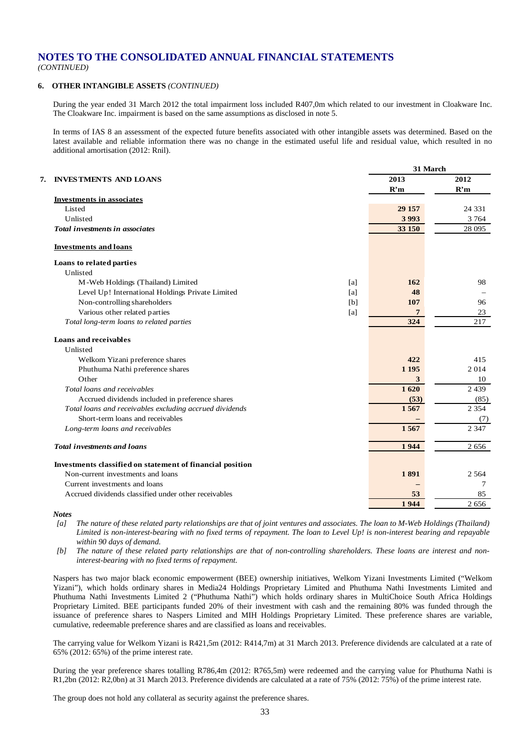# NOTES TO THE CONSOLIDATED ANNUAL FINANCIAL STATEMENTS
*(CONTINUED)*

## 6. OTHER INTANGIBLE ASSETS *(CONTINUED)*

During the year ended 31 March 2012 the total impairment loss included R407,0m which related to our investment in Cloakware Inc. The Cloakware Inc. impairment is based on the same assumptions as disclosed in note 5.

In terms of IAS 8 an assessment of the expected future benefits associated with other intangible assets was determined. Based on the latest available and reliable information there was no change in the estimated useful life and residual value, which resulted in no additional amortisation (2012: Rnil).

## 7. INVESTMENTS AND LOANS

| | | 31 March | |
|---|---|---|---|
| | | **2013** | **2012** |
| | | **R'm** | **R'm** |
| **Investments in associates** | | | |
| Listed | | **29 157** | 24 331 |
| Unlisted | | **3 993** | 3 764 |
| ***Total investments in associates*** | | **33 150** | 28 095 |
| **Investments and loans** | | | |
| **Loans to related parties** | | | |
| Unlisted | | | |
| M-Web Holdings (Thailand) Limited | [a] | **162** | 98 |
| Level Up! International Holdings Private Limited | [a] | **48** | – |
| Non-controlling shareholders | [b] | **107** | 96 |
| Various other related parties | [a] | **7** | 23 |
| *Total long-term loans to related parties* | | **324** | 217 |
| **Loans and receivables** | | | |
| Unlisted | | | |
| Welkom Yizani preference shares | | **422** | 415 |
| Phuthuma Nathi preference shares | | **1 195** | 2 014 |
| Other | | **3** | 10 |
| *Total loans and receivables* | | **1 620** | 2 439 |
| Accrued dividends included in preference shares | | **(53)** | (85) |
| *Total loans and receivables excluding accrued dividends* | | **1 567** | 2 354 |
| Short-term loans and receivables | | **–** | (7) |
| *Long-term loans and receivables* | | **1 567** | 2 347 |
| ***Total investments and loans*** | | **1 944** | 2 656 |
| **Investments classified on statement of financial position** | | | |
| Non-current investments and loans | | **1 891** | 2 564 |
| Current investments and loans | | **–** | 7 |
| Accrued dividends classified under other receivables | | **53** | 85 |
| | | **1 944** | 2 656 |

***Notes***

*[a] The nature of these related party relationships are that of joint ventures and associates. The loan to M-Web Holdings (Thailand) Limited is non-interest-bearing with no fixed terms of repayment. The loan to Level Up! is non-interest bearing and repayable within 90 days of demand.*

*[b] The nature of these related party relationships are that of non-controlling shareholders. These loans are interest and non-interest-bearing with no fixed terms of repayment.*

Naspers has two major black economic empowerment (BEE) ownership initiatives, Welkom Yizani Investments Limited ("Welkom Yizani"), which holds ordinary shares in Media24 Holdings Proprietary Limited and Phuthuma Nathi Investments Limited and Phuthuma Nathi Investments Limited 2 ("Phuthuma Nathi") which holds ordinary shares in MultiChoice South Africa Holdings Proprietary Limited. BEE participants funded 20% of their investment with cash and the remaining 80% was funded through the issuance of preference shares to Naspers Limited and MIH Holdings Proprietary Limited. These preference shares are variable, cumulative, redeemable preference shares and are classified as loans and receivables.

The carrying value for Welkom Yizani is R421,5m (2012: R414,7m) at 31 March 2013. Preference dividends are calculated at a rate of 65% (2012: 65%) of the prime interest rate.

During the year preference shares totalling R786,4m (2012: R765,5m) were redeemed and the carrying value for Phuthuma Nathi is R1,2bn (2012: R2,0bn) at 31 March 2013. Preference dividends are calculated at a rate of 75% (2012: 75%) of the prime interest rate.

The group does not hold any collateral as security against the preference shares.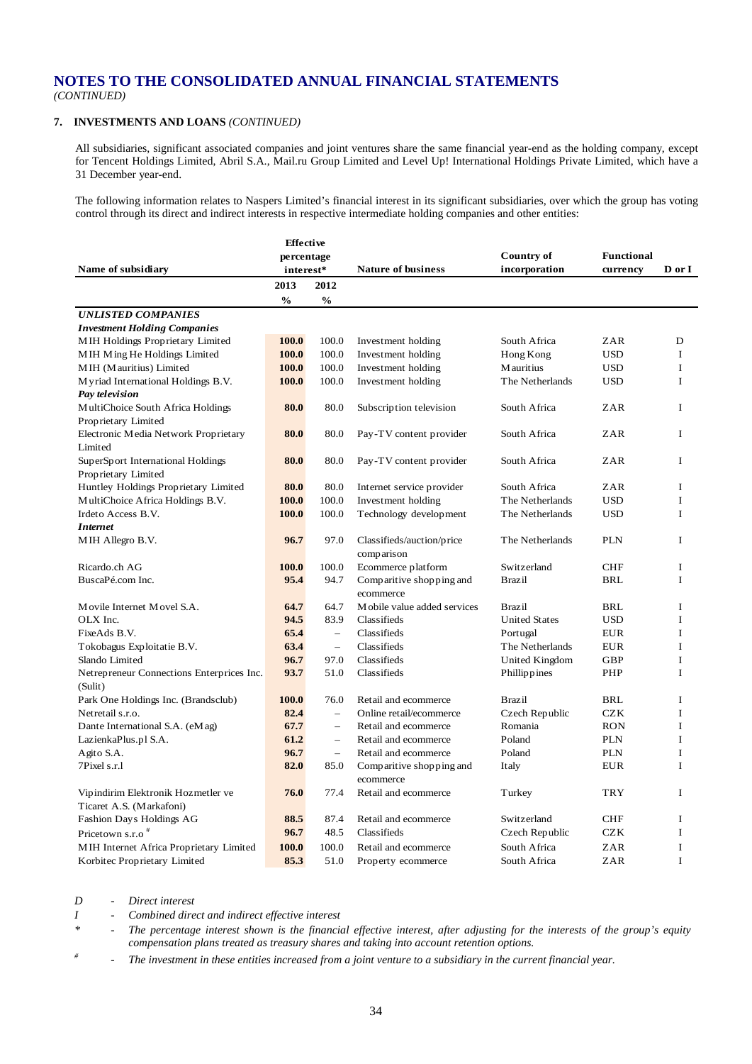# NOTES TO THE CONSOLIDATED ANNUAL FINANCIAL STATEMENTS
*(CONTINUED)*

## 7. INVESTMENTS AND LOANS *(CONTINUED)*

All subsidiaries, significant associated companies and joint ventures share the same financial year-end as the holding company, except for Tencent Holdings Limited, Abril S.A., Mail.ru Group Limited and Level Up! International Holdings Private Limited, which have a 31 December year-end.

The following information relates to Naspers Limited's financial interest in its significant subsidiaries, over which the group has voting control through its direct and indirect interests in respective intermediate holding companies and other entities:

| Name of subsidiary | Effective percentage interest* | | Nature of business | Country of incorporation | Functional currency | D or I |
|---|---|---|---|---|---|---|
| | 2013 | 2012 | | | | |
| | % | % | | | | |
| ***UNLISTED COMPANIES*** | | | | | | |
| ***Investment Holding Companies*** | | | | | | |
| MIH Holdings Proprietary Limited | **100.0** | 100.0 | Investment holding | South Africa | ZAR | D |
| MIH Ming He Holdings Limited | **100.0** | 100.0 | Investment holding | Hong Kong | USD | I |
| MIH (Mauritius) Limited | **100.0** | 100.0 | Investment holding | Mauritius | USD | I |
| Myriad International Holdings B.V. | **100.0** | 100.0 | Investment holding | The Netherlands | USD | I |
| ***Pay television*** | | | | | | |
| MultiChoice South Africa Holdings Proprietary Limited | **80.0** | 80.0 | Subscription television | South Africa | ZAR | I |
| Electronic Media Network Proprietary Limited | **80.0** | 80.0 | Pay-TV content provider | South Africa | ZAR | I |
| SuperSport International Holdings Proprietary Limited | **80.0** | 80.0 | Pay-TV content provider | South Africa | ZAR | I |
| Huntley Holdings Proprietary Limited | **80.0** | 80.0 | Internet service provider | South Africa | ZAR | I |
| MultiChoice Africa Holdings B.V. | **100.0** | 100.0 | Investment holding | The Netherlands | USD | I |
| Irdeto Access B.V. | **100.0** | 100.0 | Technology development | The Netherlands | USD | I |
| ***Internet*** | | | | | | |
| MIH Allegro B.V. | **96.7** | 97.0 | Classifieds/auction/price comparison | The Netherlands | PLN | I |
| Ricardo.ch AG | **100.0** | 100.0 | Ecommerce platform | Switzerland | CHF | I |
| BuscaPé.com Inc. | **95.4** | 94.7 | Comparitive shopping and ecommerce | Brazil | BRL | I |
| Movile Internet Movel S.A. | **64.7** | 64.7 | Mobile value added services | Brazil | BRL | I |
| OLX Inc. | **94.5** | 83.9 | Classifieds | United States | USD | I |
| FixeAds B.V. | **65.4** | – | Classifieds | Portugal | EUR | I |
| Tokobagus Exploitatie B.V. | **63.4** | – | Classifieds | The Netherlands | EUR | I |
| Slando Limited | **96.7** | 97.0 | Classifieds | United Kingdom | GBP | I |
| Netrepreneur Connections Enterprices Inc. (Sulit) | **93.7** | 51.0 | Classifieds | Phillippines | PHP | I |
| Park One Holdings Inc. (Brandsclub) | **100.0** | 76.0 | Retail and ecommerce | Brazil | BRL | I |
| Netretail s.r.o. | **82.4** | – | Online retail/ecommerce | Czech Republic | CZK | I |
| Dante International S.A. (eMag) | **67.7** | – | Retail and ecommerce | Romania | RON | I |
| LazienkaPlus.pl S.A. | **61.2** | – | Retail and ecommerce | Poland | PLN | I |
| Agito S.A. | **96.7** | – | Retail and ecommerce | Poland | PLN | I |
| 7Pixel s.r.l | **82.0** | 85.0 | Comparitive shopping and ecommerce | Italy | EUR | I |
| Vipindirim Elektronik Hozmetler ve Ticaret A.S. (Markafoni) | **76.0** | 77.4 | Retail and ecommerce | Turkey | TRY | I |
| Fashion Days Holdings AG | **88.5** | 87.4 | Retail and ecommerce | Switzerland | CHF | I |
| Pricetown s.r.o # | **96.7** | 48.5 | Classifieds | Czech Republic | CZK | I |
| MIH Internet Africa Proprietary Limited | **100.0** | 100.0 | Retail and ecommerce | South Africa | ZAR | I |
| Korbitec Proprietary Limited | **85.3** | 51.0 | Property ecommerce | South Africa | ZAR | I |

*D - Direct interest*

*I - Combined direct and indirect effective interest*

*\* - The percentage interest shown is the financial effective interest, after adjusting for the interests of the group's equity compensation plans treated as treasury shares and taking into account retention options.*

*# - The investment in these entities increased from a joint venture to a subsidiary in the current financial year.*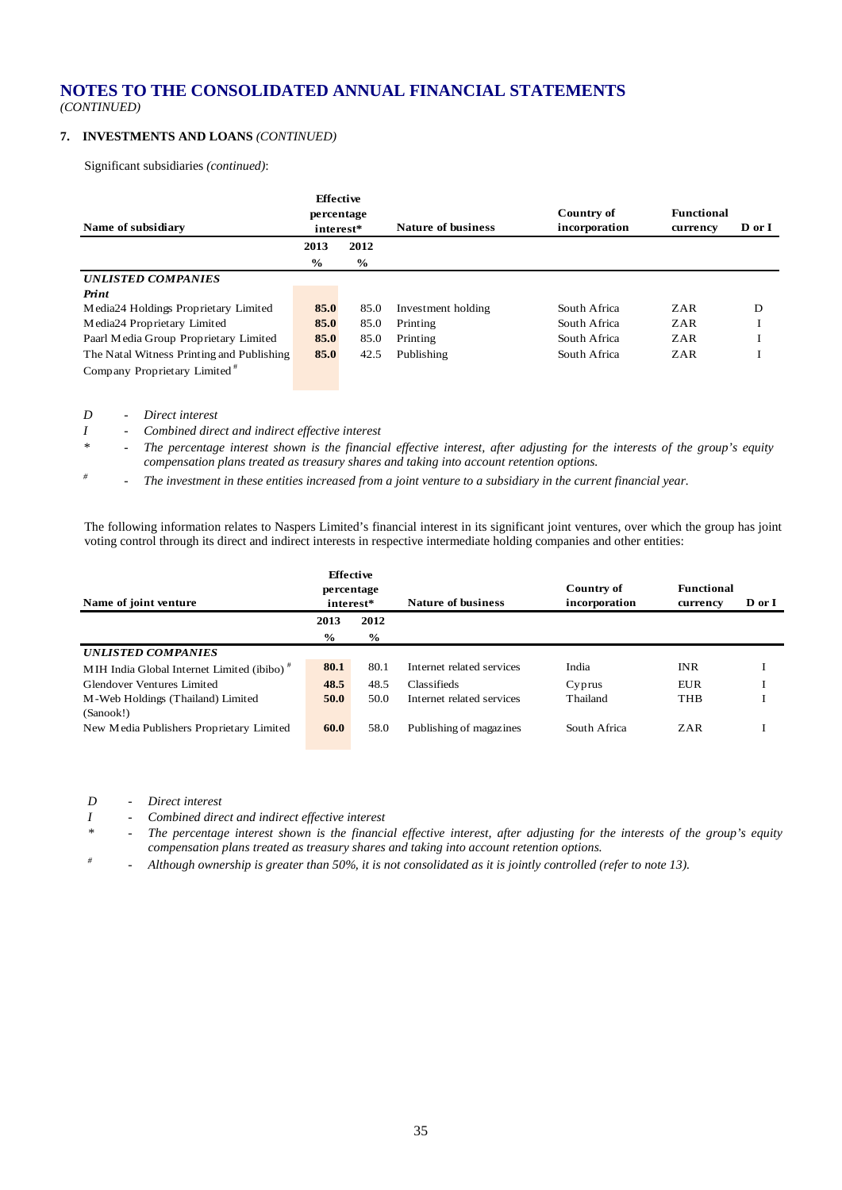## NOTES TO THE CONSOLIDATED ANNUAL FINANCIAL STATEMENTS
*(CONTINUED)*

### 7. INVESTMENTS AND LOANS *(CONTINUED)*

Significant subsidiaries *(continued)*:

| Name of subsidiary | Effective percentage interest* | | Nature of business | Country of incorporation | Functional currency | D or I |
|---|---|---|---|---|---|---|
| | 2013 | 2012 | | | | |
| | % | % | | | | |
| ***UNLISTED COMPANIES*** | | | | | | |
| ***Print*** | | | | | | |
| Media24 Holdings Proprietary Limited | **85.0** | 85.0 | Investment holding | South Africa | ZAR | D |
| Media24 Proprietary Limited | **85.0** | 85.0 | Printing | South Africa | ZAR | I |
| Paarl Media Group Proprietary Limited | **85.0** | 85.0 | Printing | South Africa | ZAR | I |
| The Natal Witness Printing and Publishing Company Proprietary Limited # | **85.0** | 42.5 | Publishing | South Africa | ZAR | I |

*D* - *Direct interest*
*I* - *Combined direct and indirect effective interest*
\* - *The percentage interest shown is the financial effective interest, after adjusting for the interests of the group's equity compensation plans treated as treasury shares and taking into account retention options.*
\# - *The investment in these entities increased from a joint venture to a subsidiary in the current financial year.*

The following information relates to Naspers Limited's financial interest in its significant joint ventures, over which the group has joint voting control through its direct and indirect interests in respective intermediate holding companies and other entities:

| Name of joint venture | Effective percentage interest* | | Nature of business | Country of incorporation | Functional currency | D or I |
|---|---|---|---|---|---|---|
| | 2013 | 2012 | | | | |
| | % | % | | | | |
| ***UNLISTED COMPANIES*** | | | | | | |
| MIH India Global Internet Limited (ibibo) # | **80.1** | 80.1 | Internet related services | India | INR | I |
| Glendover Ventures Limited | **48.5** | 48.5 | Classifieds | Cyprus | EUR | I |
| M-Web Holdings (Thailand) Limited (Sanook!) | **50.0** | 50.0 | Internet related services | Thailand | THB | I |
| New Media Publishers Proprietary Limited | **60.0** | 58.0 | Publishing of magazines | South Africa | ZAR | I |

*D* - *Direct interest*
*I* - *Combined direct and indirect effective interest*
\* - *The percentage interest shown is the financial effective interest, after adjusting for the interests of the group's equity compensation plans treated as treasury shares and taking into account retention options.*
\# - *Although ownership is greater than 50%, it is not consolidated as it is jointly controlled (refer to note 13).*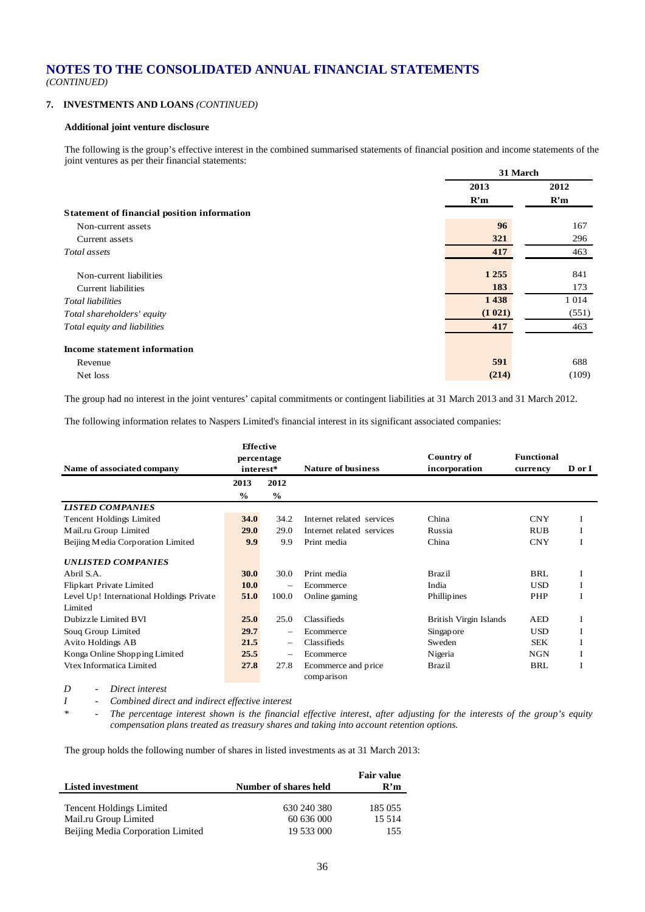# NOTES TO THE CONSOLIDATED ANNUAL FINANCIAL STATEMENTS
*(CONTINUED)*

## 7. INVESTMENTS AND LOANS *(CONTINUED)*

### Additional joint venture disclosure

The following is the group's effective interest in the combined summarised statements of financial position and income statements of the joint ventures as per their financial statements:

| | 31 March | |
|---|---|---|
| | 2013 | 2012 |
| | R'm | R'm |
| **Statement of financial position information** | | |
| Non-current assets | **96** | 167 |
| Current assets | **321** | 296 |
| *Total assets* | **417** | 463 |
| | | |
| Non-current liabilities | **1 255** | 841 |
| Current liabilities | **183** | 173 |
| *Total liabilities* | **1 438** | 1 014 |
| *Total shareholders' equity* | **(1 021)** | (551) |
| *Total equity and liabilities* | **417** | 463 |
| | | |
| **Income statement information** | | |
| Revenue | **591** | 688 |
| Net loss | **(214)** | (109) |

The group had no interest in the joint ventures' capital commitments or contingent liabilities at 31 March 2013 and 31 March 2012.

The following information relates to Naspers Limited's financial interest in its significant associated companies:

| Name of associated company | Effective percentage interest* | | Nature of business | Country of incorporation | Functional currency | D or I |
|---|---|---|---|---|---|---|
| | 2013 | 2012 | | | | |
| | % | % | | | | |
| ***LISTED COMPANIES*** | | | | | | |
| Tencent Holdings Limited | **34.0** | 34.2 | Internet related services | China | CNY | I |
| Mail.ru Group Limited | **29.0** | 29.0 | Internet related services | Russia | RUB | I |
| Beijing Media Corporation Limited | **9.9** | 9.9 | Print media | China | CNY | I |
| ***UNLISTED COMPANIES*** | | | | | | |
| Abril S.A. | **30.0** | 30.0 | Print media | Brazil | BRL | I |
| Flipkart Private Limited | **10.0** | – | Ecommerce | India | USD | I |
| Level Up! International Holdings Private Limited | **51.0** | 100.0 | Online gaming | Phillipines | PHP | I |
| Dubizzle Limited BVI | **25.0** | 25.0 | Classifieds | British Virgin Islands | AED | I |
| Souq Group Limited | **29.7** | – | Ecommerce | Singapore | USD | I |
| Avito Holdings AB | **21.5** | – | Classifieds | Sweden | SEK | I |
| Konga Online Shopping Limited | **25.5** | – | Ecommerce | Nigeria | NGN | I |
| Vtex Informatica Limited | **27.8** | 27.8 | Ecommerce and price comparison | Brazil | BRL | I |

*D - Direct interest*

*I - Combined direct and indirect effective interest*

*\* - The percentage interest shown is the financial effective interest, after adjusting for the interests of the group's equity compensation plans treated as treasury shares and taking into account retention options.*

The group holds the following number of shares in listed investments as at 31 March 2013:

| Listed investment | Number of shares held | Fair value R'm |
|---|---|---|
| Tencent Holdings Limited | 630 240 380 | 185 055 |
| Mail.ru Group Limited | 60 636 000 | 15 514 |
| Beijing Media Corporation Limited | 19 533 000 | 155 |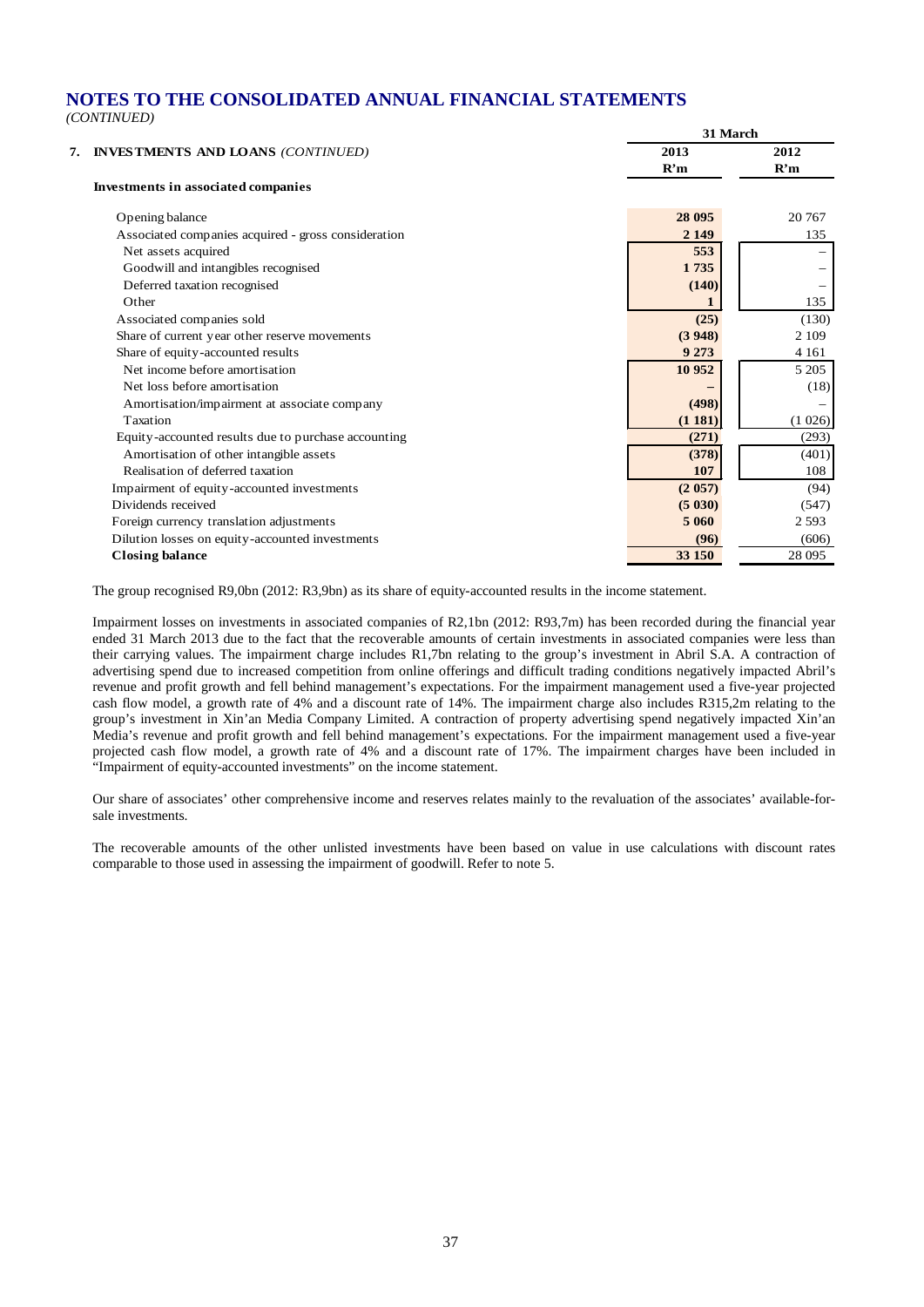# NOTES TO THE CONSOLIDATED ANNUAL FINANCIAL STATEMENTS

*(CONTINUED)*

## 7. INVESTMENTS AND LOANS *(CONTINUED)*

| | 31 March | |
|---|---|---|
| | 2013 | 2012 |
| | R'm | R'm |
| **Investments in associated companies** | | |
| Opening balance | 28 095 | 20 767 |
| Associated companies acquired - gross consideration | 2 149 | 135 |
| Net assets acquired | 553 | – |
| Goodwill and intangibles recognised | 1 735 | – |
| Deferred taxation recognised | (140) | – |
| Other | 1 | 135 |
| Associated companies sold | (25) | (130) |
| Share of current year other reserve movements | (3 948) | 2 109 |
| Share of equity-accounted results | 9 273 | 4 161 |
| Net income before amortisation | 10 952 | 5 205 |
| Net loss before amortisation | – | (18) |
| Amortisation/impairment at associate company | (498) | – |
| Taxation | (1 181) | (1 026) |
| Equity-accounted results due to purchase accounting | (271) | (293) |
| Amortisation of other intangible assets | (378) | (401) |
| Realisation of deferred taxation | 107 | 108 |
| Impairment of equity-accounted investments | (2 057) | (94) |
| Dividends received | (5 030) | (547) |
| Foreign currency translation adjustments | 5 060 | 2 593 |
| Dilution losses on equity-accounted investments | (96) | (606) |
| **Closing balance** | 33 150 | 28 095 |

The group recognised R9,0bn (2012: R3,9bn) as its share of equity-accounted results in the income statement.

Impairment losses on investments in associated companies of R2,1bn (2012: R93,7m) has been recorded during the financial year ended 31 March 2013 due to the fact that the recoverable amounts of certain investments in associated companies were less than their carrying values. The impairment charge includes R1,7bn relating to the group's investment in Abril S.A. A contraction of advertising spend due to increased competition from online offerings and difficult trading conditions negatively impacted Abril's revenue and profit growth and fell behind management's expectations. For the impairment management used a five-year projected cash flow model, a growth rate of 4% and a discount rate of 14%. The impairment charge also includes R315,2m relating to the group's investment in Xin'an Media Company Limited. A contraction of property advertising spend negatively impacted Xin'an Media's revenue and profit growth and fell behind management's expectations. For the impairment management used a five-year projected cash flow model, a growth rate of 4% and a discount rate of 17%. The impairment charges have been included in "Impairment of equity-accounted investments" on the income statement.

Our share of associates' other comprehensive income and reserves relates mainly to the revaluation of the associates' available-for-sale investments.

The recoverable amounts of the other unlisted investments have been based on value in use calculations with discount rates comparable to those used in assessing the impairment of goodwill. Refer to note 5.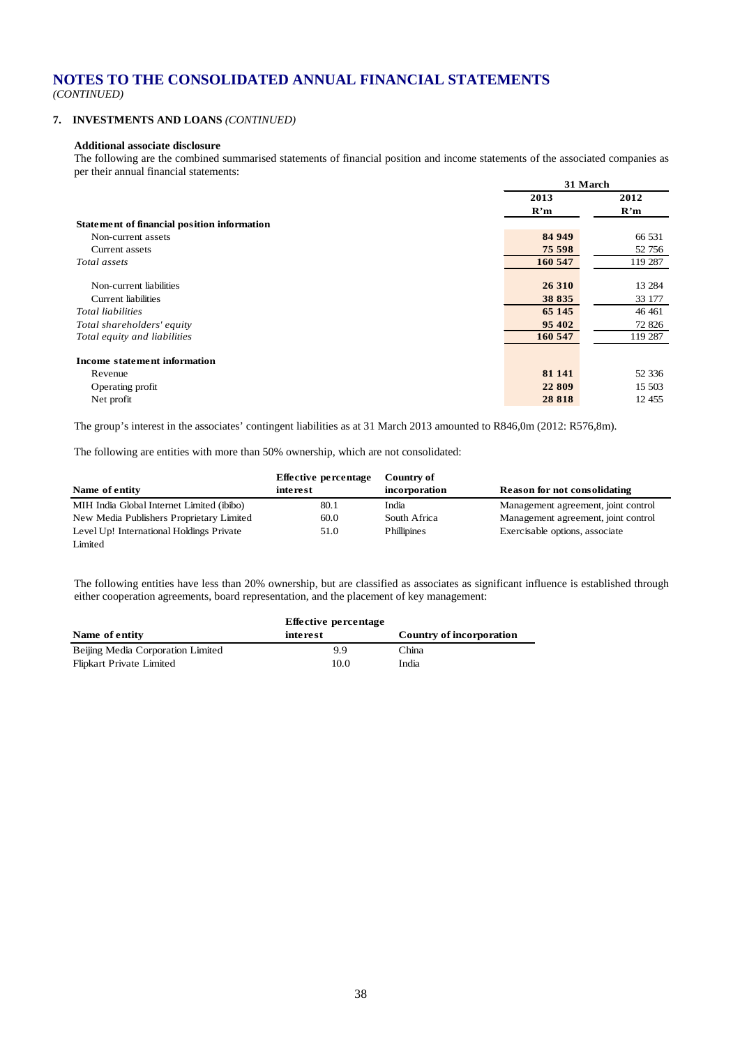# NOTES TO THE CONSOLIDATED ANNUAL FINANCIAL STATEMENTS

*(CONTINUED)*

## 7. INVESTMENTS AND LOANS *(CONTINUED)*

**Additional associate disclosure**

The following are the combined summarised statements of financial position and income statements of the associated companies as per their annual financial statements:

| | 31 March | |
|---|---|---|
| | **2013** | **2012** |
| | **R'm** | **R'm** |
| **Statement of financial position information** | | |
| Non-current assets | **84 949** | 66 531 |
| Current assets | **75 598** | 52 756 |
| *Total assets* | **160 547** | 119 287 |
| Non-current liabilities | **26 310** | 13 284 |
| Current liabilities | **38 835** | 33 177 |
| *Total liabilities* | **65 145** | 46 461 |
| *Total shareholders' equity* | **95 402** | 72 826 |
| *Total equity and liabilities* | **160 547** | 119 287 |
| **Income statement information** | | |
| Revenue | **81 141** | 52 336 |
| Operating profit | **22 809** | 15 503 |
| Net profit | **28 818** | 12 455 |

The group's interest in the associates' contingent liabilities as at 31 March 2013 amounted to R846,0m (2012: R576,8m).

The following are entities with more than 50% ownership, which are not consolidated:

| Name of entity | Effective percentage interest | Country of incorporation | Reason for not consolidating |
|---|---|---|---|
| MIH India Global Internet Limited (ibibo) | 80.1 | India | Management agreement, joint control |
| New Media Publishers Proprietary Limited | 60.0 | South Africa | Management agreement, joint control |
| Level Up! International Holdings Private Limited | 51.0 | Phillipines | Exercisable options, associate |

The following entities have less than 20% ownership, but are classified as associates as significant influence is established through either cooperation agreements, board representation, and the placement of key management:

| Name of entity | Effective percentage interest | Country of incorporation |
|---|---|---|
| Beijing Media Corporation Limited | 9.9 | China |
| Flipkart Private Limited | 10.0 | India |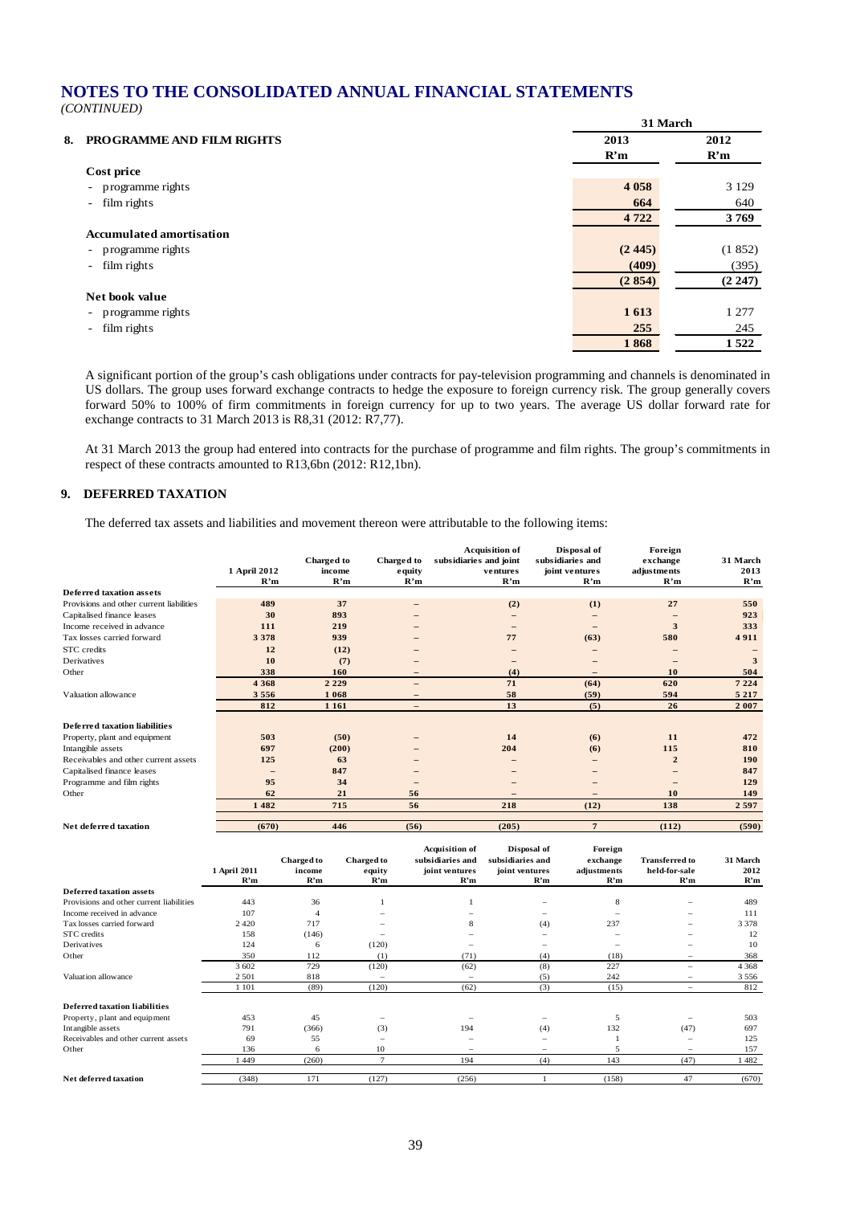# NOTES TO THE CONSOLIDATED ANNUAL FINANCIAL STATEMENTS

*(CONTINUED)*

## 8. PROGRAMME AND FILM RIGHTS

| | 31 March 2013 R'm | 31 March 2012 R'm |
|---|---|---|
| **Cost price** | | |
| - programme rights | **4 058** | 3 129 |
| - film rights | **664** | 640 |
| | **4 722** | **3 769** |
| **Accumulated amortisation** | | |
| - programme rights | **(2 445)** | (1 852) |
| - film rights | **(409)** | (395) |
| | **(2 854)** | **(2 247)** |
| **Net book value** | | |
| - programme rights | **1 613** | 1 277 |
| - film rights | **255** | 245 |
| | **1 868** | **1 522** |

A significant portion of the group's cash obligations under contracts for pay-television programming and channels is denominated in US dollars. The group uses forward exchange contracts to hedge the exposure to foreign currency risk. The group generally covers forward 50% to 100% of firm commitments in foreign currency for up to two years. The average US dollar forward rate for exchange contracts to 31 March 2013 is R8,31 (2012: R7,77).

At 31 March 2013 the group had entered into contracts for the purchase of programme and film rights. The group's commitments in respect of these contracts amounted to R13,6bn (2012: R12,1bn).

## 9. DEFERRED TAXATION

The deferred tax assets and liabilities and movement thereon were attributable to the following items:

| | 1 April 2012 R'm | Charged to income R'm | Charged to equity R'm | Acquisition of subsidiaries and joint ventures R'm | Disposal of subsidiaries and joint ventures R'm | Foreign exchange adjustments R'm | 31 March 2013 R'm |
|---|---|---|---|---|---|---|---|
| **Deferred taxation assets** | | | | | | | |
| Provisions and other current liabilities | **489** | **37** | **–** | **(2)** | **(1)** | **27** | **550** |
| Capitalised finance leases | **30** | **893** | **–** | **–** | **–** | **–** | **923** |
| Income received in advance | **111** | **219** | **–** | **–** | **–** | **3** | **333** |
| Tax losses carried forward | **3 378** | **939** | **–** | **77** | **(63)** | **580** | **4 911** |
| STC credits | **12** | **(12)** | **–** | **–** | **–** | **–** | **–** |
| Derivatives | **10** | **(7)** | **–** | **–** | **–** | **–** | **3** |
| Other | **338** | **160** | **–** | **(4)** | **–** | **10** | **504** |
| | **4 368** | **2 229** | **–** | **71** | **(64)** | **620** | **7 224** |
| Valuation allowance | **3 556** | **1 068** | **–** | **58** | **(59)** | **594** | **5 217** |
| | **812** | **1 161** | **–** | **13** | **(5)** | **26** | **2 007** |
| **Deferred taxation liabilities** | | | | | | | |
| Property, plant and equipment | **503** | **(50)** | **–** | **14** | **(6)** | **11** | **472** |
| Intangible assets | **697** | **(200)** | **–** | **204** | **(6)** | **115** | **810** |
| Receivables and other current assets | **125** | **63** | **–** | **–** | **–** | **2** | **190** |
| Capitalised finance leases | **–** | **847** | **–** | **–** | **–** | **–** | **847** |
| Programme and film rights | **95** | **34** | **–** | **–** | **–** | **–** | **129** |
| Other | **62** | **21** | **56** | **–** | **–** | **10** | **149** |
| | **1 482** | **715** | **56** | **218** | **(12)** | **138** | **2 597** |
| **Net deferred taxation** | **(670)** | **446** | **(56)** | **(205)** | **7** | **(112)** | **(590)** |

| | 1 April 2011 R'm | Charged to income R'm | Charged to equity R'm | Acquisition of subsidiaries and joint ventures R'm | Disposal of subsidiaries and joint ventures R'm | Foreign exchange adjustments R'm | Transferred to held-for-sale R'm | 31 March 2012 R'm |
|---|---|---|---|---|---|---|---|---|
| **Deferred taxation assets** | | | | | | | | |
| Provisions and other current liabilities | 443 | 36 | 1 | 1 | – | 8 | – | 489 |
| Income received in advance | 107 | 4 | – | – | – | – | – | 111 |
| Tax losses carried forward | 2 420 | 717 | – | 8 | (4) | 237 | – | 3 378 |
| STC credits | 158 | (146) | – | – | – | – | – | 12 |
| Derivatives | 124 | 6 | (120) | – | – | – | – | 10 |
| Other | 350 | 112 | (1) | (71) | (4) | (18) | – | 368 |
| | 3 602 | 729 | (120) | (62) | (8) | 227 | – | 4 368 |
| Valuation allowance | 2 501 | 818 | – | – | (5) | 242 | – | 3 556 |
| | 1 101 | (89) | (120) | (62) | (3) | (15) | – | 812 |
| **Deferred taxation liabilities** | | | | | | | | |
| Property, plant and equipment | 453 | 45 | – | – | – | 5 | – | 503 |
| Intangible assets | 791 | (366) | (3) | 194 | (4) | 132 | (47) | 697 |
| Receivables and other current assets | 69 | 55 | – | – | – | 1 | – | 125 |
| Other | 136 | 6 | 10 | – | – | 5 | – | 157 |
| | 1 449 | (260) | 7 | 194 | (4) | 143 | (47) | 1 482 |
| **Net deferred taxation** | (348) | 171 | (127) | (256) | 1 | (158) | 47 | (670) |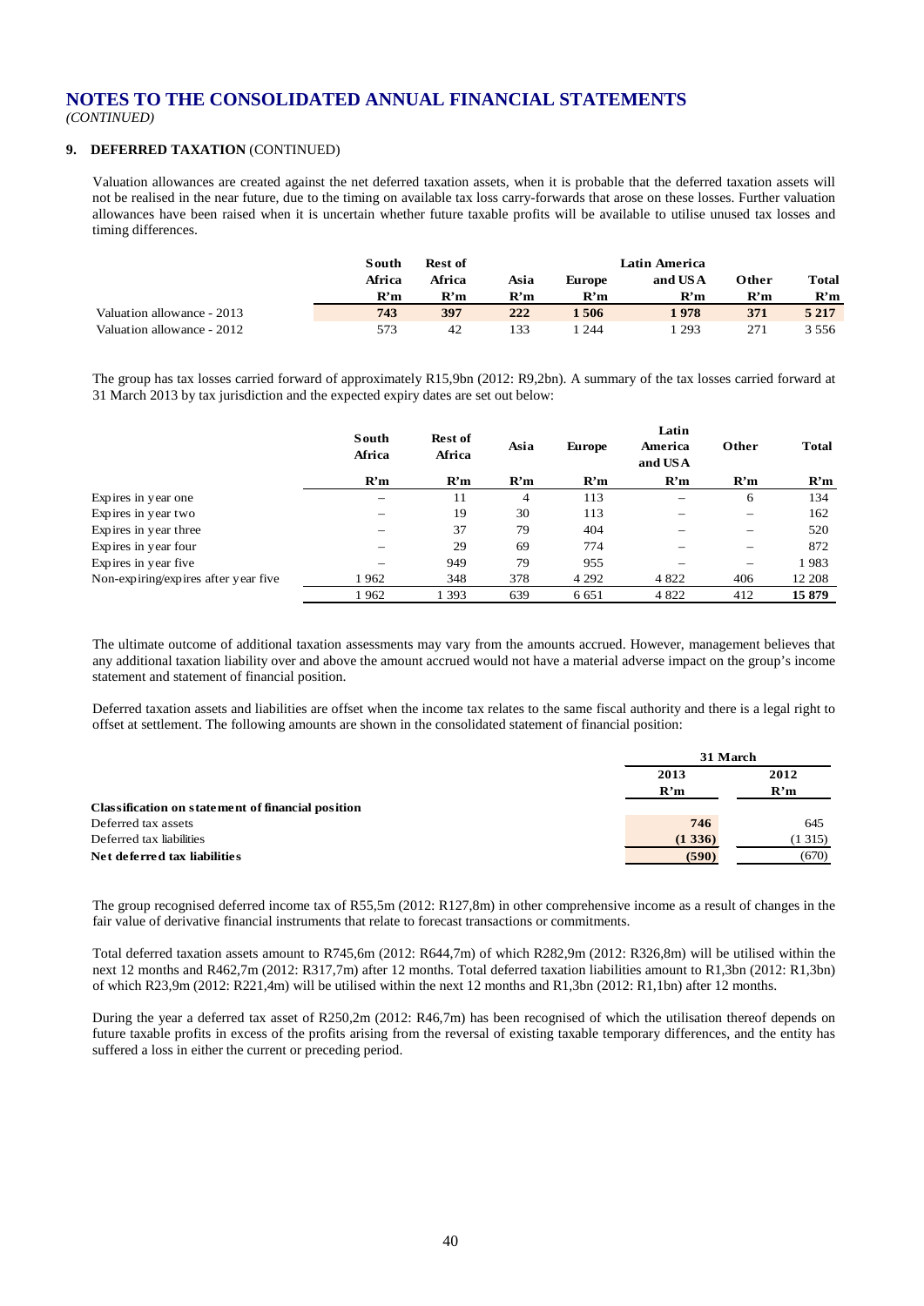# NOTES TO THE CONSOLIDATED ANNUAL FINANCIAL STATEMENTS

*(CONTINUED)*

## 9. DEFERRED TAXATION (CONTINUED)

Valuation allowances are created against the net deferred taxation assets, when it is probable that the deferred taxation assets will not be realised in the near future, due to the timing on available tax loss carry-forwards that arose on these losses. Further valuation allowances have been raised when it is uncertain whether future taxable profits will be available to utilise unused tax losses and timing differences.

| | South Africa R'm | Rest of Africa R'm | Asia R'm | Europe R'm | Latin America and USA R'm | Other R'm | Total R'm |
|---|---|---|---|---|---|---|---|
| Valuation allowance - 2013 | **743** | **397** | **222** | **1 506** | **1 978** | **371** | **5 217** |
| Valuation allowance - 2012 | 573 | 42 | 133 | 1 244 | 1 293 | 271 | 3 556 |

The group has tax losses carried forward of approximately R15,9bn (2012: R9,2bn). A summary of the tax losses carried forward at 31 March 2013 by tax jurisdiction and the expected expiry dates are set out below:

| | South Africa R'm | Rest of Africa R'm | Asia R'm | Europe R'm | Latin America and USA R'm | Other R'm | Total R'm |
|---|---|---|---|---|---|---|---|
| Expires in year one | – | 11 | 4 | 113 | – | 6 | 134 |
| Expires in year two | – | 19 | 30 | 113 | – | – | 162 |
| Expires in year three | – | 37 | 79 | 404 | – | – | 520 |
| Expires in year four | – | 29 | 69 | 774 | – | – | 872 |
| Expires in year five | – | 949 | 79 | 955 | – | – | 1 983 |
| Non-expiring/expires after year five | 1 962 | 348 | 378 | 4 292 | 4 822 | 406 | 12 208 |
| | 1 962 | 1 393 | 639 | 6 651 | 4 822 | 412 | **15 879** |

The ultimate outcome of additional taxation assessments may vary from the amounts accrued. However, management believes that any additional taxation liability over and above the amount accrued would not have a material adverse impact on the group's income statement and statement of financial position.

Deferred taxation assets and liabilities are offset when the income tax relates to the same fiscal authority and there is a legal right to offset at settlement. The following amounts are shown in the consolidated statement of financial position:

| | 31 March 2013 R'm | 31 March 2012 R'm |
|---|---|---|
| **Classification on statement of financial position** | | |
| Deferred tax assets | **746** | 645 |
| Deferred tax liabilities | **(1 336)** | (1 315) |
| **Net deferred tax liabilities** | **(590)** | (670) |

The group recognised deferred income tax of R55,5m (2012: R127,8m) in other comprehensive income as a result of changes in the fair value of derivative financial instruments that relate to forecast transactions or commitments.

Total deferred taxation assets amount to R745,6m (2012: R644,7m) of which R282,9m (2012: R326,8m) will be utilised within the next 12 months and R462,7m (2012: R317,7m) after 12 months. Total deferred taxation liabilities amount to R1,3bn (2012: R1,3bn) of which R23,9m (2012: R221,4m) will be utilised within the next 12 months and R1,3bn (2012: R1,1bn) after 12 months.

During the year a deferred tax asset of R250,2m (2012: R46,7m) has been recognised of which the utilisation thereof depends on future taxable profits in excess of the profits arising from the reversal of existing taxable temporary differences, and the entity has suffered a loss in either the current or preceding period.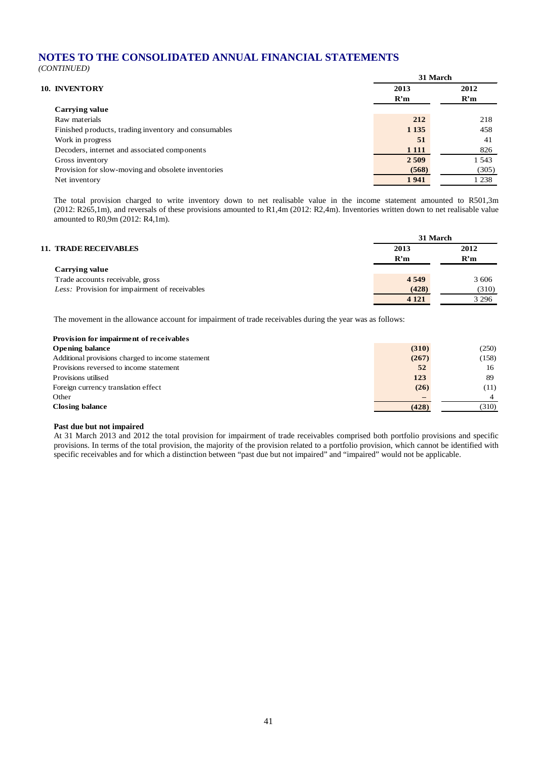# NOTES TO THE CONSOLIDATED ANNUAL FINANCIAL STATEMENTS

*(CONTINUED)*

## 10. INVENTORY

| | 31 March 2013 R'm | 31 March 2012 R'm |
|---|---|---|
| **Carrying value** | | |
| Raw materials | **212** | 218 |
| Finished products, trading inventory and consumables | **1 135** | 458 |
| Work in progress | **51** | 41 |
| Decoders, internet and associated components | **1 111** | 826 |
| Gross inventory | **2 509** | 1 543 |
| Provision for slow-moving and obsolete inventories | **(568)** | (305) |
| Net inventory | **1 941** | 1 238 |

The total provision charged to write inventory down to net realisable value in the income statement amounted to R501,3m (2012: R265,1m), and reversals of these provisions amounted to R1,4m (2012: R2,4m). Inventories written down to net realisable value amounted to R0,9m (2012: R4,1m).

## 11. TRADE RECEIVABLES

| | 31 March 2013 R'm | 31 March 2012 R'm |
|---|---|---|
| **Carrying value** | | |
| Trade accounts receivable, gross | **4 549** | 3 606 |
| *Less:* Provision for impairment of receivables | **(428)** | (310) |
| | **4 121** | 3 296 |

The movement in the allowance account for impairment of trade receivables during the year was as follows:

| **Provision for impairment of receivables** | 2013 | 2012 |
|---|---|---|
| **Opening balance** | **(310)** | (250) |
| Additional provisions charged to income statement | **(267)** | (158) |
| Provisions reversed to income statement | **52** | 16 |
| Provisions utilised | **123** | 89 |
| Foreign currency translation effect | **(26)** | (11) |
| Other | **–** | 4 |
| **Closing balance** | **(428)** | (310) |

**Past due but not impaired**

At 31 March 2013 and 2012 the total provision for impairment of trade receivables comprised both portfolio provisions and specific provisions. In terms of the total provision, the majority of the provision related to a portfolio provision, which cannot be identified with specific receivables and for which a distinction between "past due but not impaired" and "impaired" would not be applicable.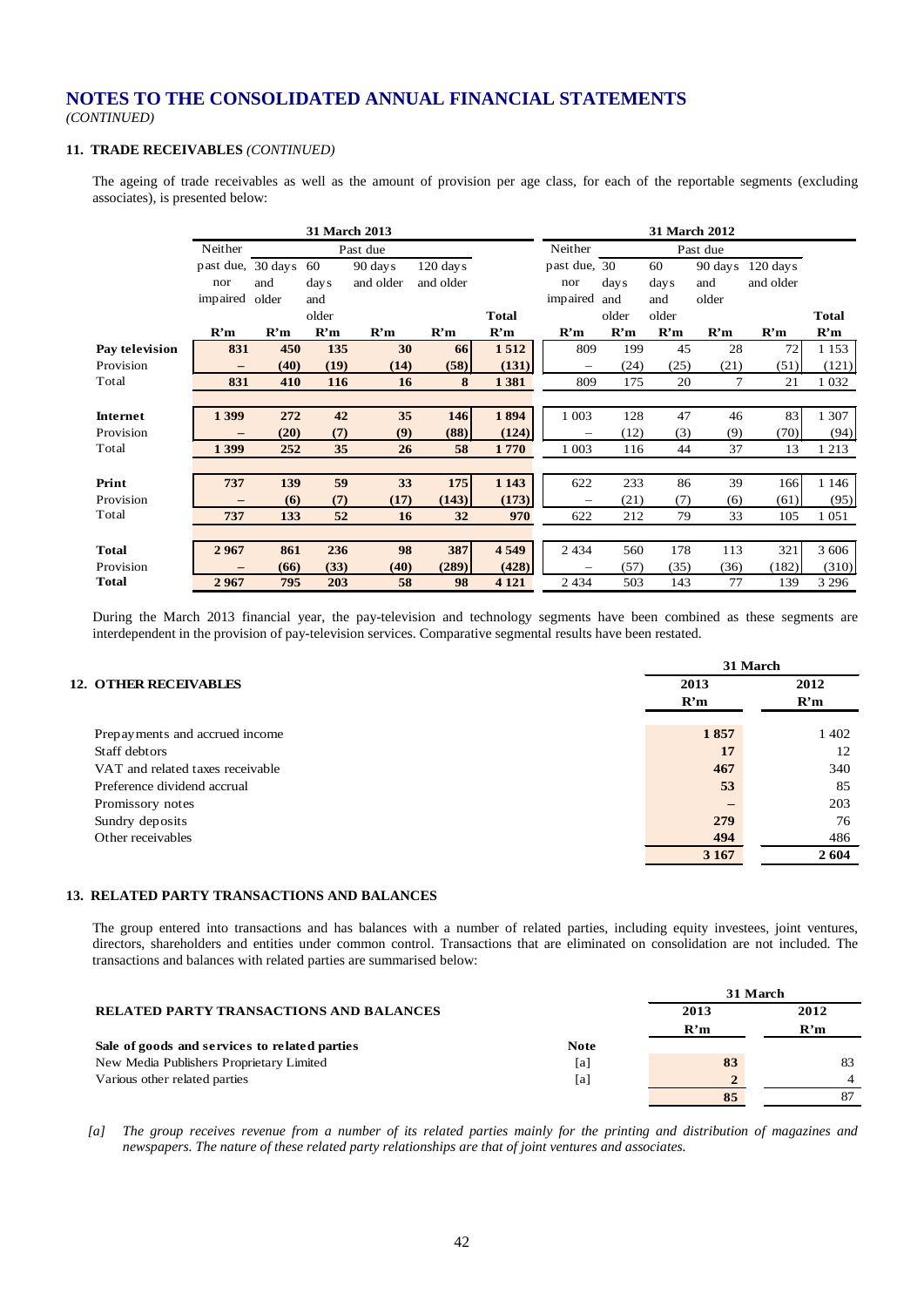# NOTES TO THE CONSOLIDATED ANNUAL FINANCIAL STATEMENTS

*(CONTINUED)*

## 11. TRADE RECEIVABLES *(CONTINUED)*

The ageing of trade receivables as well as the amount of provision per age class, for each of the reportable segments (excluding associates), is presented below:

| | 31 March 2013 | | | | | | 31 March 2012 | | | | | |
|---|---|---|---|---|---|---|---|---|---|---|---|---|
| | Neither past due, nor impaired | Past due 30 days and older | Past due 60 days and older | Past due 90 days and older | Past due 120 days and older | Total | Neither past due, nor impaired | Past due 30 days and older | Past due 60 days and older | Past due 90 days and older | Past due 120 days and older | Total |
| | R'm | R'm | R'm | R'm | R'm | R'm | R'm | R'm | R'm | R'm | R'm | R'm |
| **Pay television** | **831** | **450** | **135** | **30** | **66** | **1 512** | 809 | 199 | 45 | 28 | 72 | 1 153 |
| Provision | **–** | **(40)** | **(19)** | **(14)** | **(58)** | **(131)** | – | (24) | (25) | (21) | (51) | (121) |
| Total | **831** | **410** | **116** | **16** | **8** | **1 381** | 809 | 175 | 20 | 7 | 21 | 1 032 |
| **Internet** | **1 399** | **272** | **42** | **35** | **146** | **1 894** | 1 003 | 128 | 47 | 46 | 83 | 1 307 |
| Provision | **–** | **(20)** | **(7)** | **(9)** | **(88)** | **(124)** | – | (12) | (3) | (9) | (70) | (94) |
| Total | **1 399** | **252** | **35** | **26** | **58** | **1 770** | 1 003 | 116 | 44 | 37 | 13 | 1 213 |
| **Print** | **737** | **139** | **59** | **33** | **175** | **1 143** | 622 | 233 | 86 | 39 | 166 | 1 146 |
| Provision | **–** | **(6)** | **(7)** | **(17)** | **(143)** | **(173)** | – | (21) | (7) | (6) | (61) | (95) |
| Total | **737** | **133** | **52** | **16** | **32** | **970** | 622 | 212 | 79 | 33 | 105 | 1 051 |
| **Total** | **2 967** | **861** | **236** | **98** | **387** | **4 549** | 2 434 | 560 | 178 | 113 | 321 | 3 606 |
| Provision | **–** | **(66)** | **(33)** | **(40)** | **(289)** | **(428)** | – | (57) | (35) | (36) | (182) | (310) |
| **Total** | **2 967** | **795** | **203** | **58** | **98** | **4 121** | 2 434 | 503 | 143 | 77 | 139 | 3 296 |

During the March 2013 financial year, the pay-television and technology segments have been combined as these segments are interdependent in the provision of pay-television services. Comparative segmental results have been restated.

## 12. OTHER RECEIVABLES

| | 31 March 2013 | 31 March 2012 |
|---|---|---|
| | R'm | R'm |
| Prepayments and accrued income | **1 857** | 1 402 |
| Staff debtors | **17** | 12 |
| VAT and related taxes receivable | **467** | 340 |
| Preference dividend accrual | **53** | 85 |
| Promissory notes | **–** | 203 |
| Sundry deposits | **279** | 76 |
| Other receivables | **494** | 486 |
| | **3 167** | **2 604** |

## 13. RELATED PARTY TRANSACTIONS AND BALANCES

The group entered into transactions and has balances with a number of related parties, including equity investees, joint ventures, directors, shareholders and entities under common control. Transactions that are eliminated on consolidation are not included. The transactions and balances with related parties are summarised below:

| **RELATED PARTY TRANSACTIONS AND BALANCES** | | 31 March 2013 | 31 March 2012 |
|---|---|---|---|
| | | R'm | R'm |
| **Sale of goods and services to related parties** | **Note** | | |
| New Media Publishers Proprietary Limited | [a] | **83** | 83 |
| Various other related parties | [a] | **2** | 4 |
| | | **85** | 87 |

*[a] The group receives revenue from a number of its related parties mainly for the printing and distribution of magazines and newspapers. The nature of these related party relationships are that of joint ventures and associates.*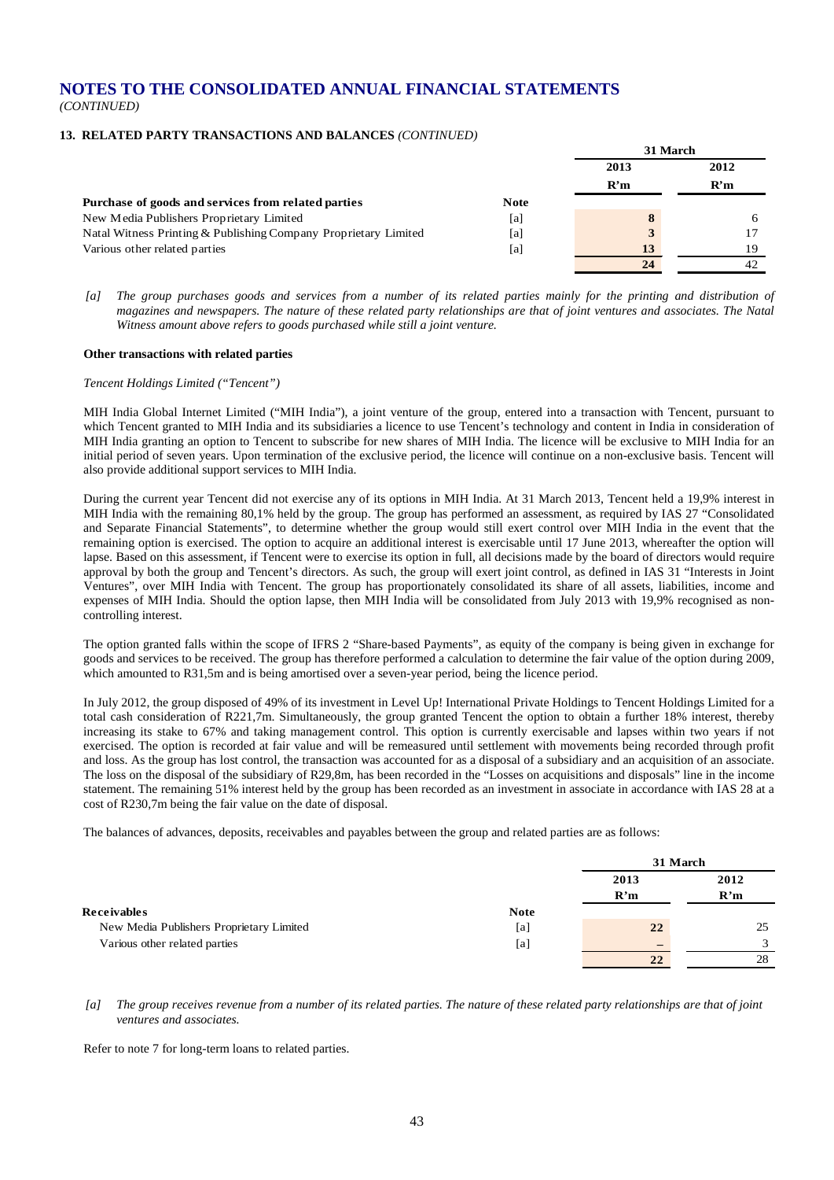# NOTES TO THE CONSOLIDATED ANNUAL FINANCIAL STATEMENTS

*(CONTINUED)*

## 13. RELATED PARTY TRANSACTIONS AND BALANCES *(CONTINUED)*

| | | 31 March | |
|---|---|---|---|
| | | 2013 | 2012 |
| | | R'm | R'm |
| **Purchase of goods and services from related parties** | **Note** | | |
| New Media Publishers Proprietary Limited | [a] | 8 | 6 |
| Natal Witness Printing & Publishing Company Proprietary Limited | [a] | 3 | 17 |
| Various other related parties | [a] | 13 | 19 |
| | | 24 | 42 |

*[a] The group purchases goods and services from a number of its related parties mainly for the printing and distribution of magazines and newspapers. The nature of these related party relationships are that of joint ventures and associates. The Natal Witness amount above refers to goods purchased while still a joint venture.*

**Other transactions with related parties**

*Tencent Holdings Limited ("Tencent")*

MIH India Global Internet Limited ("MIH India"), a joint venture of the group, entered into a transaction with Tencent, pursuant to which Tencent granted to MIH India and its subsidiaries a licence to use Tencent's technology and content in India in consideration of MIH India granting an option to Tencent to subscribe for new shares of MIH India. The licence will be exclusive to MIH India for an initial period of seven years. Upon termination of the exclusive period, the licence will continue on a non-exclusive basis. Tencent will also provide additional support services to MIH India.

During the current year Tencent did not exercise any of its options in MIH India. At 31 March 2013, Tencent held a 19,9% interest in MIH India with the remaining 80,1% held by the group. The group has performed an assessment, as required by IAS 27 "Consolidated and Separate Financial Statements", to determine whether the group would still exert control over MIH India in the event that the remaining option is exercised. The option to acquire an additional interest is exercisable until 17 June 2013, whereafter the option will lapse. Based on this assessment, if Tencent were to exercise its option in full, all decisions made by the board of directors would require approval by both the group and Tencent's directors. As such, the group will exert joint control, as defined in IAS 31 "Interests in Joint Ventures", over MIH India with Tencent. The group has proportionately consolidated its share of all assets, liabilities, income and expenses of MIH India. Should the option lapse, then MIH India will be consolidated from July 2013 with 19,9% recognised as non-controlling interest.

The option granted falls within the scope of IFRS 2 "Share-based Payments", as equity of the company is being given in exchange for goods and services to be received. The group has therefore performed a calculation to determine the fair value of the option during 2009, which amounted to R31,5m and is being amortised over a seven-year period, being the licence period.

In July 2012, the group disposed of 49% of its investment in Level Up! International Private Holdings to Tencent Holdings Limited for a total cash consideration of R221,7m. Simultaneously, the group granted Tencent the option to obtain a further 18% interest, thereby increasing its stake to 67% and taking management control. This option is currently exercisable and lapses within two years if not exercised. The option is recorded at fair value and will be remeasured until settlement with movements being recorded through profit and loss. As the group has lost control, the transaction was accounted for as a disposal of a subsidiary and an acquisition of an associate. The loss on the disposal of the subsidiary of R29,8m, has been recorded in the "Losses on acquisitions and disposals" line in the income statement. The remaining 51% interest held by the group has been recorded as an investment in associate in accordance with IAS 28 at a cost of R230,7m being the fair value on the date of disposal.

The balances of advances, deposits, receivables and payables between the group and related parties are as follows:

| | | 31 March | |
|---|---|---|---|
| | | 2013 | 2012 |
| | | R'm | R'm |
| **Receivables** | **Note** | | |
| New Media Publishers Proprietary Limited | [a] | 22 | 25 |
| Various other related parties | [a] | – | 3 |
| | | 22 | 28 |

*[a] The group receives revenue from a number of its related parties. The nature of these related party relationships are that of joint ventures and associates.*

Refer to note 7 for long-term loans to related parties.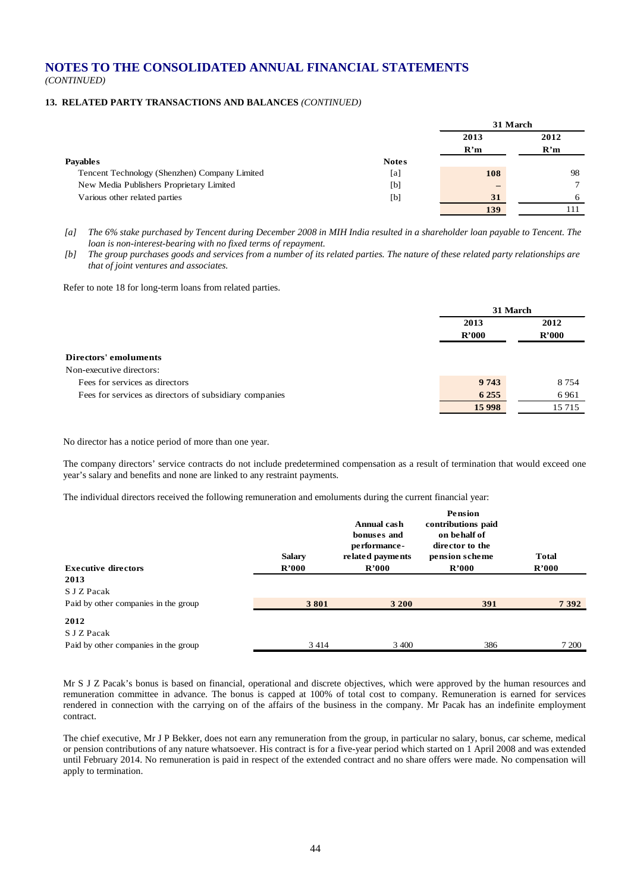# NOTES TO THE CONSOLIDATED ANNUAL FINANCIAL STATEMENTS

*(CONTINUED)*

### 13. RELATED PARTY TRANSACTIONS AND BALANCES *(CONTINUED)*

| | | 31 March | |
|---|---|---|---|
| | | **2013** | **2012** |
| | | **R'm** | **R'm** |
| **Payables** | **Notes** | | |
| Tencent Technology (Shenzhen) Company Limited | [a] | **108** | 98 |
| New Media Publishers Proprietary Limited | [b] | **–** | 7 |
| Various other related parties | [b] | **31** | 6 |
| | | **139** | 111 |

*[a] The 6% stake purchased by Tencent during December 2008 in MIH India resulted in a shareholder loan payable to Tencent. The loan is non-interest-bearing with no fixed terms of repayment.*

*[b] The group purchases goods and services from a number of its related parties. The nature of these related party relationships are that of joint ventures and associates.*

Refer to note 18 for long-term loans from related parties.

| | 31 March | |
|---|---|---|
| | **2013** | **2012** |
| | **R'000** | **R'000** |
| **Directors' emoluments** | | |
| Non-executive directors: | | |
| Fees for services as directors | **9 743** | 8 754 |
| Fees for services as directors of subsidiary companies | **6 255** | 6 961 |
| | **15 998** | 15 715 |

No director has a notice period of more than one year.

The company directors' service contracts do not include predetermined compensation as a result of termination that would exceed one year's salary and benefits and none are linked to any restraint payments.

The individual directors received the following remuneration and emoluments during the current financial year:

| **Executive directors** | **Salary R'000** | **Annual cash bonuses and performance-related payments R'000** | **Pension contributions paid on behalf of director to the pension scheme R'000** | **Total R'000** |
|---|---|---|---|---|
| **2013** | | | | |
| S J Z Pacak | | | | |
| Paid by other companies in the group | **3 801** | **3 200** | **391** | **7 392** |
| **2012** | | | | |
| S J Z Pacak | | | | |
| Paid by other companies in the group | 3 414 | 3 400 | 386 | 7 200 |

Mr S J Z Pacak's bonus is based on financial, operational and discrete objectives, which were approved by the human resources and remuneration committee in advance. The bonus is capped at 100% of total cost to company. Remuneration is earned for services rendered in connection with the carrying on of the affairs of the business in the company. Mr Pacak has an indefinite employment contract.

The chief executive, Mr J P Bekker, does not earn any remuneration from the group, in particular no salary, bonus, car scheme, medical or pension contributions of any nature whatsoever. His contract is for a five-year period which started on 1 April 2008 and was extended until February 2014. No remuneration is paid in respect of the extended contract and no share offers were made. No compensation will apply to termination.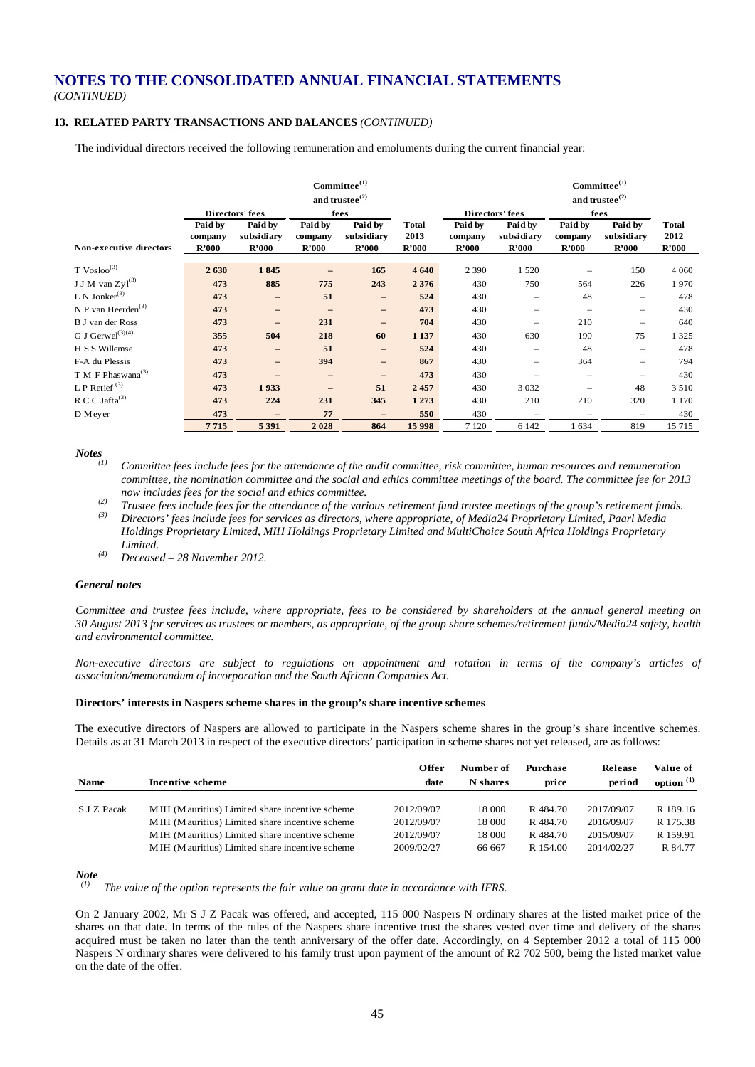# NOTES TO THE CONSOLIDATED ANNUAL FINANCIAL STATEMENTS

*(CONTINUED)*

### 13. RELATED PARTY TRANSACTIONS AND BALANCES *(CONTINUED)*

The individual directors received the following remuneration and emoluments during the current financial year:

| | Directors' fees | | Committee[(1)] and trustee[(2)] fees | | | Directors' fees | | Committee[(1)] and trustee[(2)] fees | | |
|---|---|---|---|---|---|---|---|---|---|---|
| **Non-executive directors** | **Paid by company R'000** | **Paid by subsidiary R'000** | **Paid by company R'000** | **Paid by subsidiary R'000** | **Total 2013 R'000** | **Paid by company R'000** | **Paid by subsidiary R'000** | **Paid by company R'000** | **Paid by subsidiary R'000** | **Total 2012 R'000** |
| T Vosloo[(3)] | **2 630** | **1 845** | **–** | **165** | **4 640** | 2 390 | 1 520 | – | 150 | 4 060 |
| J J M van Zyl[(3)] | **473** | **885** | **775** | **243** | **2 376** | 430 | 750 | 564 | 226 | 1 970 |
| L N Jonker[(3)] | **473** | **–** | **51** | **–** | **524** | 430 | – | 48 | – | 478 |
| N P van Heerden[(3)] | **473** | **–** | **–** | **–** | **473** | 430 | – | – | – | 430 |
| B J van der Ross | **473** | **–** | **231** | **–** | **704** | 430 | – | 210 | – | 640 |
| G J Gerwel[(3)(4)] | **355** | **504** | **218** | **60** | **1 137** | 430 | 630 | 190 | 75 | 1 325 |
| H S S Willemse | **473** | **–** | **51** | **–** | **524** | 430 | – | 48 | – | 478 |
| F-A du Plessis | **473** | **–** | **394** | **–** | **867** | 430 | – | 364 | – | 794 |
| T M F Phaswana[(3)] | **473** | **–** | **–** | **–** | **473** | 430 | – | – | – | 430 |
| L P Retief[(3)] | **473** | **1 933** | **–** | **51** | **2 457** | 430 | 3 032 | – | 48 | 3 510 |
| R C C Jafta[(3)] | **473** | **224** | **231** | **345** | **1 273** | 430 | 210 | 210 | 320 | 1 170 |
| D Meyer | **473** | **–** | **77** | **–** | **550** | 430 | – | – | – | 430 |
| | **7 715** | **5 391** | **2 028** | **864** | **15 998** | 7 120 | 6 142 | 1 634 | 819 | 15 715 |

***Notes***

*(1) Committee fees include fees for the attendance of the audit committee, risk committee, human resources and remuneration committee, the nomination committee and the social and ethics committee meetings of the board. The committee fee for 2013 now includes fees for the social and ethics committee.*

*(2) Trustee fees include fees for the attendance of the various retirement fund trustee meetings of the group's retirement funds.*

*(3) Directors' fees include fees for services as directors, where appropriate, of Media24 Proprietary Limited, Paarl Media Holdings Proprietary Limited, MIH Holdings Proprietary Limited and MultiChoice South Africa Holdings Proprietary Limited.*

*(4) Deceased – 28 November 2012.*

***General notes***

*Committee and trustee fees include, where appropriate, fees to be considered by shareholders at the annual general meeting on 30 August 2013 for services as trustees or members, as appropriate, of the group share schemes/retirement funds/Media24 safety, health and environmental committee.*

*Non-executive directors are subject to regulations on appointment and rotation in terms of the company's articles of association/memorandum of incorporation and the South African Companies Act.*

**Directors' interests in Naspers scheme shares in the group's share incentive schemes**

The executive directors of Naspers are allowed to participate in the Naspers scheme shares in the group's share incentive schemes. Details as at 31 March 2013 in respect of the executive directors' participation in scheme shares not yet released, are as follows:

| Name | Incentive scheme | Offer date | Number of N shares | Purchase price | Release period | Value of option[(1)] |
|---|---|---|---|---|---|---|
| S J Z Pacak | MIH (Mauritius) Limited share incentive scheme | 2012/09/07 | 18 000 | R 484.70 | 2017/09/07 | R 189.16 |
| | MIH (Mauritius) Limited share incentive scheme | 2012/09/07 | 18 000 | R 484.70 | 2016/09/07 | R 175.38 |
| | MIH (Mauritius) Limited share incentive scheme | 2012/09/07 | 18 000 | R 484.70 | 2015/09/07 | R 159.91 |
| | MIH (Mauritius) Limited share incentive scheme | 2009/02/27 | 66 667 | R 154.00 | 2014/02/27 | R 84.77 |

***Note***

*(1) The value of the option represents the fair value on grant date in accordance with IFRS.*

On 2 January 2002, Mr S J Z Pacak was offered, and accepted, 115 000 Naspers N ordinary shares at the listed market price of the shares on that date. In terms of the rules of the Naspers share incentive trust the shares vested over time and delivery of the shares acquired must be taken no later than the tenth anniversary of the offer date. Accordingly, on 4 September 2012 a total of 115 000 Naspers N ordinary shares were delivered to his family trust upon payment of the amount of R2 702 500, being the listed market value on the date of the offer.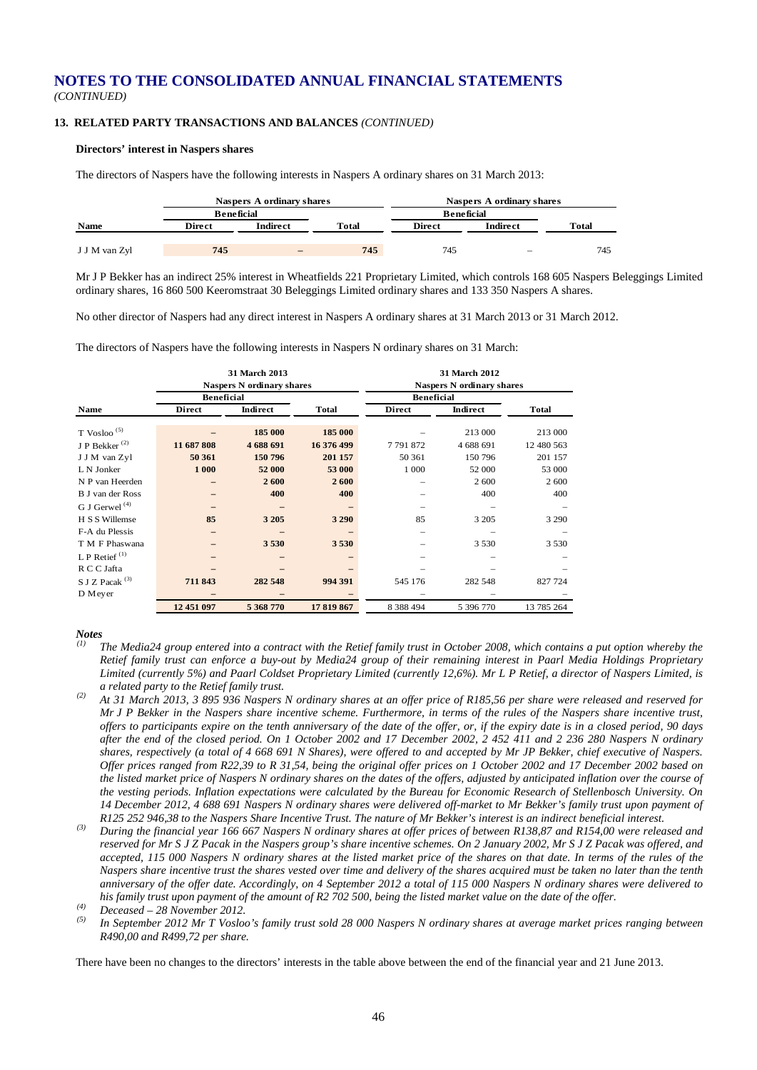# NOTES TO THE CONSOLIDATED ANNUAL FINANCIAL STATEMENTS

*(CONTINUED)*

### 13. RELATED PARTY TRANSACTIONS AND BALANCES *(CONTINUED)*

**Directors' interest in Naspers shares**

The directors of Naspers have the following interests in Naspers A ordinary shares on 31 March 2013:

| | Naspers A ordinary shares | | | Naspers A ordinary shares | | |
|---|---|---|---|---|---|---|
| | Beneficial | | | Beneficial | | |
| Name | Direct | Indirect | Total | Direct | Indirect | Total |
| J J M van Zyl | 745 | – | 745 | 745 | – | 745 |

Mr J P Bekker has an indirect 25% interest in Wheatfields 221 Proprietary Limited, which controls 168 605 Naspers Beleggings Limited ordinary shares, 16 860 500 Keeromstraat 30 Beleggings Limited ordinary shares and 133 350 Naspers A shares.

No other director of Naspers had any direct interest in Naspers A ordinary shares at 31 March 2013 or 31 March 2012.

The directors of Naspers have the following interests in Naspers N ordinary shares on 31 March:

| | 31 March 2013 | | | 31 March 2012 | | |
|---|---|---|---|---|---|---|
| | Naspers N ordinary shares | | | Naspers N ordinary shares | | |
| | Beneficial | | | Beneficial | | |
| Name | Direct | Indirect | Total | Direct | Indirect | Total |
| T Vosloo [(5)] | – | 185 000 | 185 000 | – | 213 000 | 213 000 |
| J P Bekker [(2)] | 11 687 808 | 4 688 691 | 16 376 499 | 7 791 872 | 4 688 691 | 12 480 563 |
| J J M van Zyl | 50 361 | 150 796 | 201 157 | 50 361 | 150 796 | 201 157 |
| L N Jonker | 1 000 | 52 000 | 53 000 | 1 000 | 52 000 | 53 000 |
| N P van Heerden | – | 2 600 | 2 600 | – | 2 600 | 2 600 |
| B J van der Ross | – | 400 | 400 | – | 400 | 400 |
| G J Gerwel [(4)] | – | – | – | – | – | – |
| H S S Willemse | 85 | 3 205 | 3 290 | 85 | 3 205 | 3 290 |
| F-A du Plessis | – | – | – | – | – | – |
| T M F Phaswana | – | 3 530 | 3 530 | – | 3 530 | 3 530 |
| L P Retief [(1)] | – | – | – | – | – | – |
| R C C Jafta | – | – | – | – | – | – |
| S J Z Pacak [(3)] | 711 843 | 282 548 | 994 391 | 545 176 | 282 548 | 827 724 |
| D Meyer | – | – | – | – | – | – |
| | 12 451 097 | 5 368 770 | 17 819 867 | 8 388 494 | 5 396 770 | 13 785 264 |

***Notes***

(1) *The Media24 group entered into a contract with the Retief family trust in October 2008, which contains a put option whereby the Retief family trust can enforce a buy-out by Media24 group of their remaining interest in Paarl Media Holdings Proprietary Limited (currently 5%) and Paarl Coldset Proprietary Limited (currently 12,6%). Mr L P Retief, a director of Naspers Limited, is a related party to the Retief family trust.*

(2) *At 31 March 2013, 3 895 936 Naspers N ordinary shares at an offer price of R185,56 per share were released and reserved for Mr J P Bekker in the Naspers share incentive scheme. Furthermore, in terms of the rules of the Naspers share incentive trust, offers to participants expire on the tenth anniversary of the date of the offer, or, if the expiry date is in a closed period, 90 days after the end of the closed period. On 1 October 2002 and 17 December 2002, 2 452 411 and 2 236 280 Naspers N ordinary shares, respectively (a total of 4 668 691 N Shares), were offered to and accepted by Mr JP Bekker, chief executive of Naspers. Offer prices ranged from R22,39 to R 31,54, being the original offer prices on 1 October 2002 and 17 December 2002 based on the listed market price of Naspers N ordinary shares on the dates of the offers, adjusted by anticipated inflation over the course of the vesting periods. Inflation expectations were calculated by the Bureau for Economic Research of Stellenbosch University. On 14 December 2012, 4 688 691 Naspers N ordinary shares were delivered off-market to Mr Bekker's family trust upon payment of R125 252 946,38 to the Naspers Share Incentive Trust. The nature of Mr Bekker's interest is an indirect beneficial interest.*

(3) *During the financial year 166 667 Naspers N ordinary shares at offer prices of between R138,87 and R154,00 were released and reserved for Mr S J Z Pacak in the Naspers group's share incentive schemes. On 2 January 2002, Mr S J Z Pacak was offered, and accepted, 115 000 Naspers N ordinary shares at the listed market price of the shares on that date. In terms of the rules of the Naspers share incentive trust the shares vested over time and delivery of the shares acquired must be taken no later than the tenth anniversary of the offer date. Accordingly, on 4 September 2012 a total of 115 000 Naspers N ordinary shares were delivered to his family trust upon payment of the amount of R2 702 500, being the listed market value on the date of the offer.*

(4) *Deceased – 28 November 2012.*

(5) *In September 2012 Mr T Vosloo's family trust sold 28 000 Naspers N ordinary shares at average market prices ranging between R490,00 and R499,72 per share.*

There have been no changes to the directors' interests in the table above between the end of the financial year and 21 June 2013.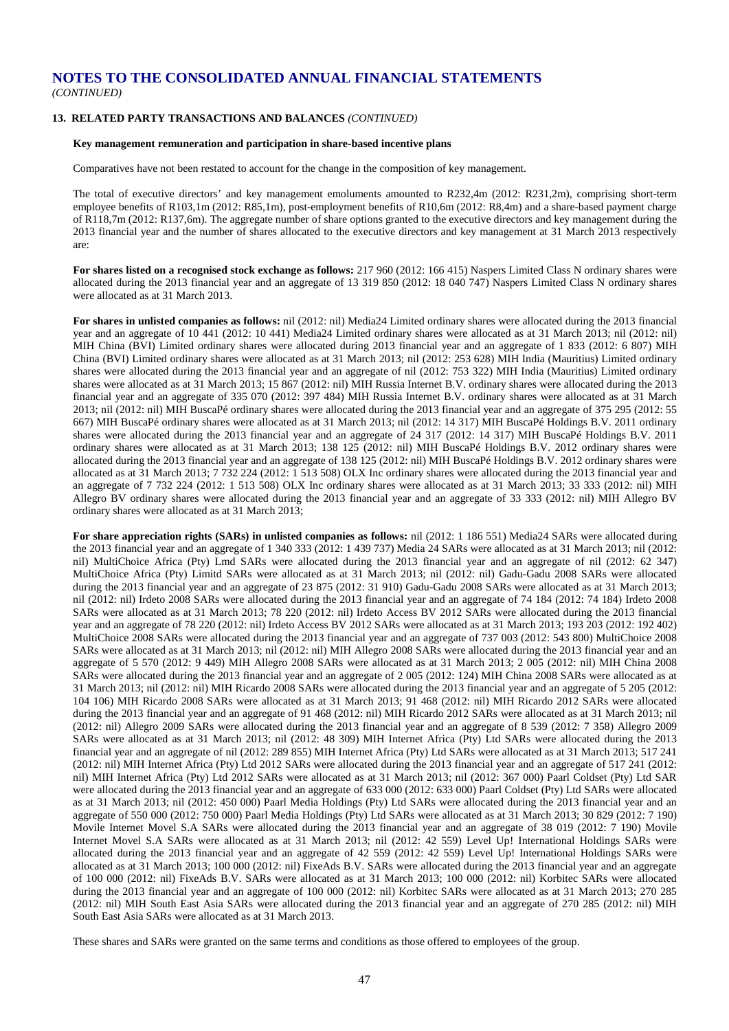# NOTES TO THE CONSOLIDATED ANNUAL FINANCIAL STATEMENTS

*(CONTINUED)*

## 13. RELATED PARTY TRANSACTIONS AND BALANCES *(CONTINUED)*

### Key management remuneration and participation in share-based incentive plans

Comparatives have not been restated to account for the change in the composition of key management.

The total of executive directors' and key management emoluments amounted to R232,4m (2012: R231,2m), comprising short-term employee benefits of R103,1m (2012: R85,1m), post-employment benefits of R10,6m (2012: R8,4m) and a share-based payment charge of R118,7m (2012: R137,6m). The aggregate number of share options granted to the executive directors and key management during the 2013 financial year and the number of shares allocated to the executive directors and key management at 31 March 2013 respectively are:

**For shares listed on a recognised stock exchange as follows:** 217 960 (2012: 166 415) Naspers Limited Class N ordinary shares were allocated during the 2013 financial year and an aggregate of 13 319 850 (2012: 18 040 747) Naspers Limited Class N ordinary shares were allocated as at 31 March 2013.

**For shares in unlisted companies as follows:** nil (2012: nil) Media24 Limited ordinary shares were allocated during the 2013 financial year and an aggregate of 10 441 (2012: 10 441) Media24 Limited ordinary shares were allocated as at 31 March 2013; nil (2012: nil) MIH China (BVI) Limited ordinary shares were allocated during 2013 financial year and an aggregate of 1 833 (2012: 6 807) MIH China (BVI) Limited ordinary shares were allocated as at 31 March 2013; nil (2012: 253 628) MIH India (Mauritius) Limited ordinary shares were allocated during the 2013 financial year and an aggregate of nil (2012: 753 322) MIH India (Mauritius) Limited ordinary shares were allocated as at 31 March 2013; 15 867 (2012: nil) MIH Russia Internet B.V. ordinary shares were allocated during the 2013 financial year and an aggregate of 335 070 (2012: 397 484) MIH Russia Internet B.V. ordinary shares were allocated as at 31 March 2013; nil (2012: nil) MIH BuscaPé ordinary shares were allocated during the 2013 financial year and an aggregate of 375 295 (2012: 55 667) MIH BuscaPé ordinary shares were allocated as at 31 March 2013; nil (2012: 14 317) MIH BuscaPé Holdings B.V. 2011 ordinary shares were allocated during the 2013 financial year and an aggregate of 24 317 (2012: 14 317) MIH BuscaPé Holdings B.V. 2011 ordinary shares were allocated as at 31 March 2013; 138 125 (2012: nil) MIH BuscaPé Holdings B.V. 2012 ordinary shares were allocated during the 2013 financial year and an aggregate of 138 125 (2012: nil) MIH BuscaPé Holdings B.V. 2012 ordinary shares were allocated as at 31 March 2013; 7 732 224 (2012: 1 513 508) OLX Inc ordinary shares were allocated during the 2013 financial year and an aggregate of 7 732 224 (2012: 1 513 508) OLX Inc ordinary shares were allocated as at 31 March 2013; 33 333 (2012: nil) MIH Allegro BV ordinary shares were allocated during the 2013 financial year and an aggregate of 33 333 (2012: nil) MIH Allegro BV ordinary shares were allocated as at 31 March 2013;

**For share appreciation rights (SARs) in unlisted companies as follows:** nil (2012: 1 186 551) Media24 SARs were allocated during the 2013 financial year and an aggregate of 1 340 333 (2012: 1 439 737) Media 24 SARs were allocated as at 31 March 2013; nil (2012: nil) MultiChoice Africa (Pty) Lmd SARs were allocated during the 2013 financial year and an aggregate of nil (2012: 62 347) MultiChoice Africa (Pty) Limitd SARs were allocated as at 31 March 2013; nil (2012: nil) Gadu-Gadu 2008 SARs were allocated during the 2013 financial year and an aggregate of 23 875 (2012: 31 910) Gadu-Gadu 2008 SARs were allocated as at 31 March 2013; nil (2012: nil) Irdeto 2008 SARs were allocated during the 2013 financial year and an aggregate of 74 184 (2012: 74 184) Irdeto 2008 SARs were allocated as at 31 March 2013; 78 220 (2012: nil) Irdeto Access BV 2012 SARs were allocated during the 2013 financial year and an aggregate of 78 220 (2012: nil) Irdeto Access BV 2012 SARs were allocated as at 31 March 2013; 193 203 (2012: 192 402) MultiChoice 2008 SARs were allocated during the 2013 financial year and an aggregate of 737 003 (2012: 543 800) MultiChoice 2008 SARs were allocated as at 31 March 2013; nil (2012: nil) MIH Allegro 2008 SARs were allocated during the 2013 financial year and an aggregate of 5 570 (2012: 9 449) MIH Allegro 2008 SARs were allocated as at 31 March 2013; 2 005 (2012: nil) MIH China 2008 SARs were allocated during the 2013 financial year and an aggregate of 2 005 (2012: 124) MIH China 2008 SARs were allocated as at 31 March 2013; nil (2012: nil) MIH Ricardo 2008 SARs were allocated during the 2013 financial year and an aggregate of 5 205 (2012: 104 106) MIH Ricardo 2008 SARs were allocated as at 31 March 2013; 91 468 (2012: nil) MIH Ricardo 2012 SARs were allocated during the 2013 financial year and an aggregate of 91 468 (2012: nil) MIH Ricardo 2012 SARs were allocated as at 31 March 2013; nil (2012: nil) Allegro 2009 SARs were allocated during the 2013 financial year and an aggregate of 8 539 (2012: 7 358) Allegro 2009 SARs were allocated as at 31 March 2013; nil (2012: 48 309) MIH Internet Africa (Pty) Ltd SARs were allocated during the 2013 financial year and an aggregate of nil (2012: 289 855) MIH Internet Africa (Pty) Ltd SARs were allocated as at 31 March 2013; 517 241 (2012: nil) MIH Internet Africa (Pty) Ltd 2012 SARs were allocated during the 2013 financial year and an aggregate of 517 241 (2012: nil) MIH Internet Africa (Pty) Ltd 2012 SARs were allocated as at 31 March 2013; nil (2012: 367 000) Paarl Coldset (Pty) Ltd SAR were allocated during the 2013 financial year and an aggregate of 633 000 (2012: 633 000) Paarl Coldset (Pty) Ltd SARs were allocated as at 31 March 2013; nil (2012: 450 000) Paarl Media Holdings (Pty) Ltd SARs were allocated during the 2013 financial year and an aggregate of 550 000 (2012: 750 000) Paarl Media Holdings (Pty) Ltd SARs were allocated as at 31 March 2013; 30 829 (2012: 7 190) Movile Internet Movel S.A SARs were allocated during the 2013 financial year and an aggregate of 38 019 (2012: 7 190) Movile Internet Movel S.A SARs were allocated as at 31 March 2013; nil (2012: 42 559) Level Up! International Holdings SARs were allocated during the 2013 financial year and an aggregate of 42 559 (2012: 42 559) Level Up! International Holdings SARs were allocated as at 31 March 2013; 100 000 (2012: nil) FixeAds B.V. SARs were allocated during the 2013 financial year and an aggregate of 100 000 (2012: nil) FixeAds B.V. SARs were allocated as at 31 March 2013; 100 000 (2012: nil) Korbitec SARs were allocated during the 2013 financial year and an aggregate of 100 000 (2012: nil) Korbitec SARs were allocated as at 31 March 2013; 270 285 (2012: nil) MIH South East Asia SARs were allocated during the 2013 financial year and an aggregate of 270 285 (2012: nil) MIH South East Asia SARs were allocated as at 31 March 2013.

These shares and SARs were granted on the same terms and conditions as those offered to employees of the group.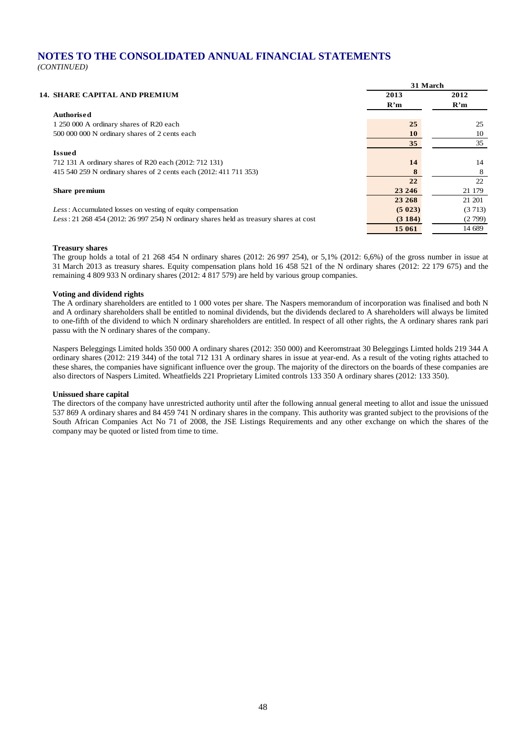# NOTES TO THE CONSOLIDATED ANNUAL FINANCIAL STATEMENTS

*(CONTINUED)*

| 14. SHARE CAPITAL AND PREMIUM | 31 March 2013 R'm | 31 March 2012 R'm |
|---|---|---|
| **Authorised** | | |
| 1 250 000 A ordinary shares of R20 each | **25** | 25 |
| 500 000 000 N ordinary shares of 2 cents each | **10** | 10 |
| | **35** | 35 |
| **Issued** | | |
| 712 131 A ordinary shares of R20 each (2012: 712 131) | **14** | 14 |
| 415 540 259 N ordinary shares of 2 cents each (2012: 411 711 353) | **8** | 8 |
| | **22** | 22 |
| **Share premium** | **23 246** | 21 179 |
| | **23 268** | 21 201 |
| *Less*: Accumulated losses on vesting of equity compensation | **(5 023)** | (3 713) |
| *Less*: 21 268 454 (2012: 26 997 254) N ordinary shares held as treasury shares at cost | **(3 184)** | (2 799) |
| | **15 061** | 14 689 |

**Treasury shares**

The group holds a total of 21 268 454 N ordinary shares (2012: 26 997 254), or 5,1% (2012: 6,6%) of the gross number in issue at 31 March 2013 as treasury shares. Equity compensation plans hold 16 458 521 of the N ordinary shares (2012: 22 179 675) and the remaining 4 809 933 N ordinary shares (2012: 4 817 579) are held by various group companies.

**Voting and dividend rights**

The A ordinary shareholders are entitled to 1 000 votes per share. The Naspers memorandum of incorporation was finalised and both N and A ordinary shareholders shall be entitled to nominal dividends, but the dividends declared to A shareholders will always be limited to one-fifth of the dividend to which N ordinary shareholders are entitled. In respect of all other rights, the A ordinary shares rank pari passu with the N ordinary shares of the company.

Naspers Beleggings Limited holds 350 000 A ordinary shares (2012: 350 000) and Keeromstraat 30 Beleggings Limted holds 219 344 A ordinary shares (2012: 219 344) of the total 712 131 A ordinary shares in issue at year-end. As a result of the voting rights attached to these shares, the companies have significant influence over the group. The majority of the directors on the boards of these companies are also directors of Naspers Limited. Wheatfields 221 Proprietary Limited controls 133 350 A ordinary shares (2012: 133 350).

**Unissued share capital**

The directors of the company have unrestricted authority until after the following annual general meeting to allot and issue the unissued 537 869 A ordinary shares and 84 459 741 N ordinary shares in the company. This authority was granted subject to the provisions of the South African Companies Act No 71 of 2008, the JSE Listings Requirements and any other exchange on which the shares of the company may be quoted or listed from time to time.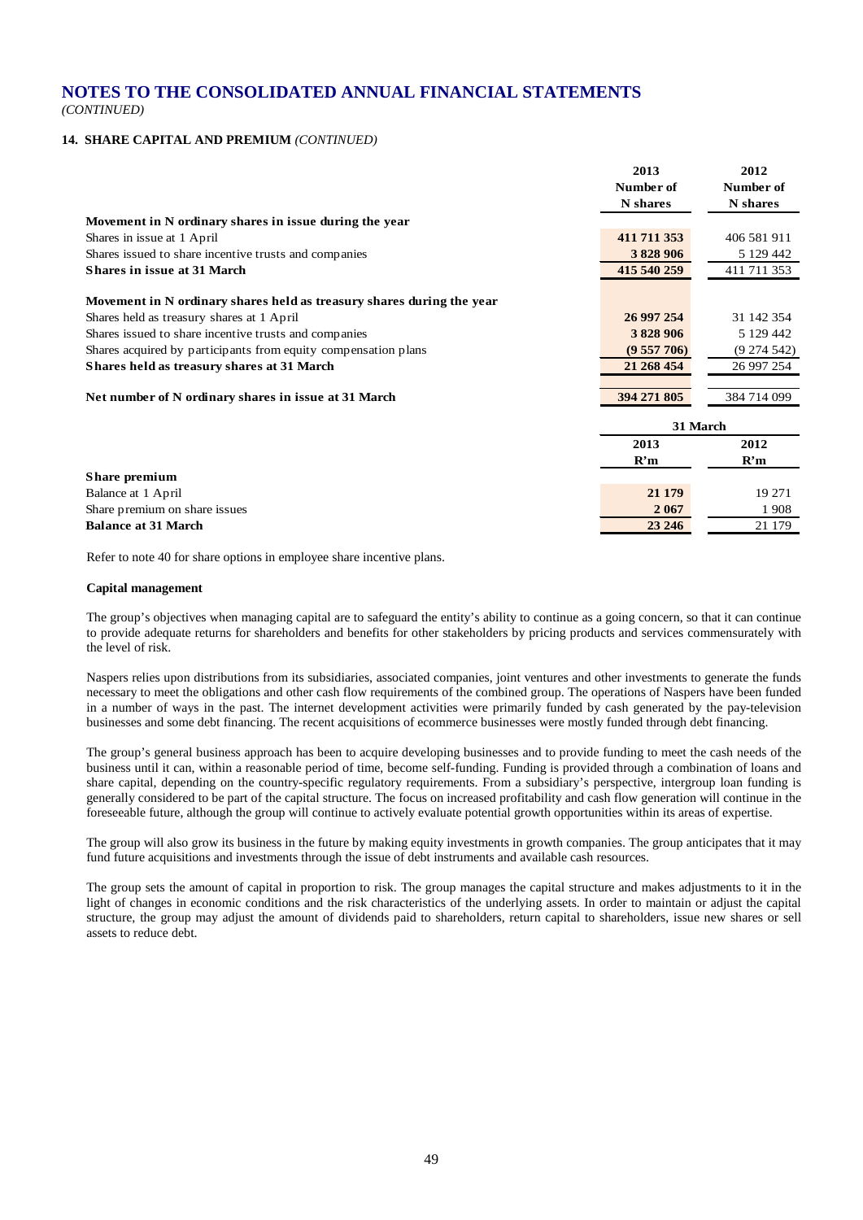# NOTES TO THE CONSOLIDATED ANNUAL FINANCIAL STATEMENTS

*(CONTINUED)*

## 14. SHARE CAPITAL AND PREMIUM *(CONTINUED)*

| | 2013 Number of N shares | 2012 Number of N shares |
|---|---|---|
| **Movement in N ordinary shares in issue during the year** | | |
| Shares in issue at 1 April | **411 711 353** | 406 581 911 |
| Shares issued to share incentive trusts and companies | **3 828 906** | 5 129 442 |
| **Shares in issue at 31 March** | **415 540 259** | 411 711 353 |
| | | |
| **Movement in N ordinary shares held as treasury shares during the year** | | |
| Shares held as treasury shares at 1 April | **26 997 254** | 31 142 354 |
| Shares issued to share incentive trusts and companies | **3 828 906** | 5 129 442 |
| Shares acquired by participants from equity compensation plans | **(9 557 706)** | (9 274 542) |
| **Shares held as treasury shares at 31 March** | **21 268 454** | 26 997 254 |
| | | |
| **Net number of N ordinary shares in issue at 31 March** | **394 271 805** | 384 714 099 |

| | 31 March | |
|---|---|---|
| | 2013 R'm | 2012 R'm |
| **Share premium** | | |
| Balance at 1 April | **21 179** | 19 271 |
| Share premium on share issues | **2 067** | 1 908 |
| **Balance at 31 March** | **23 246** | 21 179 |

Refer to note 40 for share options in employee share incentive plans.

**Capital management**

The group's objectives when managing capital are to safeguard the entity's ability to continue as a going concern, so that it can continue to provide adequate returns for shareholders and benefits for other stakeholders by pricing products and services commensurately with the level of risk.

Naspers relies upon distributions from its subsidiaries, associated companies, joint ventures and other investments to generate the funds necessary to meet the obligations and other cash flow requirements of the combined group. The operations of Naspers have been funded in a number of ways in the past. The internet development activities were primarily funded by cash generated by the pay-television businesses and some debt financing. The recent acquisitions of ecommerce businesses were mostly funded through debt financing.

The group's general business approach has been to acquire developing businesses and to provide funding to meet the cash needs of the business until it can, within a reasonable period of time, become self-funding. Funding is provided through a combination of loans and share capital, depending on the country-specific regulatory requirements. From a subsidiary's perspective, intergroup loan funding is generally considered to be part of the capital structure. The focus on increased profitability and cash flow generation will continue in the foreseeable future, although the group will continue to actively evaluate potential growth opportunities within its areas of expertise.

The group will also grow its business in the future by making equity investments in growth companies. The group anticipates that it may fund future acquisitions and investments through the issue of debt instruments and available cash resources.

The group sets the amount of capital in proportion to risk. The group manages the capital structure and makes adjustments to it in the light of changes in economic conditions and the risk characteristics of the underlying assets. In order to maintain or adjust the capital structure, the group may adjust the amount of dividends paid to shareholders, return capital to shareholders, issue new shares or sell assets to reduce debt.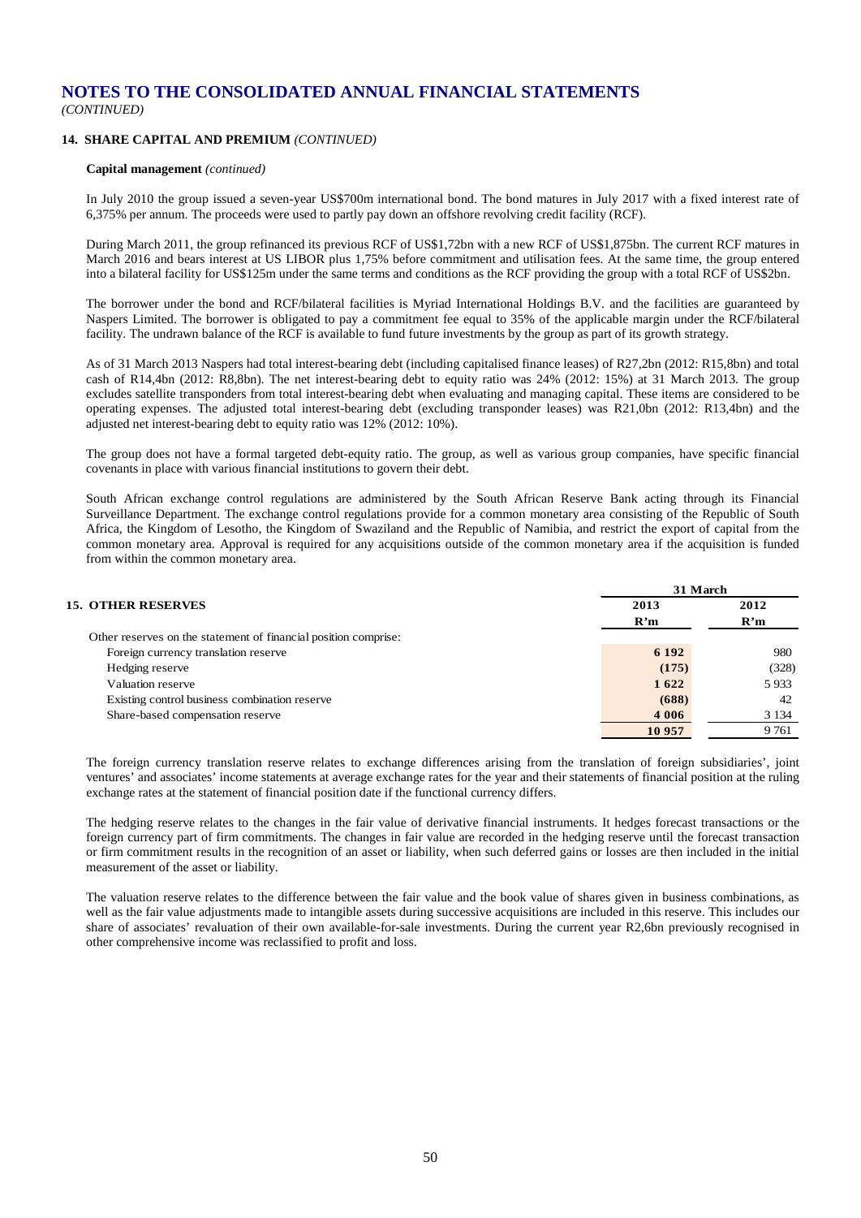# NOTES TO THE CONSOLIDATED ANNUAL FINANCIAL STATEMENTS

*(CONTINUED)*

## 14. SHARE CAPITAL AND PREMIUM *(CONTINUED)*

**Capital management** *(continued)*

In July 2010 the group issued a seven-year US$700m international bond. The bond matures in July 2017 with a fixed interest rate of 6,375% per annum. The proceeds were used to partly pay down an offshore revolving credit facility (RCF).

During March 2011, the group refinanced its previous RCF of US$1,72bn with a new RCF of US$1,875bn. The current RCF matures in March 2016 and bears interest at US LIBOR plus 1,75% before commitment and utilisation fees. At the same time, the group entered into a bilateral facility for US$125m under the same terms and conditions as the RCF providing the group with a total RCF of US$2bn.

The borrower under the bond and RCF/bilateral facilities is Myriad International Holdings B.V. and the facilities are guaranteed by Naspers Limited. The borrower is obligated to pay a commitment fee equal to 35% of the applicable margin under the RCF/bilateral facility. The undrawn balance of the RCF is available to fund future investments by the group as part of its growth strategy.

As of 31 March 2013 Naspers had total interest-bearing debt (including capitalised finance leases) of R27,2bn (2012: R15,8bn) and total cash of R14,4bn (2012: R8,8bn). The net interest-bearing debt to equity ratio was 24% (2012: 15%) at 31 March 2013. The group excludes satellite transponders from total interest-bearing debt when evaluating and managing capital. These items are considered to be operating expenses. The adjusted total interest-bearing debt (excluding transponder leases) was R21,0bn (2012: R13,4bn) and the adjusted net interest-bearing debt to equity ratio was 12% (2012: 10%).

The group does not have a formal targeted debt-equity ratio. The group, as well as various group companies, have specific financial covenants in place with various financial institutions to govern their debt.

South African exchange control regulations are administered by the South African Reserve Bank acting through its Financial Surveillance Department. The exchange control regulations provide for a common monetary area consisting of the Republic of South Africa, the Kingdom of Lesotho, the Kingdom of Swaziland and the Republic of Namibia, and restrict the export of capital from the common monetary area. Approval is required for any acquisitions outside of the common monetary area if the acquisition is funded from within the common monetary area.

## 15. OTHER RESERVES

| | 31 March | |
|---|---|---|
| | **2013** | **2012** |
| | **R'm** | **R'm** |
| Other reserves on the statement of financial position comprise: | | |
| Foreign currency translation reserve | **6 192** | 980 |
| Hedging reserve | **(175)** | (328) |
| Valuation reserve | **1 622** | 5 933 |
| Existing control business combination reserve | **(688)** | 42 |
| Share-based compensation reserve | **4 006** | 3 134 |
| | **10 957** | 9 761 |

The foreign currency translation reserve relates to exchange differences arising from the translation of foreign subsidiaries', joint ventures' and associates' income statements at average exchange rates for the year and their statements of financial position at the ruling exchange rates at the statement of financial position date if the functional currency differs.

The hedging reserve relates to the changes in the fair value of derivative financial instruments. It hedges forecast transactions or the foreign currency part of firm commitments. The changes in fair value are recorded in the hedging reserve until the forecast transaction or firm commitment results in the recognition of an asset or liability, when such deferred gains or losses are then included in the initial measurement of the asset or liability.

The valuation reserve relates to the difference between the fair value and the book value of shares given in business combinations, as well as the fair value adjustments made to intangible assets during successive acquisitions are included in this reserve. This includes our share of associates' revaluation of their own available-for-sale investments. During the current year R2,6bn previously recognised in other comprehensive income was reclassified to profit and loss.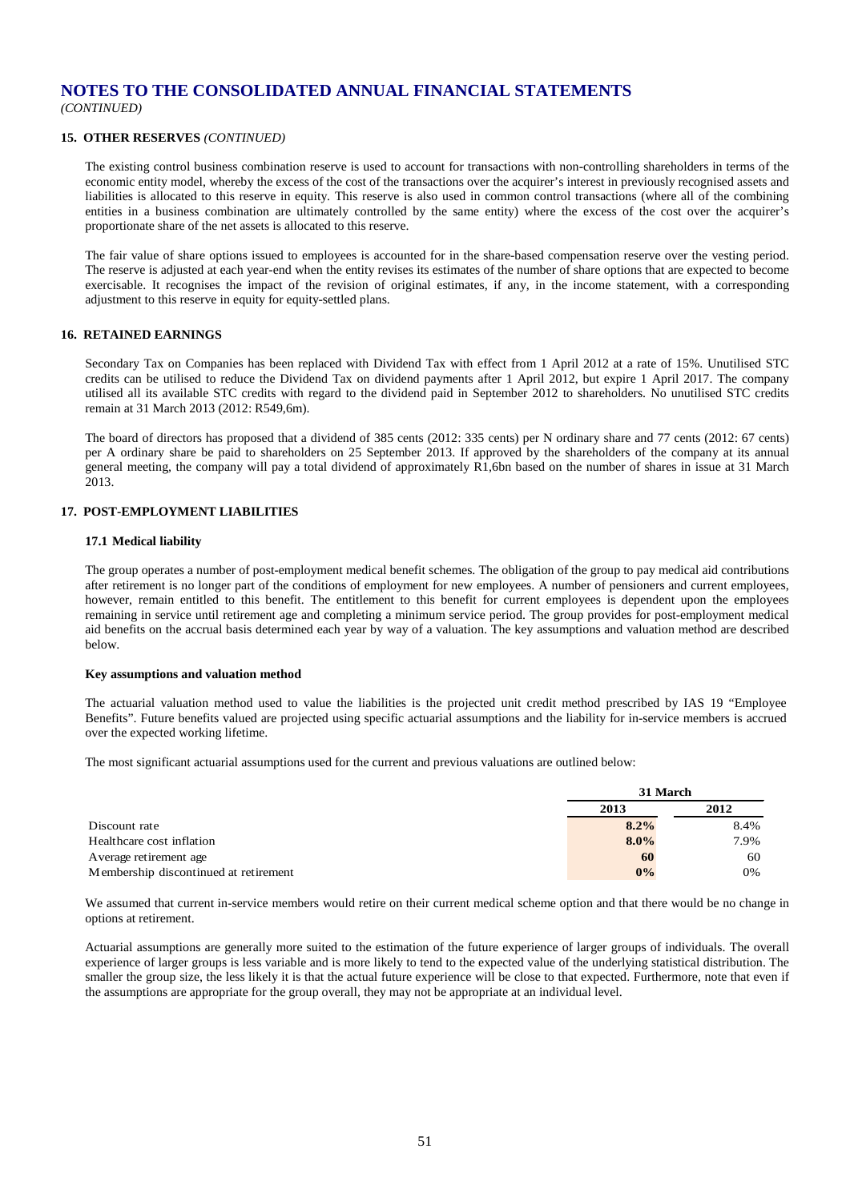# NOTES TO THE CONSOLIDATED ANNUAL FINANCIAL STATEMENTS
*(CONTINUED)*

## 15. OTHER RESERVES *(CONTINUED)*

The existing control business combination reserve is used to account for transactions with non-controlling shareholders in terms of the economic entity model, whereby the excess of the cost of the transactions over the acquirer's interest in previously recognised assets and liabilities is allocated to this reserve in equity. This reserve is also used in common control transactions (where all of the combining entities in a business combination are ultimately controlled by the same entity) where the excess of the cost over the acquirer's proportionate share of the net assets is allocated to this reserve.

The fair value of share options issued to employees is accounted for in the share-based compensation reserve over the vesting period. The reserve is adjusted at each year-end when the entity revises its estimates of the number of share options that are expected to become exercisable. It recognises the impact of the revision of original estimates, if any, in the income statement, with a corresponding adjustment to this reserve in equity for equity-settled plans.

## 16. RETAINED EARNINGS

Secondary Tax on Companies has been replaced with Dividend Tax with effect from 1 April 2012 at a rate of 15%. Unutilised STC credits can be utilised to reduce the Dividend Tax on dividend payments after 1 April 2012, but expire 1 April 2017. The company utilised all its available STC credits with regard to the dividend paid in September 2012 to shareholders. No unutilised STC credits remain at 31 March 2013 (2012: R549,6m).

The board of directors has proposed that a dividend of 385 cents (2012: 335 cents) per N ordinary share and 77 cents (2012: 67 cents) per A ordinary share be paid to shareholders on 25 September 2013. If approved by the shareholders of the company at its annual general meeting, the company will pay a total dividend of approximately R1,6bn based on the number of shares in issue at 31 March 2013.

## 17. POST-EMPLOYMENT LIABILITIES

### 17.1 Medical liability

The group operates a number of post-employment medical benefit schemes. The obligation of the group to pay medical aid contributions after retirement is no longer part of the conditions of employment for new employees. A number of pensioners and current employees, however, remain entitled to this benefit. The entitlement to this benefit for current employees is dependent upon the employees remaining in service until retirement age and completing a minimum service period. The group provides for post-employment medical aid benefits on the accrual basis determined each year by way of a valuation. The key assumptions and valuation method are described below.

**Key assumptions and valuation method**

The actuarial valuation method used to value the liabilities is the projected unit credit method prescribed by IAS 19 "Employee Benefits". Future benefits valued are projected using specific actuarial assumptions and the liability for in-service members is accrued over the expected working lifetime.

The most significant actuarial assumptions used for the current and previous valuations are outlined below:

| | 31 March | |
|---|---|---|
| | **2013** | **2012** |
| Discount rate | **8.2%** | 8.4% |
| Healthcare cost inflation | **8.0%** | 7.9% |
| Average retirement age | **60** | 60 |
| Membership discontinued at retirement | **0%** | 0% |

We assumed that current in-service members would retire on their current medical scheme option and that there would be no change in options at retirement.

Actuarial assumptions are generally more suited to the estimation of the future experience of larger groups of individuals. The overall experience of larger groups is less variable and is more likely to tend to the expected value of the underlying statistical distribution. The smaller the group size, the less likely it is that the actual future experience will be close to that expected. Furthermore, note that even if the assumptions are appropriate for the group overall, they may not be appropriate at an individual level.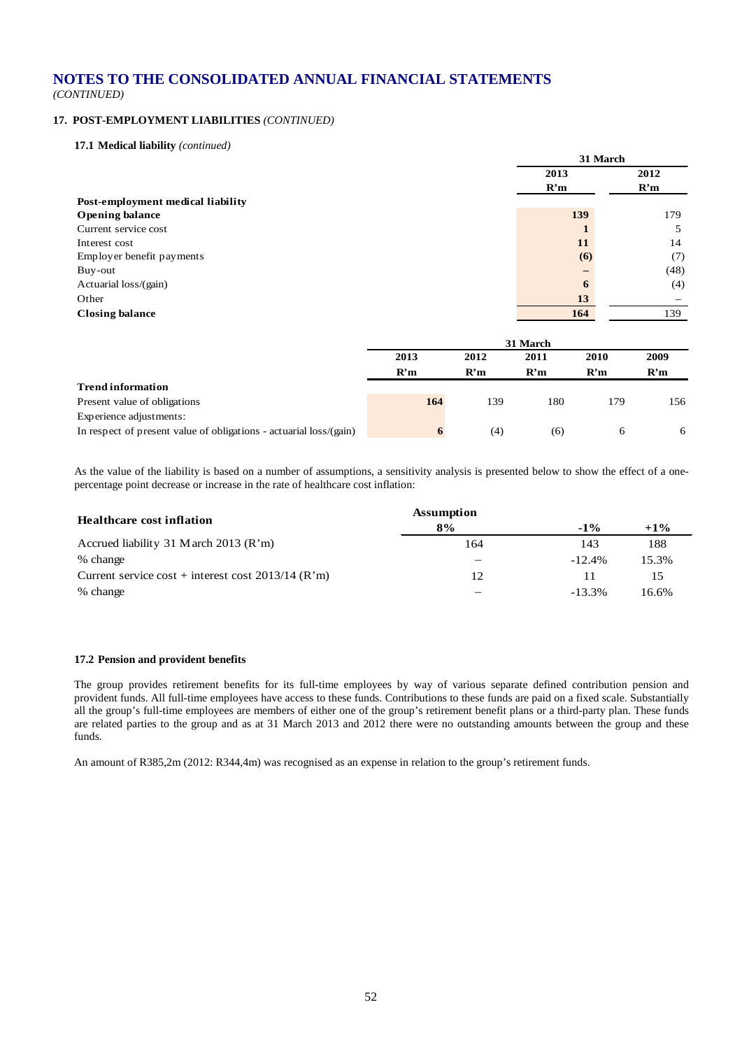# NOTES TO THE CONSOLIDATED ANNUAL FINANCIAL STATEMENTS

*(CONTINUED)*

## 17. POST-EMPLOYMENT LIABILITIES *(CONTINUED)*

### 17.1 Medical liability *(continued)*

| | 31 March | |
|---|---|---|
| | 2013 | 2012 |
| | R'm | R'm |
| **Post-employment medical liability** | | |
| **Opening balance** | **139** | 179 |
| Current service cost | **1** | 5 |
| Interest cost | **11** | 14 |
| Employer benefit payments | **(6)** | (7) |
| Buy-out | **–** | (48) |
| Actuarial loss/(gain) | **6** | (4) |
| Other | **13** | – |
| **Closing balance** | **164** | 139 |

| | 31 March | | | | |
|---|---|---|---|---|---|
| | 2013 | 2012 | 2011 | 2010 | 2009 |
| | R'm | R'm | R'm | R'm | R'm |
| **Trend information** | | | | | |
| Present value of obligations | **164** | 139 | 180 | 179 | 156 |
| Experience adjustments: | | | | | |
| In respect of present value of obligations - actuarial loss/(gain) | **6** | (4) | (6) | 6 | 6 |

As the value of the liability is based on a number of assumptions, a sensitivity analysis is presented below to show the effect of a one-percentage point decrease or increase in the rate of healthcare cost inflation:

| Healthcare cost inflation | Assumption 8% | -1% | +1% |
|---|---|---|---|
| Accrued liability 31 March 2013 (R'm) | 164 | 143 | 188 |
| % change | – | -12.4% | 15.3% |
| Current service cost + interest cost 2013/14 (R'm) | 12 | 11 | 15 |
| % change | – | -13.3% | 16.6% |

### 17.2 Pension and provident benefits

The group provides retirement benefits for its full-time employees by way of various separate defined contribution pension and provident funds. All full-time employees have access to these funds. Contributions to these funds are paid on a fixed scale. Substantially all the group's full-time employees are members of either one of the group's retirement benefit plans or a third-party plan. These funds are related parties to the group and as at 31 March 2013 and 2012 there were no outstanding amounts between the group and these funds.

An amount of R385,2m (2012: R344,4m) was recognised as an expense in relation to the group's retirement funds.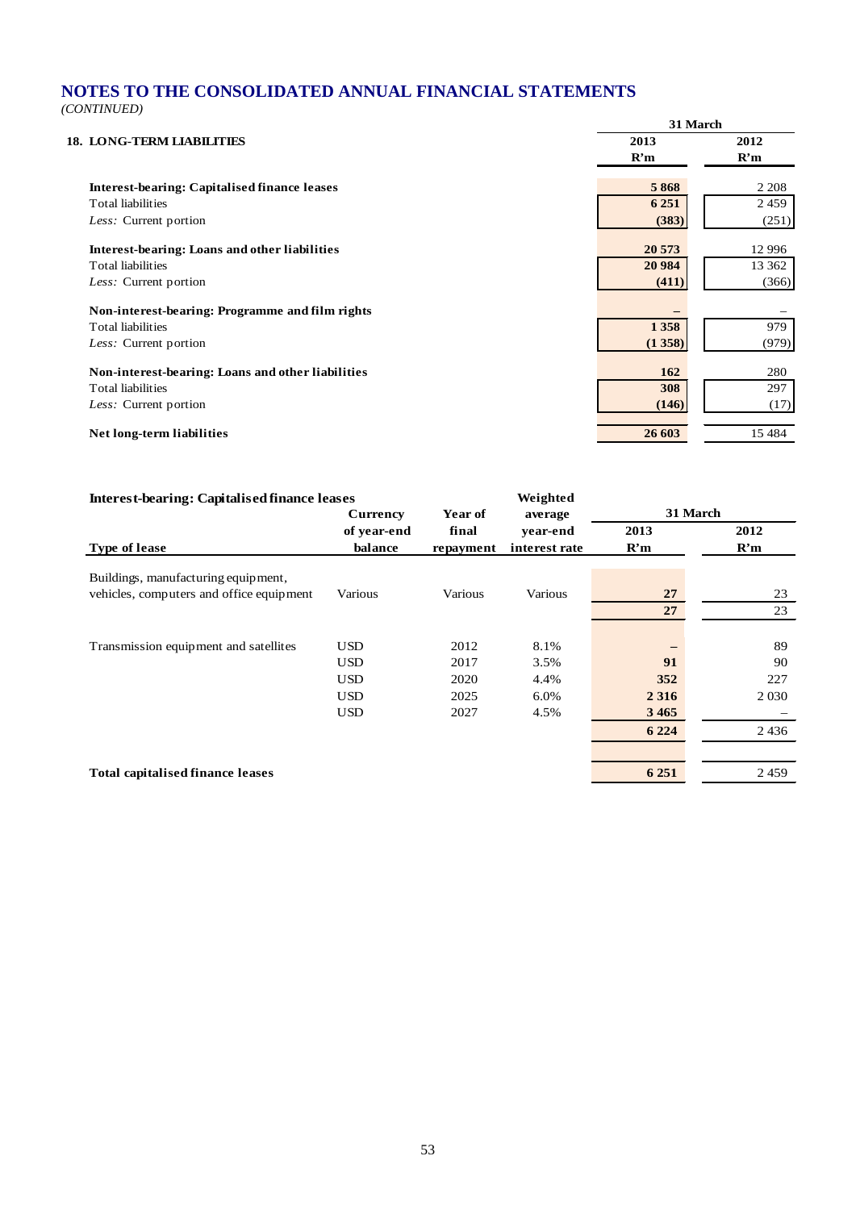# NOTES TO THE CONSOLIDATED ANNUAL FINANCIAL STATEMENTS

*(CONTINUED)*

## 18. LONG-TERM LIABILITIES

| | 31 March 2013 R'm | 31 March 2012 R'm |
|---|---|---|
| **Interest-bearing: Capitalised finance leases** | **5 868** | 2 208 |
| Total liabilities | **6 251** | 2 459 |
| *Less:* Current portion | **(383)** | (251) |
| **Interest-bearing: Loans and other liabilities** | **20 573** | 12 996 |
| Total liabilities | **20 984** | 13 362 |
| *Less:* Current portion | **(411)** | (366) |
| **Non-interest-bearing: Programme and film rights** | **–** | – |
| Total liabilities | **1 358** | 979 |
| *Less:* Current portion | **(1 358)** | (979) |
| **Non-interest-bearing: Loans and other liabilities** | **162** | 280 |
| Total liabilities | **308** | 297 |
| *Less:* Current portion | **(146)** | (17) |
| **Net long-term liabilities** | **26 603** | 15 484 |

**Interest-bearing: Capitalised finance leases**

| Type of lease | Currency of year-end balance | Year of final repayment | Weighted average year-end interest rate | 31 March 2013 R'm | 31 March 2012 R'm |
|---|---|---|---|---|---|
| Buildings, manufacturing equipment, vehicles, computers and office equipment | Various | Various | Various | **27** | 23 |
| | | | | **27** | 23 |
| Transmission equipment and satellites | USD | 2012 | 8.1% | **–** | 89 |
| | USD | 2017 | 3.5% | **91** | 90 |
| | USD | 2020 | 4.4% | **352** | 227 |
| | USD | 2025 | 6.0% | **2 316** | 2 030 |
| | USD | 2027 | 4.5% | **3 465** | – |
| | | | | **6 224** | 2 436 |
| **Total capitalised finance leases** | | | | **6 251** | 2 459 |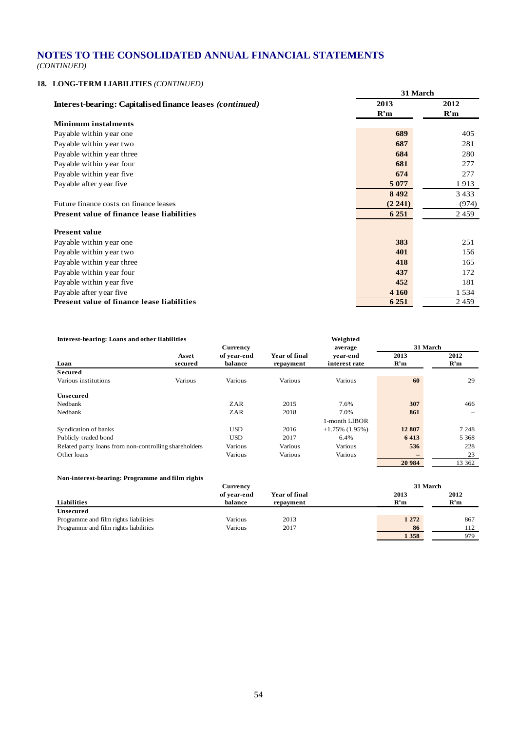# NOTES TO THE CONSOLIDATED ANNUAL FINANCIAL STATEMENTS

*(CONTINUED)*

## 18. LONG-TERM LIABILITIES *(CONTINUED)*

| Interest-bearing: Capitalised finance leases *(continued)* | 31 March 2013 R'm | 31 March 2012 R'm |
|---|---|---|
| **Minimum instalments** | | |
| Payable within year one | **689** | 405 |
| Payable within year two | **687** | 281 |
| Payable within year three | **684** | 280 |
| Payable within year four | **681** | 277 |
| Payable within year five | **674** | 277 |
| Payable after year five | **5 077** | 1 913 |
| | **8 492** | 3 433 |
| Future finance costs on finance leases | **(2 241)** | (974) |
| **Present value of finance lease liabilities** | **6 251** | 2 459 |
| **Present value** | | |
| Payable within year one | **383** | 251 |
| Payable within year two | **401** | 156 |
| Payable within year three | **418** | 165 |
| Payable within year four | **437** | 172 |
| Payable within year five | **452** | 181 |
| Payable after year five | **4 160** | 1 534 |
| **Present value of finance lease liabilities** | **6 251** | 2 459 |

**Interest-bearing: Loans and other liabilities**

| Loan | Asset secured | Currency of year-end balance | Year of final repayment | Weighted average year-end interest rate | 31 March 2013 R'm | 31 March 2012 R'm |
|---|---|---|---|---|---|---|
| **Secured** | | | | | | |
| Various institutions | Various | Various | Various | Various | **60** | 29 |
| **Unsecured** | | | | | | |
| Nedbank | | ZAR | 2015 | 7.6% | **307** | 466 |
| Nedbank | | ZAR | 2018 | 7.0% | **861** | – |
| Syndication of banks | | USD | 2016 | 1-month LIBOR +1.75% (1.95%) | **12 807** | 7 248 |
| Publicly traded bond | | USD | 2017 | 6.4% | **6 413** | 5 368 |
| Related party loans from non-controlling shareholders | | Various | Various | Various | **536** | 228 |
| Other loans | | Various | Various | Various | **–** | 23 |
| | | | | | **20 984** | 13 362 |

**Non-interest-bearing: Programme and film rights**

| Liabilities | Currency of year-end balance | Year of final repayment | 31 March 2013 R'm | 31 March 2012 R'm |
|---|---|---|---|---|
| **Unsecured** | | | | |
| Programme and film rights liabilities | Various | 2013 | **1 272** | 867 |
| Programme and film rights liabilities | Various | 2017 | **86** | 112 |
| | | | **1 358** | 979 |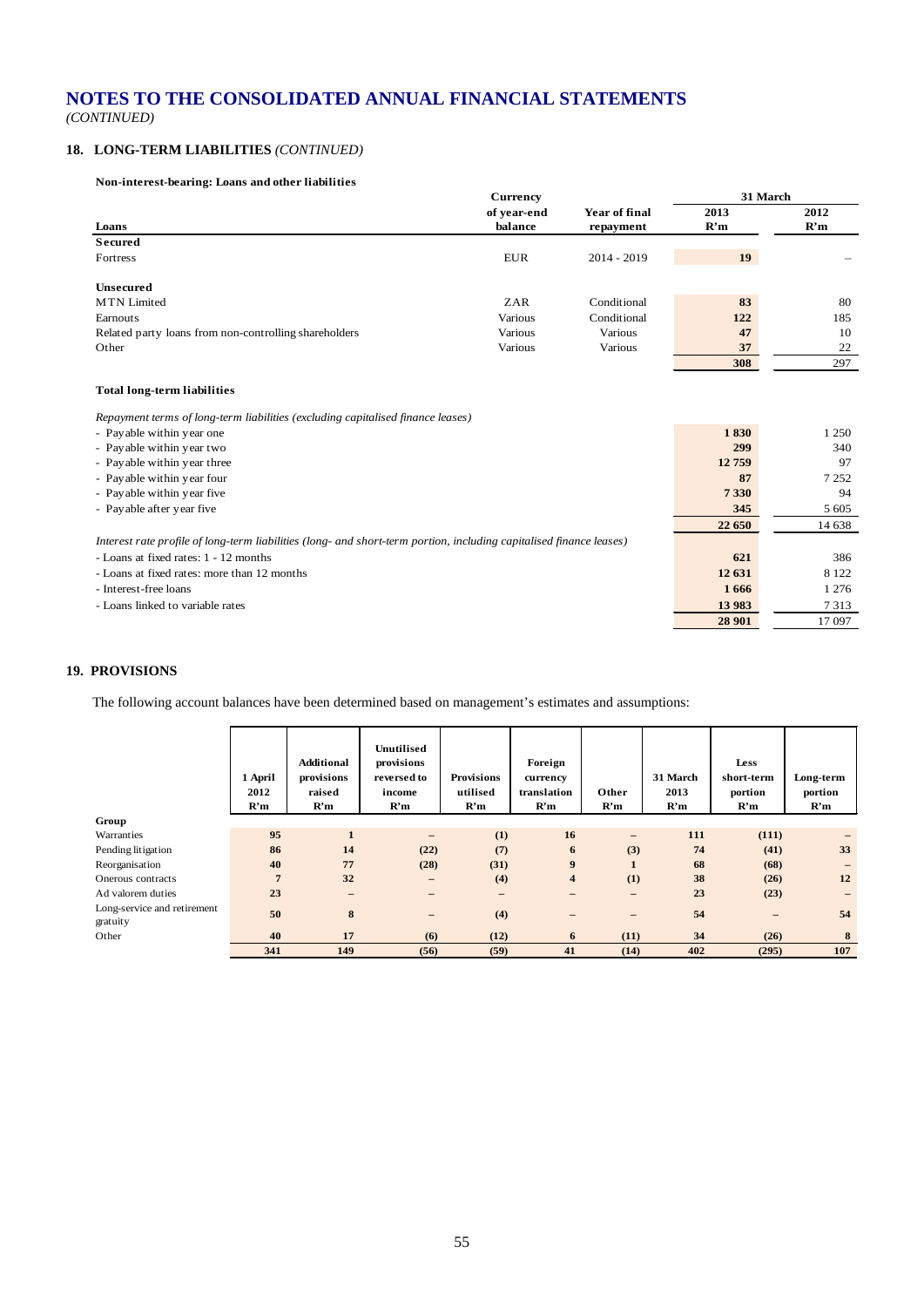# NOTES TO THE CONSOLIDATED ANNUAL FINANCIAL STATEMENTS

*(CONTINUED)*

## 18. LONG-TERM LIABILITIES *(CONTINUED)*

**Non-interest-bearing: Loans and other liabilities**

| Loans | Currency of year-end balance | Year of final repayment | 31 March 2013 R'm | 31 March 2012 R'm |
|---|---|---|---|---|
| **Secured** | | | | |
| Fortress | EUR | 2014 - 2019 | **19** | – |
| **Unsecured** | | | | |
| MTN Limited | ZAR | Conditional | **83** | 80 |
| Earnouts | Various | Conditional | **122** | 185 |
| Related party loans from non-controlling shareholders | Various | Various | **47** | 10 |
| Other | Various | Various | **37** | 22 |
| | | | **308** | 297 |

**Total long-term liabilities**

| | 2013 R'm | 2012 R'm |
|---|---|---|
| *Repayment terms of long-term liabilities (excluding capitalised finance leases)* | | |
| - Payable within year one | **1 830** | 1 250 |
| - Payable within year two | **299** | 340 |
| - Payable within year three | **12 759** | 97 |
| - Payable within year four | **87** | 7 252 |
| - Payable within year five | **7 330** | 94 |
| - Payable after year five | **345** | 5 605 |
| | **22 650** | 14 638 |
| *Interest rate profile of long-term liabilities (long- and short-term portion, including capitalised finance leases)* | | |
| - Loans at fixed rates: 1 - 12 months | **621** | 386 |
| - Loans at fixed rates: more than 12 months | **12 631** | 8 122 |
| - Interest-free loans | **1 666** | 1 276 |
| - Loans linked to variable rates | **13 983** | 7 313 |
| | **28 901** | 17 097 |

## 19. PROVISIONS

The following account balances have been determined based on management's estimates and assumptions:

| | 1 April 2012 R'm | Additional provisions raised R'm | Unutilised provisions reversed to income R'm | Provisions utilised R'm | Foreign currency translation R'm | Other R'm | 31 March 2013 R'm | Less short-term portion R'm | Long-term portion R'm |
|---|---|---|---|---|---|---|---|---|---|
| **Group** | | | | | | | | | |
| Warranties | 95 | 1 | – | (1) | 16 | – | 111 | (111) | – |
| Pending litigation | 86 | 14 | (22) | (7) | 6 | (3) | 74 | (41) | 33 |
| Reorganisation | 40 | 77 | (28) | (31) | 9 | 1 | 68 | (68) | – |
| Onerous contracts | 7 | 32 | – | (4) | 4 | (1) | 38 | (26) | 12 |
| Ad valorem duties | 23 | – | – | – | – | – | 23 | (23) | – |
| Long-service and retirement gratuity | 50 | 8 | – | (4) | – | – | 54 | – | 54 |
| Other | 40 | 17 | (6) | (12) | 6 | (11) | 34 | (26) | 8 |
| | 341 | 149 | (56) | (59) | 41 | (14) | 402 | (295) | 107 |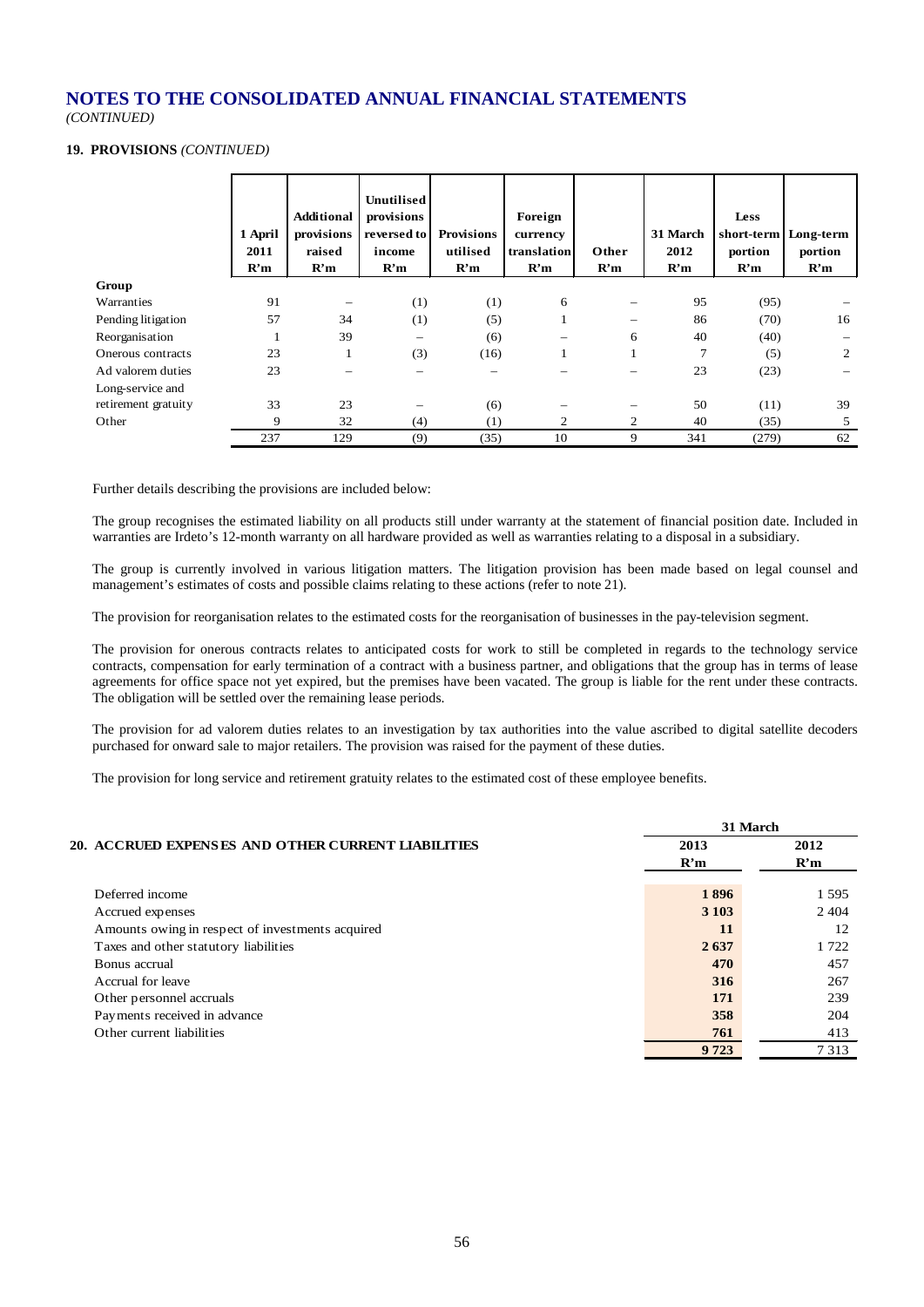# NOTES TO THE CONSOLIDATED ANNUAL FINANCIAL STATEMENTS

*(CONTINUED)*

## 19. PROVISIONS *(CONTINUED)*

| | 1 April 2011 R'm | Additional provisions raised R'm | Unutilised provisions reversed to income R'm | Provisions utilised R'm | Foreign currency translation R'm | Other R'm | 31 March 2012 R'm | Less short-term portion R'm | Long-term portion R'm |
|---|---|---|---|---|---|---|---|---|---|
| **Group** | | | | | | | | | |
| Warranties | 91 | – | (1) | (1) | 6 | – | 95 | (95) | – |
| Pending litigation | 57 | 34 | (1) | (5) | 1 | – | 86 | (70) | 16 |
| Reorganisation | 1 | 39 | – | (6) | – | 6 | 40 | (40) | – |
| Onerous contracts | 23 | 1 | (3) | (16) | 1 | 1 | 7 | (5) | 2 |
| Ad valorem duties | 23 | – | – | – | – | – | 23 | (23) | – |
| Long-service and retirement gratuity | 33 | 23 | – | (6) | – | – | 50 | (11) | 39 |
| Other | 9 | 32 | (4) | (1) | 2 | 2 | 40 | (35) | 5 |
| | 237 | 129 | (9) | (35) | 10 | 9 | 341 | (279) | 62 |

Further details describing the provisions are included below:

The group recognises the estimated liability on all products still under warranty at the statement of financial position date. Included in warranties are Irdeto's 12-month warranty on all hardware provided as well as warranties relating to a disposal in a subsidiary.

The group is currently involved in various litigation matters. The litigation provision has been made based on legal counsel and management's estimates of costs and possible claims relating to these actions (refer to note 21).

The provision for reorganisation relates to the estimated costs for the reorganisation of businesses in the pay-television segment.

The provision for onerous contracts relates to anticipated costs for work to still be completed in regards to the technology service contracts, compensation for early termination of a contract with a business partner, and obligations that the group has in terms of lease agreements for office space not yet expired, but the premises have been vacated. The group is liable for the rent under these contracts. The obligation will be settled over the remaining lease periods.

The provision for ad valorem duties relates to an investigation by tax authorities into the value ascribed to digital satellite decoders purchased for onward sale to major retailers. The provision was raised for the payment of these duties.

The provision for long service and retirement gratuity relates to the estimated cost of these employee benefits.

## 20. ACCRUED EXPENSES AND OTHER CURRENT LIABILITIES

| | 31 March 2013 R'm | 31 March 2012 R'm |
|---|---|---|
| Deferred income | **1 896** | 1 595 |
| Accrued expenses | **3 103** | 2 404 |
| Amounts owing in respect of investments acquired | **11** | 12 |
| Taxes and other statutory liabilities | **2 637** | 1 722 |
| Bonus accrual | **470** | 457 |
| Accrual for leave | **316** | 267 |
| Other personnel accruals | **171** | 239 |
| Payments received in advance | **358** | 204 |
| Other current liabilities | **761** | 413 |
| | **9 723** | 7 313 |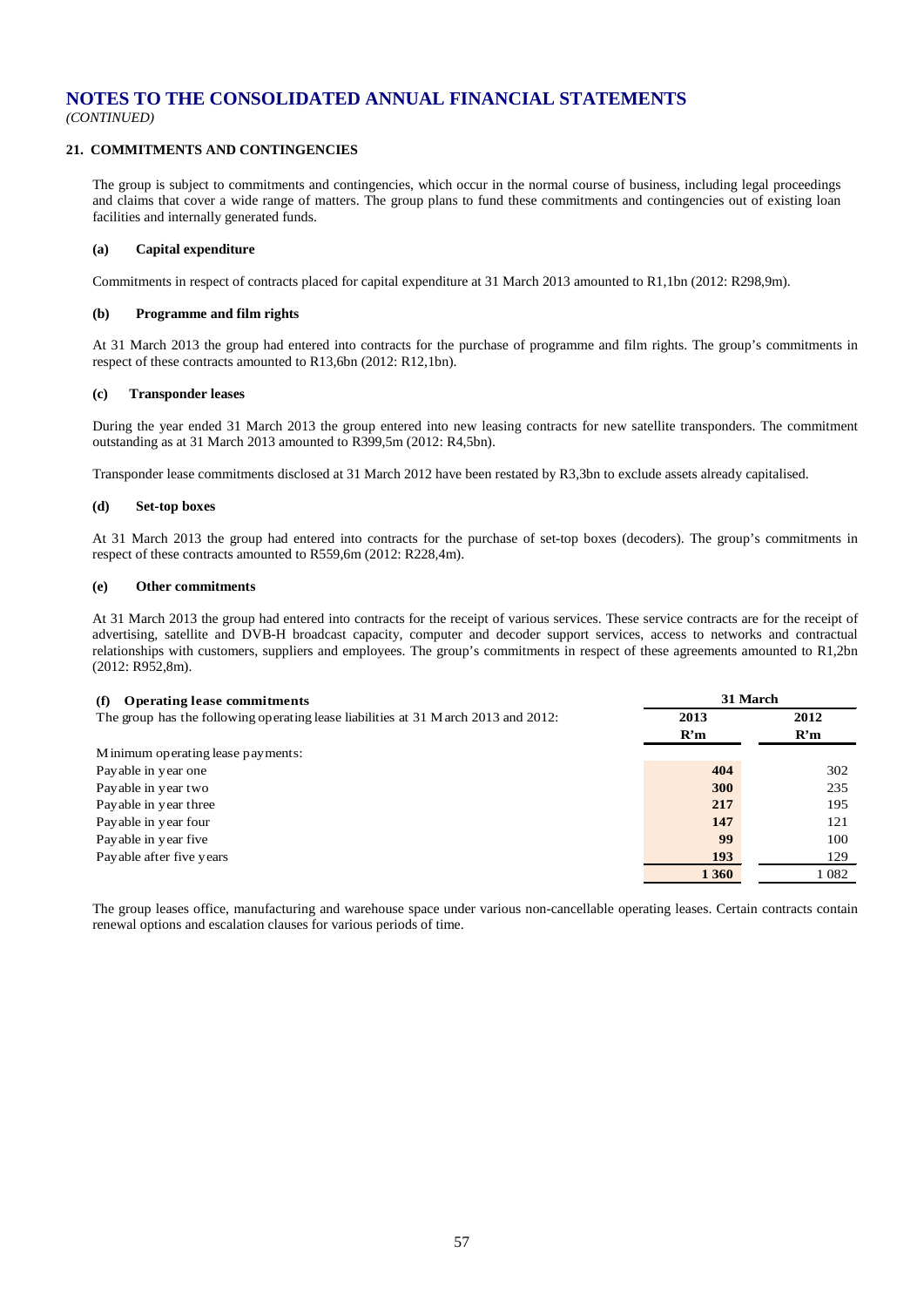# NOTES TO THE CONSOLIDATED ANNUAL FINANCIAL STATEMENTS

*(CONTINUED)*

## 21. COMMITMENTS AND CONTINGENCIES

The group is subject to commitments and contingencies, which occur in the normal course of business, including legal proceedings and claims that cover a wide range of matters. The group plans to fund these commitments and contingencies out of existing loan facilities and internally generated funds.

### (a) Capital expenditure

Commitments in respect of contracts placed for capital expenditure at 31 March 2013 amounted to R1,1bn (2012: R298,9m).

### (b) Programme and film rights

At 31 March 2013 the group had entered into contracts for the purchase of programme and film rights. The group's commitments in respect of these contracts amounted to R13,6bn (2012: R12,1bn).

### (c) Transponder leases

During the year ended 31 March 2013 the group entered into new leasing contracts for new satellite transponders. The commitment outstanding as at 31 March 2013 amounted to R399,5m (2012: R4,5bn).

Transponder lease commitments disclosed at 31 March 2012 have been restated by R3,3bn to exclude assets already capitalised.

### (d) Set-top boxes

At 31 March 2013 the group had entered into contracts for the purchase of set-top boxes (decoders). The group's commitments in respect of these contracts amounted to R559,6m (2012: R228,4m).

### (e) Other commitments

At 31 March 2013 the group had entered into contracts for the receipt of various services. These service contracts are for the receipt of advertising, satellite and DVB-H broadcast capacity, computer and decoder support services, access to networks and contractual relationships with customers, suppliers and employees. The group's commitments in respect of these agreements amounted to R1,2bn (2012: R952,8m).

### (f) Operating lease commitments

The group has the following operating lease liabilities at 31 March 2013 and 2012:

| | 31 March | |
|---|---|---|
| | 2013 R'm | 2012 R'm |
| Minimum operating lease payments: | | |
| Payable in year one | **404** | 302 |
| Payable in year two | **300** | 235 |
| Payable in year three | **217** | 195 |
| Payable in year four | **147** | 121 |
| Payable in year five | **99** | 100 |
| Payable after five years | **193** | 129 |
| | **1 360** | 1 082 |

The group leases office, manufacturing and warehouse space under various non-cancellable operating leases. Certain contracts contain renewal options and escalation clauses for various periods of time.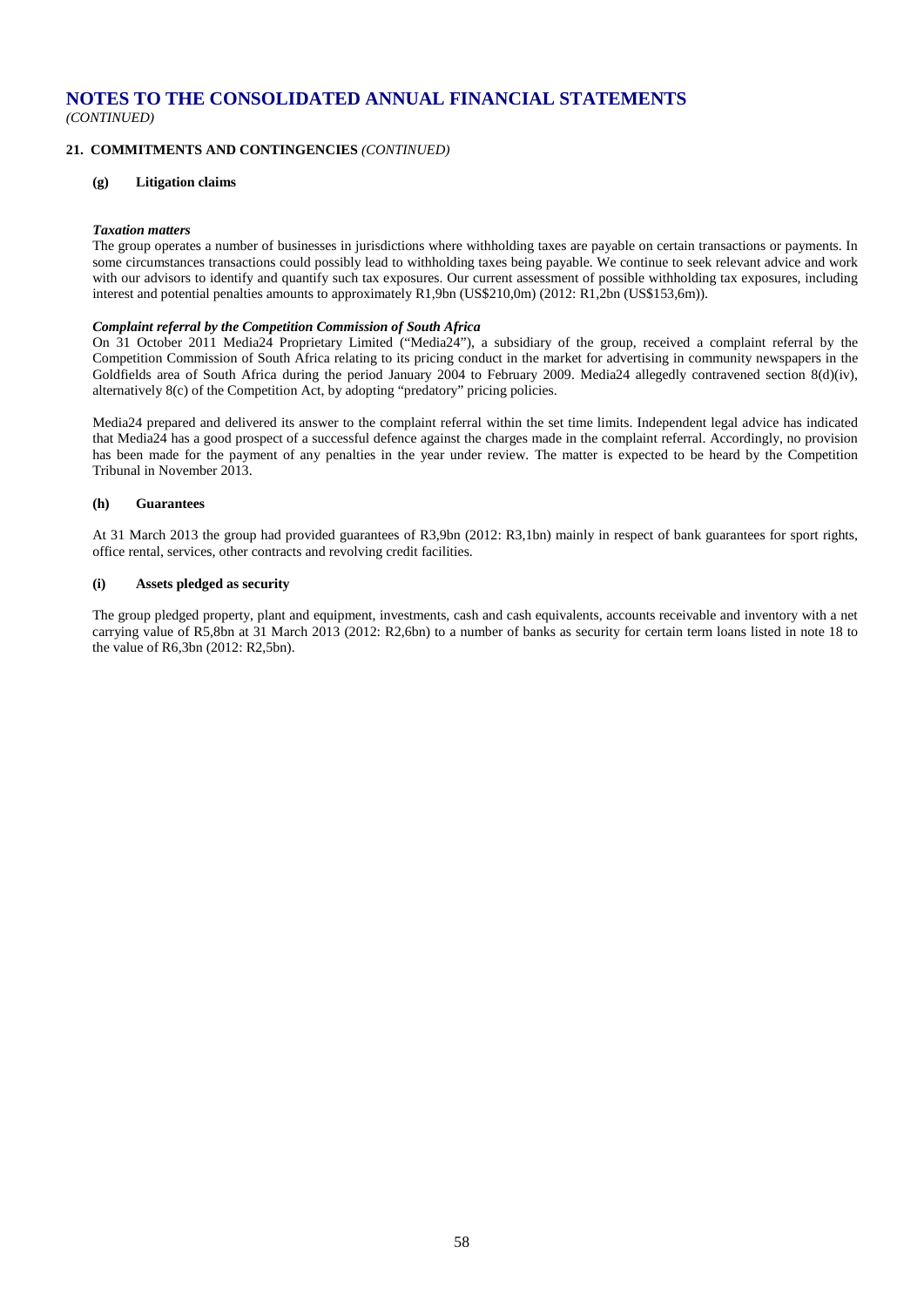# NOTES TO THE CONSOLIDATED ANNUAL FINANCIAL STATEMENTS

*(CONTINUED)*

## 21. COMMITMENTS AND CONTINGENCIES *(CONTINUED)*

### (g) Litigation claims

***Taxation matters***

The group operates a number of businesses in jurisdictions where withholding taxes are payable on certain transactions or payments. In some circumstances transactions could possibly lead to withholding taxes being payable. We continue to seek relevant advice and work with our advisors to identify and quantify such tax exposures. Our current assessment of possible withholding tax exposures, including interest and potential penalties amounts to approximately R1,9bn (US$210,0m) (2012: R1,2bn (US$153,6m)).

***Complaint referral by the Competition Commission of South Africa***

On 31 October 2011 Media24 Proprietary Limited ("Media24"), a subsidiary of the group, received a complaint referral by the Competition Commission of South Africa relating to its pricing conduct in the market for advertising in community newspapers in the Goldfields area of South Africa during the period January 2004 to February 2009. Media24 allegedly contravened section 8(d)(iv), alternatively 8(c) of the Competition Act, by adopting "predatory" pricing policies.

Media24 prepared and delivered its answer to the complaint referral within the set time limits. Independent legal advice has indicated that Media24 has a good prospect of a successful defence against the charges made in the complaint referral. Accordingly, no provision has been made for the payment of any penalties in the year under review. The matter is expected to be heard by the Competition Tribunal in November 2013.

### (h) Guarantees

At 31 March 2013 the group had provided guarantees of R3,9bn (2012: R3,1bn) mainly in respect of bank guarantees for sport rights, office rental, services, other contracts and revolving credit facilities.

### (i) Assets pledged as security

The group pledged property, plant and equipment, investments, cash and cash equivalents, accounts receivable and inventory with a net carrying value of R5,8bn at 31 March 2013 (2012: R2,6bn) to a number of banks as security for certain term loans listed in note 18 to the value of R6,3bn (2012: R2,5bn).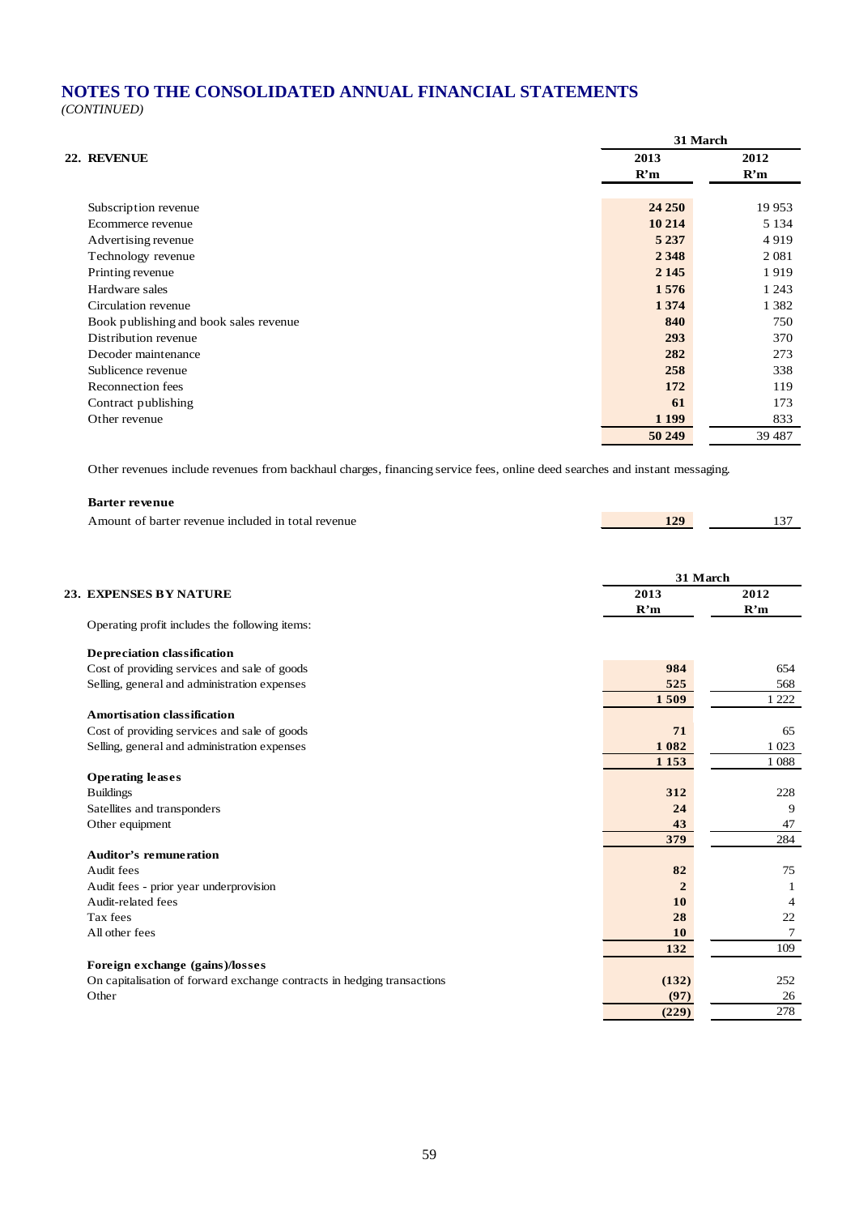# NOTES TO THE CONSOLIDATED ANNUAL FINANCIAL STATEMENTS

*(CONTINUED)*

## 22. REVENUE

| | 31 March 2013 R'm | 31 March 2012 R'm |
|---|---|---|
| Subscription revenue | **24 250** | 19 953 |
| Ecommerce revenue | **10 214** | 5 134 |
| Advertising revenue | **5 237** | 4 919 |
| Technology revenue | **2 348** | 2 081 |
| Printing revenue | **2 145** | 1 919 |
| Hardware sales | **1 576** | 1 243 |
| Circulation revenue | **1 374** | 1 382 |
| Book publishing and book sales revenue | **840** | 750 |
| Distribution revenue | **293** | 370 |
| Decoder maintenance | **282** | 273 |
| Sublicence revenue | **258** | 338 |
| Reconnection fees | **172** | 119 |
| Contract publishing | **61** | 173 |
| Other revenue | **1 199** | 833 |
| | **50 249** | 39 487 |

Other revenues include revenues from backhaul charges, financing service fees, online deed searches and instant messaging.

**Barter revenue**

| | 2013 R'm | 2012 R'm |
|---|---|---|
| Amount of barter revenue included in total revenue | **129** | 137 |

## 23. EXPENSES BY NATURE

| | 31 March 2013 R'm | 31 March 2012 R'm |
|---|---|---|
| Operating profit includes the following items: | | |
| **Depreciation classification** | | |
| Cost of providing services and sale of goods | **984** | 654 |
| Selling, general and administration expenses | **525** | 568 |
| | **1 509** | 1 222 |
| **Amortisation classification** | | |
| Cost of providing services and sale of goods | **71** | 65 |
| Selling, general and administration expenses | **1 082** | 1 023 |
| | **1 153** | 1 088 |
| **Operating leases** | | |
| Buildings | **312** | 228 |
| Satellites and transponders | **24** | 9 |
| Other equipment | **43** | 47 |
| | **379** | 284 |
| **Auditor's remuneration** | | |
| Audit fees | **82** | 75 |
| Audit fees - prior year underprovision | **2** | 1 |
| Audit-related fees | **10** | 4 |
| Tax fees | **28** | 22 |
| All other fees | **10** | 7 |
| | **132** | 109 |
| **Foreign exchange (gains)/losses** | | |
| On capitalisation of forward exchange contracts in hedging transactions | **(132)** | 252 |
| Other | **(97)** | 26 |
| | **(229)** | 278 |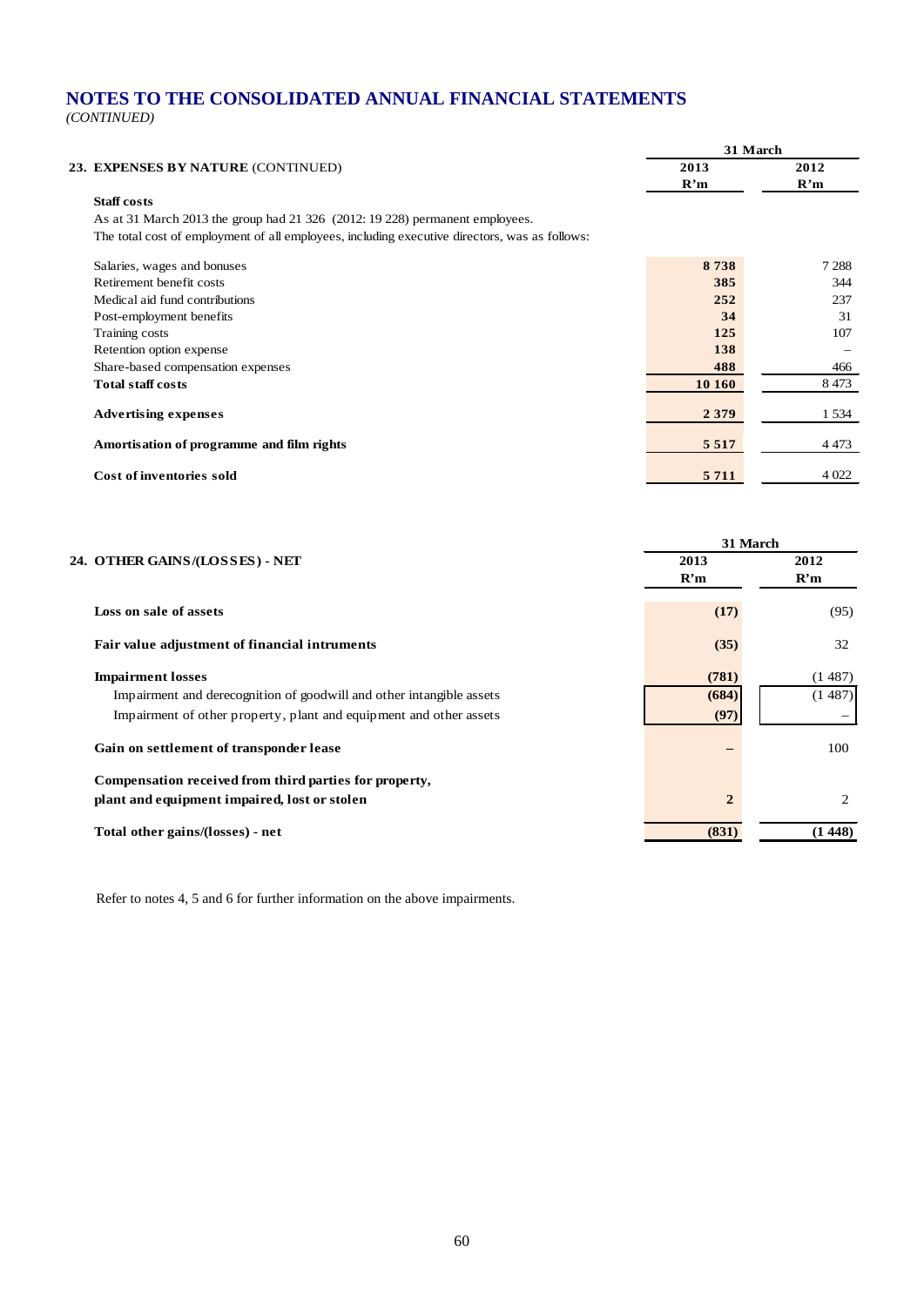# NOTES TO THE CONSOLIDATED ANNUAL FINANCIAL STATEMENTS

*(CONTINUED)*

## 23. EXPENSES BY NATURE (CONTINUED)

**Staff costs**

As at 31 March 2013 the group had 21 326 (2012: 19 228) permanent employees.

The total cost of employment of all employees, including executive directors, was as follows:

| | 31 March 2013 R'm | 31 March 2012 R'm |
|---|---|---|
| Salaries, wages and bonuses | **8 738** | 7 288 |
| Retirement benefit costs | **385** | 344 |
| Medical aid fund contributions | **252** | 237 |
| Post-employment benefits | **34** | 31 |
| Training costs | **125** | 107 |
| Retention option expense | **138** | – |
| Share-based compensation expenses | **488** | 466 |
| **Total staff costs** | **10 160** | 8 473 |
| **Advertising expenses** | **2 379** | 1 534 |
| **Amortisation of programme and film rights** | **5 517** | 4 473 |
| **Cost of inventories sold** | **5 711** | 4 022 |

## 24. OTHER GAINS/(LOSSES) - NET

| | 31 March 2013 R'm | 31 March 2012 R'm |
|---|---|---|
| **Loss on sale of assets** | **(17)** | (95) |
| **Fair value adjustment of financial intruments** | **(35)** | 32 |
| **Impairment losses** | **(781)** | (1 487) |
| Impairment and derecognition of goodwill and other intangible assets | **(684)** | (1 487) |
| Impairment of other property, plant and equipment and other assets | **(97)** | – |
| **Gain on settlement of transponder lease** | **–** | 100 |
| **Compensation received from third parties for property, plant and equipment impaired, lost or stolen** | **2** | 2 |
| **Total other gains/(losses) - net** | **(831)** | **(1 448)** |

Refer to notes 4, 5 and 6 for further information on the above impairments.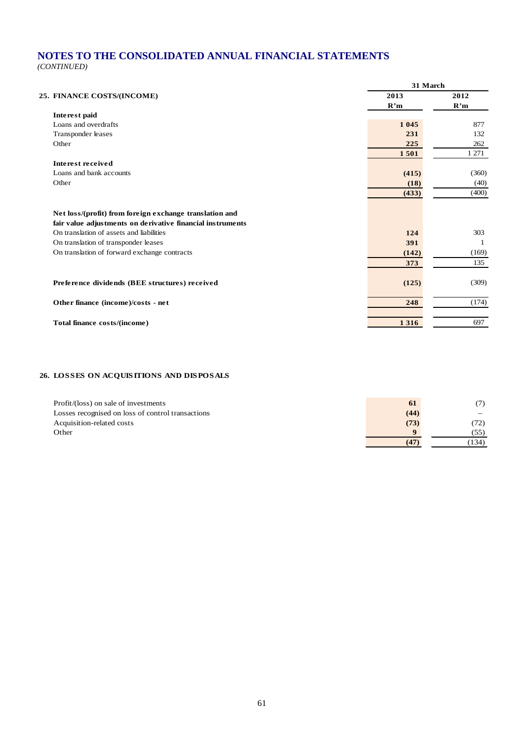# NOTES TO THE CONSOLIDATED ANNUAL FINANCIAL STATEMENTS

*(CONTINUED)*

## 25. FINANCE COSTS/(INCOME)

| | 31 March | |
|---|---|---|
| | **2013** | **2012** |
| | **R'm** | **R'm** |
| **Interest paid** | | |
| Loans and overdrafts | **1 045** | 877 |
| Transponder leases | **231** | 132 |
| Other | **225** | 262 |
| | **1 501** | 1 271 |
| **Interest received** | | |
| Loans and bank accounts | **(415)** | (360) |
| Other | **(18)** | (40) |
| | **(433)** | (400) |
| **Net loss/(profit) from foreign exchange translation and fair value adjustments on derivative financial instruments** | | |
| On translation of assets and liabilities | **124** | 303 |
| On translation of transponder leases | **391** | 1 |
| On translation of forward exchange contracts | **(142)** | (169) |
| | **373** | 135 |
| **Preference dividends (BEE structures) received** | **(125)** | (309) |
| **Other finance (income)/costs - net** | **248** | (174) |
| **Total finance costs/(income)** | **1 316** | 697 |

## 26. LOSSES ON ACQUISITIONS AND DISPOSALS

| | 2013 | 2012 |
|---|---|---|
| Profit/(loss) on sale of investments | **61** | (7) |
| Losses recognised on loss of control transactions | **(44)** | – |
| Acquisition-related costs | **(73)** | (72) |
| Other | **9** | (55) |
| | **(47)** | (134) |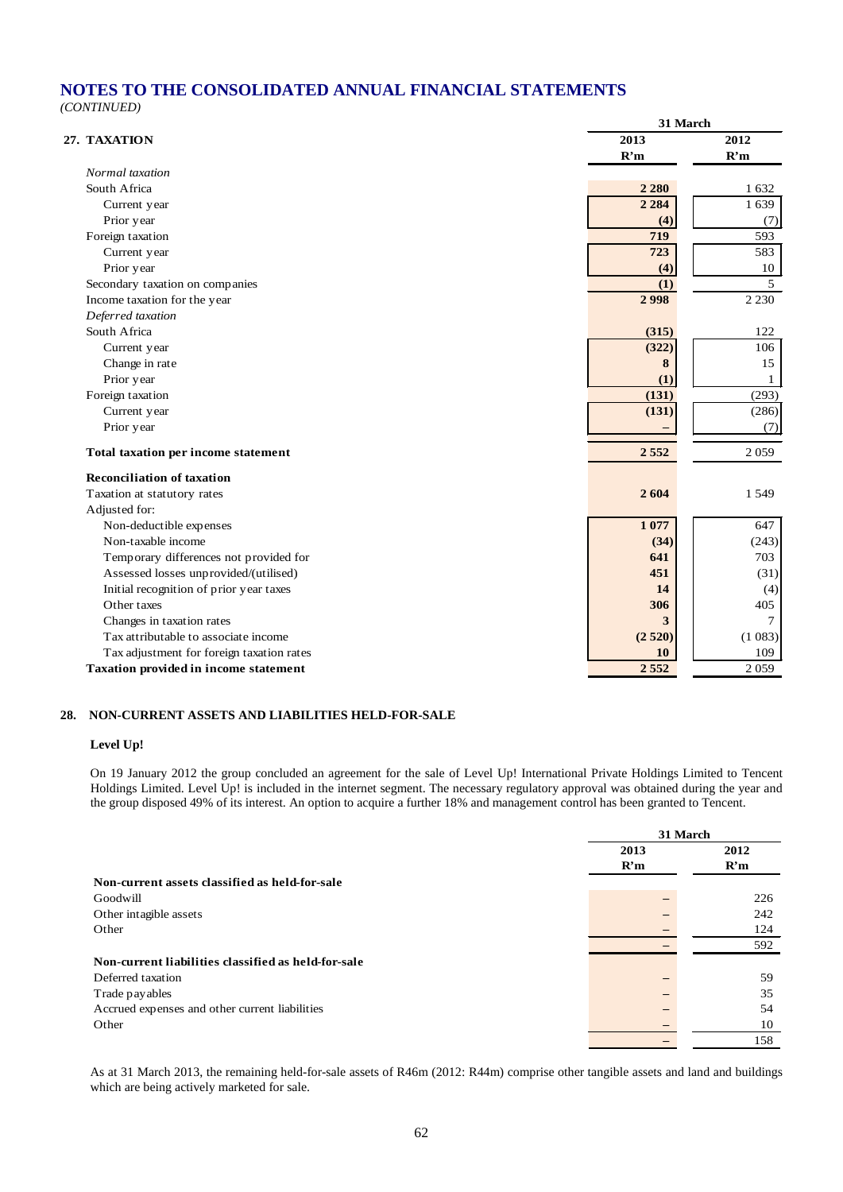# NOTES TO THE CONSOLIDATED ANNUAL FINANCIAL STATEMENTS

*(CONTINUED)*

## 27. TAXATION

| | 31 March 2013 R'm | 31 March 2012 R'm |
|---|---|---|
| *Normal taxation* | | |
| South Africa | **2 280** | 1 632 |
| Current year | **2 284** | 1 639 |
| Prior year | **(4)** | (7) |
| Foreign taxation | **719** | 593 |
| Current year | **723** | 583 |
| Prior year | **(4)** | 10 |
| Secondary taxation on companies | **(1)** | 5 |
| Income taxation for the year | **2 998** | 2 230 |
| *Deferred taxation* | | |
| South Africa | **(315)** | 122 |
| Current year | **(322)** | 106 |
| Change in rate | **8** | 15 |
| Prior year | **(1)** | 1 |
| Foreign taxation | **(131)** | (293) |
| Current year | **(131)** | (286) |
| Prior year | **–** | (7) |
| **Total taxation per income statement** | **2 552** | 2 059 |
| **Reconciliation of taxation** | | |
| Taxation at statutory rates | **2 604** | 1 549 |
| Adjusted for: | | |
| Non-deductible expenses | **1 077** | 647 |
| Non-taxable income | **(34)** | (243) |
| Temporary differences not provided for | **641** | 703 |
| Assessed losses unprovided/(utilised) | **451** | (31) |
| Initial recognition of prior year taxes | **14** | (4) |
| Other taxes | **306** | 405 |
| Changes in taxation rates | **3** | 7 |
| Tax attributable to associate income | **(2 520)** | (1 083) |
| Tax adjustment for foreign taxation rates | **10** | 109 |
| **Taxation provided in income statement** | **2 552** | 2 059 |

## 28. NON-CURRENT ASSETS AND LIABILITIES HELD-FOR-SALE

**Level Up!**

On 19 January 2012 the group concluded an agreement for the sale of Level Up! International Private Holdings Limited to Tencent Holdings Limited. Level Up! is included in the internet segment. The necessary regulatory approval was obtained during the year and the group disposed 49% of its interest. An option to acquire a further 18% and management control has been granted to Tencent.

| | 31 March 2013 R'm | 31 March 2012 R'm |
|---|---|---|
| **Non-current assets classified as held-for-sale** | | |
| Goodwill | – | 226 |
| Other intagible assets | – | 242 |
| Other | – | 124 |
| | – | 592 |
| **Non-current liabilities classified as held-for-sale** | | |
| Deferred taxation | – | 59 |
| Trade payables | – | 35 |
| Accrued expenses and other current liabilities | – | 54 |
| Other | – | 10 |
| | – | 158 |

As at 31 March 2013, the remaining held-for-sale assets of R46m (2012: R44m) comprise other tangible assets and land and buildings which are being actively marketed for sale.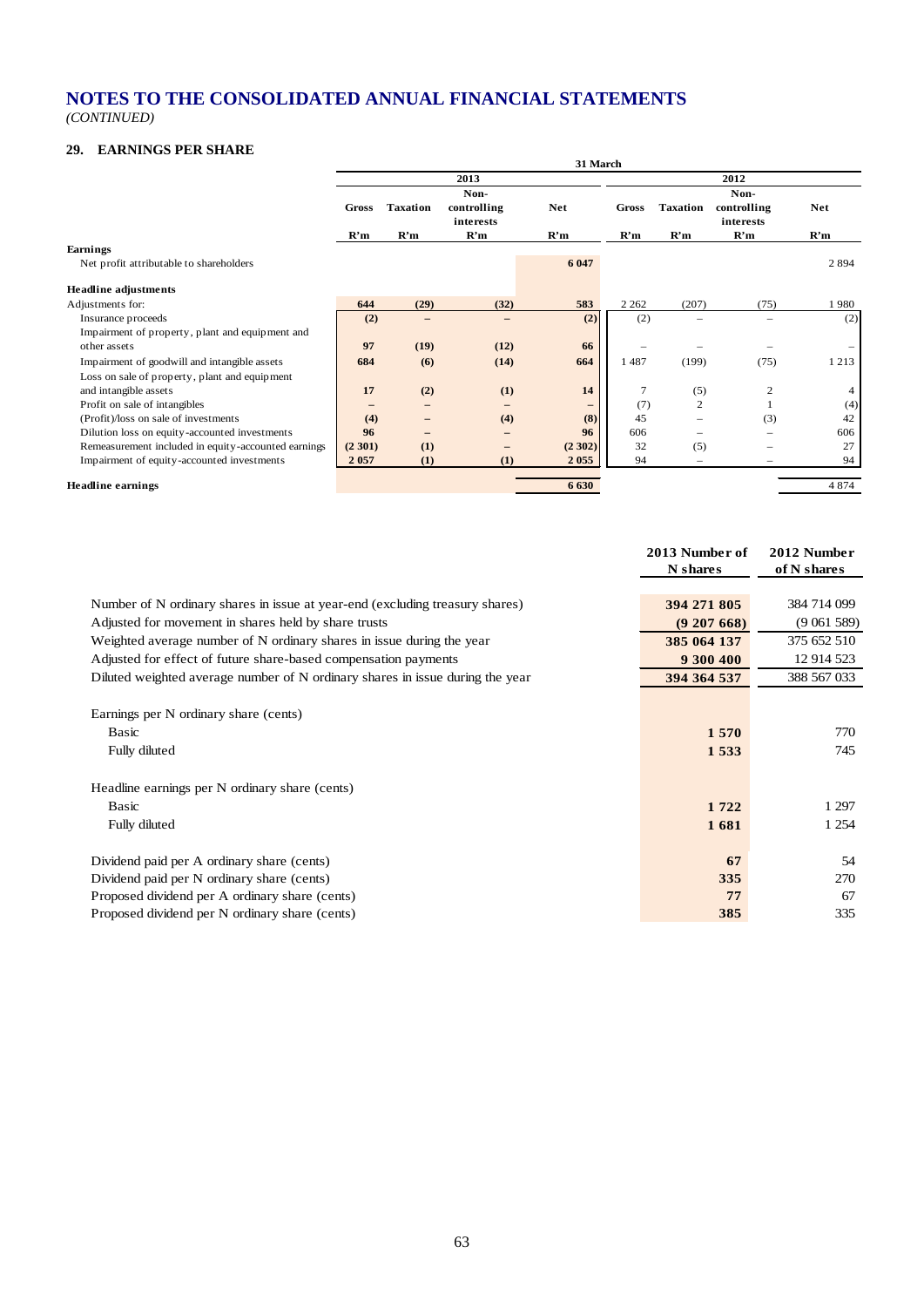# NOTES TO THE CONSOLIDATED ANNUAL FINANCIAL STATEMENTS

*(CONTINUED)*

## 29. EARNINGS PER SHARE

| | 31 March | | | | | | | |
|---|---|---|---|---|---|---|---|---|
| | 2013 | | | | 2012 | | | |
| | Gross | Taxation | Non-controlling interests | Net | Gross | Taxation | Non-controlling interests | Net |
| | R'm | R'm | R'm | R'm | R'm | R'm | R'm | R'm |
| **Earnings** | | | | | | | | |
| Net profit attributable to shareholders | | | | 6 047 | | | | 2 894 |
| **Headline adjustments** | | | | | | | | |
| Adjustments for: | **644** | **(29)** | **(32)** | **583** | 2 262 | (207) | (75) | 1 980 |
| Insurance proceeds | **(2)** | **–** | **–** | **(2)** | (2) | – | – | (2) |
| Impairment of property, plant and equipment and other assets | **97** | **(19)** | **(12)** | **66** | – | – | – | – |
| Impairment of goodwill and intangible assets | **684** | **(6)** | **(14)** | **664** | 1 487 | (199) | (75) | 1 213 |
| Loss on sale of property, plant and equipment and intangible assets | **17** | **(2)** | **(1)** | **14** | 7 | (5) | 2 | 4 |
| Profit on sale of intangibles | **–** | **–** | **–** | **–** | (7) | 2 | 1 | (4) |
| (Profit)/loss on sale of investments | **(4)** | **–** | **(4)** | **(8)** | 45 | – | (3) | 42 |
| Dilution loss on equity-accounted investments | **96** | **–** | **–** | **96** | 606 | – | – | 606 |
| Remeasurement included in equity-accounted earnings | **(2 301)** | **(1)** | **–** | **(2 302)** | 32 | (5) | – | 27 |
| Impairment of equity-accounted investments | **2 057** | **(1)** | **(1)** | **2 055** | 94 | – | – | 94 |
| **Headline earnings** | | | | **6 630** | | | | 4 874 |

| | 2013 Number of N shares | 2012 Number of N shares |
|---|---|---|
| Number of N ordinary shares in issue at year-end (excluding treasury shares) | **394 271 805** | 384 714 099 |
| Adjusted for movement in shares held by share trusts | **(9 207 668)** | (9 061 589) |
| Weighted average number of N ordinary shares in issue during the year | **385 064 137** | 375 652 510 |
| Adjusted for effect of future share-based compensation payments | **9 300 400** | 12 914 523 |
| Diluted weighted average number of N ordinary shares in issue during the year | **394 364 537** | 388 567 033 |
| | | |
| Earnings per N ordinary share (cents) | | |
| Basic | **1 570** | 770 |
| Fully diluted | **1 533** | 745 |
| | | |
| Headline earnings per N ordinary share (cents) | | |
| Basic | **1 722** | 1 297 |
| Fully diluted | **1 681** | 1 254 |
| | | |
| Dividend paid per A ordinary share (cents) | **67** | 54 |
| Dividend paid per N ordinary share (cents) | **335** | 270 |
| Proposed dividend per A ordinary share (cents) | **77** | 67 |
| Proposed dividend per N ordinary share (cents) | **385** | 335 |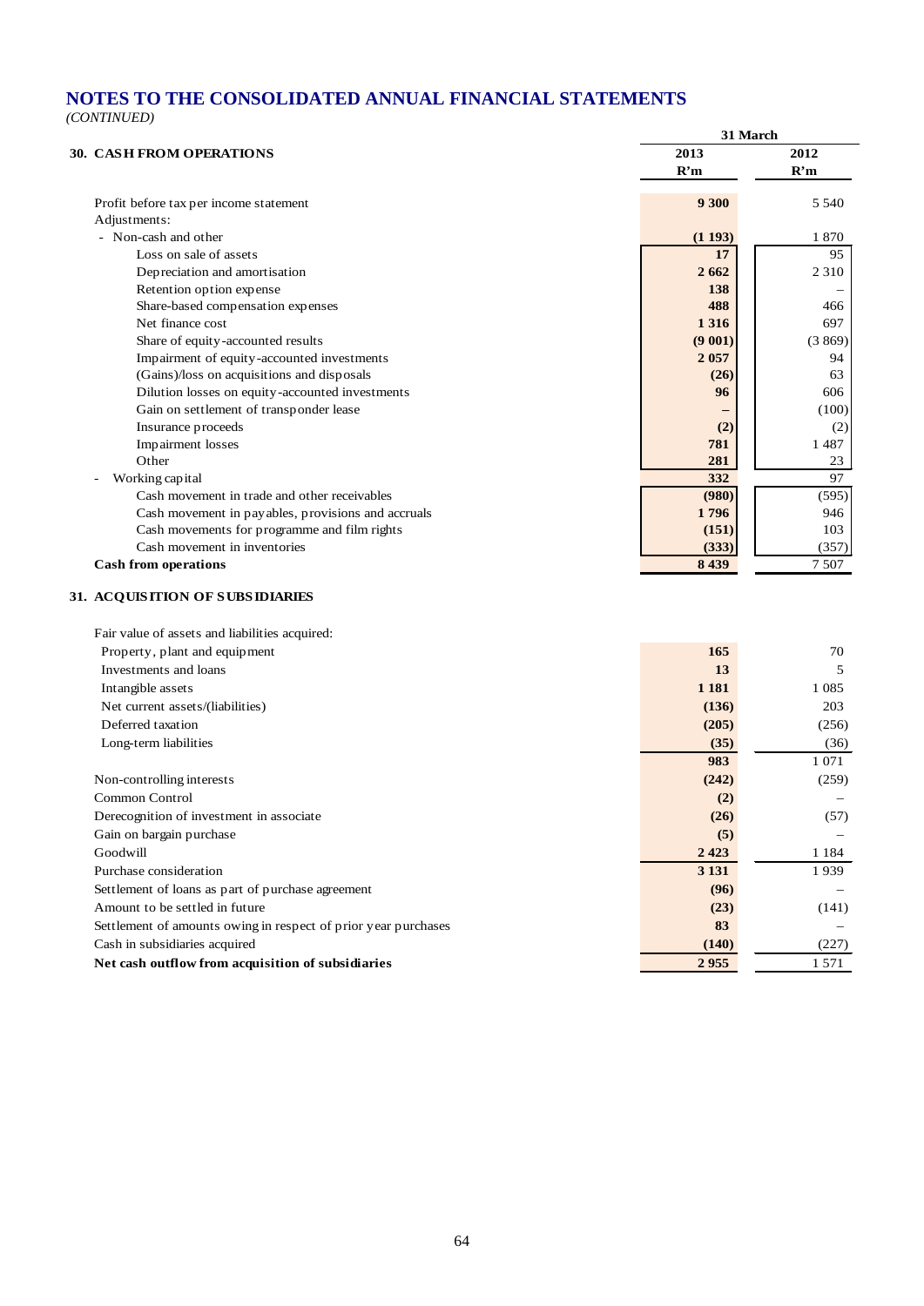# NOTES TO THE CONSOLIDATED ANNUAL FINANCIAL STATEMENTS

*(CONTINUED)*

## 30. CASH FROM OPERATIONS

| | 31 March | |
|---|---|---|
| | **2013** | **2012** |
| | **R'm** | **R'm** |
| Profit before tax per income statement | **9 300** | 5 540 |
| Adjustments: | | |
| - Non-cash and other | **(1 193)** | 1 870 |
| Loss on sale of assets | **17** | 95 |
| Depreciation and amortisation | **2 662** | 2 310 |
| Retention option expense | **138** | – |
| Share-based compensation expenses | **488** | 466 |
| Net finance cost | **1 316** | 697 |
| Share of equity-accounted results | **(9 001)** | (3 869) |
| Impairment of equity-accounted investments | **2 057** | 94 |
| (Gains)/loss on acquisitions and disposals | **(26)** | 63 |
| Dilution losses on equity-accounted investments | **96** | 606 |
| Gain on settlement of transponder lease | **–** | (100) |
| Insurance proceeds | **(2)** | (2) |
| Impairment losses | **781** | 1 487 |
| Other | **281** | 23 |
| - Working capital | **332** | 97 |
| Cash movement in trade and other receivables | **(980)** | (595) |
| Cash movement in payables, provisions and accruals | **1 796** | 946 |
| Cash movements for programme and film rights | **(151)** | 103 |
| Cash movement in inventories | **(333)** | (357) |
| **Cash from operations** | **8 439** | 7 507 |

## 31. ACQUISITION OF SUBSIDIARIES

| | 2013 R'm | 2012 R'm |
|---|---|---|
| Fair value of assets and liabilities acquired: | | |
| Property, plant and equipment | **165** | 70 |
| Investments and loans | **13** | 5 |
| Intangible assets | **1 181** | 1 085 |
| Net current assets/(liabilities) | **(136)** | 203 |
| Deferred taxation | **(205)** | (256) |
| Long-term liabilities | **(35)** | (36) |
| | **983** | 1 071 |
| Non-controlling interests | **(242)** | (259) |
| Common Control | **(2)** | – |
| Derecognition of investment in associate | **(26)** | (57) |
| Gain on bargain purchase | **(5)** | – |
| Goodwill | **2 423** | 1 184 |
| Purchase consideration | **3 131** | 1 939 |
| Settlement of loans as part of purchase agreement | **(96)** | – |
| Amount to be settled in future | **(23)** | (141) |
| Settlement of amounts owing in respect of prior year purchases | **83** | – |
| Cash in subsidiaries acquired | **(140)** | (227) |
| **Net cash outflow from acquisition of subsidiaries** | **2 955** | 1 571 |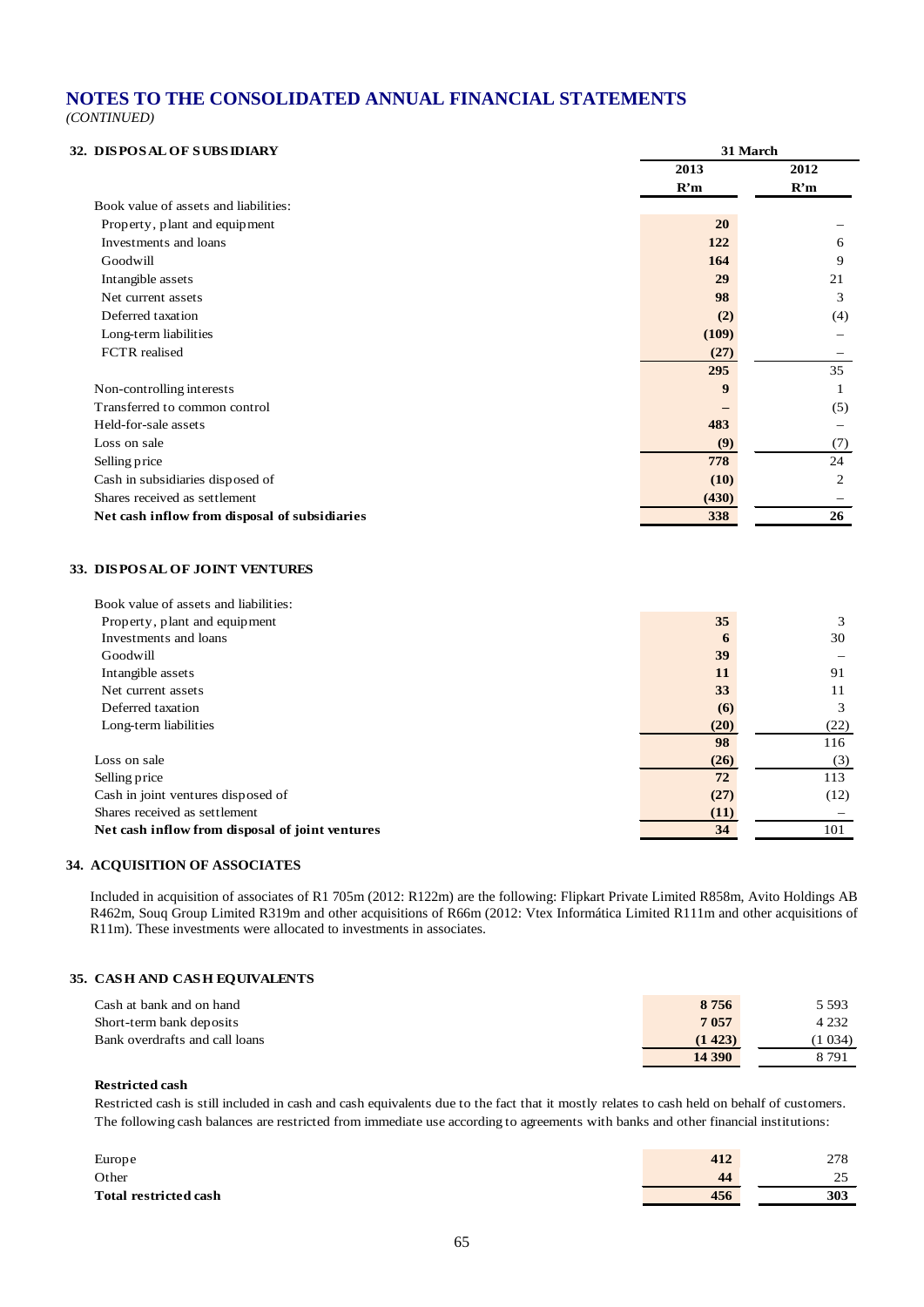# NOTES TO THE CONSOLIDATED ANNUAL FINANCIAL STATEMENTS

*(CONTINUED)*

## 32. DISPOSAL OF SUBSIDIARY

| | 31 March | |
|---|---|---|
| | **2013** | **2012** |
| | **R'm** | **R'm** |
| Book value of assets and liabilities: | | |
| Property, plant and equipment | **20** | – |
| Investments and loans | **122** | 6 |
| Goodwill | **164** | 9 |
| Intangible assets | **29** | 21 |
| Net current assets | **98** | 3 |
| Deferred taxation | **(2)** | (4) |
| Long-term liabilities | **(109)** | – |
| FCTR realised | **(27)** | – |
| | **295** | 35 |
| Non-controlling interests | **9** | 1 |
| Transferred to common control | **–** | (5) |
| Held-for-sale assets | **483** | – |
| Loss on sale | **(9)** | (7) |
| Selling price | **778** | 24 |
| Cash in subsidiaries disposed of | **(10)** | 2 |
| Shares received as settlement | **(430)** | – |
| **Net cash inflow from disposal of subsidiaries** | **338** | **26** |

## 33. DISPOSAL OF JOINT VENTURES

| | 2013 | 2012 |
|---|---|---|
| Book value of assets and liabilities: | | |
| Property, plant and equipment | **35** | 3 |
| Investments and loans | **6** | 30 |
| Goodwill | **39** | – |
| Intangible assets | **11** | 91 |
| Net current assets | **33** | 11 |
| Deferred taxation | **(6)** | 3 |
| Long-term liabilities | **(20)** | (22) |
| | **98** | 116 |
| Loss on sale | **(26)** | (3) |
| Selling price | **72** | 113 |
| Cash in joint ventures disposed of | **(27)** | (12) |
| Shares received as settlement | **(11)** | – |
| **Net cash inflow from disposal of joint ventures** | **34** | 101 |

## 34. ACQUISITION OF ASSOCIATES

Included in acquisition of associates of R1 705m (2012: R122m) are the following: Flipkart Private Limited R858m, Avito Holdings AB R462m, Souq Group Limited R319m and other acquisitions of R66m (2012: Vtex Informática Limited R111m and other acquisitions of R11m). These investments were allocated to investments in associates.

## 35. CASH AND CASH EQUIVALENTS

| | 2013 | 2012 |
|---|---|---|
| Cash at bank and on hand | **8 756** | 5 593 |
| Short-term bank deposits | **7 057** | 4 232 |
| Bank overdrafts and call loans | **(1 423)** | (1 034) |
| | **14 390** | 8 791 |

**Restricted cash**

Restricted cash is still included in cash and cash equivalents due to the fact that it mostly relates to cash held on behalf of customers. The following cash balances are restricted from immediate use according to agreements with banks and other financial institutions:

| | 2013 | 2012 |
|---|---|---|
| Europe | **412** | 278 |
| Other | **44** | 25 |
| **Total restricted cash** | **456** | **303** |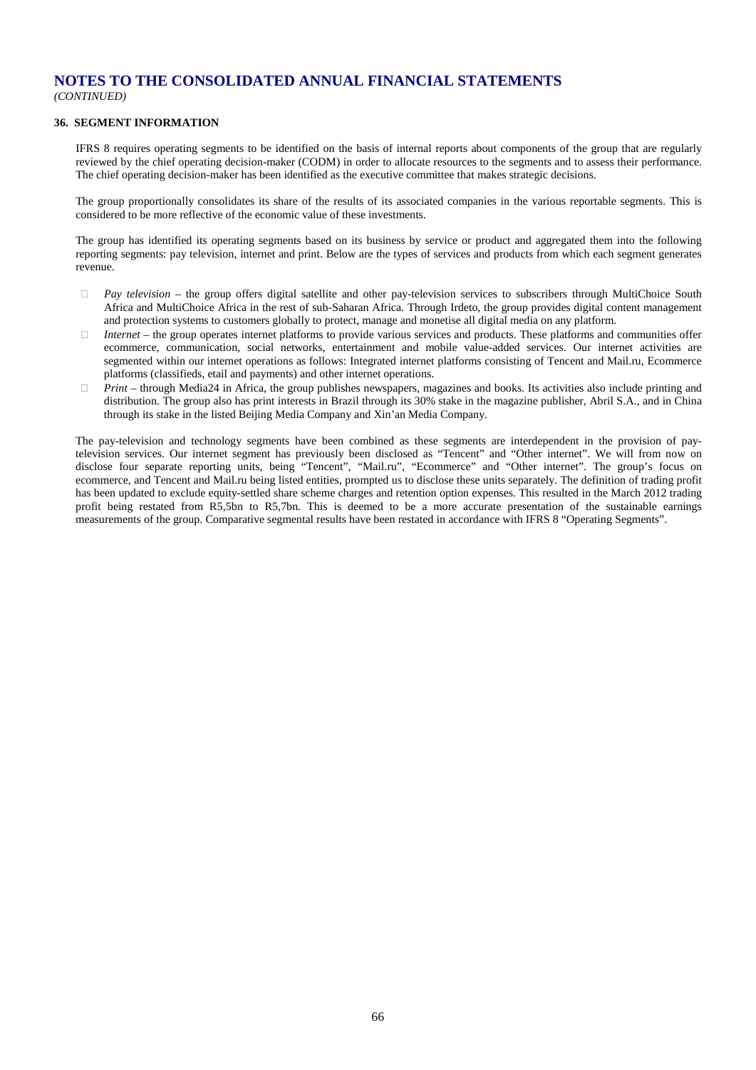# NOTES TO THE CONSOLIDATED ANNUAL FINANCIAL STATEMENTS

*(CONTINUED)*

## 36. SEGMENT INFORMATION

IFRS 8 requires operating segments to be identified on the basis of internal reports about components of the group that are regularly reviewed by the chief operating decision-maker (CODM) in order to allocate resources to the segments and to assess their performance. The chief operating decision-maker has been identified as the executive committee that makes strategic decisions.

The group proportionally consolidates its share of the results of its associated companies in the various reportable segments. This is considered to be more reflective of the economic value of these investments.

The group has identified its operating segments based on its business by service or product and aggregated them into the following reporting segments: pay television, internet and print. Below are the types of services and products from which each segment generates revenue.

- *Pay television* – the group offers digital satellite and other pay-television services to subscribers through MultiChoice South Africa and MultiChoice Africa in the rest of sub-Saharan Africa. Through Irdeto, the group provides digital content management and protection systems to customers globally to protect, manage and monetise all digital media on any platform.
- *Internet* – the group operates internet platforms to provide various services and products. These platforms and communities offer ecommerce, communication, social networks, entertainment and mobile value-added services. Our internet activities are segmented within our internet operations as follows: Integrated internet platforms consisting of Tencent and Mail.ru, Ecommerce platforms (classifieds, etail and payments) and other internet operations.
- *Print* – through Media24 in Africa, the group publishes newspapers, magazines and books. Its activities also include printing and distribution. The group also has print interests in Brazil through its 30% stake in the magazine publisher, Abril S.A., and in China through its stake in the listed Beijing Media Company and Xin'an Media Company.

The pay-television and technology segments have been combined as these segments are interdependent in the provision of pay-television services. Our internet segment has previously been disclosed as "Tencent" and "Other internet". We will from now on disclose four separate reporting units, being "Tencent", "Mail.ru", "Ecommerce" and "Other internet". The group's focus on ecommerce, and Tencent and Mail.ru being listed entities, prompted us to disclose these units separately. The definition of trading profit has been updated to exclude equity-settled share scheme charges and retention option expenses. This resulted in the March 2012 trading profit being restated from R5,5bn to R5,7bn. This is deemed to be a more accurate presentation of the sustainable earnings measurements of the group. Comparative segmental results have been restated in accordance with IFRS 8 "Operating Segments".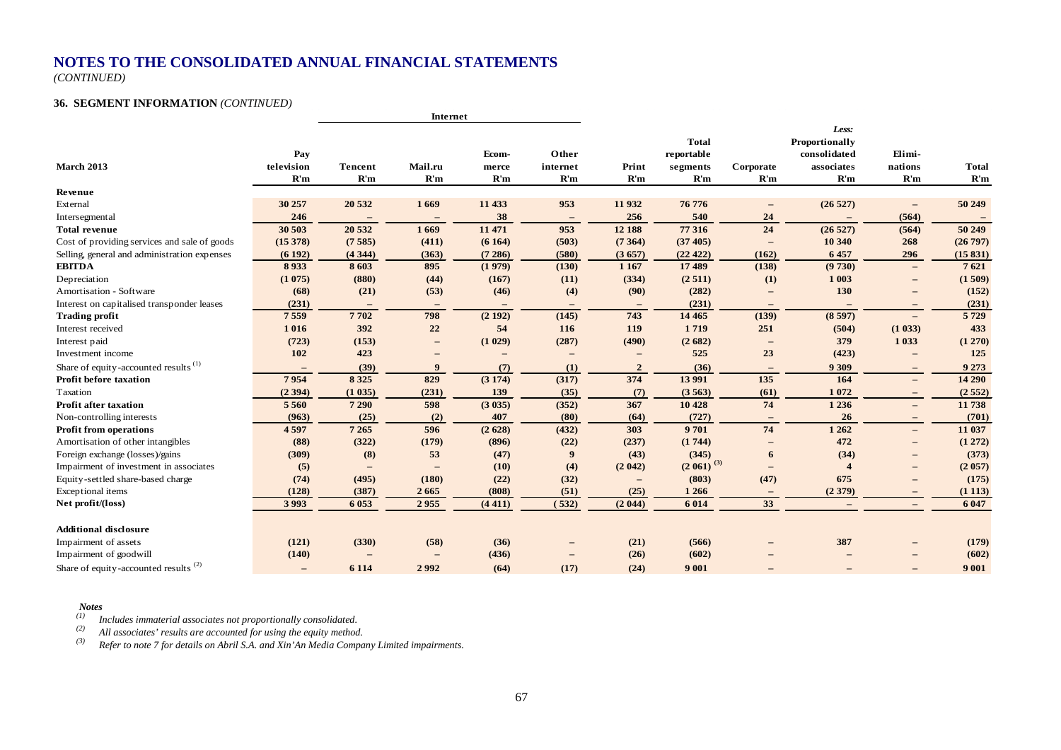# NOTES TO THE CONSOLIDATED ANNUAL FINANCIAL STATEMENTS

*(CONTINUED)*

### 36. SEGMENT INFORMATION *(CONTINUED)*

| March 2013 | Pay television R'm | Internet: Tencent R'm | Internet: Mail.ru R'm | Internet: Ecom-merce R'm | Internet: Other internet R'm | Print R'm | Total reportable segments R'm | Corporate R'm | *Less:* Proportionally consolidated associates R'm | Elimi-nations R'm | Total R'm |
|---|---|---|---|---|---|---|---|---|---|---|---|
| **Revenue** | | | | | | | | | | | |
| External | 30 257 | 20 532 | 1 669 | 11 433 | 953 | 11 932 | 76 776 | – | (26 527) | – | 50 249 |
| Intersegmental | 246 | – | – | 38 | – | 256 | 540 | 24 | – | (564) | – |
| **Total revenue** | 30 503 | 20 532 | 1 669 | 11 471 | 953 | 12 188 | 77 316 | 24 | (26 527) | (564) | 50 249 |
| Cost of providing services and sale of goods | (15 378) | (7 585) | (411) | (6 164) | (503) | (7 364) | (37 405) | – | 10 340 | 268 | (26 797) |
| Selling, general and administration expenses | (6 192) | (4 344) | (363) | (7 286) | (580) | (3 657) | (22 422) | (162) | 6 457 | 296 | (15 831) |
| **EBITDA** | 8 933 | 8 603 | 895 | (1 979) | (130) | 1 167 | 17 489 | (138) | (9 730) | – | 7 621 |
| Depreciation | (1 075) | (880) | (44) | (167) | (11) | (334) | (2 511) | (1) | 1 003 | – | (1 509) |
| Amortisation - Software | (68) | (21) | (53) | (46) | (4) | (90) | (282) | – | 130 | – | (152) |
| Interest on capitalised transponder leases | (231) | – | – | – | – | – | (231) | – | – | – | (231) |
| **Trading profit** | 7 559 | 7 702 | 798 | (2 192) | (145) | 743 | 14 465 | (139) | (8 597) | – | 5 729 |
| Interest received | 1 016 | 392 | 22 | 54 | 116 | 119 | 1 719 | 251 | (504) | (1 033) | 433 |
| Interest paid | (723) | (153) | – | (1 029) | (287) | (490) | (2 682) | – | 379 | 1 033 | (1 270) |
| Investment income | 102 | 423 | – | – | – | – | 525 | 23 | (423) | – | 125 |
| Share of equity-accounted results [(1)] | – | (39) | 9 | (7) | (1) | 2 | (36) | – | 9 309 | – | 9 273 |
| **Profit before taxation** | 7 954 | 8 325 | 829 | (3 174) | (317) | 374 | 13 991 | 135 | 164 | – | 14 290 |
| Taxation | (2 394) | (1 035) | (231) | 139 | (35) | (7) | (3 563) | (61) | 1 072 | – | (2 552) |
| **Profit after taxation** | 5 560 | 7 290 | 598 | (3 035) | (352) | 367 | 10 428 | 74 | 1 236 | – | 11 738 |
| Non-controlling interests | (963) | (25) | (2) | 407 | (80) | (64) | (727) | – | 26 | – | (701) |
| **Profit from operations** | 4 597 | 7 265 | 596 | (2 628) | (432) | 303 | 9 701 | 74 | 1 262 | – | 11 037 |
| Amortisation of other intangibles | (88) | (322) | (179) | (896) | (22) | (237) | (1 744) | – | 472 | – | (1 272) |
| Foreign exchange (losses)/gains | (309) | (8) | 53 | (47) | 9 | (43) | (345) | 6 | (34) | – | (373) |
| Impairment of investment in associates | (5) | – | – | (10) | (4) | (2 042) | (2 061) [(3)] | – | 4 | – | (2 057) |
| Equity-settled share-based charge | (74) | (495) | (180) | (22) | (32) | – | (803) | (47) | 675 | – | (175) |
| Exceptional items | (128) | (387) | 2 665 | (808) | (51) | (25) | 1 266 | – | (2 379) | – | (1 113) |
| **Net profit/(loss)** | 3 993 | 6 053 | 2 955 | (4 411) | (532) | (2 044) | 6 014 | 33 | – | – | 6 047 |
| | | | | | | | | | | | |
| **Additional disclosure** | | | | | | | | | | | |
| Impairment of assets | (121) | (330) | (58) | (36) | – | (21) | (566) | – | 387 | – | (179) |
| Impairment of goodwill | (140) | – | – | (436) | – | (26) | (602) | – | – | – | (602) |
| Share of equity-accounted results [(2)] | – | 6 114 | 2 992 | (64) | (17) | (24) | 9 001 | – | – | – | 9 001 |

*Notes*

[(1)] *Includes immaterial associates not proportionally consolidated.*

[(2)] *All associates' results are accounted for using the equity method.*

[(3)] *Refer to note 7 for details on Abril S.A. and Xin'An Media Company Limited impairments.*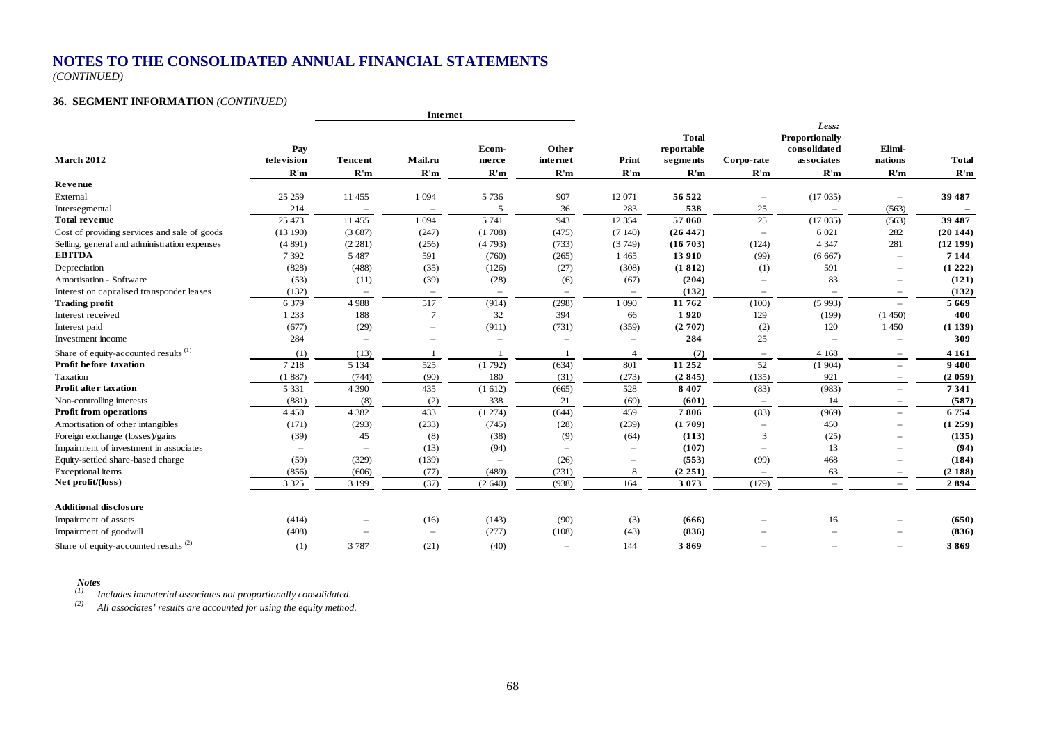# NOTES TO THE CONSOLIDATED ANNUAL FINANCIAL STATEMENTS

*(CONTINUED)*

## 36. SEGMENT INFORMATION *(CONTINUED)*

| March 2012 | Pay television | Internet | | | | Print | Total reportable segments | Corpo-rate | *Less:* Proportionally consolidated associates | Elimi-nations | Total |
|---|---|---|---|---|---|---|---|---|---|---|---|
| | | Tencent | Mail.ru | Ecom-merce | Other internet | | | | | | |
| | R'm | R'm | R'm | R'm | R'm | R'm | R'm | R'm | R'm | R'm | R'm |
| **Revenue** | | | | | | | | | | | |
| External | 25 259 | 11 455 | 1 094 | 5 736 | 907 | 12 071 | **56 522** | – | (17 035) | – | **39 487** |
| Intersegmental | 214 | – | – | 5 | 36 | 283 | **538** | 25 | – | (563) | **–** |
| **Total revenue** | 25 473 | 11 455 | 1 094 | 5 741 | 943 | 12 354 | **57 060** | 25 | (17 035) | (563) | **39 487** |
| Cost of providing services and sale of goods | (13 190) | (3 687) | (247) | (1 708) | (475) | (7 140) | **(26 447)** | – | 6 021 | 282 | **(20 144)** |
| Selling, general and administration expenses | (4 891) | (2 281) | (256) | (4 793) | (733) | (3 749) | **(16 703)** | (124) | 4 347 | 281 | **(12 199)** |
| **EBITDA** | 7 392 | 5 487 | 591 | (760) | (265) | 1 465 | **13 910** | (99) | (6 667) | – | **7 144** |
| Depreciation | (828) | (488) | (35) | (126) | (27) | (308) | **(1 812)** | (1) | 591 | – | **(1 222)** |
| Amortisation - Software | (53) | (11) | (39) | (28) | (6) | (67) | **(204)** | – | 83 | – | **(121)** |
| Interest on capitalised transponder leases | (132) | – | – | – | – | – | **(132)** | – | – | – | **(132)** |
| **Trading profit** | 6 379 | 4 988 | 517 | (914) | (298) | 1 090 | **11 762** | (100) | (5 993) | – | **5 669** |
| Interest received | 1 233 | 188 | 7 | 32 | 394 | 66 | **1 920** | 129 | (199) | (1 450) | **400** |
| Interest paid | (677) | (29) | – | (911) | (731) | (359) | **(2 707)** | (2) | 120 | 1 450 | **(1 139)** |
| Investment income | 284 | – | – | – | – | – | **284** | 25 | – | – | **309** |
| Share of equity-accounted results [(1)] | (1) | (13) | 1 | 1 | 1 | 4 | **(7)** | – | 4 168 | – | **4 161** |
| **Profit before taxation** | 7 218 | 5 134 | 525 | (1 792) | (634) | 801 | **11 252** | 52 | (1 904) | – | **9 400** |
| Taxation | (1 887) | (744) | (90) | 180 | (31) | (273) | **(2 845)** | (135) | 921 | – | **(2 059)** |
| **Profit after taxation** | 5 331 | 4 390 | 435 | (1 612) | (665) | 528 | **8 407** | (83) | (983) | – | **7 341** |
| Non-controlling interests | (881) | (8) | (2) | 338 | 21 | (69) | **(601)** | – | 14 | – | **(587)** |
| **Profit from operations** | 4 450 | 4 382 | 433 | (1 274) | (644) | 459 | **7 806** | (83) | (969) | – | **6 754** |
| Amortisation of other intangibles | (171) | (293) | (233) | (745) | (28) | (239) | **(1 709)** | – | 450 | – | **(1 259)** |
| Foreign exchange (losses)/gains | (39) | 45 | (8) | (38) | (9) | (64) | **(113)** | 3 | (25) | – | **(135)** |
| Impairment of investment in associates | – | – | (13) | (94) | – | – | **(107)** | – | 13 | – | **(94)** |
| Equity-settled share-based charge | (59) | (329) | (139) | – | (26) | – | **(553)** | (99) | 468 | – | **(184)** |
| Exceptional items | (856) | (606) | (77) | (489) | (231) | 8 | **(2 251)** | – | 63 | – | **(2 188)** |
| **Net profit/(loss)** | 3 325 | 3 199 | (37) | (2 640) | (938) | 164 | **3 073** | (179) | – | – | **2 894** |
| **Additional disclosure** | | | | | | | | | | | |
| Impairment of assets | (414) | – | (16) | (143) | (90) | (3) | **(666)** | – | 16 | – | **(650)** |
| Impairment of goodwill | (408) | – | – | (277) | (108) | (43) | **(836)** | – | – | – | **(836)** |
| Share of equity-accounted results [(2)] | (1) | 3 787 | (21) | (40) | – | 144 | **3 869** | – | – | – | **3 869** |

*Notes*

[(1)] *Includes immaterial associates not proportionally consolidated.*

[(2)] *All associates' results are accounted for using the equity method.*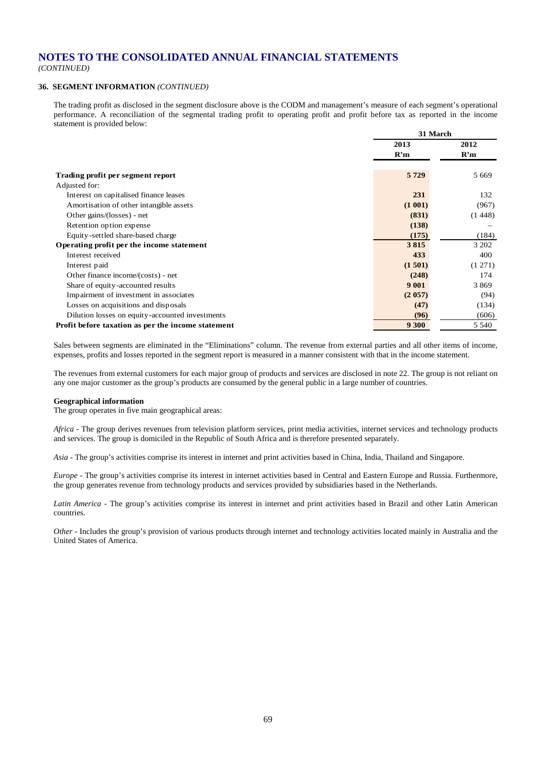# NOTES TO THE CONSOLIDATED ANNUAL FINANCIAL STATEMENTS

*(CONTINUED)*

### 36. SEGMENT INFORMATION *(CONTINUED)*

The trading profit as disclosed in the segment disclosure above is the CODM and management's measure of each segment's operational performance. A reconciliation of the segmental trading profit to operating profit and profit before tax as reported in the income statement is provided below:

| | 31 March | |
|---|---|---|
| | **2013** | **2012** |
| | **R'm** | **R'm** |
| **Trading profit per segment report** | **5 729** | 5 669 |
| Adjusted for: | | |
| Interest on capitalised finance leases | **231** | 132 |
| Amortisation of other intangible assets | **(1 001)** | (967) |
| Other gains/(losses) - net | **(831)** | (1 448) |
| Retention option expense | **(138)** | – |
| Equity-settled share-based charge | **(175)** | (184) |
| **Operating profit per the income statement** | **3 815** | 3 202 |
| Interest received | **433** | 400 |
| Interest paid | **(1 501)** | (1 271) |
| Other finance income/(costs) - net | **(248)** | 174 |
| Share of equity-accounted results | **9 001** | 3 869 |
| Impairment of investment in associates | **(2 057)** | (94) |
| Losses on acquisitions and disposals | **(47)** | (134) |
| Dilution losses on equity-accounted investments | **(96)** | (606) |
| **Profit before taxation as per the income statement** | **9 300** | 5 540 |

Sales between segments are eliminated in the "Eliminations" column. The revenue from external parties and all other items of income, expenses, profits and losses reported in the segment report is measured in a manner consistent with that in the income statement.

The revenues from external customers for each major group of products and services are disclosed in note 22. The group is not reliant on any one major customer as the group's products are consumed by the general public in a large number of countries.

**Geographical information**

The group operates in five main geographical areas:

*Africa* - The group derives revenues from television platform services, print media activities, internet services and technology products and services. The group is domiciled in the Republic of South Africa and is therefore presented separately.

*Asia* - The group's activities comprise its interest in internet and print activities based in China, India, Thailand and Singapore.

*Europe* - The group's activities comprise its interest in internet activities based in Central and Eastern Europe and Russia. Furthermore, the group generates revenue from technology products and services provided by subsidiaries based in the Netherlands.

*Latin America* - The group's activities comprise its interest in internet and print activities based in Brazil and other Latin American countries.

*Other* - Includes the group's provision of various products through internet and technology activities located mainly in Australia and the United States of America.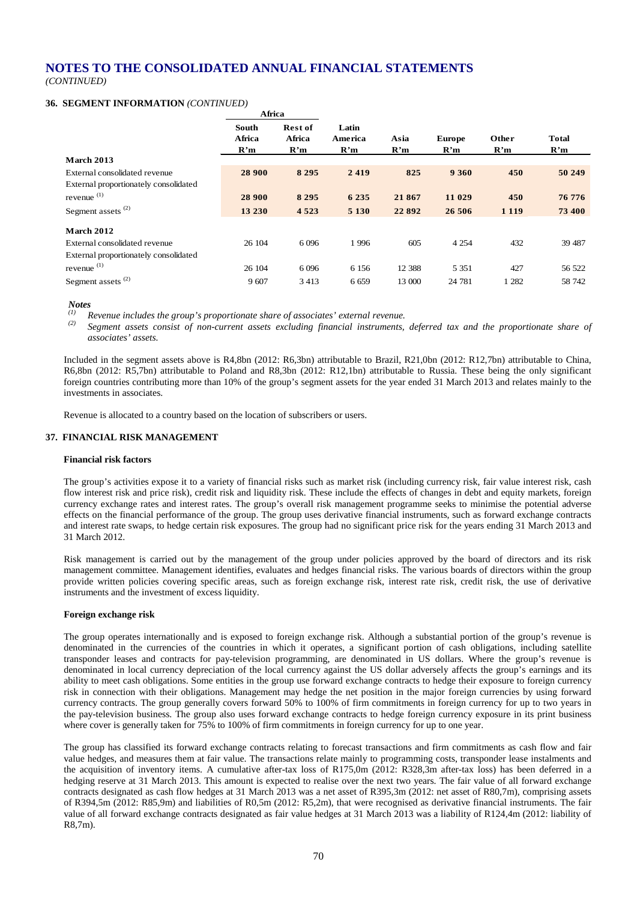# NOTES TO THE CONSOLIDATED ANNUAL FINANCIAL STATEMENTS

*(CONTINUED)*

### 36. SEGMENT INFORMATION *(CONTINUED)*

| | Africa | | | | | | |
|---|---|---|---|---|---|---|---|
| | **South Africa R'm** | **Rest of Africa R'm** | **Latin America R'm** | **Asia R'm** | **Europe R'm** | **Other R'm** | **Total R'm** |
| **March 2013** | | | | | | | |
| External consolidated revenue | **28 900** | **8 295** | **2 419** | **825** | **9 360** | **450** | **50 249** |
| External proportionately consolidated revenue [(1)] | **28 900** | **8 295** | **6 235** | **21 867** | **11 029** | **450** | **76 776** |
| Segment assets [(2)] | **13 230** | **4 523** | **5 130** | **22 892** | **26 506** | **1 119** | **73 400** |
| **March 2012** | | | | | | | |
| External consolidated revenue | 26 104 | 6 096 | 1 996 | 605 | 4 254 | 432 | 39 487 |
| External proportionately consolidated revenue [(1)] | 26 104 | 6 096 | 6 156 | 12 388 | 5 351 | 427 | 56 522 |
| Segment assets [(2)] | 9 607 | 3 413 | 6 659 | 13 000 | 24 781 | 1 282 | 58 742 |

*Notes*

[(1)] *Revenue includes the group's proportionate share of associates' external revenue.*

[(2)] *Segment assets consist of non-current assets excluding financial instruments, deferred tax and the proportionate share of associates' assets.*

Included in the segment assets above is R4,8bn (2012: R6,3bn) attributable to Brazil, R21,0bn (2012: R12,7bn) attributable to China, R6,8bn (2012: R5,7bn) attributable to Poland and R8,3bn (2012: R12,1bn) attributable to Russia. These being the only significant foreign countries contributing more than 10% of the group's segment assets for the year ended 31 March 2013 and relates mainly to the investments in associates.

Revenue is allocated to a country based on the location of subscribers or users.

### 37. FINANCIAL RISK MANAGEMENT

**Financial risk factors**

The group's activities expose it to a variety of financial risks such as market risk (including currency risk, fair value interest risk, cash flow interest risk and price risk), credit risk and liquidity risk. These include the effects of changes in debt and equity markets, foreign currency exchange rates and interest rates. The group's overall risk management programme seeks to minimise the potential adverse effects on the financial performance of the group. The group uses derivative financial instruments, such as forward exchange contracts and interest rate swaps, to hedge certain risk exposures. The group had no significant price risk for the years ending 31 March 2013 and 31 March 2012.

Risk management is carried out by the management of the group under policies approved by the board of directors and its risk management committee. Management identifies, evaluates and hedges financial risks. The various boards of directors within the group provide written policies covering specific areas, such as foreign exchange risk, interest rate risk, credit risk, the use of derivative instruments and the investment of excess liquidity.

**Foreign exchange risk**

The group operates internationally and is exposed to foreign exchange risk. Although a substantial portion of the group's revenue is denominated in the currencies of the countries in which it operates, a significant portion of cash obligations, including satellite transponder leases and contracts for pay-television programming, are denominated in US dollars. Where the group's revenue is denominated in local currency depreciation of the local currency against the US dollar adversely affects the group's earnings and its ability to meet cash obligations. Some entities in the group use forward exchange contracts to hedge their exposure to foreign currency risk in connection with their obligations. Management may hedge the net position in the major foreign currencies by using forward currency contracts. The group generally covers forward 50% to 100% of firm commitments in foreign currency for up to two years in the pay-television business. The group also uses forward exchange contracts to hedge foreign currency exposure in its print business where cover is generally taken for 75% to 100% of firm commitments in foreign currency for up to one year.

The group has classified its forward exchange contracts relating to forecast transactions and firm commitments as cash flow and fair value hedges, and measures them at fair value. The transactions relate mainly to programming costs, transponder lease instalments and the acquisition of inventory items. A cumulative after-tax loss of R175,0m (2012: R328,3m after-tax loss) has been deferred in a hedging reserve at 31 March 2013. This amount is expected to realise over the next two years. The fair value of all forward exchange contracts designated as cash flow hedges at 31 March 2013 was a net asset of R395,3m (2012: net asset of R80,7m), comprising assets of R394,5m (2012: R85,9m) and liabilities of R0,5m (2012: R5,2m), that were recognised as derivative financial instruments. The fair value of all forward exchange contracts designated as fair value hedges at 31 March 2013 was a liability of R124,4m (2012: liability of R8,7m).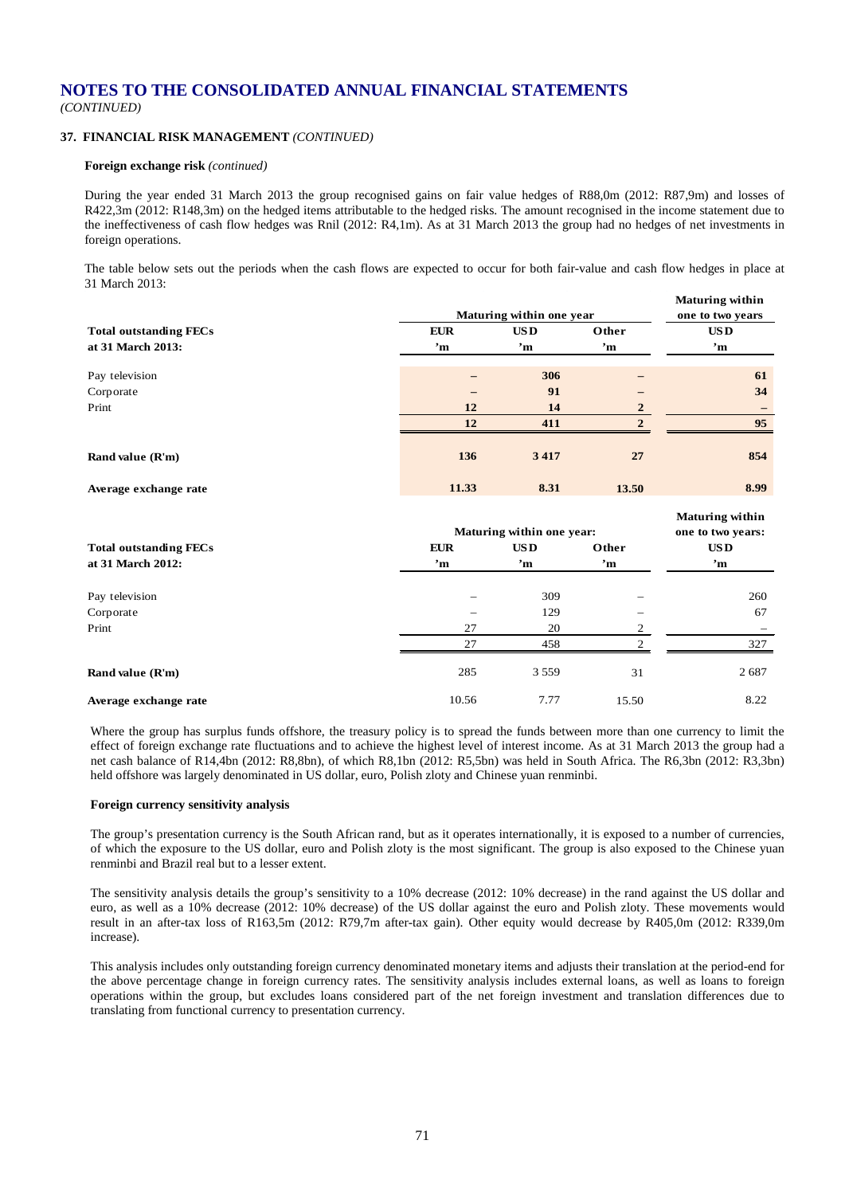# NOTES TO THE CONSOLIDATED ANNUAL FINANCIAL STATEMENTS

*(CONTINUED)*

## 37. FINANCIAL RISK MANAGEMENT *(CONTINUED)*

**Foreign exchange risk** *(continued)*

During the year ended 31 March 2013 the group recognised gains on fair value hedges of R88,0m (2012: R87,9m) and losses of R422,3m (2012: R148,3m) on the hedged items attributable to the hedged risks. The amount recognised in the income statement due to the ineffectiveness of cash flow hedges was Rnil (2012: R4,1m). As at 31 March 2013 the group had no hedges of net investments in foreign operations.

The table below sets out the periods when the cash flows are expected to occur for both fair-value and cash flow hedges in place at 31 March 2013:

| | Maturing within one year | | | Maturing within one to two years |
|---|---|---|---|---|
| **Total outstanding FECs at 31 March 2013:** | **EUR 'm** | **USD 'm** | **Other 'm** | **USD 'm** |
| Pay television | **–** | **306** | **–** | **61** |
| Corporate | **–** | **91** | **–** | **34** |
| Print | **12** | **14** | **2** | **–** |
| | **12** | **411** | **2** | **95** |
| **Rand value (R'm)** | **136** | **3 417** | **27** | **854** |
| **Average exchange rate** | **11.33** | **8.31** | **13.50** | **8.99** |

| | Maturing within one year: | | | Maturing within one to two years: |
|---|---|---|---|---|
| **Total outstanding FECs at 31 March 2012:** | **EUR 'm** | **USD 'm** | **Other 'm** | **USD 'm** |
| Pay television | – | 309 | – | 260 |
| Corporate | – | 129 | – | 67 |
| Print | 27 | 20 | 2 | – |
| | 27 | 458 | 2 | 327 |
| **Rand value (R'm)** | 285 | 3 559 | 31 | 2 687 |
| **Average exchange rate** | 10.56 | 7.77 | 15.50 | 8.22 |

Where the group has surplus funds offshore, the treasury policy is to spread the funds between more than one currency to limit the effect of foreign exchange rate fluctuations and to achieve the highest level of interest income. As at 31 March 2013 the group had a net cash balance of R14,4bn (2012: R8,8bn), of which R8,1bn (2012: R5,5bn) was held in South Africa. The R6,3bn (2012: R3,3bn) held offshore was largely denominated in US dollar, euro, Polish zloty and Chinese yuan renminbi.

**Foreign currency sensitivity analysis**

The group's presentation currency is the South African rand, but as it operates internationally, it is exposed to a number of currencies, of which the exposure to the US dollar, euro and Polish zloty is the most significant. The group is also exposed to the Chinese yuan renminbi and Brazil real but to a lesser extent.

The sensitivity analysis details the group's sensitivity to a 10% decrease (2012: 10% decrease) in the rand against the US dollar and euro, as well as a 10% decrease (2012: 10% decrease) of the US dollar against the euro and Polish zloty. These movements would result in an after-tax loss of R163,5m (2012: R79,7m after-tax gain). Other equity would decrease by R405,0m (2012: R339,0m increase).

This analysis includes only outstanding foreign currency denominated monetary items and adjusts their translation at the period-end for the above percentage change in foreign currency rates. The sensitivity analysis includes external loans, as well as loans to foreign operations within the group, but excludes loans considered part of the net foreign investment and translation differences due to translating from functional currency to presentation currency.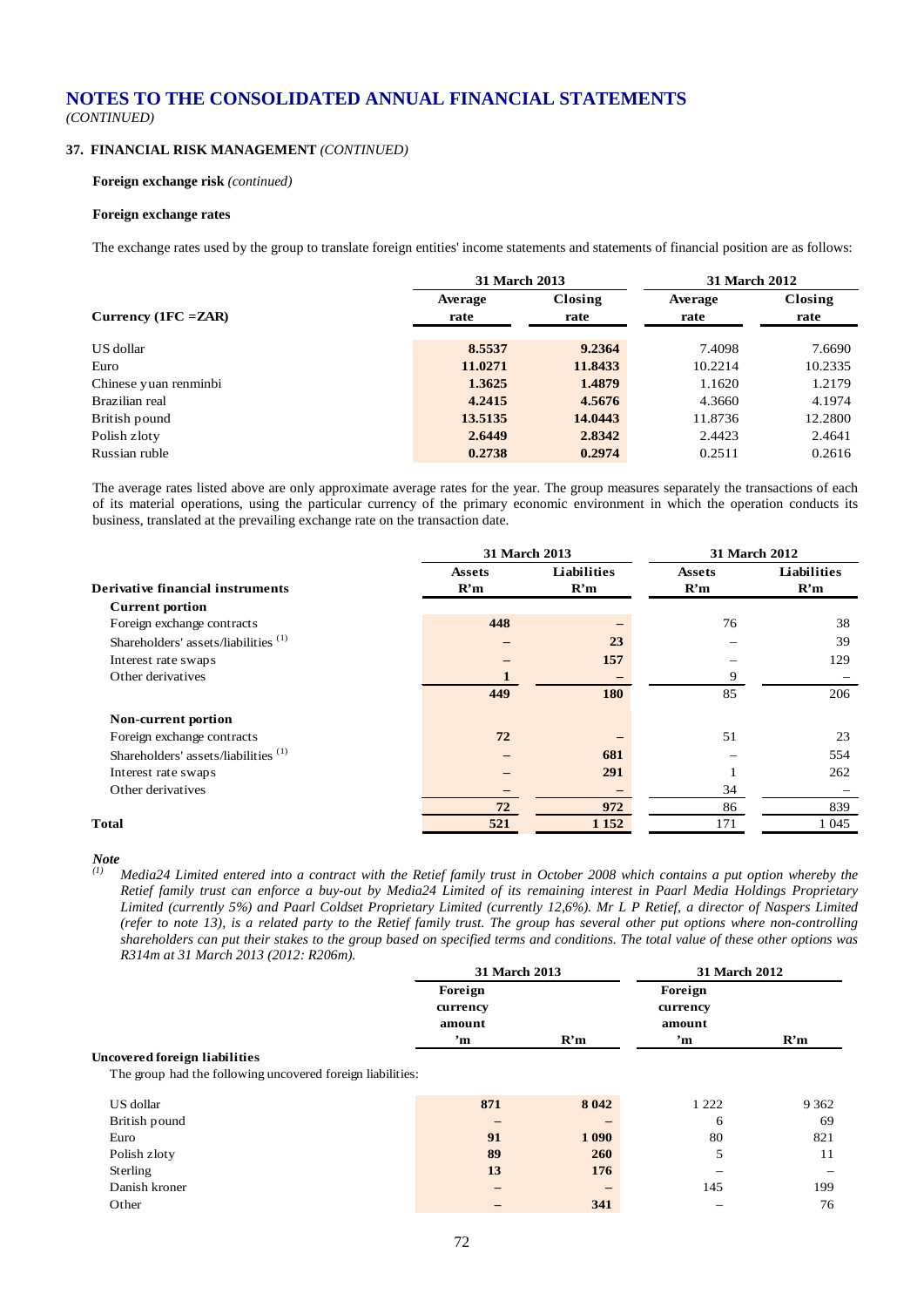# NOTES TO THE CONSOLIDATED ANNUAL FINANCIAL STATEMENTS

*(CONTINUED)*

## 37. FINANCIAL RISK MANAGEMENT *(CONTINUED)*

**Foreign exchange risk** *(continued)*

**Foreign exchange rates**

The exchange rates used by the group to translate foreign entities' income statements and statements of financial position are as follows:

| Currency (1FC =ZAR) | 31 March 2013 Average rate | 31 March 2013 Closing rate | 31 March 2012 Average rate | 31 March 2012 Closing rate |
|---|---|---|---|---|
| US dollar | **8.5537** | **9.2364** | 7.4098 | 7.6690 |
| Euro | **11.0271** | **11.8433** | 10.2214 | 10.2335 |
| Chinese yuan renminbi | **1.3625** | **1.4879** | 1.1620 | 1.2179 |
| Brazilian real | **4.2415** | **4.5676** | 4.3660 | 4.1974 |
| British pound | **13.5135** | **14.0443** | 11.8736 | 12.2800 |
| Polish zloty | **2.6449** | **2.8342** | 2.4423 | 2.4641 |
| Russian ruble | **0.2738** | **0.2974** | 0.2511 | 0.2616 |

The average rates listed above are only approximate average rates for the year. The group measures separately the transactions of each of its material operations, using the particular currency of the primary economic environment in which the operation conducts its business, translated at the prevailing exchange rate on the transaction date.

| Derivative financial instruments | 31 March 2013 Assets R'm | 31 March 2013 Liabilities R'm | 31 March 2012 Assets R'm | 31 March 2012 Liabilities R'm |
|---|---|---|---|---|
| **Current portion** | | | | |
| Foreign exchange contracts | **448** | **–** | 76 | 38 |
| Shareholders' assets/liabilities [(1)] | **–** | **23** | – | 39 |
| Interest rate swaps | **–** | **157** | – | 129 |
| Other derivatives | **1** | **–** | 9 | – |
| | **449** | **180** | 85 | 206 |
| **Non-current portion** | | | | |
| Foreign exchange contracts | **72** | **–** | 51 | 23 |
| Shareholders' assets/liabilities [(1)] | **–** | **681** | – | 554 |
| Interest rate swaps | **–** | **291** | 1 | 262 |
| Other derivatives | **–** | **–** | 34 | – |
| | **72** | **972** | 86 | 839 |
| **Total** | **521** | **1 152** | 171 | 1 045 |

***Note***

[(1)] *Media24 Limited entered into a contract with the Retief family trust in October 2008 which contains a put option whereby the Retief family trust can enforce a buy-out by Media24 Limited of its remaining interest in Paarl Media Holdings Proprietary Limited (currently 5%) and Paarl Coldset Proprietary Limited (currently 12,6%). Mr L P Retief, a director of Naspers Limited (refer to note 13), is a related party to the Retief family trust. The group has several other put options where non-controlling shareholders can put their stakes to the group based on specified terms and conditions. The total value of these other options was R314m at 31 March 2013 (2012: R206m).*

| | 31 March 2013 Foreign currency amount 'm | 31 March 2013 R'm | 31 March 2012 Foreign currency amount 'm | 31 March 2012 R'm |
|---|---|---|---|---|
| **Uncovered foreign liabilities** | | | | |
| The group had the following uncovered foreign liabilities: | | | | |
| US dollar | **871** | **8 042** | 1 222 | 9 362 |
| British pound | **–** | **–** | 6 | 69 |
| Euro | **91** | **1 090** | 80 | 821 |
| Polish zloty | **89** | **260** | 5 | 11 |
| Sterling | **13** | **176** | – | – |
| Danish kroner | **–** | **–** | 145 | 199 |
| Other | **–** | **341** | – | 76 |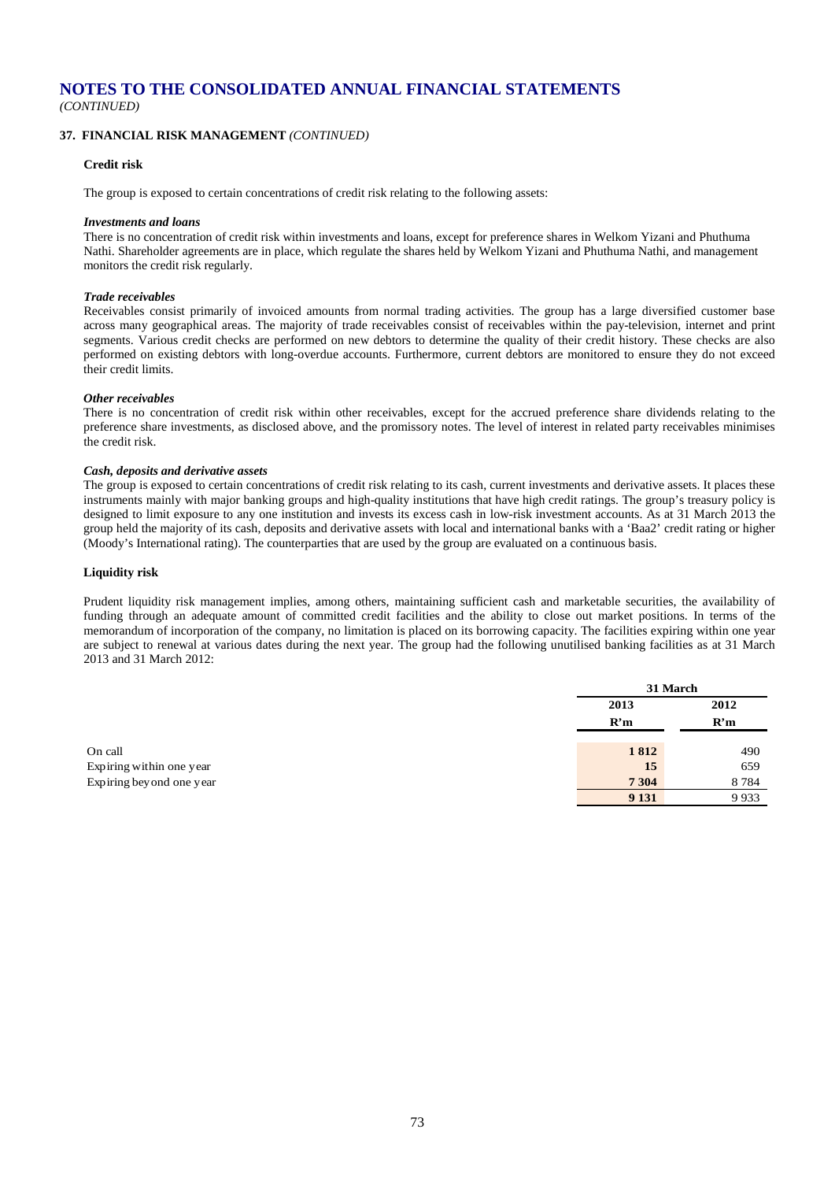# NOTES TO THE CONSOLIDATED ANNUAL FINANCIAL STATEMENTS

*(CONTINUED)*

## 37. FINANCIAL RISK MANAGEMENT *(CONTINUED)*

### Credit risk

The group is exposed to certain concentrations of credit risk relating to the following assets:

***Investments and loans***

There is no concentration of credit risk within investments and loans, except for preference shares in Welkom Yizani and Phuthuma Nathi. Shareholder agreements are in place, which regulate the shares held by Welkom Yizani and Phuthuma Nathi, and management monitors the credit risk regularly.

***Trade receivables***

Receivables consist primarily of invoiced amounts from normal trading activities. The group has a large diversified customer base across many geographical areas. The majority of trade receivables consist of receivables within the pay-television, internet and print segments. Various credit checks are performed on new debtors to determine the quality of their credit history. These checks are also performed on existing debtors with long-overdue accounts. Furthermore, current debtors are monitored to ensure they do not exceed their credit limits.

***Other receivables***

There is no concentration of credit risk within other receivables, except for the accrued preference share dividends relating to the preference share investments, as disclosed above, and the promissory notes. The level of interest in related party receivables minimises the credit risk.

***Cash, deposits and derivative assets***

The group is exposed to certain concentrations of credit risk relating to its cash, current investments and derivative assets. It places these instruments mainly with major banking groups and high-quality institutions that have high credit ratings. The group's treasury policy is designed to limit exposure to any one institution and invests its excess cash in low-risk investment accounts. As at 31 March 2013 the group held the majority of its cash, deposits and derivative assets with local and international banks with a 'Baa2' credit rating or higher (Moody's International rating). The counterparties that are used by the group are evaluated on a continuous basis.

### Liquidity risk

Prudent liquidity risk management implies, among others, maintaining sufficient cash and marketable securities, the availability of funding through an adequate amount of committed credit facilities and the ability to close out market positions. In terms of the memorandum of incorporation of the company, no limitation is placed on its borrowing capacity. The facilities expiring within one year are subject to renewal at various dates during the next year. The group had the following unutilised banking facilities as at 31 March 2013 and 31 March 2012:

| | 31 March | |
|---|---|---|
| | **2013** | **2012** |
| | **R'm** | **R'm** |
| On call | **1 812** | 490 |
| Expiring within one year | **15** | 659 |
| Expiring beyond one year | **7 304** | 8 784 |
| | **9 131** | 9 933 |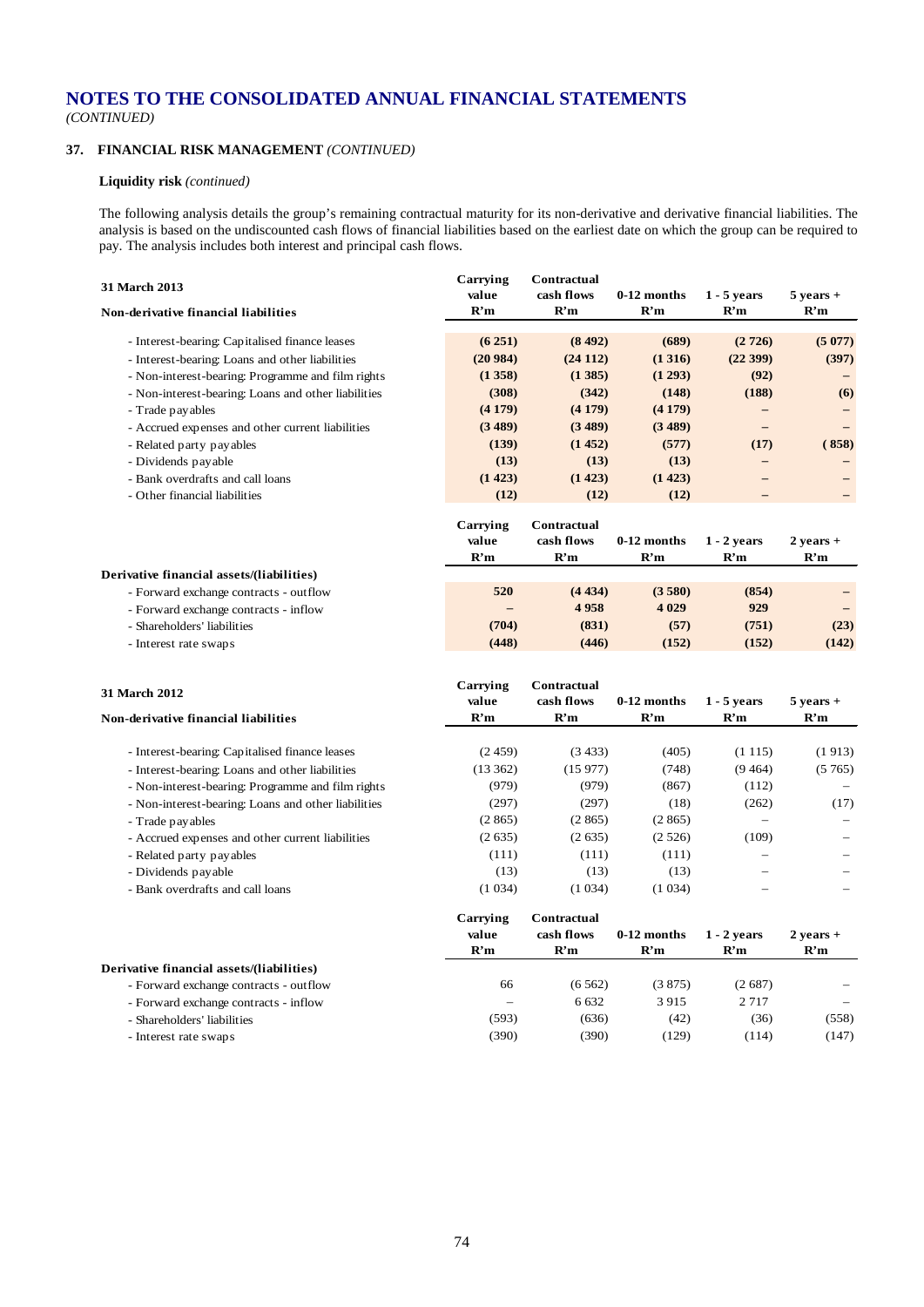# NOTES TO THE CONSOLIDATED ANNUAL FINANCIAL STATEMENTS

*(CONTINUED)*

## 37. FINANCIAL RISK MANAGEMENT *(CONTINUED)*

### Liquidity risk *(continued)*

The following analysis details the group's remaining contractual maturity for its non-derivative and derivative financial liabilities. The analysis is based on the undiscounted cash flows of financial liabilities based on the earliest date on which the group can be required to pay. The analysis includes both interest and principal cash flows.

| 31 March 2013<br>Non-derivative financial liabilities | Carrying value R'm | Contractual cash flows R'm | 0-12 months R'm | 1 - 5 years R'm | 5 years + R'm |
|---|---|---|---|---|---|
| - Interest-bearing: Capitalised finance leases | **(6 251)** | **(8 492)** | **(689)** | **(2 726)** | **(5 077)** |
| - Interest-bearing: Loans and other liabilities | **(20 984)** | **(24 112)** | **(1 316)** | **(22 399)** | **(397)** |
| - Non-interest-bearing: Programme and film rights | **(1 358)** | **(1 385)** | **(1 293)** | **(92)** | **–** |
| - Non-interest-bearing: Loans and other liabilities | **(308)** | **(342)** | **(148)** | **(188)** | **(6)** |
| - Trade payables | **(4 179)** | **(4 179)** | **(4 179)** | **–** | **–** |
| - Accrued expenses and other current liabilities | **(3 489)** | **(3 489)** | **(3 489)** | **–** | **–** |
| - Related party payables | **(139)** | **(1 452)** | **(577)** | **(17)** | **(858)** |
| - Dividends payable | **(13)** | **(13)** | **(13)** | **–** | **–** |
| - Bank overdrafts and call loans | **(1 423)** | **(1 423)** | **(1 423)** | **–** | **–** |
| - Other financial liabilities | **(12)** | **(12)** | **(12)** | **–** | **–** |

| Derivative financial assets/(liabilities) | Carrying value R'm | Contractual cash flows R'm | 0-12 months R'm | 1 - 2 years R'm | 2 years + R'm |
|---|---|---|---|---|---|
| - Forward exchange contracts - outflow | **520** | **(4 434)** | **(3 580)** | **(854)** | **–** |
| - Forward exchange contracts - inflow | **–** | **4 958** | **4 029** | **929** | **–** |
| - Shareholders' liabilities | **(704)** | **(831)** | **(57)** | **(751)** | **(23)** |
| - Interest rate swaps | **(448)** | **(446)** | **(152)** | **(152)** | **(142)** |

| 31 March 2012<br>Non-derivative financial liabilities | Carrying value R'm | Contractual cash flows R'm | 0-12 months R'm | 1 - 5 years R'm | 5 years + R'm |
|---|---|---|---|---|---|
| - Interest-bearing: Capitalised finance leases | (2 459) | (3 433) | (405) | (1 115) | (1 913) |
| - Interest-bearing: Loans and other liabilities | (13 362) | (15 977) | (748) | (9 464) | (5 765) |
| - Non-interest-bearing: Programme and film rights | (979) | (979) | (867) | (112) | – |
| - Non-interest-bearing: Loans and other liabilities | (297) | (297) | (18) | (262) | (17) |
| - Trade payables | (2 865) | (2 865) | (2 865) | – | – |
| - Accrued expenses and other current liabilities | (2 635) | (2 635) | (2 526) | (109) | – |
| - Related party payables | (111) | (111) | (111) | – | – |
| - Dividends payable | (13) | (13) | (13) | – | – |
| - Bank overdrafts and call loans | (1 034) | (1 034) | (1 034) | – | – |

| Derivative financial assets/(liabilities) | Carrying value R'm | Contractual cash flows R'm | 0-12 months R'm | 1 - 2 years R'm | 2 years + R'm |
|---|---|---|---|---|---|
| - Forward exchange contracts - outflow | 66 | (6 562) | (3 875) | (2 687) | – |
| - Forward exchange contracts - inflow | – | 6 632 | 3 915 | 2 717 | – |
| - Shareholders' liabilities | (593) | (636) | (42) | (36) | (558) |
| - Interest rate swaps | (390) | (390) | (129) | (114) | (147) |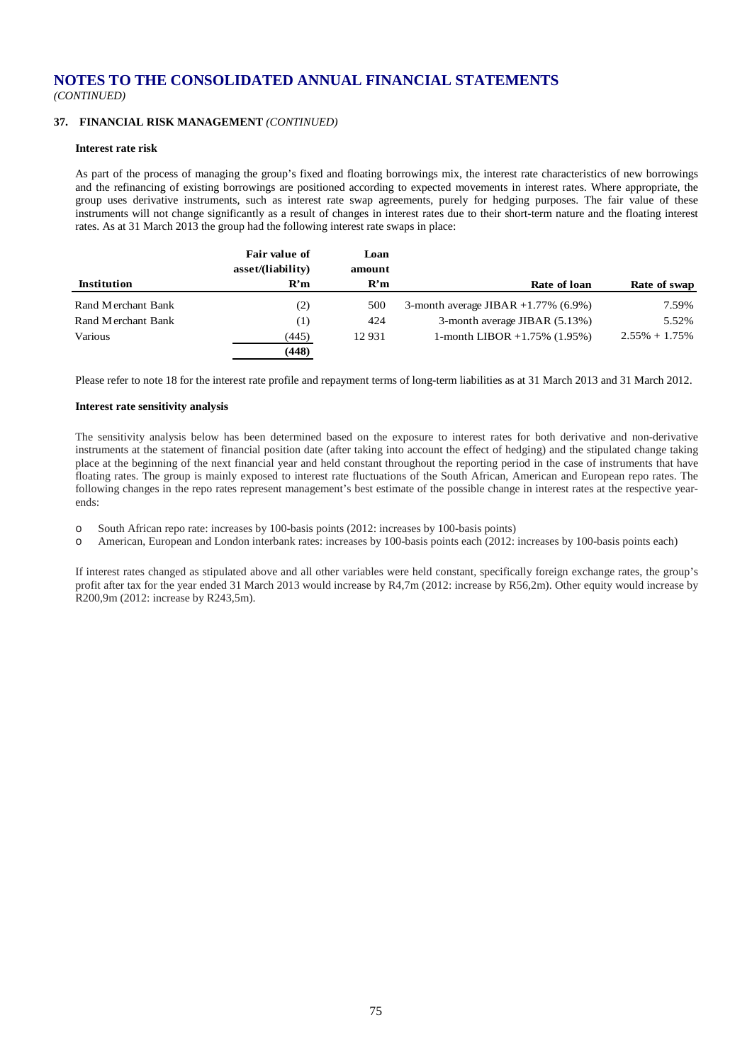# NOTES TO THE CONSOLIDATED ANNUAL FINANCIAL STATEMENTS

*(CONTINUED)*

## 37. FINANCIAL RISK MANAGEMENT *(CONTINUED)*

### Interest rate risk

As part of the process of managing the group's fixed and floating borrowings mix, the interest rate characteristics of new borrowings and the refinancing of existing borrowings are positioned according to expected movements in interest rates. Where appropriate, the group uses derivative instruments, such as interest rate swap agreements, purely for hedging purposes. The fair value of these instruments will not change significantly as a result of changes in interest rates due to their short-term nature and the floating interest rates. As at 31 March 2013 the group had the following interest rate swaps in place:

| Institution | Fair value of asset/(liability) R'm | Loan amount R'm | Rate of loan | Rate of swap |
|---|---|---|---|---|
| Rand Merchant Bank | (2) | 500 | 3-month average JIBAR +1.77% (6.9%) | 7.59% |
| Rand Merchant Bank | (1) | 424 | 3-month average JIBAR (5.13%) | 5.52% |
| Various | (445) | 12 931 | 1-month LIBOR +1.75% (1.95%) | 2.55% + 1.75% |
| | **(448)** | | | |

Please refer to note 18 for the interest rate profile and repayment terms of long-term liabilities as at 31 March 2013 and 31 March 2012.

### Interest rate sensitivity analysis

The sensitivity analysis below has been determined based on the exposure to interest rates for both derivative and non-derivative instruments at the statement of financial position date (after taking into account the effect of hedging) and the stipulated change taking place at the beginning of the next financial year and held constant throughout the reporting period in the case of instruments that have floating rates. The group is mainly exposed to interest rate fluctuations of the South African, American and European repo rates. The following changes in the repo rates represent management's best estimate of the possible change in interest rates at the respective year-ends:

- South African repo rate: increases by 100-basis points (2012: increases by 100-basis points)
- American, European and London interbank rates: increases by 100-basis points each (2012: increases by 100-basis points each)

If interest rates changed as stipulated above and all other variables were held constant, specifically foreign exchange rates, the group's profit after tax for the year ended 31 March 2013 would increase by R4,7m (2012: increase by R56,2m). Other equity would increase by R200,9m (2012: increase by R243,5m).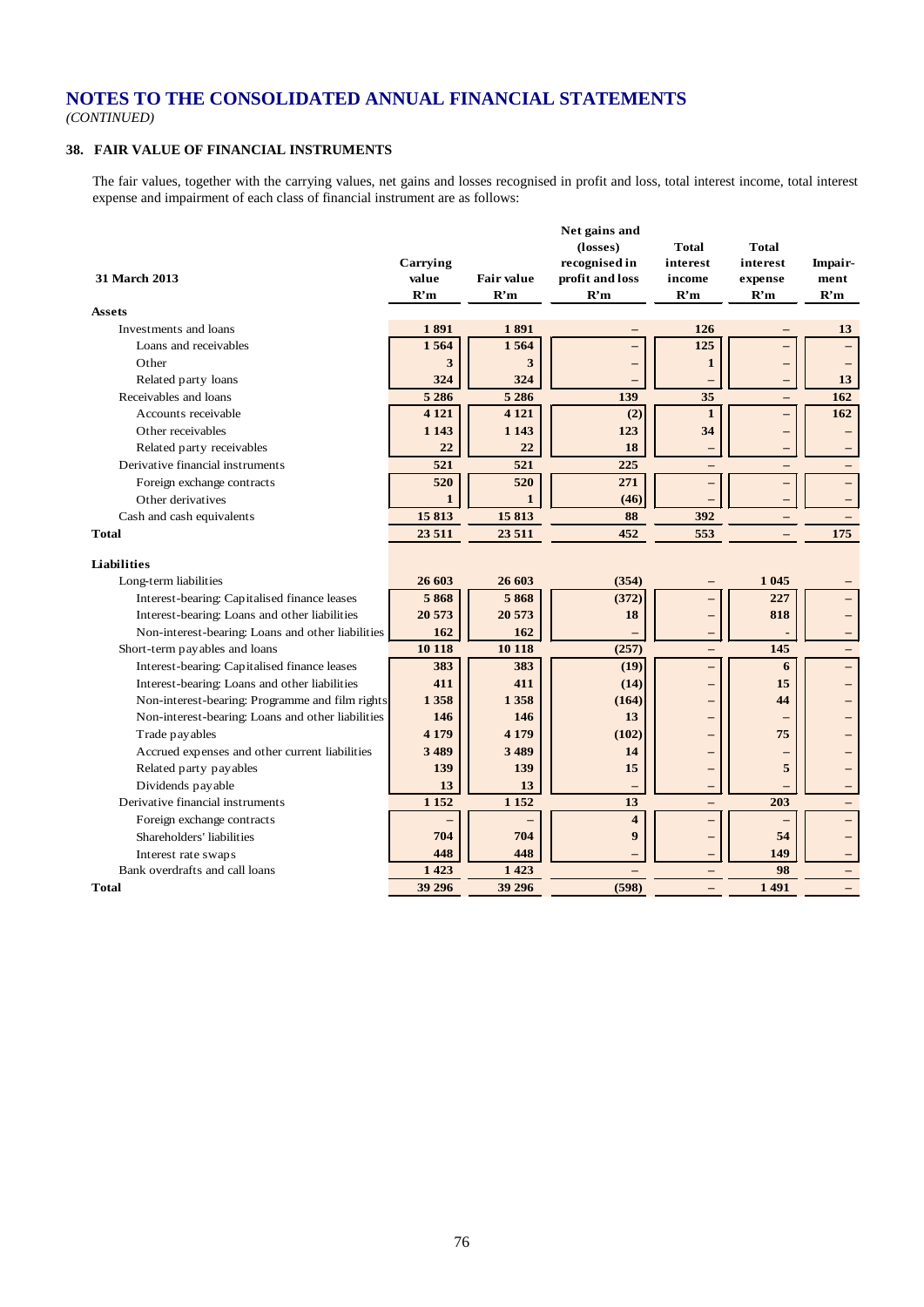# NOTES TO THE CONSOLIDATED ANNUAL FINANCIAL STATEMENTS

*(CONTINUED)*

## 38. FAIR VALUE OF FINANCIAL INSTRUMENTS

The fair values, together with the carrying values, net gains and losses recognised in profit and loss, total interest income, total interest expense and impairment of each class of financial instrument are as follows:

| 31 March 2013 | Carrying value R'm | Fair value R'm | Net gains and (losses) recognised in profit and loss R'm | Total interest income R'm | Total interest expense R'm | Impairment R'm |
|---|---|---|---|---|---|---|
| **Assets** | | | | | | |
| Investments and loans | 1 891 | 1 891 | – | 126 | – | 13 |
| Loans and receivables | 1 564 | 1 564 | – | 125 | – | – |
| Other | 3 | 3 | – | 1 | – | – |
| Related party loans | 324 | 324 | – | – | – | 13 |
| Receivables and loans | 5 286 | 5 286 | 139 | 35 | – | 162 |
| Accounts receivable | 4 121 | 4 121 | (2) | 1 | – | 162 |
| Other receivables | 1 143 | 1 143 | 123 | 34 | – | – |
| Related party receivables | 22 | 22 | 18 | – | – | – |
| Derivative financial instruments | 521 | 521 | 225 | – | – | – |
| Foreign exchange contracts | 520 | 520 | 271 | – | – | – |
| Other derivatives | 1 | 1 | (46) | – | – | – |
| Cash and cash equivalents | 15 813 | 15 813 | 88 | 392 | – | – |
| **Total** | 23 511 | 23 511 | 452 | 553 | – | 175 |
| **Liabilities** | | | | | | |
| Long-term liabilities | 26 603 | 26 603 | (354) | – | 1 045 | – |
| Interest-bearing: Capitalised finance leases | 5 868 | 5 868 | (372) | – | 227 | – |
| Interest-bearing: Loans and other liabilities | 20 573 | 20 573 | 18 | – | 818 | – |
| Non-interest-bearing: Loans and other liabilities | 162 | 162 | – | – | - | – |
| Short-term payables and loans | 10 118 | 10 118 | (257) | – | 145 | – |
| Interest-bearing: Capitalised finance leases | 383 | 383 | (19) | – | 6 | – |
| Interest-bearing: Loans and other liabilities | 411 | 411 | (14) | – | 15 | – |
| Non-interest-bearing: Programme and film rights | 1 358 | 1 358 | (164) | – | 44 | – |
| Non-interest-bearing: Loans and other liabilities | 146 | 146 | 13 | – | – | – |
| Trade payables | 4 179 | 4 179 | (102) | – | 75 | – |
| Accrued expenses and other current liabilities | 3 489 | 3 489 | 14 | – | – | – |
| Related party payables | 139 | 139 | 15 | – | 5 | – |
| Dividends payable | 13 | 13 | – | – | – | – |
| Derivative financial instruments | 1 152 | 1 152 | 13 | – | 203 | – |
| Foreign exchange contracts | – | – | 4 | – | – | – |
| Shareholders' liabilities | 704 | 704 | 9 | – | 54 | – |
| Interest rate swaps | 448 | 448 | – | – | 149 | – |
| Bank overdrafts and call loans | 1 423 | 1 423 | – | – | 98 | – |
| **Total** | 39 296 | 39 296 | (598) | – | 1 491 | – |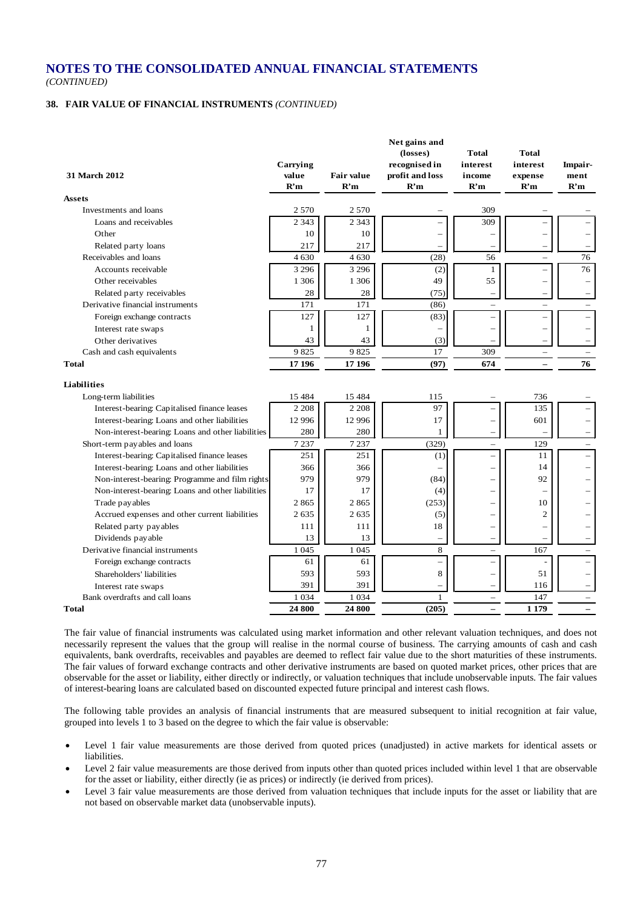# NOTES TO THE CONSOLIDATED ANNUAL FINANCIAL STATEMENTS

*(CONTINUED)*

## 38. FAIR VALUE OF FINANCIAL INSTRUMENTS *(CONTINUED)*

| 31 March 2012 | Carrying value R'm | Fair value R'm | Net gains and (losses) recognised in profit and loss R'm | Total interest income R'm | Total interest expense R'm | Impair-ment R'm |
|---|---|---|---|---|---|---|
| **Assets** | | | | | | |
| Investments and loans | 2 570 | 2 570 | – | 309 | – | – |
| Loans and receivables | 2 343 | 2 343 | – | 309 | – | – |
| Other | 10 | 10 | – | – | – | – |
| Related party loans | 217 | 217 | – | – | – | – |
| Receivables and loans | 4 630 | 4 630 | (28) | 56 | – | 76 |
| Accounts receivable | 3 296 | 3 296 | (2) | 1 | – | 76 |
| Other receivables | 1 306 | 1 306 | 49 | 55 | – | – |
| Related party receivables | 28 | 28 | (75) | – | – | – |
| Derivative financial instruments | 171 | 171 | (86) | – | – | – |
| Foreign exchange contracts | 127 | 127 | (83) | – | – | – |
| Interest rate swaps | 1 | 1 | – | – | – | – |
| Other derivatives | 43 | 43 | (3) | – | – | – |
| Cash and cash equivalents | 9 825 | 9 825 | 17 | 309 | – | – |
| **Total** | **17 196** | **17 196** | **(97)** | **674** | **–** | **76** |
| **Liabilities** | | | | | | |
| Long-term liabilities | 15 484 | 15 484 | 115 | – | 736 | – |
| Interest-bearing: Capitalised finance leases | 2 208 | 2 208 | 97 | – | 135 | – |
| Interest-bearing: Loans and other liabilities | 12 996 | 12 996 | 17 | – | 601 | – |
| Non-interest-bearing: Loans and other liabilities | 280 | 280 | 1 | – | – | – |
| Short-term payables and loans | 7 237 | 7 237 | (329) | – | 129 | – |
| Interest-bearing: Capitalised finance leases | 251 | 251 | (1) | – | 11 | – |
| Interest-bearing: Loans and other liabilities | 366 | 366 | – | – | 14 | – |
| Non-interest-bearing: Programme and film rights | 979 | 979 | (84) | – | 92 | – |
| Non-interest-bearing: Loans and other liabilities | 17 | 17 | (4) | – | – | – |
| Trade payables | 2 865 | 2 865 | (253) | – | 10 | – |
| Accrued expenses and other current liabilities | 2 635 | 2 635 | (5) | – | 2 | – |
| Related party payables | 111 | 111 | 18 | – | – | – |
| Dividends payable | 13 | 13 | – | – | – | – |
| Derivative financial instruments | 1 045 | 1 045 | 8 | – | 167 | – |
| Foreign exchange contracts | 61 | 61 | – | – | - | – |
| Shareholders' liabilities | 593 | 593 | 8 | – | 51 | – |
| Interest rate swaps | 391 | 391 | – | – | 116 | – |
| Bank overdrafts and call loans | 1 034 | 1 034 | 1 | – | 147 | – |
| **Total** | **24 800** | **24 800** | **(205)** | **–** | **1 179** | **–** |

The fair value of financial instruments was calculated using market information and other relevant valuation techniques, and does not necessarily represent the values that the group will realise in the normal course of business. The carrying amounts of cash and cash equivalents, bank overdrafts, receivables and payables are deemed to reflect fair value due to the short maturities of these instruments. The fair values of forward exchange contracts and other derivative instruments are based on quoted market prices, other prices that are observable for the asset or liability, either directly or indirectly, or valuation techniques that include unobservable inputs. The fair values of interest-bearing loans are calculated based on discounted expected future principal and interest cash flows.

The following table provides an analysis of financial instruments that are measured subsequent to initial recognition at fair value, grouped into levels 1 to 3 based on the degree to which the fair value is observable:

- Level 1 fair value measurements are those derived from quoted prices (unadjusted) in active markets for identical assets or liabilities.
- Level 2 fair value measurements are those derived from inputs other than quoted prices included within level 1 that are observable for the asset or liability, either directly (ie as prices) or indirectly (ie derived from prices).
- Level 3 fair value measurements are those derived from valuation techniques that include inputs for the asset or liability that are not based on observable market data (unobservable inputs).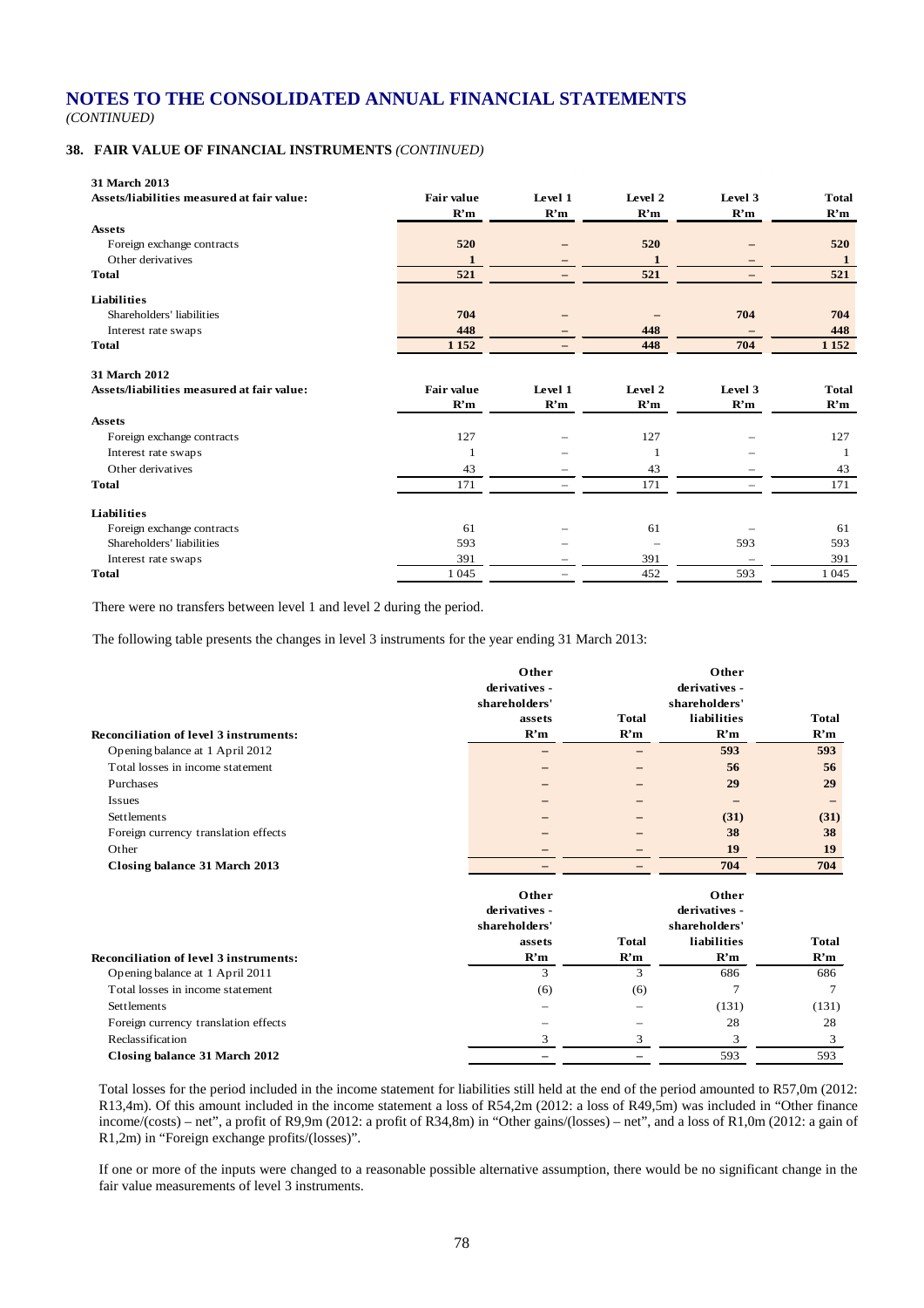# NOTES TO THE CONSOLIDATED ANNUAL FINANCIAL STATEMENTS

*(CONTINUED)*

## 38. FAIR VALUE OF FINANCIAL INSTRUMENTS *(CONTINUED)*

**31 March 2013**

| **Assets/liabilities measured at fair value:** | **Fair value R'm** | **Level 1 R'm** | **Level 2 R'm** | **Level 3 R'm** | **Total R'm** |
|---|---|---|---|---|---|
| **Assets** | | | | | |
| Foreign exchange contracts | **520** | **–** | **520** | **–** | **520** |
| Other derivatives | **1** | **–** | **1** | **–** | **1** |
| **Total** | **521** | **–** | **521** | **–** | **521** |
| **Liabilities** | | | | | |
| Shareholders' liabilities | **704** | **–** | **–** | **704** | **704** |
| Interest rate swaps | **448** | **–** | **448** | **–** | **448** |
| **Total** | **1 152** | **–** | **448** | **704** | **1 152** |

**31 March 2012**

| **Assets/liabilities measured at fair value:** | **Fair value R'm** | **Level 1 R'm** | **Level 2 R'm** | **Level 3 R'm** | **Total R'm** |
|---|---|---|---|---|---|
| **Assets** | | | | | |
| Foreign exchange contracts | 127 | – | 127 | – | 127 |
| Interest rate swaps | 1 | – | 1 | – | 1 |
| Other derivatives | 43 | – | 43 | – | 43 |
| **Total** | 171 | – | 171 | – | 171 |
| **Liabilities** | | | | | |
| Foreign exchange contracts | 61 | – | 61 | – | 61 |
| Shareholders' liabilities | 593 | – | – | 593 | 593 |
| Interest rate swaps | 391 | – | 391 | – | 391 |
| **Total** | 1 045 | – | 452 | 593 | 1 045 |

There were no transfers between level 1 and level 2 during the period.

The following table presents the changes in level 3 instruments for the year ending 31 March 2013:

| **Reconciliation of level 3 instruments:** | **Other derivatives - shareholders' assets R'm** | **Total R'm** | **Other derivatives - shareholders' liabilities R'm** | **Total R'm** |
|---|---|---|---|---|
| Opening balance at 1 April 2012 | **–** | **–** | **593** | **593** |
| Total losses in income statement | **–** | **–** | **56** | **56** |
| Purchases | **–** | **–** | **29** | **29** |
| Issues | **–** | **–** | **–** | **–** |
| Settlements | **–** | **–** | **(31)** | **(31)** |
| Foreign currency translation effects | **–** | **–** | **38** | **38** |
| Other | **–** | **–** | **19** | **19** |
| **Closing balance 31 March 2013** | **–** | **–** | **704** | **704** |

| **Reconciliation of level 3 instruments:** | **Other derivatives - shareholders' assets R'm** | **Total R'm** | **Other derivatives - shareholders' liabilities R'm** | **Total R'm** |
|---|---|---|---|---|
| Opening balance at 1 April 2011 | 3 | 3 | 686 | 686 |
| Total losses in income statement | (6) | (6) | 7 | 7 |
| Settlements | – | – | (131) | (131) |
| Foreign currency translation effects | – | – | 28 | 28 |
| Reclassification | 3 | 3 | 3 | 3 |
| **Closing balance 31 March 2012** | – | – | 593 | 593 |

Total losses for the period included in the income statement for liabilities still held at the end of the period amounted to R57,0m (2012: R13,4m). Of this amount included in the income statement a loss of R54,2m (2012: a loss of R49,5m) was included in "Other finance income/(costs) – net", a profit of R9,9m (2012: a profit of R34,8m) in "Other gains/(losses) – net", and a loss of R1,0m (2012: a gain of R1,2m) in "Foreign exchange profits/(losses)".

If one or more of the inputs were changed to a reasonable possible alternative assumption, there would be no significant change in the fair value measurements of level 3 instruments.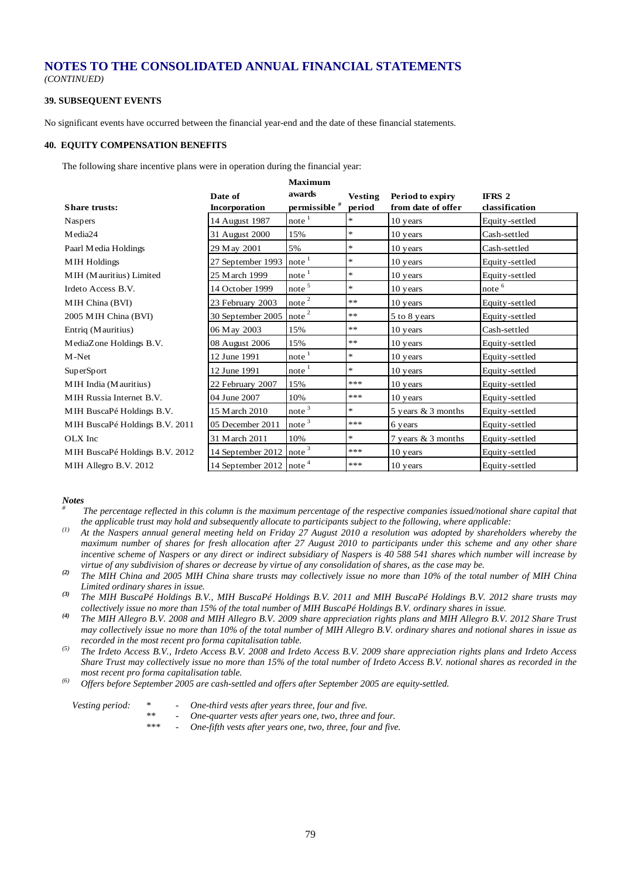# NOTES TO THE CONSOLIDATED ANNUAL FINANCIAL STATEMENTS
*(CONTINUED)*

**39. SUBSEQUENT EVENTS**

No significant events have occurred between the financial year-end and the date of these financial statements.

**40. EQUITY COMPENSATION BENEFITS**

The following share incentive plans were in operation during the financial year:

| Share trusts: | Date of Incorporation | Maximum awards permissible # | Vesting period | Period to expiry from date of offer | IFRS 2 classification |
|---|---|---|---|---|---|
| Naspers | 14 August 1987 | note [1] | * | 10 years | Equity-settled |
| Media24 | 31 August 2000 | 15% | * | 10 years | Cash-settled |
| Paarl Media Holdings | 29 May 2001 | 5% | * | 10 years | Cash-settled |
| MIH Holdings | 27 September 1993 | note [1] | * | 10 years | Equity-settled |
| MIH (Mauritius) Limited | 25 March 1999 | note [1] | * | 10 years | Equity-settled |
| Irdeto Access B.V. | 14 October 1999 | note [5] | * | 10 years | note [6] |
| MIH China (BVI) | 23 February 2003 | note [2] | ** | 10 years | Equity-settled |
| 2005 MIH China (BVI) | 30 September 2005 | note [2] | ** | 5 to 8 years | Equity-settled |
| Entriq (Mauritius) | 06 May 2003 | 15% | ** | 10 years | Cash-settled |
| MediaZone Holdings B.V. | 08 August 2006 | 15% | ** | 10 years | Equity-settled |
| M-Net | 12 June 1991 | note [1] | * | 10 years | Equity-settled |
| SuperSport | 12 June 1991 | note [1] | * | 10 years | Equity-settled |
| MIH India (Mauritius) | 22 February 2007 | 15% | *** | 10 years | Equity-settled |
| MIH Russia Internet B.V. | 04 June 2007 | 10% | *** | 10 years | Equity-settled |
| MIH BuscaPé Holdings B.V. | 15 March 2010 | note [3] | * | 5 years & 3 months | Equity-settled |
| MIH BuscaPé Holdings B.V. 2011 | 05 December 2011 | note [3] | *** | 6 years | Equity-settled |
| OLX Inc | 31 March 2011 | 10% | * | 7 years & 3 months | Equity-settled |
| MIH BuscaPé Holdings B.V. 2012 | 14 September 2012 | note [3] | *** | 10 years | Equity-settled |
| MIH Allegro B.V. 2012 | 14 September 2012 | note [4] | *** | 10 years | Equity-settled |

***Notes***

*# The percentage reflected in this column is the maximum percentage of the respective companies issued/notional share capital that the applicable trust may hold and subsequently allocate to participants subject to the following, where applicable:*

*(1) At the Naspers annual general meeting held on Friday 27 August 2010 a resolution was adopted by shareholders whereby the maximum number of shares for fresh allocation after 27 August 2010 to participants under this scheme and any other share incentive scheme of Naspers or any direct or indirect subsidiary of Naspers is 40 588 541 shares which number will increase by virtue of any subdivision of shares or decrease by virtue of any consolidation of shares, as the case may be.*

*(2) The MIH China and 2005 MIH China share trusts may collectively issue no more than 10% of the total number of MIH China Limited ordinary shares in issue.*

*(3) The MIH BuscaPé Holdings B.V., MIH BuscaPé Holdings B.V. 2011 and MIH BuscaPé Holdings B.V. 2012 share trusts may collectively issue no more than 15% of the total number of MIH BuscaPé Holdings B.V. ordinary shares in issue.*

*(4) The MIH Allegro B.V. 2008 and MIH Allegro B.V. 2009 share appreciation rights plans and MIH Allegro B.V. 2012 Share Trust may collectively issue no more than 10% of the total number of MIH Allegro B.V. ordinary shares and notional shares in issue as recorded in the most recent pro forma capitalisation table.*

*(5) The Irdeto Access B.V., Irdeto Access B.V. 2008 and Irdeto Access B.V. 2009 share appreciation rights plans and Irdeto Access Share Trust may collectively issue no more than 15% of the total number of Irdeto Access B.V. notional shares as recorded in the most recent pro forma capitalisation table.*

*(6) Offers before September 2005 are cash-settled and offers after September 2005 are equity-settled.*

*Vesting period:*

- *\* - One-third vests after years three, four and five.*
- *\*\* - One-quarter vests after years one, two, three and four.*
- *\*\*\* - One-fifth vests after years one, two, three, four and five.*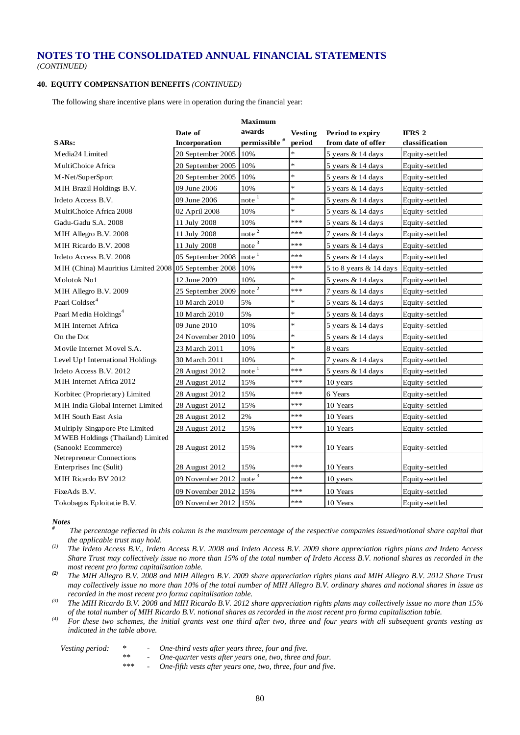# NOTES TO THE CONSOLIDATED ANNUAL FINANCIAL STATEMENTS

*(CONTINUED)*

**40. EQUITY COMPENSATION BENEFITS** *(CONTINUED)*

The following share incentive plans were in operation during the financial year:

| SARs: | Date of Incorporation | Maximum awards permissible [#] | Vesting period | Period to expiry from date of offer | IFRS 2 classification |
|---|---|---|---|---|---|
| Media24 Limited | 20 September 2005 | 10% | * | 5 years & 14 days | Equity-settled |
| MultiChoice Africa | 20 September 2005 | 10% | * | 5 years & 14 days | Equity-settled |
| M-Net/SuperSport | 20 September 2005 | 10% | * | 5 years & 14 days | Equity-settled |
| MIH Brazil Holdings B.V. | 09 June 2006 | 10% | * | 5 years & 14 days | Equity-settled |
| Irdeto Access B.V. | 09 June 2006 | note [1] | * | 5 years & 14 days | Equity-settled |
| MultiChoice Africa 2008 | 02 April 2008 | 10% | * | 5 years & 14 days | Equity-settled |
| Gadu-Gadu S.A. 2008 | 11 July 2008 | 10% | *** | 5 years & 14 days | Equity-settled |
| MIH Allegro B.V. 2008 | 11 July 2008 | note [2] | *** | 7 years & 14 days | Equity-settled |
| MIH Ricardo B.V. 2008 | 11 July 2008 | note [3] | *** | 5 years & 14 days | Equity-settled |
| Irdeto Access B.V. 2008 | 05 September 2008 | note [1] | *** | 5 years & 14 days | Equity-settled |
| MIH (China) Mauritius Limited 2008 | 05 September 2008 | 10% | *** | 5 to 8 years & 14 days | Equity-settled |
| Molotok No1 | 12 June 2009 | 10% | * | 5 years & 14 days | Equity-settled |
| MIH Allegro B.V. 2009 | 25 September 2009 | note [2] | *** | 7 years & 14 days | Equity-settled |
| Paarl Coldset[4] | 10 March 2010 | 5% | * | 5 years & 14 days | Equity-settled |
| Paarl Media Holdings[4] | 10 March 2010 | 5% | * | 5 years & 14 days | Equity-settled |
| MIH Internet Africa | 09 June 2010 | 10% | * | 5 years & 14 days | Equity-settled |
| On the Dot | 24 November 2010 | 10% | * | 5 years & 14 days | Equity-settled |
| Movile Internet Movel S.A. | 23 March 2011 | 10% | * | 8 years | Equity-settled |
| Level Up! International Holdings | 30 March 2011 | 10% | * | 7 years & 14 days | Equity-settled |
| Irdeto Access B.V. 2012 | 28 August 2012 | note [1] | *** | 5 years & 14 days | Equity-settled |
| MIH Internet Africa 2012 | 28 August 2012 | 15% | *** | 10 years | Equity-settled |
| Korbitec (Proprietary) Limited | 28 August 2012 | 15% | *** | 6 Years | Equity-settled |
| MIH India Global Internet Limited | 28 August 2012 | 15% | *** | 10 Years | Equity-settled |
| MIH South East Asia | 28 August 2012 | 2% | *** | 10 Years | Equity-settled |
| Multiply Singapore Pte Limited | 28 August 2012 | 15% | *** | 10 Years | Equity-settled |
| MWEB Holdings (Thailand) Limited (Sanook! Ecommerce) | 28 August 2012 | 15% | *** | 10 Years | Equity-settled |
| Netrepreneur Connections Enterprises Inc (Sulit) | 28 August 2012 | 15% | *** | 10 Years | Equity-settled |
| MIH Ricardo BV 2012 | 09 November 2012 | note [3] | *** | 10 years | Equity-settled |
| FixeAds B.V. | 09 November 2012 | 15% | *** | 10 Years | Equity-settled |
| Tokobagus Eploitatie B.V. | 09 November 2012 | 15% | *** | 10 Years | Equity-settled |

***Notes***

[#] *The percentage reflected in this column is the maximum percentage of the respective companies issued/notional share capital that the applicable trust may hold.*

(1) *The Irdeto Access B.V., Irdeto Access B.V. 2008 and Irdeto Access B.V. 2009 share appreciation rights plans and Irdeto Access Share Trust may collectively issue no more than 15% of the total number of Irdeto Access B.V. notional shares as recorded in the most recent pro forma capitalisation table.*

(2) *The MIH Allegro B.V. 2008 and MIH Allegro B.V. 2009 share appreciation rights plans and MIH Allegro B.V. 2012 Share Trust may collectively issue no more than 10% of the total number of MIH Allegro B.V. ordinary shares and notional shares in issue as recorded in the most recent pro forma capitalisation table.*

(3) *The MIH Ricardo B.V. 2008 and MIH Ricardo B.V. 2012 share appreciation rights plans may collectively issue no more than 15% of the total number of MIH Ricardo B.V. notional shares as recorded in the most recent pro forma capitalisation table.*

(4) *For these two schemes, the initial grants vest one third after two, three and four years with all subsequent grants vesting as indicated in the table above.*

*Vesting period:*

- \* - *One-third vests after years three, four and five.*
- \*\* - *One-quarter vests after years one, two, three and four.*
- \*\*\* - *One-fifth vests after years one, two, three, four and five.*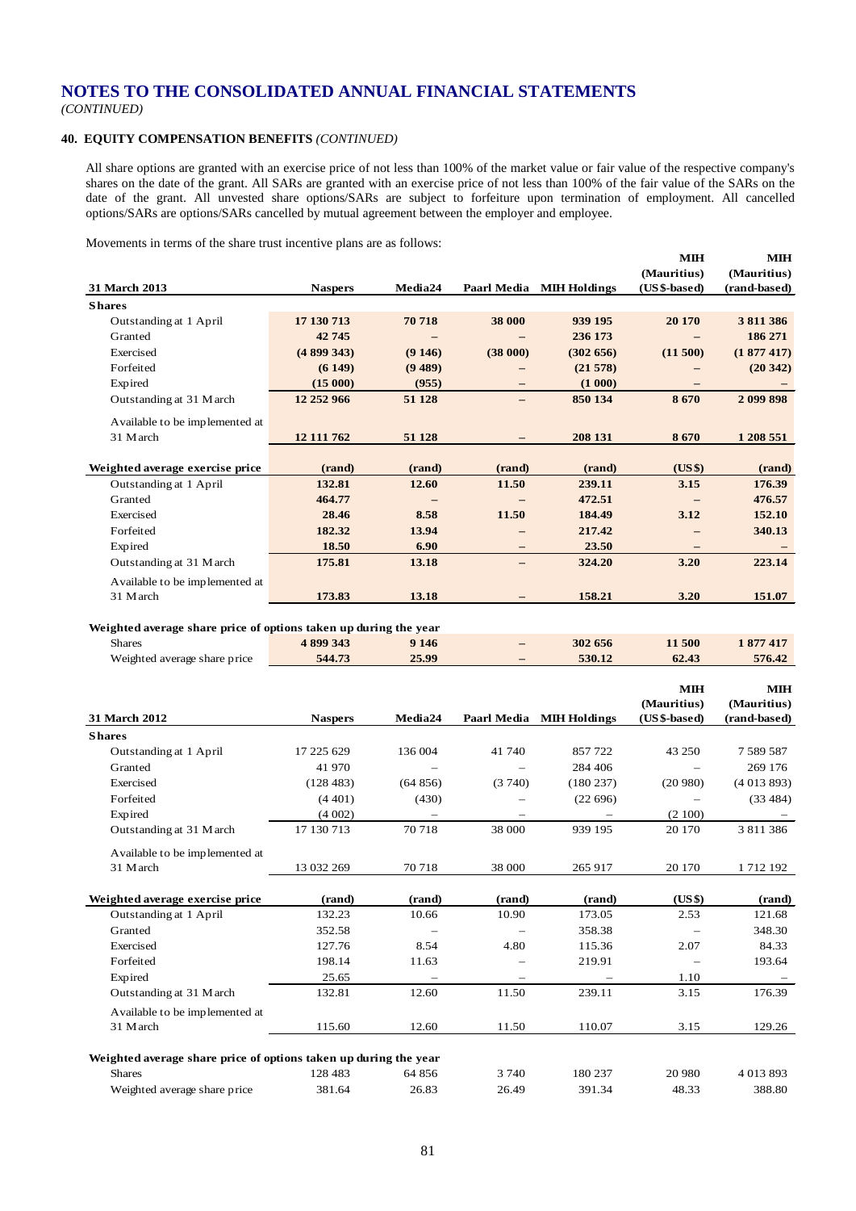# NOTES TO THE CONSOLIDATED ANNUAL FINANCIAL STATEMENTS

*(CONTINUED)*

## 40. EQUITY COMPENSATION BENEFITS *(CONTINUED)*

All share options are granted with an exercise price of not less than 100% of the market value or fair value of the respective company's shares on the date of the grant. All SARs are granted with an exercise price of not less than 100% of the fair value of the SARs on the date of the grant. All unvested share options/SARs are subject to forfeiture upon termination of employment. All cancelled options/SARs are options/SARs cancelled by mutual agreement between the employer and employee.

Movements in terms of the share trust incentive plans are as follows:

| 31 March 2013 | Naspers | Media24 | Paarl Media | MIH Holdings | MIH (Mauritius) (US$-based) | MIH (Mauritius) (rand-based) |
|---|---|---|---|---|---|---|
| **Shares** | | | | | | |
| Outstanding at 1 April | **17 130 713** | **70 718** | **38 000** | **939 195** | **20 170** | **3 811 386** |
| Granted | **42 745** | **–** | **–** | **236 173** | **–** | **186 271** |
| Exercised | **(4 899 343)** | **(9 146)** | **(38 000)** | **(302 656)** | **(11 500)** | **(1 877 417)** |
| Forfeited | **(6 149)** | **(9 489)** | **–** | **(21 578)** | **–** | **(20 342)** |
| Expired | **(15 000)** | **(955)** | **–** | **(1 000)** | **–** | **–** |
| Outstanding at 31 March | **12 252 966** | **51 128** | **–** | **850 134** | **8 670** | **2 099 898** |
| Available to be implemented at 31 March | **12 111 762** | **51 128** | **–** | **208 131** | **8 670** | **1 208 551** |
| **Weighted average exercise price** | **(rand)** | **(rand)** | **(rand)** | **(rand)** | **(US$)** | **(rand)** |
| Outstanding at 1 April | **132.81** | **12.60** | **11.50** | **239.11** | **3.15** | **176.39** |
| Granted | **464.77** | **–** | **–** | **472.51** | **–** | **476.57** |
| Exercised | **28.46** | **8.58** | **11.50** | **184.49** | **3.12** | **152.10** |
| Forfeited | **182.32** | **13.94** | **–** | **217.42** | **–** | **340.13** |
| Expired | **18.50** | **6.90** | **–** | **23.50** | **–** | **–** |
| Outstanding at 31 March | **175.81** | **13.18** | **–** | **324.20** | **3.20** | **223.14** |
| Available to be implemented at 31 March | **173.83** | **13.18** | **–** | **158.21** | **3.20** | **151.07** |
| **Weighted average share price of options taken up during the year** | | | | | | |
| Shares | **4 899 343** | **9 146** | **–** | **302 656** | **11 500** | **1 877 417** |
| Weighted average share price | **544.73** | **25.99** | **–** | **530.12** | **62.43** | **576.42** |

| 31 March 2012 | Naspers | Media24 | Paarl Media | MIH Holdings | MIH (Mauritius) (US$-based) | MIH (Mauritius) (rand-based) |
|---|---|---|---|---|---|---|
| **Shares** | | | | | | |
| Outstanding at 1 April | 17 225 629 | 136 004 | 41 740 | 857 722 | 43 250 | 7 589 587 |
| Granted | 41 970 | – | – | 284 406 | – | 269 176 |
| Exercised | (128 483) | (64 856) | (3 740) | (180 237) | (20 980) | (4 013 893) |
| Forfeited | (4 401) | (430) | – | (22 696) | – | (33 484) |
| Expired | (4 002) | – | – | – | (2 100) | – |
| Outstanding at 31 March | 17 130 713 | 70 718 | 38 000 | 939 195 | 20 170 | 3 811 386 |
| Available to be implemented at 31 March | 13 032 269 | 70 718 | 38 000 | 265 917 | 20 170 | 1 712 192 |
| **Weighted average exercise price** | **(rand)** | **(rand)** | **(rand)** | **(rand)** | **(US$)** | **(rand)** |
| Outstanding at 1 April | 132.23 | 10.66 | 10.90 | 173.05 | 2.53 | 121.68 |
| Granted | 352.58 | – | – | 358.38 | – | 348.30 |
| Exercised | 127.76 | 8.54 | 4.80 | 115.36 | 2.07 | 84.33 |
| Forfeited | 198.14 | 11.63 | – | 219.91 | – | 193.64 |
| Expired | 25.65 | – | – | – | 1.10 | – |
| Outstanding at 31 March | 132.81 | 12.60 | 11.50 | 239.11 | 3.15 | 176.39 |
| Available to be implemented at 31 March | 115.60 | 12.60 | 11.50 | 110.07 | 3.15 | 129.26 |
| **Weighted average share price of options taken up during the year** | | | | | | |
| Shares | 128 483 | 64 856 | 3 740 | 180 237 | 20 980 | 4 013 893 |
| Weighted average share price | 381.64 | 26.83 | 26.49 | 391.34 | 48.33 | 388.80 |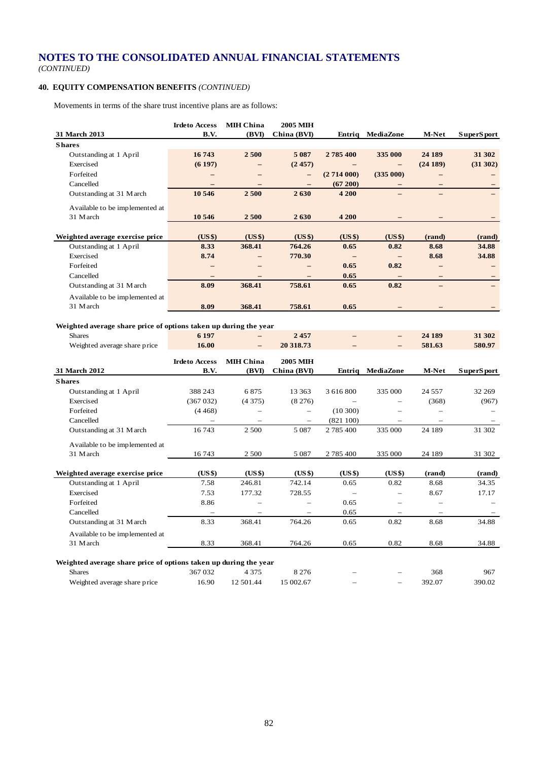# NOTES TO THE CONSOLIDATED ANNUAL FINANCIAL STATEMENTS

*(CONTINUED)*

## 40. EQUITY COMPENSATION BENEFITS *(CONTINUED)*

Movements in terms of the share trust incentive plans are as follows:

| **31 March 2013** | **Irdeto Access B.V.** | **MIH China (BVI)** | **2005 MIH China (BVI)** | **Entriq** | **MediaZone** | **M-Net** | **SuperSport** |
|---|---|---|---|---|---|---|---|
| **Shares** | | | | | | | |
| Outstanding at 1 April | **16 743** | **2 500** | **5 087** | **2 785 400** | **335 000** | **24 189** | **31 302** |
| Exercised | **(6 197)** | **–** | **(2 457)** | **–** | **–** | **(24 189)** | **(31 302)** |
| Forfeited | **–** | **–** | **–** | **(2 714 000)** | **(335 000)** | **–** | **–** |
| Cancelled | **–** | **–** | **–** | **(67 200)** | **–** | **–** | **–** |
| Outstanding at 31 March | **10 546** | **2 500** | **2 630** | **4 200** | **–** | **–** | **–** |
| Available to be implemented at 31 March | **10 546** | **2 500** | **2 630** | **4 200** | **–** | **–** | **–** |
| **Weighted average exercise price** | **(US$)** | **(US$)** | **(US$)** | **(US$)** | **(US$)** | **(rand)** | **(rand)** |
| Outstanding at 1 April | **8.33** | **368.41** | **764.26** | **0.65** | **0.82** | **8.68** | **34.88** |
| Exercised | **8.74** | **–** | **770.30** | **–** | **–** | **8.68** | **34.88** |
| Forfeited | **–** | **–** | **–** | **0.65** | **0.82** | **–** | **–** |
| Cancelled | **–** | **–** | **–** | **0.65** | **–** | **–** | **–** |
| Outstanding at 31 March | **8.09** | **368.41** | **758.61** | **0.65** | **0.82** | **–** | **–** |
| Available to be implemented at 31 March | **8.09** | **368.41** | **758.61** | **0.65** | **–** | **–** | **–** |
| **Weighted average share price of options taken up during the year** | | | | | | | |
| Shares | **6 197** | **–** | **2 457** | **–** | **–** | **24 189** | **31 302** |
| Weighted average share price | **16.00** | **–** | **20 318.73** | **–** | **–** | **581.63** | **580.97** |

| **31 March 2012** | **Irdeto Access B.V.** | **MIH China (BVI)** | **2005 MIH China (BVI)** | **Entriq** | **MediaZone** | **M-Net** | **SuperSport** |
|---|---|---|---|---|---|---|---|
| **Shares** | | | | | | | |
| Outstanding at 1 April | 388 243 | 6 875 | 13 363 | 3 616 800 | 335 000 | 24 557 | 32 269 |
| Exercised | (367 032) | (4 375) | (8 276) | – | – | (368) | (967) |
| Forfeited | (4 468) | – | – | (10 300) | – | – | – |
| Cancelled | – | – | – | (821 100) | – | – | – |
| Outstanding at 31 March | 16 743 | 2 500 | 5 087 | 2 785 400 | 335 000 | 24 189 | 31 302 |
| Available to be implemented at 31 March | 16 743 | 2 500 | 5 087 | 2 785 400 | 335 000 | 24 189 | 31 302 |
| **Weighted average exercise price** | **(US$)** | **(US$)** | **(US$)** | **(US$)** | **(US$)** | **(rand)** | **(rand)** |
| Outstanding at 1 April | 7.58 | 246.81 | 742.14 | 0.65 | 0.82 | 8.68 | 34.35 |
| Exercised | 7.53 | 177.32 | 728.55 | – | – | 8.67 | 17.17 |
| Forfeited | 8.86 | – | – | 0.65 | – | – | – |
| Cancelled | – | – | – | 0.65 | – | – | – |
| Outstanding at 31 March | 8.33 | 368.41 | 764.26 | 0.65 | 0.82 | 8.68 | 34.88 |
| Available to be implemented at 31 March | 8.33 | 368.41 | 764.26 | 0.65 | 0.82 | 8.68 | 34.88 |
| **Weighted average share price of options taken up during the year** | | | | | | | |
| Shares | 367 032 | 4 375 | 8 276 | – | – | 368 | 967 |
| Weighted average share price | 16.90 | 12 501.44 | 15 002.67 | – | – | 392.07 | 390.02 |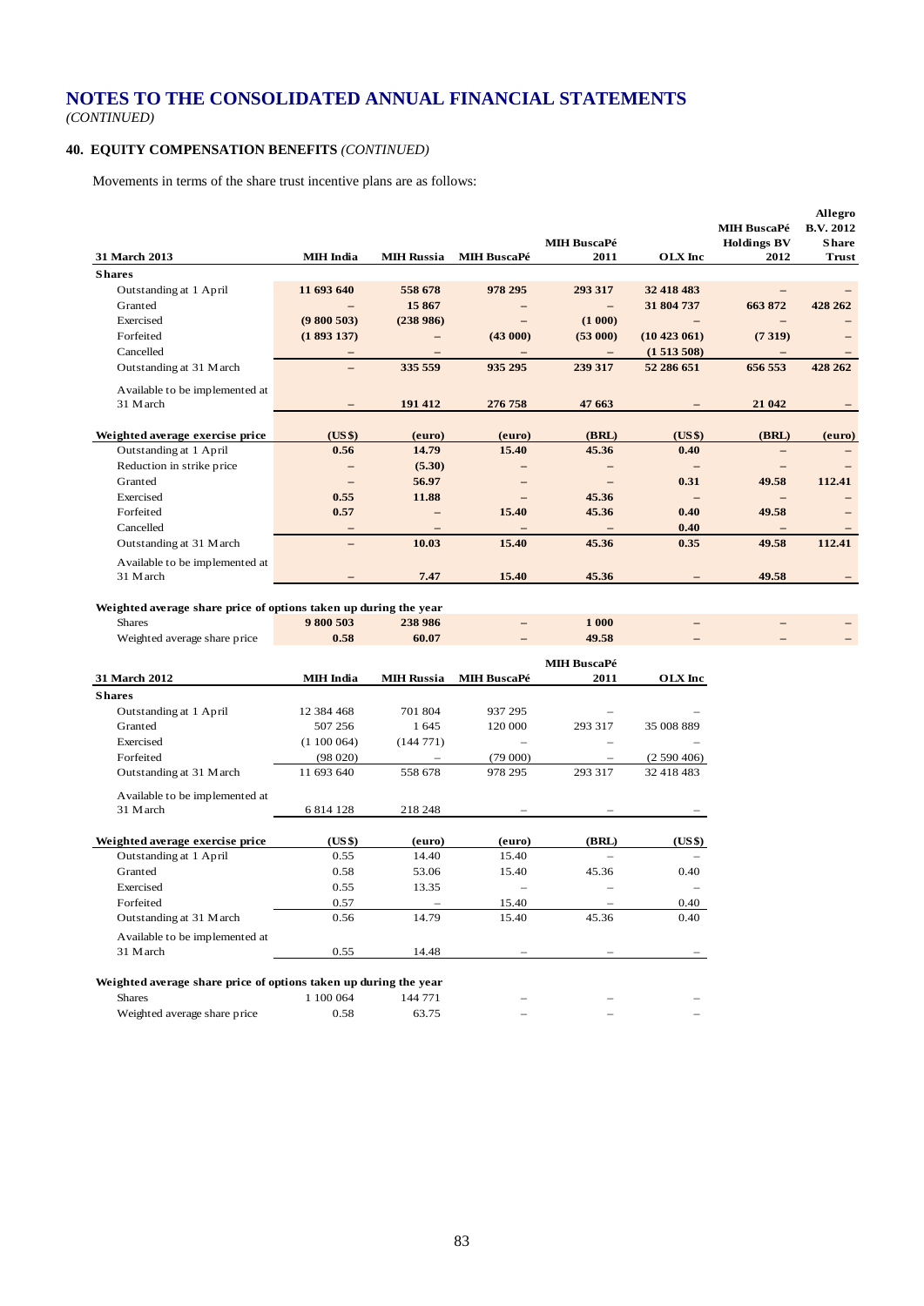# NOTES TO THE CONSOLIDATED ANNUAL FINANCIAL STATEMENTS

*(CONTINUED)*

## 40. EQUITY COMPENSATION BENEFITS *(CONTINUED)*

Movements in terms of the share trust incentive plans are as follows:

| 31 March 2013 | MIH India | MIH Russia | MIH BuscaPé | MIH BuscaPé 2011 | OLX Inc | MIH BuscaPé Holdings BV 2012 | Allegro B.V. 2012 Share Trust |
|---|---|---|---|---|---|---|---|
| **Shares** | | | | | | | |
| Outstanding at 1 April | **11 693 640** | **558 678** | **978 295** | **293 317** | **32 418 483** | **–** | **–** |
| Granted | **–** | **15 867** | **–** | **–** | **31 804 737** | **663 872** | **428 262** |
| Exercised | **(9 800 503)** | **(238 986)** | **–** | **(1 000)** | **–** | **–** | **–** |
| Forfeited | **(1 893 137)** | **–** | **(43 000)** | **(53 000)** | **(10 423 061)** | **(7 319)** | **–** |
| Cancelled | **–** | **–** | **–** | **–** | **(1 513 508)** | **–** | **–** |
| Outstanding at 31 March | **–** | **335 559** | **935 295** | **239 317** | **52 286 651** | **656 553** | **428 262** |
| Available to be implemented at 31 March | **–** | **191 412** | **276 758** | **47 663** | **–** | **21 042** | **–** |
| **Weighted average exercise price** | **(US$)** | **(euro)** | **(euro)** | **(BRL)** | **(US$)** | **(BRL)** | **(euro)** |
| Outstanding at 1 April | **0.56** | **14.79** | **15.40** | **45.36** | **0.40** | **–** | **–** |
| Reduction in strike price | **–** | **(5.30)** | **–** | **–** | **–** | **–** | **–** |
| Granted | **–** | **56.97** | **–** | **–** | **0.31** | **49.58** | **112.41** |
| Exercised | **0.55** | **11.88** | **–** | **45.36** | **–** | **–** | **–** |
| Forfeited | **0.57** | **–** | **15.40** | **45.36** | **0.40** | **49.58** | **–** |
| Cancelled | **–** | **–** | **–** | **–** | **0.40** | **–** | **–** |
| Outstanding at 31 March | **–** | **10.03** | **15.40** | **45.36** | **0.35** | **49.58** | **112.41** |
| Available to be implemented at 31 March | **–** | **7.47** | **15.40** | **45.36** | **–** | **49.58** | **–** |
| **Weighted average share price of options taken up during the year** | | | | | | | |
| Shares | **9 800 503** | **238 986** | **–** | **1 000** | **–** | **–** | **–** |
| Weighted average share price | **0.58** | **60.07** | **–** | **49.58** | **–** | **–** | **–** |

| 31 March 2012 | MIH India | MIH Russia | MIH BuscaPé | MIH BuscaPé 2011 | OLX Inc |
|---|---|---|---|---|---|
| **Shares** | | | | | |
| Outstanding at 1 April | 12 384 468 | 701 804 | 937 295 | – | – |
| Granted | 507 256 | 1 645 | 120 000 | 293 317 | 35 008 889 |
| Exercised | (1 100 064) | (144 771) | – | – | – |
| Forfeited | (98 020) | – | (79 000) | – | (2 590 406) |
| Outstanding at 31 March | 11 693 640 | 558 678 | 978 295 | 293 317 | 32 418 483 |
| Available to be implemented at 31 March | 6 814 128 | 218 248 | – | – | – |
| **Weighted average exercise price** | **(US$)** | **(euro)** | **(euro)** | **(BRL)** | **(US$)** |
| Outstanding at 1 April | 0.55 | 14.40 | 15.40 | – | – |
| Granted | 0.58 | 53.06 | 15.40 | 45.36 | 0.40 |
| Exercised | 0.55 | 13.35 | – | – | – |
| Forfeited | 0.57 | – | 15.40 | – | 0.40 |
| Outstanding at 31 March | 0.56 | 14.79 | 15.40 | 45.36 | 0.40 |
| Available to be implemented at 31 March | 0.55 | 14.48 | – | – | – |
| **Weighted average share price of options taken up during the year** | | | | | |
| Shares | 1 100 064 | 144 771 | – | – | – |
| Weighted average share price | 0.58 | 63.75 | – | – | – |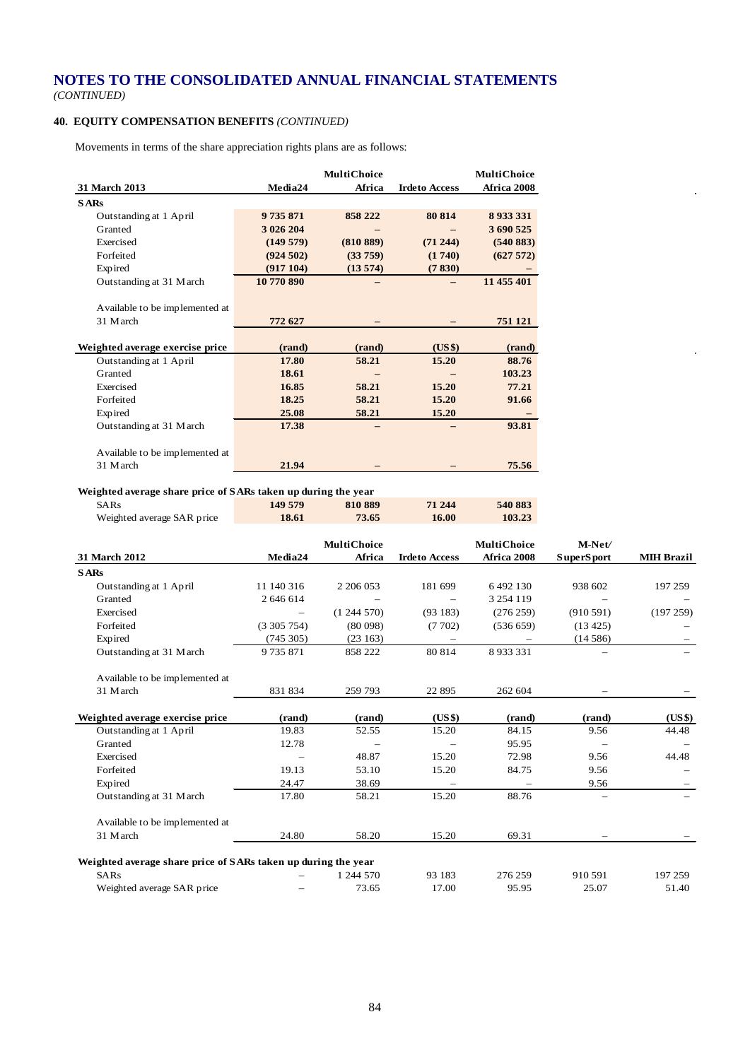# NOTES TO THE CONSOLIDATED ANNUAL FINANCIAL STATEMENTS

*(CONTINUED)*

## 40. EQUITY COMPENSATION BENEFITS *(CONTINUED)*

Movements in terms of the share appreciation rights plans are as follows:

| 31 March 2013 | Media24 | MultiChoice Africa | Irdeto Access | MultiChoice Africa 2008 |
|---|---|---|---|---|
| **SARs** | | | | |
| Outstanding at 1 April | **9 735 871** | **858 222** | **80 814** | **8 933 331** |
| Granted | **3 026 204** | **–** | **–** | **3 690 525** |
| Exercised | **(149 579)** | **(810 889)** | **(71 244)** | **(540 883)** |
| Forfeited | **(924 502)** | **(33 759)** | **(1 740)** | **(627 572)** |
| Expired | **(917 104)** | **(13 574)** | **(7 830)** | **–** |
| Outstanding at 31 March | **10 770 890** | **–** | **–** | **11 455 401** |
| Available to be implemented at 31 March | **772 627** | **–** | **–** | **751 121** |
| **Weighted average exercise price** | **(rand)** | **(rand)** | **(US$)** | **(rand)** |
| Outstanding at 1 April | **17.80** | **58.21** | **15.20** | **88.76** |
| Granted | **18.61** | **–** | **–** | **103.23** |
| Exercised | **16.85** | **58.21** | **15.20** | **77.21** |
| Forfeited | **18.25** | **58.21** | **15.20** | **91.66** |
| Expired | **25.08** | **58.21** | **15.20** | **–** |
| Outstanding at 31 March | **17.38** | **–** | **–** | **93.81** |
| Available to be implemented at 31 March | **21.94** | **–** | **–** | **75.56** |
| **Weighted average share price of SARs taken up during the year** | | | | |
| SARs | **149 579** | **810 889** | **71 244** | **540 883** |
| Weighted average SAR price | **18.61** | **73.65** | **16.00** | **103.23** |

| 31 March 2012 | Media24 | MultiChoice Africa | Irdeto Access | MultiChoice Africa 2008 | M-Net/ SuperSport | MIH Brazil |
|---|---|---|---|---|---|---|
| **SARs** | | | | | | |
| Outstanding at 1 April | 11 140 316 | 2 206 053 | 181 699 | 6 492 130 | 938 602 | 197 259 |
| Granted | 2 646 614 | – | – | 3 254 119 | – | – |
| Exercised | – | (1 244 570) | (93 183) | (276 259) | (910 591) | (197 259) |
| Forfeited | (3 305 754) | (80 098) | (7 702) | (536 659) | (13 425) | – |
| Expired | (745 305) | (23 163) | – | – | (14 586) | – |
| Outstanding at 31 March | 9 735 871 | 858 222 | 80 814 | 8 933 331 | – | – |
| Available to be implemented at 31 March | 831 834 | 259 793 | 22 895 | 262 604 | – | – |
| **Weighted average exercise price** | **(rand)** | **(rand)** | **(US$)** | **(rand)** | **(rand)** | **(US$)** |
| Outstanding at 1 April | 19.83 | 52.55 | 15.20 | 84.15 | 9.56 | 44.48 |
| Granted | 12.78 | – | – | 95.95 | – | – |
| Exercised | – | 48.87 | 15.20 | 72.98 | 9.56 | 44.48 |
| Forfeited | 19.13 | 53.10 | 15.20 | 84.75 | 9.56 | – |
| Expired | 24.47 | 38.69 | – | – | 9.56 | – |
| Outstanding at 31 March | 17.80 | 58.21 | 15.20 | 88.76 | – | – |
| Available to be implemented at 31 March | 24.80 | 58.20 | 15.20 | 69.31 | – | – |
| **Weighted average share price of SARs taken up during the year** | | | | | | |
| SARs | – | 1 244 570 | 93 183 | 276 259 | 910 591 | 197 259 |
| Weighted average SAR price | – | 73.65 | 17.00 | 95.95 | 25.07 | 51.40 |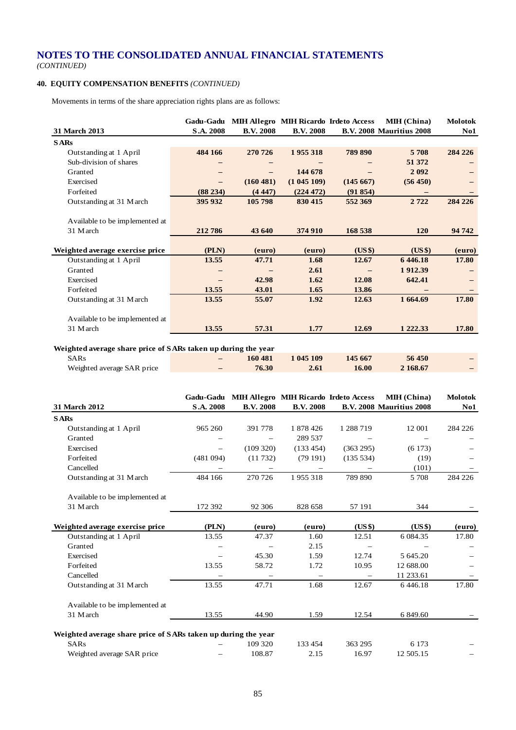# NOTES TO THE CONSOLIDATED ANNUAL FINANCIAL STATEMENTS

*(CONTINUED)*

## 40. EQUITY COMPENSATION BENEFITS *(CONTINUED)*

Movements in terms of the share appreciation rights plans are as follows:

| 31 March 2013 | Gadu-Gadu S.A. 2008 | MIH Allegro B.V. 2008 | MIH Ricardo B.V. 2008 | Irdeto Access B.V. 2008 | MIH (China) Mauritius 2008 | Molotok No1 |
|---|---|---|---|---|---|---|
| **SARs** | | | | | | |
| Outstanding at 1 April | **484 166** | **270 726** | **1 955 318** | **789 890** | **5 708** | **284 226** |
| Sub-division of shares | **–** | **–** | **–** | **–** | **51 372** | **–** |
| Granted | **–** | **–** | **144 678** | **–** | **2 092** | **–** |
| Exercised | **–** | **(160 481)** | **(1 045 109)** | **(145 667)** | **(56 450)** | **–** |
| Forfeited | **(88 234)** | **(4 447)** | **(224 472)** | **(91 854)** | **–** | **–** |
| Outstanding at 31 March | **395 932** | **105 798** | **830 415** | **552 369** | **2 722** | **284 226** |
| Available to be implemented at 31 March | **212 786** | **43 640** | **374 910** | **168 538** | **120** | **94 742** |
| **Weighted average exercise price** | **(PLN)** | **(euro)** | **(euro)** | **(US$)** | **(US$)** | **(euro)** |
| Outstanding at 1 April | **13.55** | **47.71** | **1.68** | **12.67** | **6 446.18** | **17.80** |
| Granted | **–** | **–** | **2.61** | **–** | **1 912.39** | **–** |
| Exercised | **–** | **42.98** | **1.62** | **12.08** | **642.41** | **–** |
| Forfeited | **13.55** | **43.01** | **1.65** | **13.86** | **–** | **–** |
| Outstanding at 31 March | **13.55** | **55.07** | **1.92** | **12.63** | **1 664.69** | **17.80** |
| Available to be implemented at 31 March | **13.55** | **57.31** | **1.77** | **12.69** | **1 222.33** | **17.80** |
| **Weighted average share price of SARs taken up during the year** | | | | | | |
| SARs | **–** | **160 481** | **1 045 109** | **145 667** | **56 450** | **–** |
| Weighted average SAR price | **–** | **76.30** | **2.61** | **16.00** | **2 168.67** | **–** |

| 31 March 2012 | Gadu-Gadu S.A. 2008 | MIH Allegro B.V. 2008 | MIH Ricardo B.V. 2008 | Irdeto Access B.V. 2008 | MIH (China) Mauritius 2008 | Molotok No1 |
|---|---|---|---|---|---|---|
| **SARs** | | | | | | |
| Outstanding at 1 April | 965 260 | 391 778 | 1 878 426 | 1 288 719 | 12 001 | 284 226 |
| Granted | – | – | 289 537 | – | – | – |
| Exercised | – | (109 320) | (133 454) | (363 295) | (6 173) | – |
| Forfeited | (481 094) | (11 732) | (79 191) | (135 534) | (19) | – |
| Cancelled | – | – | – | – | (101) | – |
| Outstanding at 31 March | 484 166 | 270 726 | 1 955 318 | 789 890 | 5 708 | 284 226 |
| Available to be implemented at 31 March | 172 392 | 92 306 | 828 658 | 57 191 | 344 | – |
| **Weighted average exercise price** | **(PLN)** | **(euro)** | **(euro)** | **(US$)** | **(US$)** | **(euro)** |
| Outstanding at 1 April | 13.55 | 47.37 | 1.60 | 12.51 | 6 084.35 | 17.80 |
| Granted | – | – | 2.15 | – | – | – |
| Exercised | – | 45.30 | 1.59 | 12.74 | 5 645.20 | – |
| Forfeited | 13.55 | 58.72 | 1.72 | 10.95 | 12 688.00 | – |
| Cancelled | – | – | – | – | 11 233.61 | – |
| Outstanding at 31 March | 13.55 | 47.71 | 1.68 | 12.67 | 6 446.18 | 17.80 |
| Available to be implemented at 31 March | 13.55 | 44.90 | 1.59 | 12.54 | 6 849.60 | – |
| **Weighted average share price of SARs taken up during the year** | | | | | | |
| SARs | – | 109 320 | 133 454 | 363 295 | 6 173 | – |
| Weighted average SAR price | – | 108.87 | 2.15 | 16.97 | 12 505.15 | – |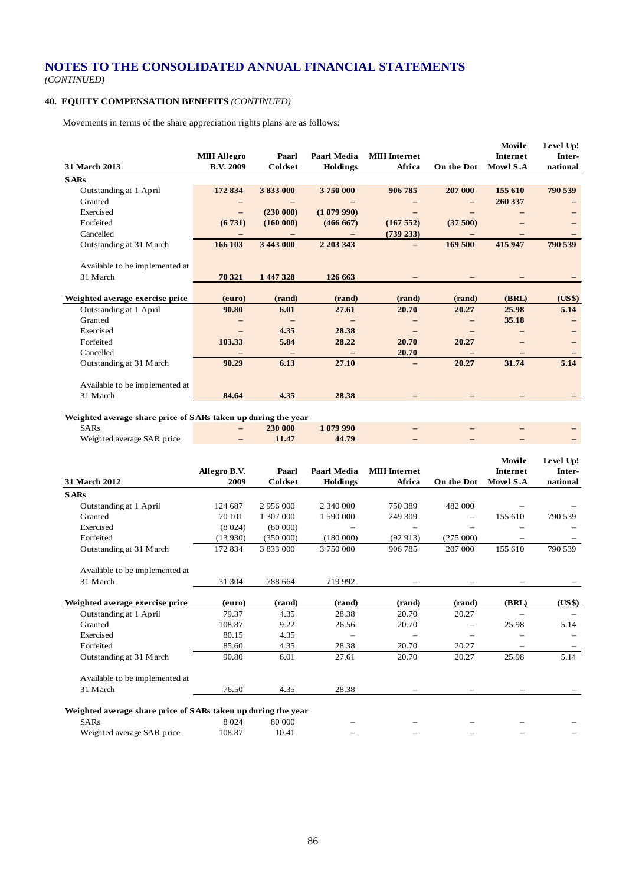# NOTES TO THE CONSOLIDATED ANNUAL FINANCIAL STATEMENTS

*(CONTINUED)*

## 40. EQUITY COMPENSATION BENEFITS *(CONTINUED)*

Movements in terms of the share appreciation rights plans are as follows:

| 31 March 2013 | MIH Allegro B.V. 2009 | Paarl Coldset | Paarl Media Holdings | MIH Internet Africa | On the Dot | Movile Internet Movel S.A | Level Up! International |
|---|---|---|---|---|---|---|---|
| **SARs** | | | | | | | |
| Outstanding at 1 April | **172 834** | **3 833 000** | **3 750 000** | **906 785** | **207 000** | **155 610** | **790 539** |
| Granted | – | – | – | – | – | **260 337** | – |
| Exercised | – | **(230 000)** | **(1 079 990)** | – | – | – | – |
| Forfeited | **(6 731)** | **(160 000)** | **(466 667)** | **(167 552)** | **(37 500)** | – | – |
| Cancelled | – | – | – | **(739 233)** | – | – | – |
| Outstanding at 31 March | **166 103** | **3 443 000** | **2 203 343** | – | **169 500** | **415 947** | **790 539** |
| Available to be implemented at 31 March | **70 321** | **1 447 328** | **126 663** | – | – | – | – |
| **Weighted average exercise price** | **(euro)** | **(rand)** | **(rand)** | **(rand)** | **(rand)** | **(BRL)** | **(US$)** |
| Outstanding at 1 April | **90.80** | **6.01** | **27.61** | **20.70** | **20.27** | **25.98** | **5.14** |
| Granted | – | – | – | – | – | **35.18** | – |
| Exercised | – | **4.35** | **28.38** | – | – | – | – |
| Forfeited | **103.33** | **5.84** | **28.22** | **20.70** | **20.27** | – | – |
| Cancelled | – | – | – | **20.70** | – | – | – |
| Outstanding at 31 March | **90.29** | **6.13** | **27.10** | – | **20.27** | **31.74** | **5.14** |
| Available to be implemented at 31 March | **84.64** | **4.35** | **28.38** | – | – | – | – |
| **Weighted average share price of SARs taken up during the year** | | | | | | | |
| SARs | – | **230 000** | **1 079 990** | – | – | – | – |
| Weighted average SAR price | – | **11.47** | **44.79** | – | – | – | – |

| 31 March 2012 | Allegro B.V. 2009 | Paarl Coldset | Paarl Media Holdings | MIH Internet Africa | On the Dot | Movile Internet Movel S.A | Level Up! International |
|---|---|---|---|---|---|---|---|
| **SARs** | | | | | | | |
| Outstanding at 1 April | 124 687 | 2 956 000 | 2 340 000 | 750 389 | 482 000 | – | – |
| Granted | 70 101 | 1 307 000 | 1 590 000 | 249 309 | – | 155 610 | 790 539 |
| Exercised | (8 024) | (80 000) | – | – | – | – | – |
| Forfeited | (13 930) | (350 000) | (180 000) | (92 913) | (275 000) | – | – |
| Outstanding at 31 March | 172 834 | 3 833 000 | 3 750 000 | 906 785 | 207 000 | 155 610 | 790 539 |
| Available to be implemented at 31 March | 31 304 | 788 664 | 719 992 | – | – | – | – |
| **Weighted average exercise price** | **(euro)** | **(rand)** | **(rand)** | **(rand)** | **(rand)** | **(BRL)** | **(US$)** |
| Outstanding at 1 April | 79.37 | 4.35 | 28.38 | 20.70 | 20.27 | – | – |
| Granted | 108.87 | 9.22 | 26.56 | 20.70 | – | 25.98 | 5.14 |
| Exercised | 80.15 | 4.35 | – | – | – | – | – |
| Forfeited | 85.60 | 4.35 | 28.38 | 20.70 | 20.27 | – | – |
| Outstanding at 31 March | 90.80 | 6.01 | 27.61 | 20.70 | 20.27 | 25.98 | 5.14 |
| Available to be implemented at 31 March | 76.50 | 4.35 | 28.38 | – | – | – | – |
| **Weighted average share price of SARs taken up during the year** | | | | | | | |
| SARs | 8 024 | 80 000 | – | – | – | – | – |
| Weighted average SAR price | 108.87 | 10.41 | – | – | – | – | – |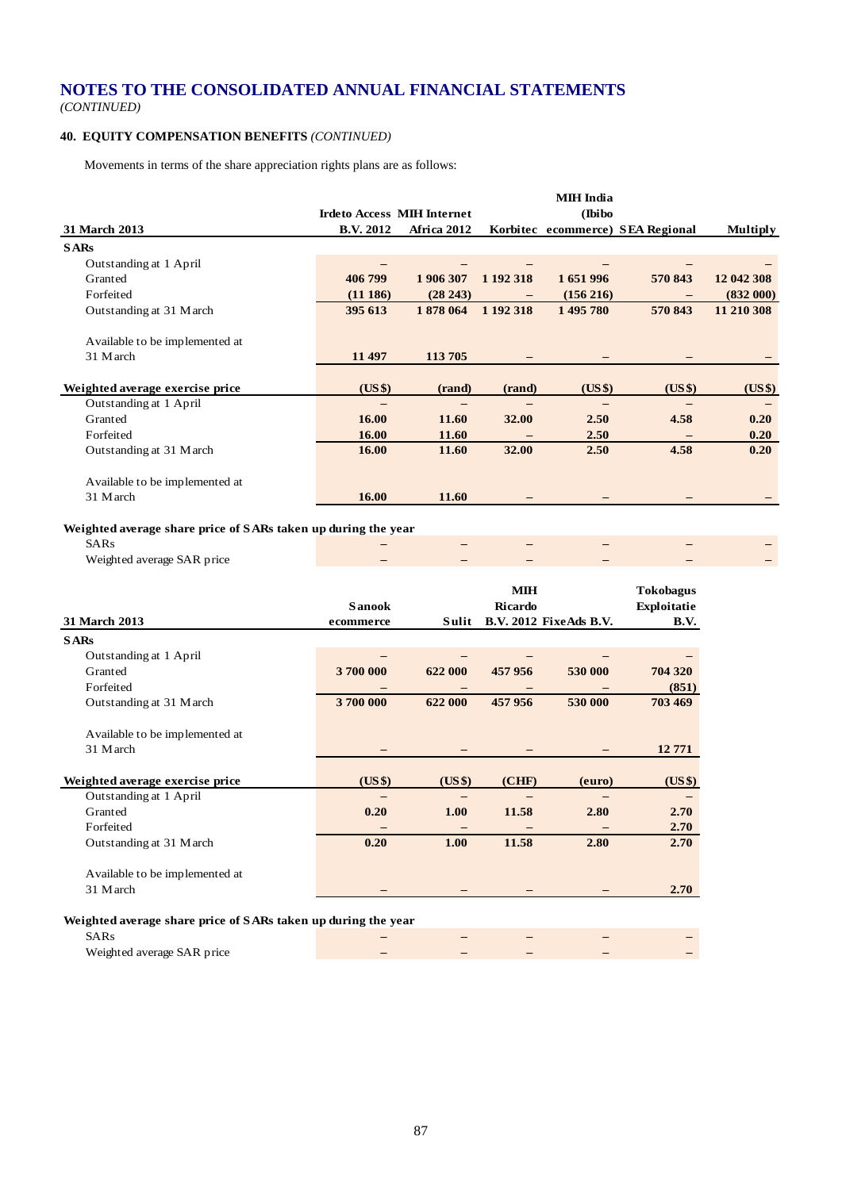# NOTES TO THE CONSOLIDATED ANNUAL FINANCIAL STATEMENTS

*(CONTINUED)*

## 40. EQUITY COMPENSATION BENEFITS *(CONTINUED)*

Movements in terms of the share appreciation rights plans are as follows:

| **31 March 2013** | **Irdeto Access B.V. 2012** | **MIH Internet Africa 2012** | **Korbitec** | **MIH India (Ibibo ecommerce)** | **SEA Regional** | **Multiply** |
|---|---|---|---|---|---|---|
| **SARs** | | | | | | |
| Outstanding at 1 April | – | – | – | – | – | – |
| Granted | **406 799** | **1 906 307** | **1 192 318** | **1 651 996** | **570 843** | **12 042 308** |
| Forfeited | **(11 186)** | **(28 243)** | **–** | **(156 216)** | **–** | **(832 000)** |
| Outstanding at 31 March | **395 613** | **1 878 064** | **1 192 318** | **1 495 780** | **570 843** | **11 210 308** |
| Available to be implemented at 31 March | **11 497** | **113 705** | **–** | **–** | **–** | **–** |
| **Weighted average exercise price** | **(US$)** | **(rand)** | **(rand)** | **(US$)** | **(US$)** | **(US$)** |
| Outstanding at 1 April | – | – | – | – | – | – |
| Granted | **16.00** | **11.60** | **32.00** | **2.50** | **4.58** | **0.20** |
| Forfeited | **16.00** | **11.60** | **–** | **2.50** | **–** | **0.20** |
| Outstanding at 31 March | **16.00** | **11.60** | **32.00** | **2.50** | **4.58** | **0.20** |
| Available to be implemented at 31 March | **16.00** | **11.60** | **–** | **–** | **–** | **–** |
| **Weighted average share price of SARs taken up during the year** | | | | | | |
| SARs | – | – | – | – | – | – |
| Weighted average SAR price | – | – | – | – | – | – |

| **31 March 2013** | **Sanook ecommerce** | **Sulit** | **MIH Ricardo B.V. 2012** | **FixeAds B.V.** | **Tokobagus Exploitatie B.V.** |
|---|---|---|---|---|---|
| **SARs** | | | | | |
| Outstanding at 1 April | – | – | – | – | – |
| Granted | **3 700 000** | **622 000** | **457 956** | **530 000** | **704 320** |
| Forfeited | – | – | – | – | **(851)** |
| Outstanding at 31 March | **3 700 000** | **622 000** | **457 956** | **530 000** | **703 469** |
| Available to be implemented at 31 March | **–** | **–** | **–** | **–** | **12 771** |
| **Weighted average exercise price** | **(US$)** | **(US$)** | **(CHF)** | **(euro)** | **(US$)** |
| Outstanding at 1 April | – | – | – | – | – |
| Granted | **0.20** | **1.00** | **11.58** | **2.80** | **2.70** |
| Forfeited | **–** | **–** | **–** | **–** | **2.70** |
| Outstanding at 31 March | **0.20** | **1.00** | **11.58** | **2.80** | **2.70** |
| Available to be implemented at 31 March | **–** | **–** | **–** | **–** | **2.70** |
| **Weighted average share price of SARs taken up during the year** | | | | | |
| SARs | – | – | – | – | – |
| Weighted average SAR price | – | – | – | – | – |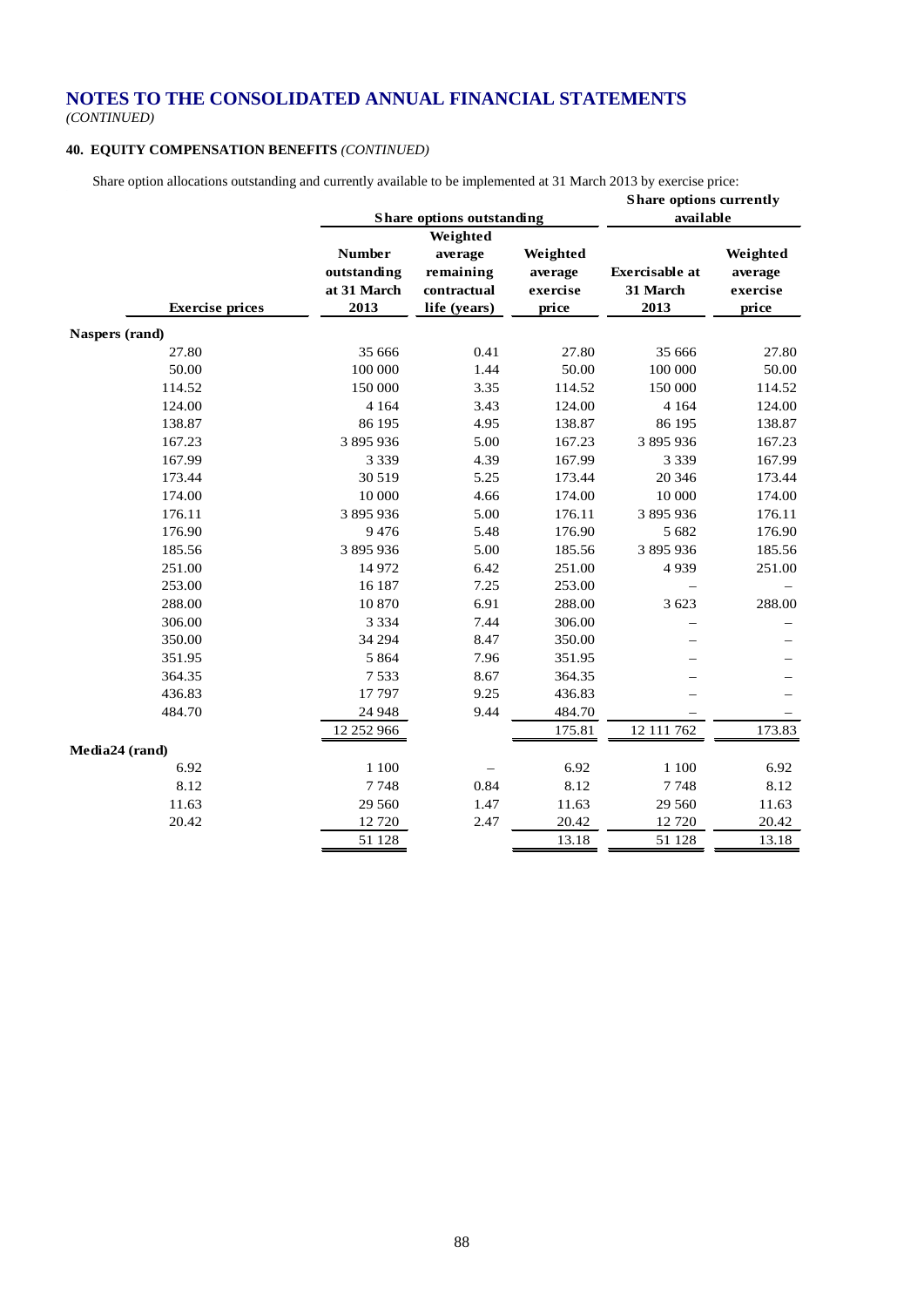# NOTES TO THE CONSOLIDATED ANNUAL FINANCIAL STATEMENTS

*(CONTINUED)*

## 40. EQUITY COMPENSATION BENEFITS *(CONTINUED)*

Share option allocations outstanding and currently available to be implemented at 31 March 2013 by exercise price:

| | Share options outstanding | | | Share options currently available | |
|---|---|---|---|---|---|
| **Exercise prices** | **Number outstanding at 31 March 2013** | **Weighted average remaining contractual life (years)** | **Weighted average exercise price** | **Exercisable at 31 March 2013** | **Weighted average exercise price** |
| **Naspers (rand)** | | | | | |
| 27.80 | 35 666 | 0.41 | 27.80 | 35 666 | 27.80 |
| 50.00 | 100 000 | 1.44 | 50.00 | 100 000 | 50.00 |
| 114.52 | 150 000 | 3.35 | 114.52 | 150 000 | 114.52 |
| 124.00 | 4 164 | 3.43 | 124.00 | 4 164 | 124.00 |
| 138.87 | 86 195 | 4.95 | 138.87 | 86 195 | 138.87 |
| 167.23 | 3 895 936 | 5.00 | 167.23 | 3 895 936 | 167.23 |
| 167.99 | 3 339 | 4.39 | 167.99 | 3 339 | 167.99 |
| 173.44 | 30 519 | 5.25 | 173.44 | 20 346 | 173.44 |
| 174.00 | 10 000 | 4.66 | 174.00 | 10 000 | 174.00 |
| 176.11 | 3 895 936 | 5.00 | 176.11 | 3 895 936 | 176.11 |
| 176.90 | 9 476 | 5.48 | 176.90 | 5 682 | 176.90 |
| 185.56 | 3 895 936 | 5.00 | 185.56 | 3 895 936 | 185.56 |
| 251.00 | 14 972 | 6.42 | 251.00 | 4 939 | 251.00 |
| 253.00 | 16 187 | 7.25 | 253.00 | – | – |
| 288.00 | 10 870 | 6.91 | 288.00 | 3 623 | 288.00 |
| 306.00 | 3 334 | 7.44 | 306.00 | – | – |
| 350.00 | 34 294 | 8.47 | 350.00 | – | – |
| 351.95 | 5 864 | 7.96 | 351.95 | – | – |
| 364.35 | 7 533 | 8.67 | 364.35 | – | – |
| 436.83 | 17 797 | 9.25 | 436.83 | – | – |
| 484.70 | 24 948 | 9.44 | 484.70 | – | – |
| | 12 252 966 | | 175.81 | 12 111 762 | 173.83 |
| **Media24 (rand)** | | | | | |
| 6.92 | 1 100 | – | 6.92 | 1 100 | 6.92 |
| 8.12 | 7 748 | 0.84 | 8.12 | 7 748 | 8.12 |
| 11.63 | 29 560 | 1.47 | 11.63 | 29 560 | 11.63 |
| 20.42 | 12 720 | 2.47 | 20.42 | 12 720 | 20.42 |
| | 51 128 | | 13.18 | 51 128 | 13.18 |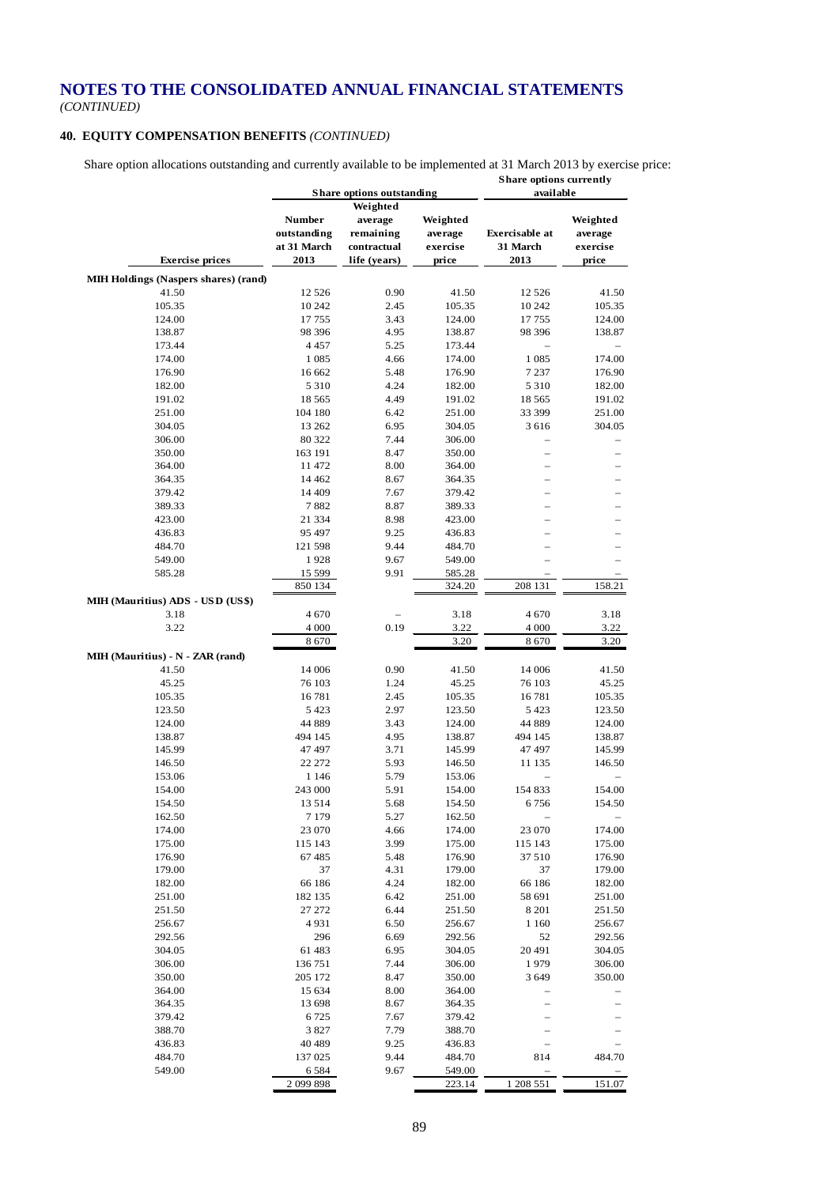# NOTES TO THE CONSOLIDATED ANNUAL FINANCIAL STATEMENTS

*(CONTINUED)*

## 40. EQUITY COMPENSATION BENEFITS *(CONTINUED)*

Share option allocations outstanding and currently available to be implemented at 31 March 2013 by exercise price:

| | Share options outstanding | | | Share options currently available | |
|---|---|---|---|---|---|
| **Exercise prices** | **Number outstanding at 31 March 2013** | **Weighted average remaining contractual life (years)** | **Weighted average exercise price** | **Exercisable at 31 March 2013** | **Weighted average exercise price** |
| **MIH Holdings (Naspers shares) (rand)** | | | | | |
| 41.50 | 12 526 | 0.90 | 41.50 | 12 526 | 41.50 |
| 105.35 | 10 242 | 2.45 | 105.35 | 10 242 | 105.35 |
| 124.00 | 17 755 | 3.43 | 124.00 | 17 755 | 124.00 |
| 138.87 | 98 396 | 4.95 | 138.87 | 98 396 | 138.87 |
| 173.44 | 4 457 | 5.25 | 173.44 | – | – |
| 174.00 | 1 085 | 4.66 | 174.00 | 1 085 | 174.00 |
| 176.90 | 16 662 | 5.48 | 176.90 | 7 237 | 176.90 |
| 182.00 | 5 310 | 4.24 | 182.00 | 5 310 | 182.00 |
| 191.02 | 18 565 | 4.49 | 191.02 | 18 565 | 191.02 |
| 251.00 | 104 180 | 6.42 | 251.00 | 33 399 | 251.00 |
| 304.05 | 13 262 | 6.95 | 304.05 | 3 616 | 304.05 |
| 306.00 | 80 322 | 7.44 | 306.00 | – | – |
| 350.00 | 163 191 | 8.47 | 350.00 | – | – |
| 364.00 | 11 472 | 8.00 | 364.00 | – | – |
| 364.35 | 14 462 | 8.67 | 364.35 | – | – |
| 379.42 | 14 409 | 7.67 | 379.42 | – | – |
| 389.33 | 7 882 | 8.87 | 389.33 | – | – |
| 423.00 | 21 334 | 8.98 | 423.00 | – | – |
| 436.83 | 95 497 | 9.25 | 436.83 | – | – |
| 484.70 | 121 598 | 9.44 | 484.70 | – | – |
| 549.00 | 1 928 | 9.67 | 549.00 | – | – |
| 585.28 | 15 599 | 9.91 | 585.28 | – | – |
| | 850 134 | | 324.20 | 208 131 | 158.21 |
| **MIH (Mauritius) ADS - USD (US$)** | | | | | |
| 3.18 | 4 670 | – | 3.18 | 4 670 | 3.18 |
| 3.22 | 4 000 | 0.19 | 3.22 | 4 000 | 3.22 |
| | 8 670 | | 3.20 | 8 670 | 3.20 |
| **MIH (Mauritius) - N - ZAR (rand)** | | | | | |
| 41.50 | 14 006 | 0.90 | 41.50 | 14 006 | 41.50 |
| 45.25 | 76 103 | 1.24 | 45.25 | 76 103 | 45.25 |
| 105.35 | 16 781 | 2.45 | 105.35 | 16 781 | 105.35 |
| 123.50 | 5 423 | 2.97 | 123.50 | 5 423 | 123.50 |
| 124.00 | 44 889 | 3.43 | 124.00 | 44 889 | 124.00 |
| 138.87 | 494 145 | 4.95 | 138.87 | 494 145 | 138.87 |
| 145.99 | 47 497 | 3.71 | 145.99 | 47 497 | 145.99 |
| 146.50 | 22 272 | 5.93 | 146.50 | 11 135 | 146.50 |
| 153.06 | 1 146 | 5.79 | 153.06 | – | – |
| 154.00 | 243 000 | 5.91 | 154.00 | 154 833 | 154.00 |
| 154.50 | 13 514 | 5.68 | 154.50 | 6 756 | 154.50 |
| 162.50 | 7 179 | 5.27 | 162.50 | – | – |
| 174.00 | 23 070 | 4.66 | 174.00 | 23 070 | 174.00 |
| 175.00 | 115 143 | 3.99 | 175.00 | 115 143 | 175.00 |
| 176.90 | 67 485 | 5.48 | 176.90 | 37 510 | 176.90 |
| 179.00 | 37 | 4.31 | 179.00 | 37 | 179.00 |
| 182.00 | 66 186 | 4.24 | 182.00 | 66 186 | 182.00 |
| 251.00 | 182 135 | 6.42 | 251.00 | 58 691 | 251.00 |
| 251.50 | 27 272 | 6.44 | 251.50 | 8 201 | 251.50 |
| 256.67 | 4 931 | 6.50 | 256.67 | 1 160 | 256.67 |
| 292.56 | 296 | 6.69 | 292.56 | 52 | 292.56 |
| 304.05 | 61 483 | 6.95 | 304.05 | 20 491 | 304.05 |
| 306.00 | 136 751 | 7.44 | 306.00 | 1 979 | 306.00 |
| 350.00 | 205 172 | 8.47 | 350.00 | 3 649 | 350.00 |
| 364.00 | 15 634 | 8.00 | 364.00 | – | – |
| 364.35 | 13 698 | 8.67 | 364.35 | – | – |
| 379.42 | 6 725 | 7.67 | 379.42 | – | – |
| 388.70 | 3 827 | 7.79 | 388.70 | – | – |
| 436.83 | 40 489 | 9.25 | 436.83 | – | – |
| 484.70 | 137 025 | 9.44 | 484.70 | 814 | 484.70 |
| 549.00 | 6 584 | 9.67 | 549.00 | – | – |
| | 2 099 898 | | 223.14 | 1 208 551 | 151.07 |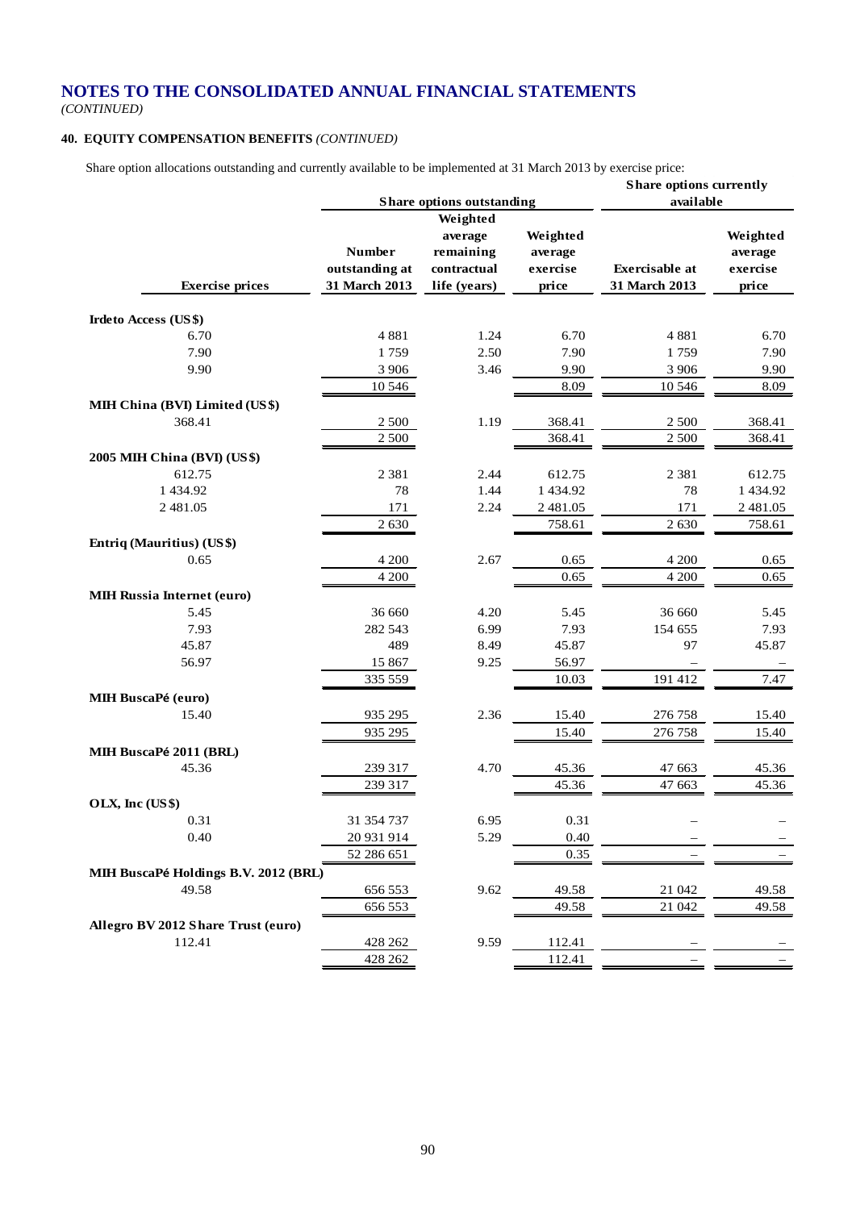# NOTES TO THE CONSOLIDATED ANNUAL FINANCIAL STATEMENTS

*(CONTINUED)*

## 40. EQUITY COMPENSATION BENEFITS *(CONTINUED)*

Share option allocations outstanding and currently available to be implemented at 31 March 2013 by exercise price:

| | Share options outstanding | | | Share options currently available | |
|---|---|---|---|---|---|
| **Exercise prices** | **Number outstanding at 31 March 2013** | **Weighted average remaining contractual life (years)** | **Weighted average exercise price** | **Exercisable at 31 March 2013** | **Weighted average exercise price** |
| **Irdeto Access (US$)** | | | | | |
| 6.70 | 4 881 | 1.24 | 6.70 | 4 881 | 6.70 |
| 7.90 | 1 759 | 2.50 | 7.90 | 1 759 | 7.90 |
| 9.90 | 3 906 | 3.46 | 9.90 | 3 906 | 9.90 |
| | 10 546 | | 8.09 | 10 546 | 8.09 |
| **MIH China (BVI) Limited (US$)** | | | | | |
| 368.41 | 2 500 | 1.19 | 368.41 | 2 500 | 368.41 |
| | 2 500 | | 368.41 | 2 500 | 368.41 |
| **2005 MIH China (BVI) (US$)** | | | | | |
| 612.75 | 2 381 | 2.44 | 612.75 | 2 381 | 612.75 |
| 1 434.92 | 78 | 1.44 | 1 434.92 | 78 | 1 434.92 |
| 2 481.05 | 171 | 2.24 | 2 481.05 | 171 | 2 481.05 |
| | 2 630 | | 758.61 | 2 630 | 758.61 |
| **Entriq (Mauritius) (US$)** | | | | | |
| 0.65 | 4 200 | 2.67 | 0.65 | 4 200 | 0.65 |
| | 4 200 | | 0.65 | 4 200 | 0.65 |
| **MIH Russia Internet (euro)** | | | | | |
| 5.45 | 36 660 | 4.20 | 5.45 | 36 660 | 5.45 |
| 7.93 | 282 543 | 6.99 | 7.93 | 154 655 | 7.93 |
| 45.87 | 489 | 8.49 | 45.87 | 97 | 45.87 |
| 56.97 | 15 867 | 9.25 | 56.97 | – | – |
| | 335 559 | | 10.03 | 191 412 | 7.47 |
| **MIH BuscaPé (euro)** | | | | | |
| 15.40 | 935 295 | 2.36 | 15.40 | 276 758 | 15.40 |
| | 935 295 | | 15.40 | 276 758 | 15.40 |
| **MIH BuscaPé 2011 (BRL)** | | | | | |
| 45.36 | 239 317 | 4.70 | 45.36 | 47 663 | 45.36 |
| | 239 317 | | 45.36 | 47 663 | 45.36 |
| **OLX, Inc (US$)** | | | | | |
| 0.31 | 31 354 737 | 6.95 | 0.31 | – | – |
| 0.40 | 20 931 914 | 5.29 | 0.40 | – | – |
| | 52 286 651 | | 0.35 | – | – |
| **MIH BuscaPé Holdings B.V. 2012 (BRL)** | | | | | |
| 49.58 | 656 553 | 9.62 | 49.58 | 21 042 | 49.58 |
| | 656 553 | | 49.58 | 21 042 | 49.58 |
| **Allegro BV 2012 Share Trust (euro)** | | | | | |
| 112.41 | 428 262 | 9.59 | 112.41 | – | – |
| | 428 262 | | 112.41 | – | – |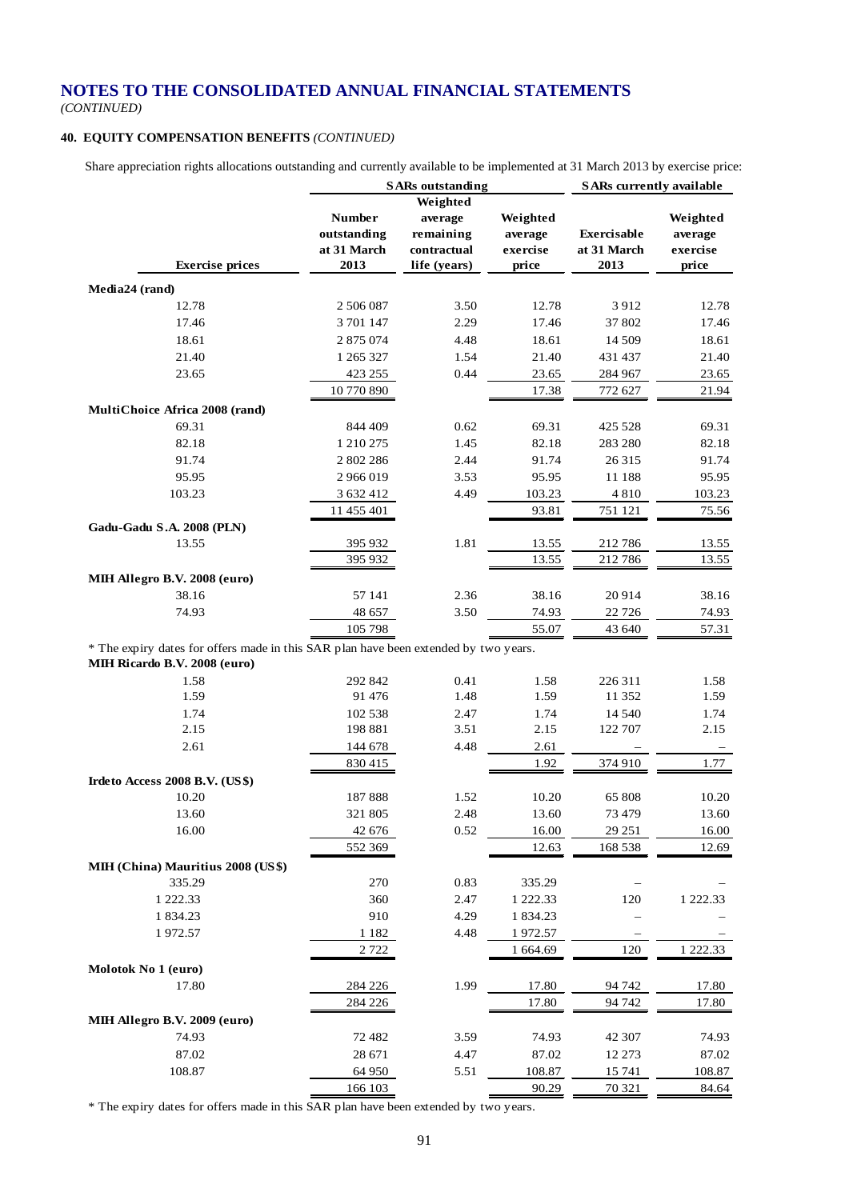# NOTES TO THE CONSOLIDATED ANNUAL FINANCIAL STATEMENTS
*(CONTINUED)*

## 40. EQUITY COMPENSATION BENEFITS *(CONTINUED)*

Share appreciation rights allocations outstanding and currently available to be implemented at 31 March 2013 by exercise price:

| | SARs outstanding | | | SARs currently available | |
|---|---|---|---|---|---|
| **Exercise prices** | **Number outstanding at 31 March 2013** | **Weighted average remaining contractual life (years)** | **Weighted average exercise price** | **Exercisable at 31 March 2013** | **Weighted average exercise price** |
| **Media24 (rand)** | | | | | |
| 12.78 | 2 506 087 | 3.50 | 12.78 | 3 912 | 12.78 |
| 17.46 | 3 701 147 | 2.29 | 17.46 | 37 802 | 17.46 |
| 18.61 | 2 875 074 | 4.48 | 18.61 | 14 509 | 18.61 |
| 21.40 | 1 265 327 | 1.54 | 21.40 | 431 437 | 21.40 |
| 23.65 | 423 255 | 0.44 | 23.65 | 284 967 | 23.65 |
| | 10 770 890 | | 17.38 | 772 627 | 21.94 |
| **MultiChoice Africa 2008 (rand)** | | | | | |
| 69.31 | 844 409 | 0.62 | 69.31 | 425 528 | 69.31 |
| 82.18 | 1 210 275 | 1.45 | 82.18 | 283 280 | 82.18 |
| 91.74 | 2 802 286 | 2.44 | 91.74 | 26 315 | 91.74 |
| 95.95 | 2 966 019 | 3.53 | 95.95 | 11 188 | 95.95 |
| 103.23 | 3 632 412 | 4.49 | 103.23 | 4 810 | 103.23 |
| | 11 455 401 | | 93.81 | 751 121 | 75.56 |
| **Gadu-Gadu S.A. 2008 (PLN)** | | | | | |
| 13.55 | 395 932 | 1.81 | 13.55 | 212 786 | 13.55 |
| | 395 932 | | 13.55 | 212 786 | 13.55 |
| **MIH Allegro B.V. 2008 (euro)** | | | | | |
| 38.16 | 57 141 | 2.36 | 38.16 | 20 914 | 38.16 |
| 74.93 | 48 657 | 3.50 | 74.93 | 22 726 | 74.93 |
| | 105 798 | | 55.07 | 43 640 | 57.31 |

* The expiry dates for offers made in this SAR plan have been extended by two years.

| | SARs outstanding | | | SARs currently available | |
|---|---|---|---|---|---|
| **Exercise prices** | **Number outstanding at 31 March 2013** | **Weighted average remaining contractual life (years)** | **Weighted average exercise price** | **Exercisable at 31 March 2013** | **Weighted average exercise price** |
| **MIH Ricardo B.V. 2008 (euro)** | | | | | |
| 1.58 | 292 842 | 0.41 | 1.58 | 226 311 | 1.58 |
| 1.59 | 91 476 | 1.48 | 1.59 | 11 352 | 1.59 |
| 1.74 | 102 538 | 2.47 | 1.74 | 14 540 | 1.74 |
| 2.15 | 198 881 | 3.51 | 2.15 | 122 707 | 2.15 |
| 2.61 | 144 678 | 4.48 | 2.61 | – | – |
| | 830 415 | | 1.92 | 374 910 | 1.77 |
| **Irdeto Access 2008 B.V. (US$)** | | | | | |
| 10.20 | 187 888 | 1.52 | 10.20 | 65 808 | 10.20 |
| 13.60 | 321 805 | 2.48 | 13.60 | 73 479 | 13.60 |
| 16.00 | 42 676 | 0.52 | 16.00 | 29 251 | 16.00 |
| | 552 369 | | 12.63 | 168 538 | 12.69 |
| **MIH (China) Mauritius 2008 (US$)** | | | | | |
| 335.29 | 270 | 0.83 | 335.29 | – | – |
| 1 222.33 | 360 | 2.47 | 1 222.33 | 120 | 1 222.33 |
| 1 834.23 | 910 | 4.29 | 1 834.23 | – | – |
| 1 972.57 | 1 182 | 4.48 | 1 972.57 | – | – |
| | 2 722 | | 1 664.69 | 120 | 1 222.33 |
| **Molotok No 1 (euro)** | | | | | |
| 17.80 | 284 226 | 1.99 | 17.80 | 94 742 | 17.80 |
| | 284 226 | | 17.80 | 94 742 | 17.80 |
| **MIH Allegro B.V. 2009 (euro)** | | | | | |
| 74.93 | 72 482 | 3.59 | 74.93 | 42 307 | 74.93 |
| 87.02 | 28 671 | 4.47 | 87.02 | 12 273 | 87.02 |
| 108.87 | 64 950 | 5.51 | 108.87 | 15 741 | 108.87 |
| | 166 103 | | 90.29 | 70 321 | 84.64 |

* The expiry dates for offers made in this SAR plan have been extended by two years.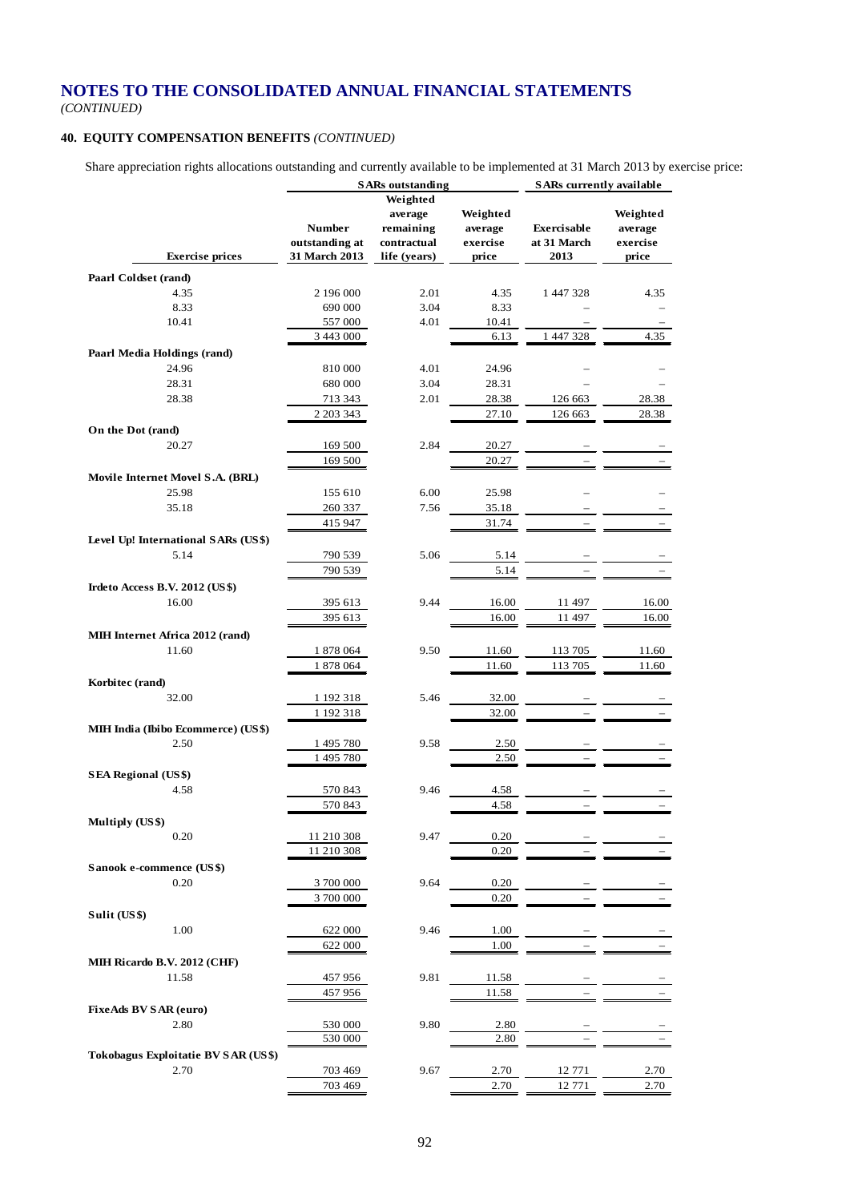# NOTES TO THE CONSOLIDATED ANNUAL FINANCIAL STATEMENTS
*(CONTINUED)*

## 40. EQUITY COMPENSATION BENEFITS *(CONTINUED)*

Share appreciation rights allocations outstanding and currently available to be implemented at 31 March 2013 by exercise price:

| | SARs outstanding | | | SARs currently available | |
|---|---|---|---|---|---|
| **Exercise prices** | **Number outstanding at 31 March 2013** | **Weighted average remaining contractual life (years)** | **Weighted average exercise price** | **Exercisable at 31 March 2013** | **Weighted average exercise price** |
| **Paarl Coldset (rand)** | | | | | |
| 4.35 | 2 196 000 | 2.01 | 4.35 | 1 447 328 | 4.35 |
| 8.33 | 690 000 | 3.04 | 8.33 | – | – |
| 10.41 | 557 000 | 4.01 | 10.41 | – | – |
| | 3 443 000 | | 6.13 | 1 447 328 | 4.35 |
| **Paarl Media Holdings (rand)** | | | | | |
| 24.96 | 810 000 | 4.01 | 24.96 | – | – |
| 28.31 | 680 000 | 3.04 | 28.31 | – | – |
| 28.38 | 713 343 | 2.01 | 28.38 | 126 663 | 28.38 |
| | 2 203 343 | | 27.10 | 126 663 | 28.38 |
| **On the Dot (rand)** | | | | | |
| 20.27 | 169 500 | 2.84 | 20.27 | – | – |
| | 169 500 | | 20.27 | – | – |
| **Movile Internet Movel S.A. (BRL)** | | | | | |
| 25.98 | 155 610 | 6.00 | 25.98 | – | – |
| 35.18 | 260 337 | 7.56 | 35.18 | – | – |
| | 415 947 | | 31.74 | – | – |
| **Level Up! International SARs (US$)** | | | | | |
| 5.14 | 790 539 | 5.06 | 5.14 | – | – |
| | 790 539 | | 5.14 | – | – |
| **Irdeto Access B.V. 2012 (US$)** | | | | | |
| 16.00 | 395 613 | 9.44 | 16.00 | 11 497 | 16.00 |
| | 395 613 | | 16.00 | 11 497 | 16.00 |
| **MIH Internet Africa 2012 (rand)** | | | | | |
| 11.60 | 1 878 064 | 9.50 | 11.60 | 113 705 | 11.60 |
| | 1 878 064 | | 11.60 | 113 705 | 11.60 |
| **Korbitec (rand)** | | | | | |
| 32.00 | 1 192 318 | 5.46 | 32.00 | – | – |
| | 1 192 318 | | 32.00 | – | – |
| **MIH India (Ibibo Ecommerce) (US$)** | | | | | |
| 2.50 | 1 495 780 | 9.58 | 2.50 | – | – |
| | 1 495 780 | | 2.50 | – | – |
| **SEA Regional (US$)** | | | | | |
| 4.58 | 570 843 | 9.46 | 4.58 | – | – |
| | 570 843 | | 4.58 | – | – |
| **Multiply (US$)** | | | | | |
| 0.20 | 11 210 308 | 9.47 | 0.20 | – | – |
| | 11 210 308 | | 0.20 | – | – |
| **Sanook e-commence (US$)** | | | | | |
| 0.20 | 3 700 000 | 9.64 | 0.20 | – | – |
| | 3 700 000 | | 0.20 | – | – |
| **Sulit (US$)** | | | | | |
| 1.00 | 622 000 | 9.46 | 1.00 | – | – |
| | 622 000 | | 1.00 | – | – |
| **MIH Ricardo B.V. 2012 (CHF)** | | | | | |
| 11.58 | 457 956 | 9.81 | 11.58 | – | – |
| | 457 956 | | 11.58 | – | – |
| **FixeAds BV SAR (euro)** | | | | | |
| 2.80 | 530 000 | 9.80 | 2.80 | – | – |
| | 530 000 | | 2.80 | – | – |
| **Tokobagus Exploitatie BV SAR (US$)** | | | | | |
| 2.70 | 703 469 | 9.67 | 2.70 | 12 771 | 2.70 |
| | 703 469 | | 2.70 | 12 771 | 2.70 |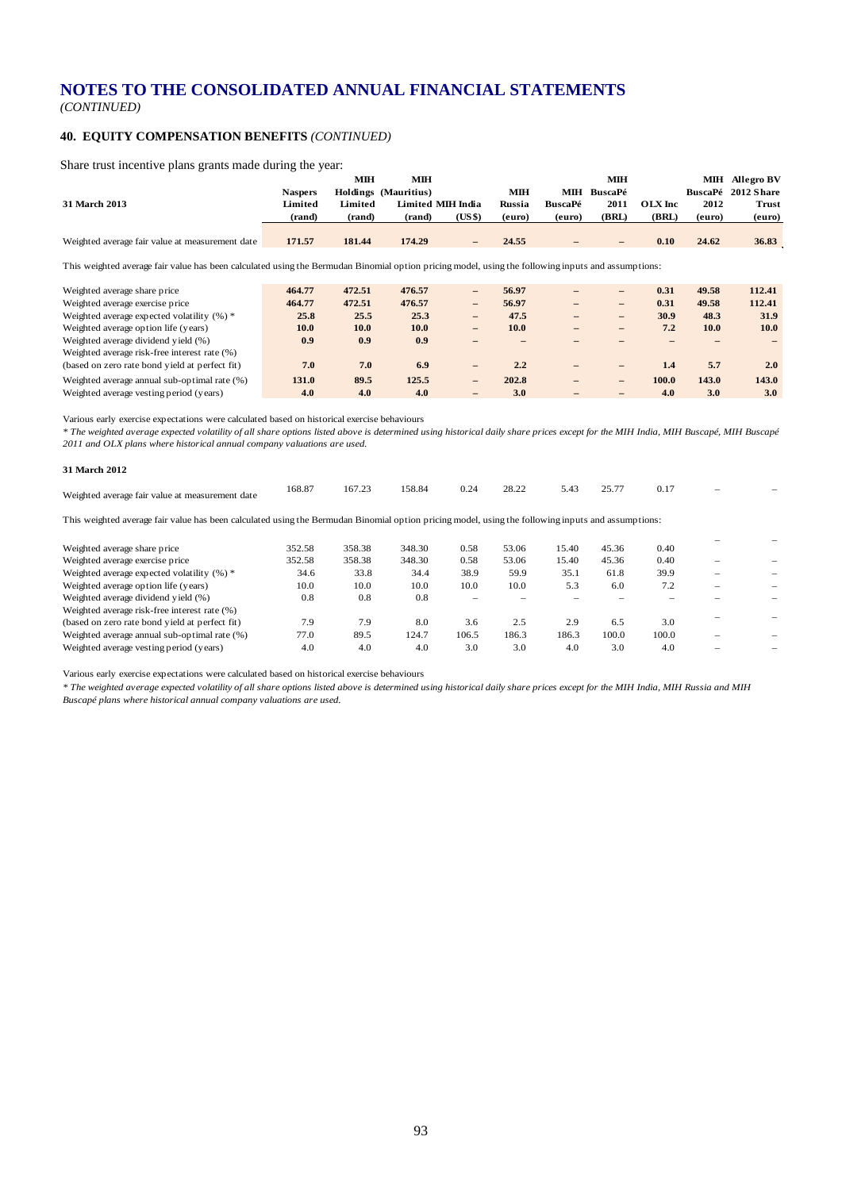# NOTES TO THE CONSOLIDATED ANNUAL FINANCIAL STATEMENTS

*(CONTINUED)*

## 40. EQUITY COMPENSATION BENEFITS *(CONTINUED)*

Share trust incentive plans grants made during the year:

| 31 March 2013 | Naspers Limited (rand) | MIH Holdings Limited (rand) | MIH (Mauritius) Limited (rand) | MIH India (US$) | MIH Russia (euro) | MIH BuscaPé (euro) | MIH BuscaPé 2011 (BRL) | OLX Inc (BRL) | MIH BuscaPé 2012 (euro) | Allegro BV Share Trust (euro) |
|---|---|---|---|---|---|---|---|---|---|---|
| Weighted average fair value at measurement date | **171.57** | **181.44** | **174.29** | **–** | **24.55** | **–** | **–** | **0.10** | **24.62** | **36.83** |

This weighted average fair value has been calculated using the Bermudan Binomial option pricing model, using the following inputs and assumptions:

| | Naspers Limited | MIH Holdings Limited | MIH (Mauritius) Limited | MIH India | MIH Russia | MIH BuscaPé | MIH BuscaPé 2011 | OLX Inc | MIH BuscaPé 2012 | Allegro BV Share Trust |
|---|---|---|---|---|---|---|---|---|---|---|
| Weighted average share price | **464.77** | **472.51** | **476.57** | **–** | **56.97** | **–** | **–** | **0.31** | **49.58** | **112.41** |
| Weighted average exercise price | **464.77** | **472.51** | **476.57** | **–** | **56.97** | **–** | **–** | **0.31** | **49.58** | **112.41** |
| Weighted average expected volatility (%) * | **25.8** | **25.5** | **25.3** | **–** | **47.5** | **–** | **–** | **30.9** | **48.3** | **31.9** |
| Weighted average option life (years) | **10.0** | **10.0** | **10.0** | **–** | **10.0** | **–** | **–** | **7.2** | **10.0** | **10.0** |
| Weighted average dividend yield (%) | **0.9** | **0.9** | **0.9** | **–** | **–** | **–** | **–** | **–** | **–** | **–** |
| Weighted average risk-free interest rate (%) (based on zero rate bond yield at perfect fit) | **7.0** | **7.0** | **6.9** | **–** | **2.2** | **–** | **–** | **1.4** | **5.7** | **2.0** |
| Weighted average annual sub-optimal rate (%) | **131.0** | **89.5** | **125.5** | **–** | **202.8** | **–** | **–** | **100.0** | **143.0** | **143.0** |
| Weighted average vesting period (years) | **4.0** | **4.0** | **4.0** | **–** | **3.0** | **–** | **–** | **4.0** | **3.0** | **3.0** |

Various early exercise expectations were calculated based on historical exercise behaviours

*\* The weighted average expected volatility of all share options listed above is determined using historical daily share prices except for the MIH India, MIH Buscapé, MIH Buscapé 2011 and OLX plans where historical annual company valuations are used.*

**31 March 2012**

| | Naspers Limited | MIH Holdings Limited | MIH (Mauritius) Limited | MIH India | MIH Russia | MIH BuscaPé | MIH BuscaPé 2011 | OLX Inc | MIH BuscaPé 2012 | Allegro BV Share Trust |
|---|---|---|---|---|---|---|---|---|---|---|
| Weighted average fair value at measurement date | 168.87 | 167.23 | 158.84 | 0.24 | 28.22 | 5.43 | 25.77 | 0.17 | – | – |

This weighted average fair value has been calculated using the Bermudan Binomial option pricing model, using the following inputs and assumptions:

| | Naspers Limited | MIH Holdings Limited | MIH (Mauritius) Limited | MIH India | MIH Russia | MIH BuscaPé | MIH BuscaPé 2011 | OLX Inc | MIH BuscaPé 2012 | Allegro BV Share Trust |
|---|---|---|---|---|---|---|---|---|---|---|
| Weighted average share price | 352.58 | 358.38 | 348.30 | 0.58 | 53.06 | 15.40 | 45.36 | 0.40 | – | – |
| Weighted average exercise price | 352.58 | 358.38 | 348.30 | 0.58 | 53.06 | 15.40 | 45.36 | 0.40 | – | – |
| Weighted average expected volatility (%) * | 34.6 | 33.8 | 34.4 | 38.9 | 59.9 | 35.1 | 61.8 | 39.9 | – | – |
| Weighted average option life (years) | 10.0 | 10.0 | 10.0 | 10.0 | 10.0 | 5.3 | 6.0 | 7.2 | – | – |
| Weighted average dividend yield (%) | 0.8 | 0.8 | 0.8 | – | – | – | – | – | – | – |
| Weighted average risk-free interest rate (%) (based on zero rate bond yield at perfect fit) | 7.9 | 7.9 | 8.0 | 3.6 | 2.5 | 2.9 | 6.5 | 3.0 | – | – |
| Weighted average annual sub-optimal rate (%) | 77.0 | 89.5 | 124.7 | 106.5 | 186.3 | 186.3 | 100.0 | 100.0 | – | – |
| Weighted average vesting period (years) | 4.0 | 4.0 | 4.0 | 3.0 | 3.0 | 4.0 | 3.0 | 4.0 | – | – |

Various early exercise expectations were calculated based on historical exercise behaviours

*\* The weighted average expected volatility of all share options listed above is determined using historical daily share prices except for the MIH India, MIH Russia and MIH Buscapé plans where historical annual company valuations are used.*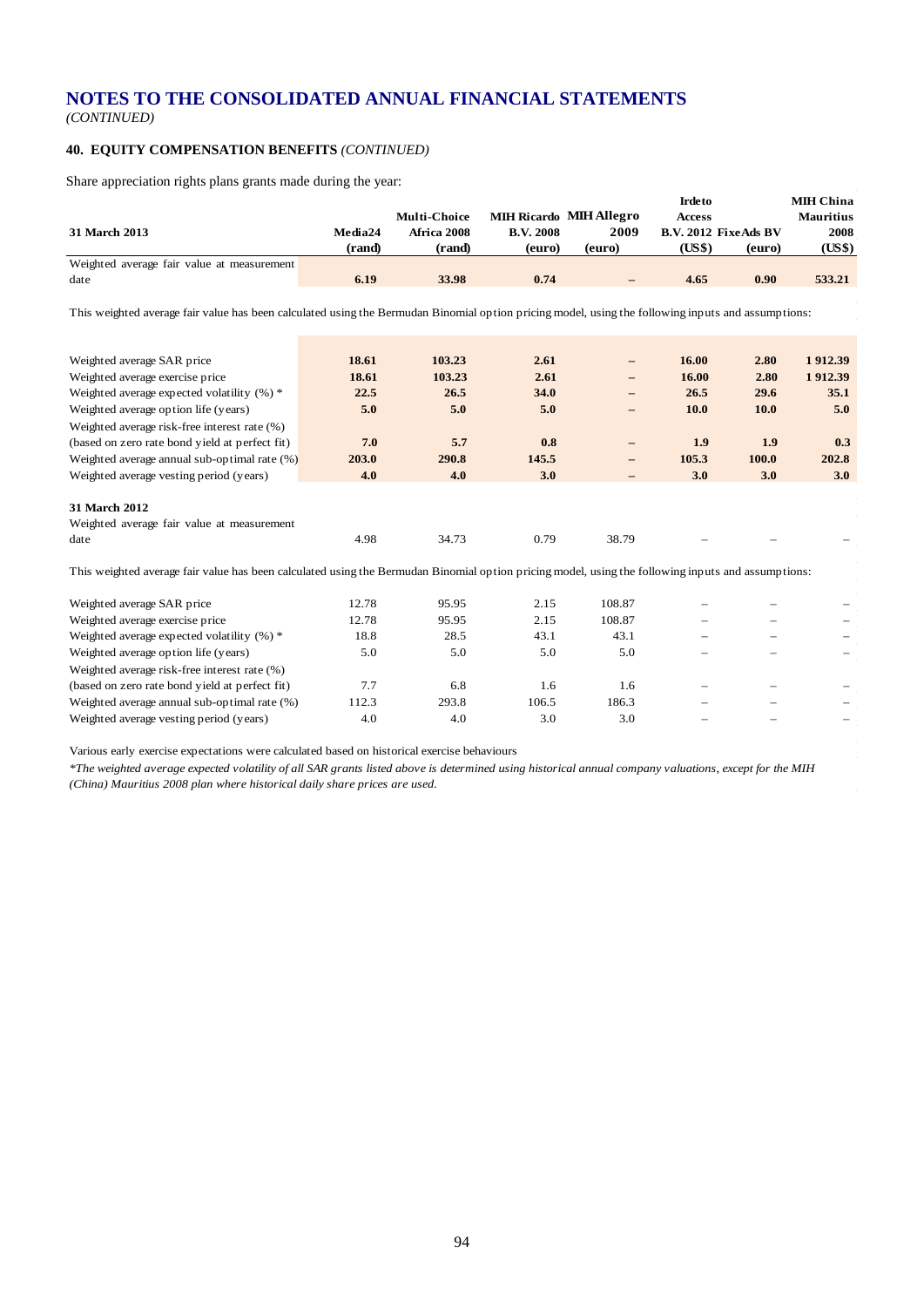# NOTES TO THE CONSOLIDATED ANNUAL FINANCIAL STATEMENTS

*(CONTINUED)*

## 40. EQUITY COMPENSATION BENEFITS *(CONTINUED)*

Share appreciation rights plans grants made during the year:

| 31 March 2013 | Media24 (rand) | Multi-Choice Africa 2008 (rand) | MIH Ricardo B.V. 2008 (euro) | MIH Allegro 2009 (euro) | Irdeto Access B.V. 2012 (US$) | FixeAds BV (euro) | MIH China Mauritius 2008 (US$) |
|---|---|---|---|---|---|---|---|
| Weighted average fair value at measurement date | **6.19** | **33.98** | **0.74** | **–** | **4.65** | **0.90** | **533.21** |

This weighted average fair value has been calculated using the Bermudan Binomial option pricing model, using the following inputs and assumptions:

| | | | | | | | |
|---|---|---|---|---|---|---|---|
| Weighted average SAR price | **18.61** | **103.23** | **2.61** | **–** | **16.00** | **2.80** | **1 912.39** |
| Weighted average exercise price | **18.61** | **103.23** | **2.61** | **–** | **16.00** | **2.80** | **1 912.39** |
| Weighted average expected volatility (%) * | **22.5** | **26.5** | **34.0** | **–** | **26.5** | **29.6** | **35.1** |
| Weighted average option life (years) | **5.0** | **5.0** | **5.0** | **–** | **10.0** | **10.0** | **5.0** |
| Weighted average risk-free interest rate (%) (based on zero rate bond yield at perfect fit) | **7.0** | **5.7** | **0.8** | **–** | **1.9** | **1.9** | **0.3** |
| Weighted average annual sub-optimal rate (%) | **203.0** | **290.8** | **145.5** | **–** | **105.3** | **100.0** | **202.8** |
| Weighted average vesting period (years) | **4.0** | **4.0** | **3.0** | **–** | **3.0** | **3.0** | **3.0** |

| 31 March 2012 | | | | | | | |
|---|---|---|---|---|---|---|---|
| Weighted average fair value at measurement date | 4.98 | 34.73 | 0.79 | 38.79 | – | – | – |

This weighted average fair value has been calculated using the Bermudan Binomial option pricing model, using the following inputs and assumptions:

| | | | | | | | |
|---|---|---|---|---|---|---|---|
| Weighted average SAR price | 12.78 | 95.95 | 2.15 | 108.87 | – | – | – |
| Weighted average exercise price | 12.78 | 95.95 | 2.15 | 108.87 | – | – | – |
| Weighted average expected volatility (%) * | 18.8 | 28.5 | 43.1 | 43.1 | – | – | – |
| Weighted average option life (years) | 5.0 | 5.0 | 5.0 | 5.0 | – | – | – |
| Weighted average risk-free interest rate (%) (based on zero rate bond yield at perfect fit) | 7.7 | 6.8 | 1.6 | 1.6 | – | – | – |
| Weighted average annual sub-optimal rate (%) | 112.3 | 293.8 | 106.5 | 186.3 | – | – | – |
| Weighted average vesting period (years) | 4.0 | 4.0 | 3.0 | 3.0 | – | – | – |

Various early exercise expectations were calculated based on historical exercise behaviours

*\*The weighted average expected volatility of all SAR grants listed above is determined using historical annual company valuations, except for the MIH (China) Mauritius 2008 plan where historical daily share prices are used.*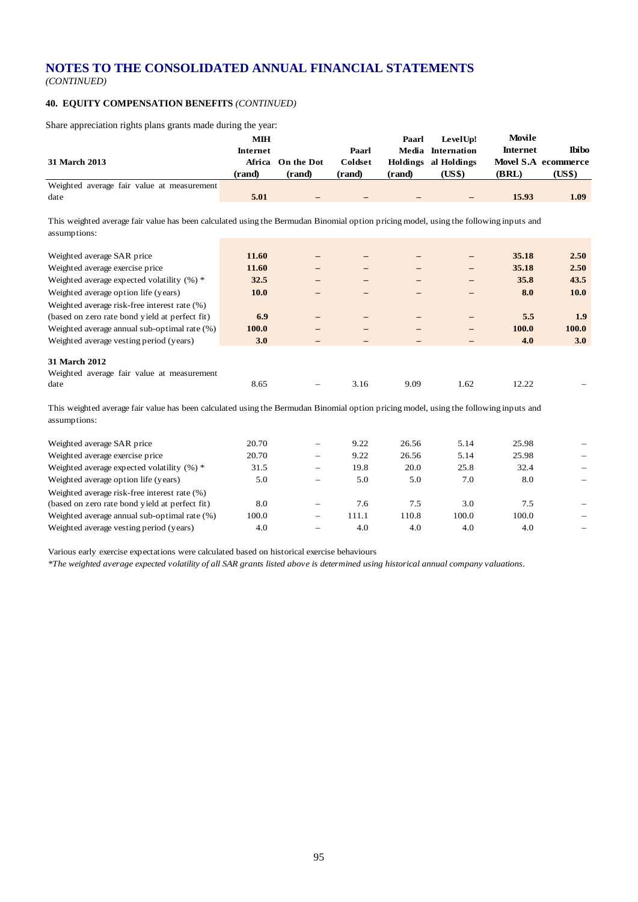# NOTES TO THE CONSOLIDATED ANNUAL FINANCIAL STATEMENTS

*(CONTINUED)*

## 40. EQUITY COMPENSATION BENEFITS *(CONTINUED)*

Share appreciation rights plans grants made during the year:

| 31 March 2013 | MIH Internet Africa (rand) | On the Dot (rand) | Paarl Coldset (rand) | Paarl Media Holdings (rand) | LevelUp! International Holdings (US$) | Movile Internet Movel S.A (BRL) | Ibibo ecommerce (US$) |
|---|---|---|---|---|---|---|---|
| Weighted average fair value at measurement date | **5.01** | **–** | **–** | **–** | **–** | **15.93** | **1.09** |

This weighted average fair value has been calculated using the Bermudan Binomial option pricing model, using the following inputs and assumptions:

| | MIH Internet Africa (rand) | On the Dot (rand) | Paarl Coldset (rand) | Paarl Media Holdings (rand) | LevelUp! International Holdings (US$) | Movile Internet Movel S.A (BRL) | Ibibo ecommerce (US$) |
|---|---|---|---|---|---|---|---|
| Weighted average SAR price | **11.60** | **–** | **–** | **–** | **–** | **35.18** | **2.50** |
| Weighted average exercise price | **11.60** | **–** | **–** | **–** | **–** | **35.18** | **2.50** |
| Weighted average expected volatility (%) * | **32.5** | **–** | **–** | **–** | **–** | **35.8** | **43.5** |
| Weighted average option life (years) | **10.0** | **–** | **–** | **–** | **–** | **8.0** | **10.0** |
| Weighted average risk-free interest rate (%) (based on zero rate bond yield at perfect fit) | **6.9** | **–** | **–** | **–** | **–** | **5.5** | **1.9** |
| Weighted average annual sub-optimal rate (%) | **100.0** | **–** | **–** | **–** | **–** | **100.0** | **100.0** |
| Weighted average vesting period (years) | **3.0** | **–** | **–** | **–** | **–** | **4.0** | **3.0** |

| 31 March 2012 | MIH Internet Africa (rand) | On the Dot (rand) | Paarl Coldset (rand) | Paarl Media Holdings (rand) | LevelUp! International Holdings (US$) | Movile Internet Movel S.A (BRL) | Ibibo ecommerce (US$) |
|---|---|---|---|---|---|---|---|
| Weighted average fair value at measurement date | 8.65 | – | 3.16 | 9.09 | 1.62 | 12.22 | – |

This weighted average fair value has been calculated using the Bermudan Binomial option pricing model, using the following inputs and assumptions:

| | MIH Internet Africa (rand) | On the Dot (rand) | Paarl Coldset (rand) | Paarl Media Holdings (rand) | LevelUp! International Holdings (US$) | Movile Internet Movel S.A (BRL) | Ibibo ecommerce (US$) |
|---|---|---|---|---|---|---|---|
| Weighted average SAR price | 20.70 | – | 9.22 | 26.56 | 5.14 | 25.98 | – |
| Weighted average exercise price | 20.70 | – | 9.22 | 26.56 | 5.14 | 25.98 | – |
| Weighted average expected volatility (%) * | 31.5 | – | 19.8 | 20.0 | 25.8 | 32.4 | – |
| Weighted average option life (years) | 5.0 | – | 5.0 | 5.0 | 7.0 | 8.0 | – |
| Weighted average risk-free interest rate (%) (based on zero rate bond yield at perfect fit) | 8.0 | – | 7.6 | 7.5 | 3.0 | 7.5 | – |
| Weighted average annual sub-optimal rate (%) | 100.0 | – | 111.1 | 110.8 | 100.0 | 100.0 | – |
| Weighted average vesting period (years) | 4.0 | – | 4.0 | 4.0 | 4.0 | 4.0 | – |

Various early exercise expectations were calculated based on historical exercise behaviours

*\*The weighted average expected volatility of all SAR grants listed above is determined using historical annual company valuations.*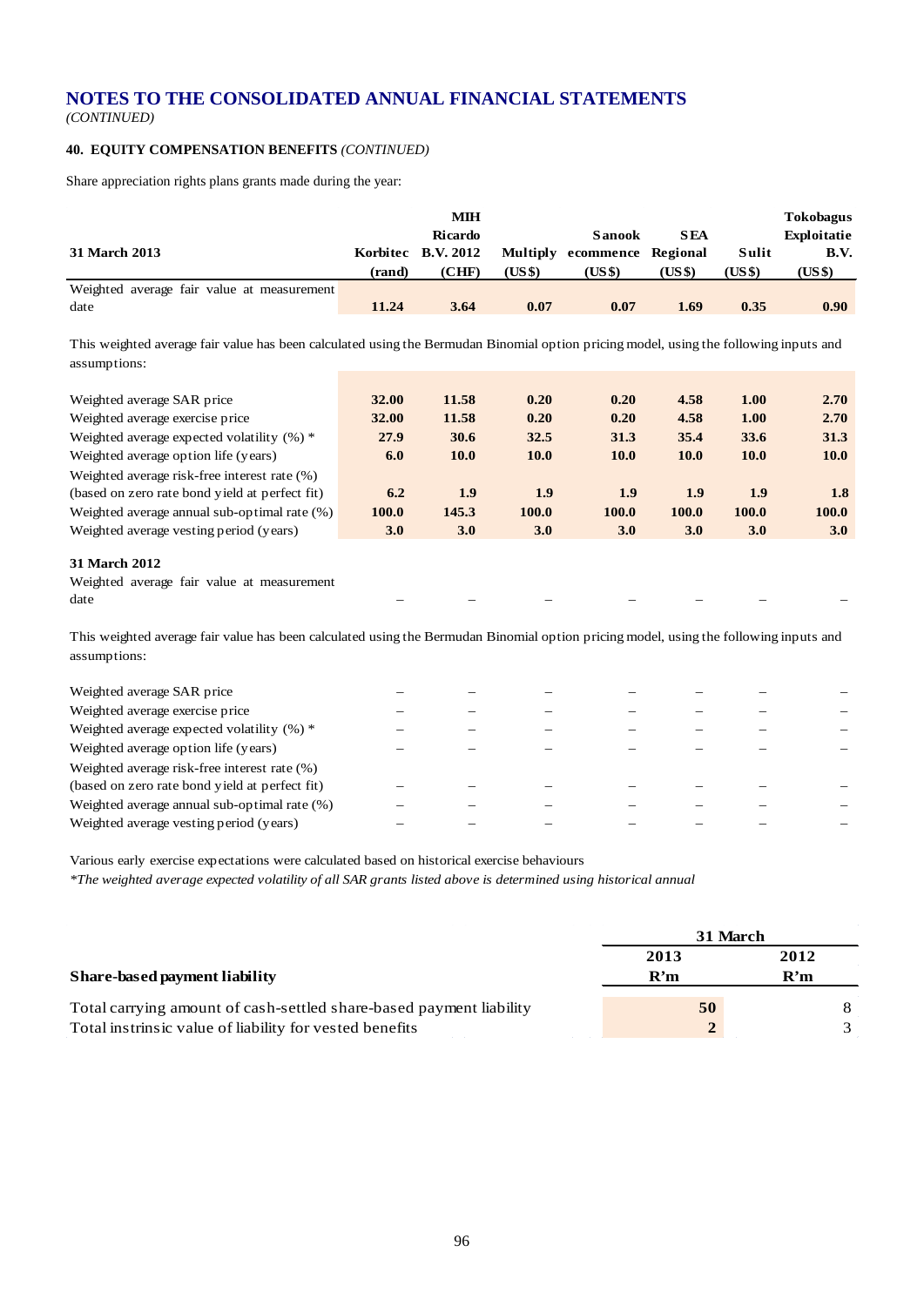# NOTES TO THE CONSOLIDATED ANNUAL FINANCIAL STATEMENTS

*(CONTINUED)*

## 40. EQUITY COMPENSATION BENEFITS *(CONTINUED)*

Share appreciation rights plans grants made during the year:

| 31 March 2013 | Korbitec (rand) | MIH Ricardo B.V. 2012 (CHF) | Multiply (US$) | Sanook ecommence (US$) | SEA Regional (US$) | Sulit (US$) | Tokobagus Exploitatie B.V. (US$) |
|---|---|---|---|---|---|---|---|
| Weighted average fair value at measurement date | **11.24** | **3.64** | **0.07** | **0.07** | **1.69** | **0.35** | **0.90** |

This weighted average fair value has been calculated using the Bermudan Binomial option pricing model, using the following inputs and assumptions:

| | Korbitec (rand) | MIH Ricardo B.V. 2012 (CHF) | Multiply (US$) | Sanook ecommence (US$) | SEA Regional (US$) | Sulit (US$) | Tokobagus Exploitatie B.V. (US$) |
|---|---|---|---|---|---|---|---|
| Weighted average SAR price | **32.00** | **11.58** | **0.20** | **0.20** | **4.58** | **1.00** | **2.70** |
| Weighted average exercise price | **32.00** | **11.58** | **0.20** | **0.20** | **4.58** | **1.00** | **2.70** |
| Weighted average expected volatility (%) * | **27.9** | **30.6** | **32.5** | **31.3** | **35.4** | **33.6** | **31.3** |
| Weighted average option life (years) | **6.0** | **10.0** | **10.0** | **10.0** | **10.0** | **10.0** | **10.0** |
| Weighted average risk-free interest rate (%) (based on zero rate bond yield at perfect fit) | **6.2** | **1.9** | **1.9** | **1.9** | **1.9** | **1.9** | **1.8** |
| Weighted average annual sub-optimal rate (%) | **100.0** | **145.3** | **100.0** | **100.0** | **100.0** | **100.0** | **100.0** |
| Weighted average vesting period (years) | **3.0** | **3.0** | **3.0** | **3.0** | **3.0** | **3.0** | **3.0** |

| 31 March 2012 | | | | | | | |
|---|---|---|---|---|---|---|---|
| Weighted average fair value at measurement date | – | – | – | – | – | – | – |

This weighted average fair value has been calculated using the Bermudan Binomial option pricing model, using the following inputs and assumptions:

| | | | | | | | |
|---|---|---|---|---|---|---|---|
| Weighted average SAR price | – | – | – | – | – | – | – |
| Weighted average exercise price | – | – | – | – | – | – | – |
| Weighted average expected volatility (%) * | – | – | – | – | – | – | – |
| Weighted average option life (years) | – | – | – | – | – | – | – |
| Weighted average risk-free interest rate (%) (based on zero rate bond yield at perfect fit) | – | – | – | – | – | – | – |
| Weighted average annual sub-optimal rate (%) | – | – | – | – | – | – | – |
| Weighted average vesting period (years) | – | – | – | – | – | – | – |

Various early exercise expectations were calculated based on historical exercise behaviours

*\*The weighted average expected volatility of all SAR grants listed above is determined using historical annual*

| Share-based payment liability | 31 March 2013 R'm | 2012 R'm |
|---|---|---|
| Total carrying amount of cash-settled share-based payment liability | **50** | 8 |
| Total instrinsic value of liability for vested benefits | **2** | 3 |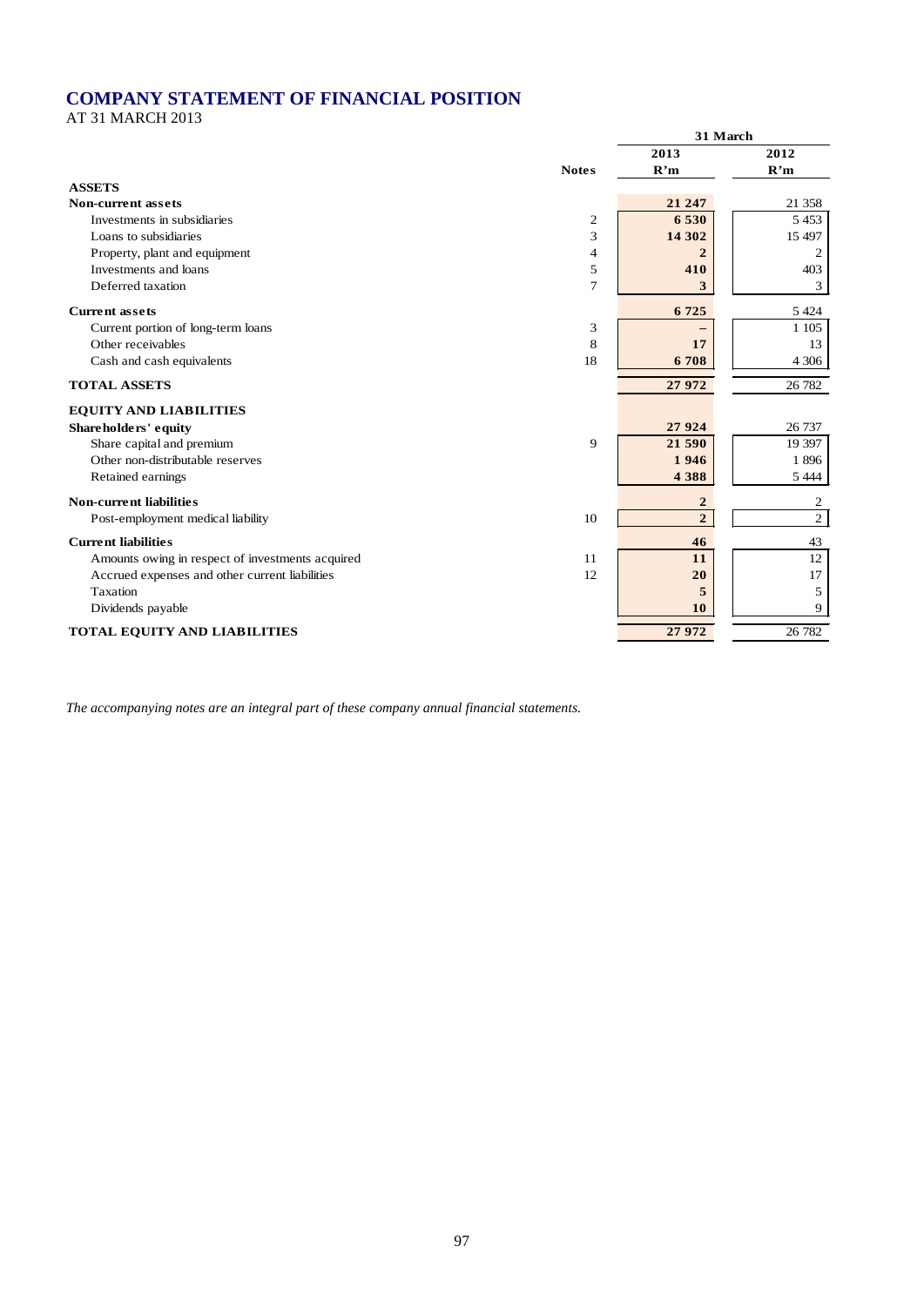# COMPANY STATEMENT OF FINANCIAL POSITION

AT 31 MARCH 2013

| | Notes | 31 March 2013 R'm | 2012 R'm |
|---|---|---|---|
| **ASSETS** | | | |
| **Non-current assets** | | **21 247** | 21 358 |
| Investments in subsidiaries | 2 | **6 530** | 5 453 |
| Loans to subsidiaries | 3 | **14 302** | 15 497 |
| Property, plant and equipment | 4 | **2** | 2 |
| Investments and loans | 5 | **410** | 403 |
| Deferred taxation | 7 | **3** | 3 |
| **Current assets** | | **6 725** | 5 424 |
| Current portion of long-term loans | 3 | **–** | 1 105 |
| Other receivables | 8 | **17** | 13 |
| Cash and cash equivalents | 18 | **6 708** | 4 306 |
| **TOTAL ASSETS** | | **27 972** | 26 782 |
| **EQUITY AND LIABILITIES** | | | |
| **Shareholders' equity** | | **27 924** | 26 737 |
| Share capital and premium | 9 | **21 590** | 19 397 |
| Other non-distributable reserves | | **1 946** | 1 896 |
| Retained earnings | | **4 388** | 5 444 |
| **Non-current liabilities** | | **2** | 2 |
| Post-employment medical liability | 10 | **2** | 2 |
| **Current liabilities** | | **46** | 43 |
| Amounts owing in respect of investments acquired | 11 | **11** | 12 |
| Accrued expenses and other current liabilities | 12 | **20** | 17 |
| Taxation | | **5** | 5 |
| Dividends payable | | **10** | 9 |
| **TOTAL EQUITY AND LIABILITIES** | | **27 972** | 26 782 |

*The accompanying notes are an integral part of these company annual financial statements.*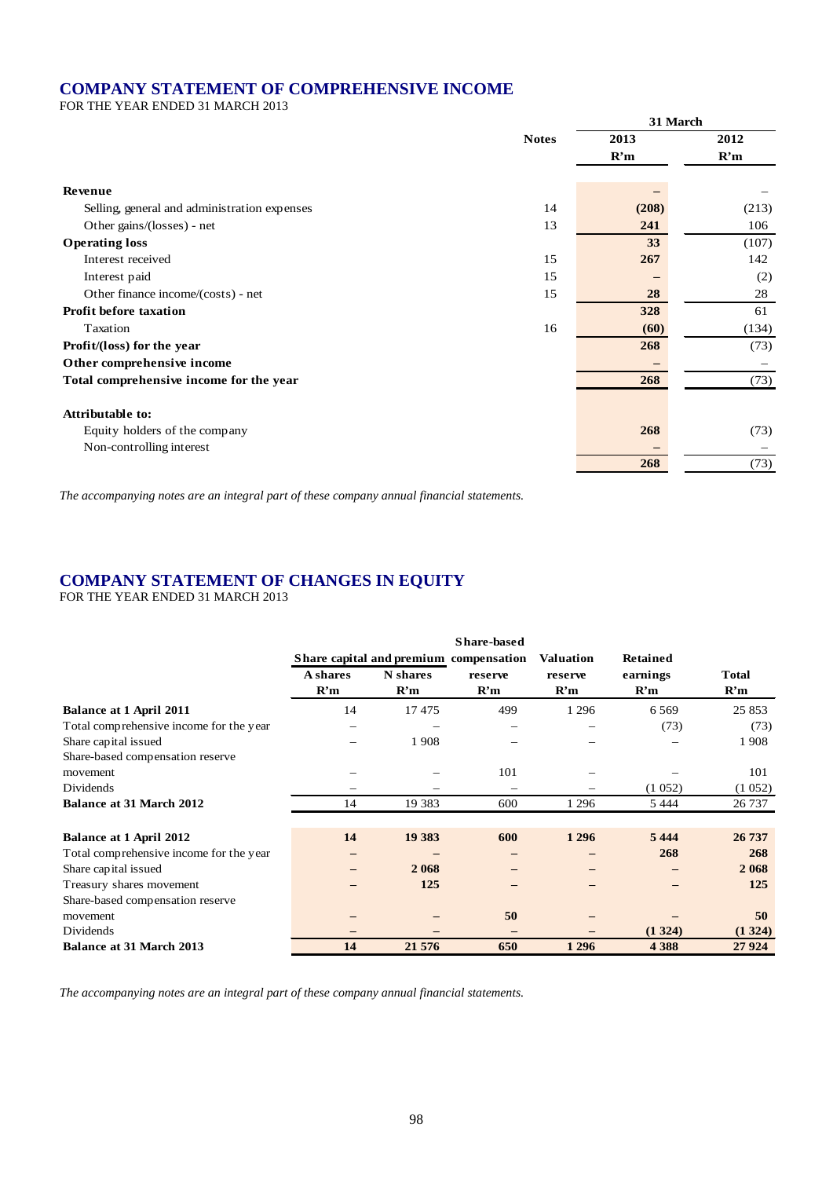# COMPANY STATEMENT OF COMPREHENSIVE INCOME

FOR THE YEAR ENDED 31 MARCH 2013

| | Notes | 31 March 2013 R'm | 31 March 2012 R'm |
|---|---|---|---|
| **Revenue** | | **–** | – |
| Selling, general and administration expenses | 14 | **(208)** | (213) |
| Other gains/(losses) - net | 13 | **241** | 106 |
| **Operating loss** | | **33** | (107) |
| Interest received | 15 | **267** | 142 |
| Interest paid | 15 | **–** | (2) |
| Other finance income/(costs) - net | 15 | **28** | 28 |
| **Profit before taxation** | | **328** | 61 |
| Taxation | 16 | **(60)** | (134) |
| **Profit/(loss) for the year** | | **268** | (73) |
| **Other comprehensive income** | | **–** | – |
| **Total comprehensive income for the year** | | **268** | (73) |
| | | | |
| **Attributable to:** | | | |
| Equity holders of the company | | **268** | (73) |
| Non-controlling interest | | **–** | – |
| | | **268** | (73) |

*The accompanying notes are an integral part of these company annual financial statements.*

# COMPANY STATEMENT OF CHANGES IN EQUITY

FOR THE YEAR ENDED 31 MARCH 2013

| | Share capital and premium | | Share-based compensation reserve | Valuation reserve | Retained earnings | Total |
|---|---|---|---|---|---|---|
| | A shares R'm | N shares R'm | R'm | R'm | R'm | R'm |
| **Balance at 1 April 2011** | 14 | 17 475 | 499 | 1 296 | 6 569 | 25 853 |
| Total comprehensive income for the year | – | – | – | – | (73) | (73) |
| Share capital issued | – | 1 908 | – | – | – | 1 908 |
| Share-based compensation reserve movement | – | – | 101 | – | – | 101 |
| Dividends | – | – | – | – | (1 052) | (1 052) |
| **Balance at 31 March 2012** | 14 | 19 383 | 600 | 1 296 | 5 444 | 26 737 |
| | | | | | | |
| **Balance at 1 April 2012** | **14** | **19 383** | **600** | **1 296** | **5 444** | **26 737** |
| Total comprehensive income for the year | **–** | **–** | **–** | **–** | **268** | **268** |
| Share capital issued | **–** | **2 068** | **–** | **–** | **–** | **2 068** |
| Treasury shares movement | **–** | **125** | **–** | **–** | **–** | **125** |
| Share-based compensation reserve movement | **–** | **–** | **50** | **–** | **–** | **50** |
| Dividends | **–** | **–** | **–** | **–** | **(1 324)** | **(1 324)** |
| **Balance at 31 March 2013** | **14** | **21 576** | **650** | **1 296** | **4 388** | **27 924** |

*The accompanying notes are an integral part of these company annual financial statements.*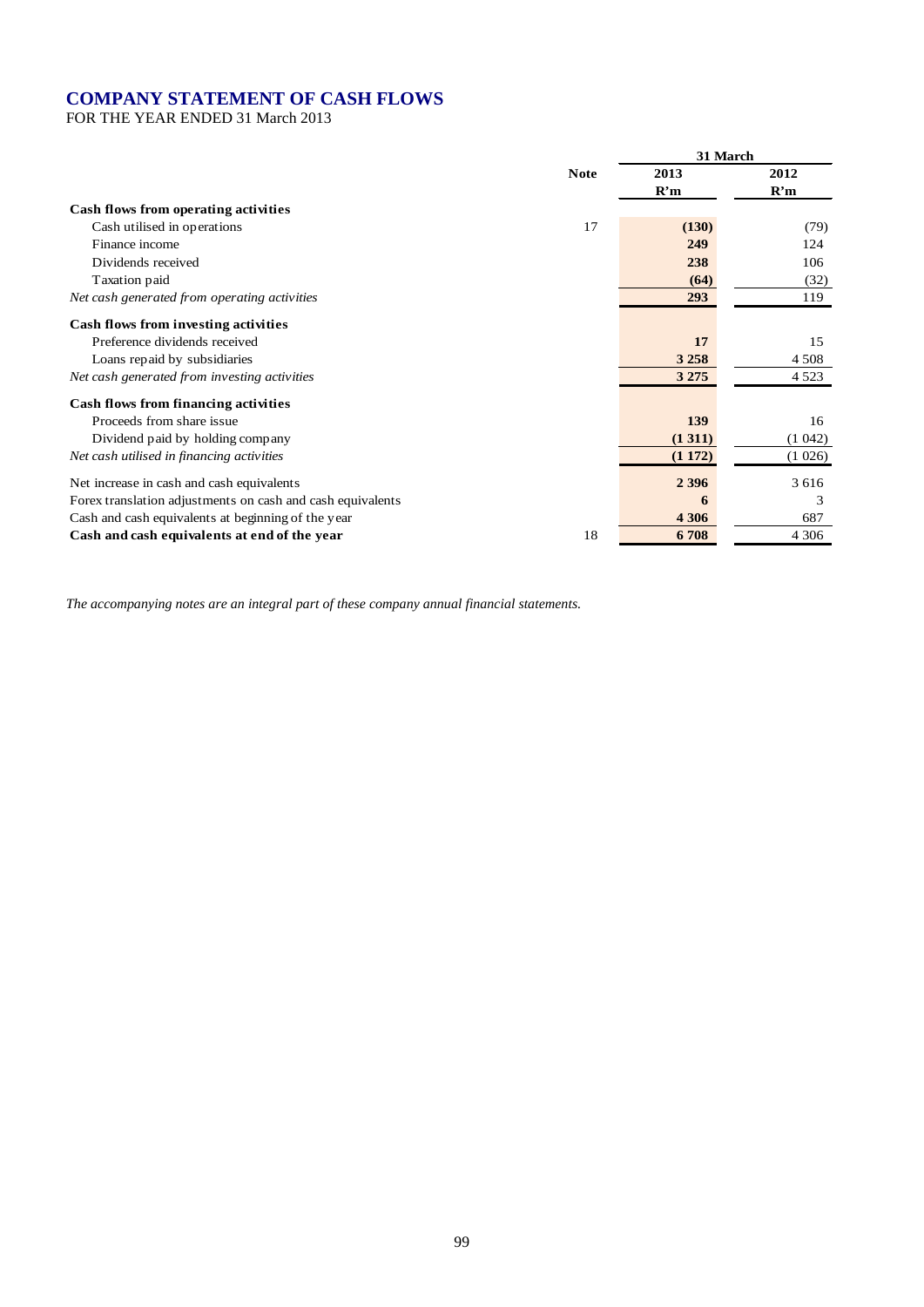# COMPANY STATEMENT OF CASH FLOWS

FOR THE YEAR ENDED 31 March 2013

| | Note | 31 March 2013 R'm | 31 March 2012 R'm |
|---|---|---|---|
| **Cash flows from operating activities** | | | |
| Cash utilised in operations | 17 | **(130)** | (79) |
| Finance income | | **249** | 124 |
| Dividends received | | **238** | 106 |
| Taxation paid | | **(64)** | (32) |
| *Net cash generated from operating activities* | | **293** | 119 |
| **Cash flows from investing activities** | | | |
| Preference dividends received | | **17** | 15 |
| Loans repaid by subsidiaries | | **3 258** | 4 508 |
| *Net cash generated from investing activities* | | **3 275** | 4 523 |
| **Cash flows from financing activities** | | | |
| Proceeds from share issue | | **139** | 16 |
| Dividend paid by holding company | | **(1 311)** | (1 042) |
| *Net cash utilised in financing activities* | | **(1 172)** | (1 026) |
| Net increase in cash and cash equivalents | | **2 396** | 3 616 |
| Forex translation adjustments on cash and cash equivalents | | **6** | 3 |
| Cash and cash equivalents at beginning of the year | | **4 306** | 687 |
| **Cash and cash equivalents at end of the year** | 18 | **6 708** | 4 306 |

*The accompanying notes are an integral part of these company annual financial statements.*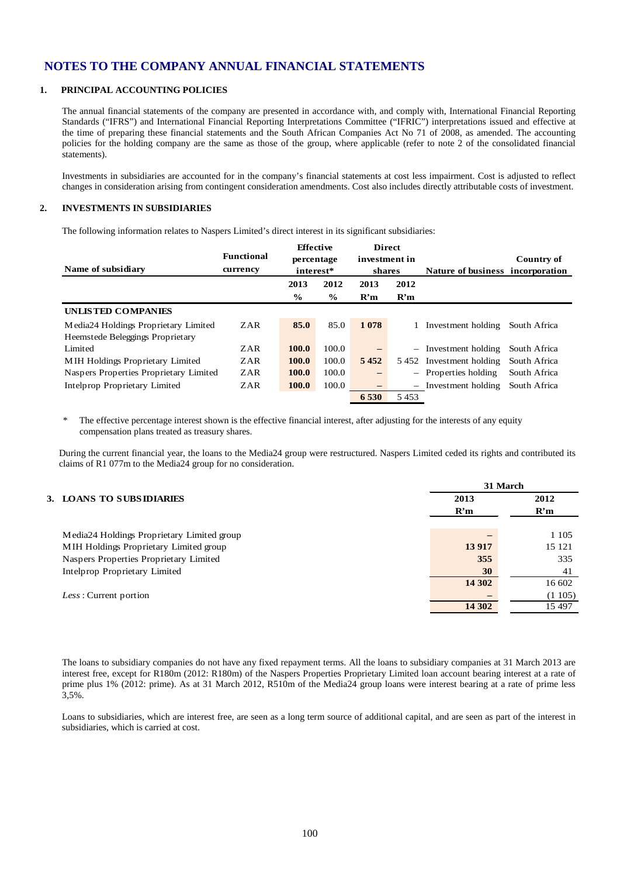# NOTES TO THE COMPANY ANNUAL FINANCIAL STATEMENTS

## 1. PRINCIPAL ACCOUNTING POLICIES

The annual financial statements of the company are presented in accordance with, and comply with, International Financial Reporting Standards ("IFRS") and International Financial Reporting Interpretations Committee ("IFRIC") interpretations issued and effective at the time of preparing these financial statements and the South African Companies Act No 71 of 2008, as amended. The accounting policies for the holding company are the same as those of the group, where applicable (refer to note 2 of the consolidated financial statements).

Investments in subsidiaries are accounted for in the company's financial statements at cost less impairment. Cost is adjusted to reflect changes in consideration arising from contingent consideration amendments. Cost also includes directly attributable costs of investment.

## 2. INVESTMENTS IN SUBSIDIARIES

The following information relates to Naspers Limited's direct interest in its significant subsidiaries:

| Name of subsidiary | Functional currency | Effective percentage interest* | | Direct investment in shares | | Nature of business | Country of incorporation |
|---|---|---|---|---|---|---|---|
| | | 2013 | 2012 | 2013 | 2012 | | |
| | | % | % | R'm | R'm | | |
| **UNLISTED COMPANIES** | | | | | | | |
| Media24 Holdings Proprietary Limited | ZAR | **85.0** | 85.0 | **1 078** | 1 | Investment holding | South Africa |
| Heemstede Beleggings Proprietary Limited | ZAR | **100.0** | 100.0 | **–** | – | Investment holding | South Africa |
| MIH Holdings Proprietary Limited | ZAR | **100.0** | 100.0 | **5 452** | 5 452 | Investment holding | South Africa |
| Naspers Properties Proprietary Limited | ZAR | **100.0** | 100.0 | **–** | – | Properties holding | South Africa |
| Intelprop Proprietary Limited | ZAR | **100.0** | 100.0 | **–** | – | Investment holding | South Africa |
| | | | | **6 530** | 5 453 | | |

\* The effective percentage interest shown is the effective financial interest, after adjusting for the interests of any equity compensation plans treated as treasury shares.

During the current financial year, the loans to the Media24 group were restructured. Naspers Limited ceded its rights and contributed its claims of R1 077m to the Media24 group for no consideration.

## 3. LOANS TO SUBSIDIARIES

| | 31 March | |
|---|---|---|
| | 2013 | 2012 |
| | R'm | R'm |
| Media24 Holdings Proprietary Limited group | **–** | 1 105 |
| MIH Holdings Proprietary Limited group | **13 917** | 15 121 |
| Naspers Properties Proprietary Limited | **355** | 335 |
| Intelprop Proprietary Limited | **30** | 41 |
| | **14 302** | 16 602 |
| *Less*: Current portion | **–** | (1 105) |
| | **14 302** | 15 497 |

The loans to subsidiary companies do not have any fixed repayment terms. All the loans to subsidiary companies at 31 March 2013 are interest free, except for R180m (2012: R180m) of the Naspers Properties Proprietary Limited loan account bearing interest at a rate of prime plus 1% (2012: prime). As at 31 March 2012, R510m of the Media24 group loans were interest bearing at a rate of prime less 3,5%.

Loans to subsidiaries, which are interest free, are seen as a long term source of additional capital, and are seen as part of the interest in subsidiaries, which is carried at cost.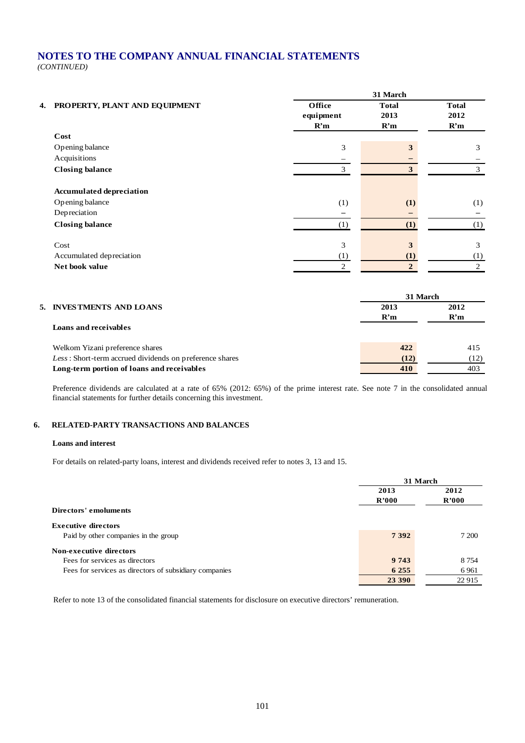# NOTES TO THE COMPANY ANNUAL FINANCIAL STATEMENTS

*(CONTINUED)*

## 4. PROPERTY, PLANT AND EQUIPMENT

| | 31 March | | |
|---|---|---|---|
| | **Office equipment R'm** | **Total 2013 R'm** | **Total 2012 R'm** |
| **Cost** | | | |
| Opening balance | 3 | **3** | 3 |
| Acquisitions | – | **–** | – |
| **Closing balance** | 3 | **3** | 3 |
| **Accumulated depreciation** | | | |
| Opening balance | (1) | **(1)** | (1) |
| Depreciation | – | **–** | – |
| **Closing balance** | (1) | **(1)** | (1) |
| Cost | 3 | **3** | 3 |
| Accumulated depreciation | (1) | **(1)** | (1) |
| **Net book value** | 2 | **2** | 2 |

## 5. INVESTMENTS AND LOANS

| | 31 March | |
|---|---|---|
| | **2013 R'm** | **2012 R'm** |
| **Loans and receivables** | | |
| Welkom Yizani preference shares | **422** | 415 |
| *Less* : Short-term accrued dividends on preference shares | **(12)** | (12) |
| **Long-term portion of loans and receivables** | **410** | 403 |

Preference dividends are calculated at a rate of 65% (2012: 65%) of the prime interest rate. See note 7 in the consolidated annual financial statements for further details concerning this investment.

## 6. RELATED-PARTY TRANSACTIONS AND BALANCES

**Loans and interest**

For details on related-party loans, interest and dividends received refer to notes 3, 13 and 15.

| | 31 March | |
|---|---|---|
| | **2013 R'000** | **2012 R'000** |
| **Directors' emoluments** | | |
| **Executive directors** | | |
| Paid by other companies in the group | **7 392** | 7 200 |
| **Non-executive directors** | | |
| Fees for services as directors | **9 743** | 8 754 |
| Fees for services as directors of subsidiary companies | **6 255** | 6 961 |
| | **23 390** | 22 915 |

Refer to note 13 of the consolidated financial statements for disclosure on executive directors' remuneration.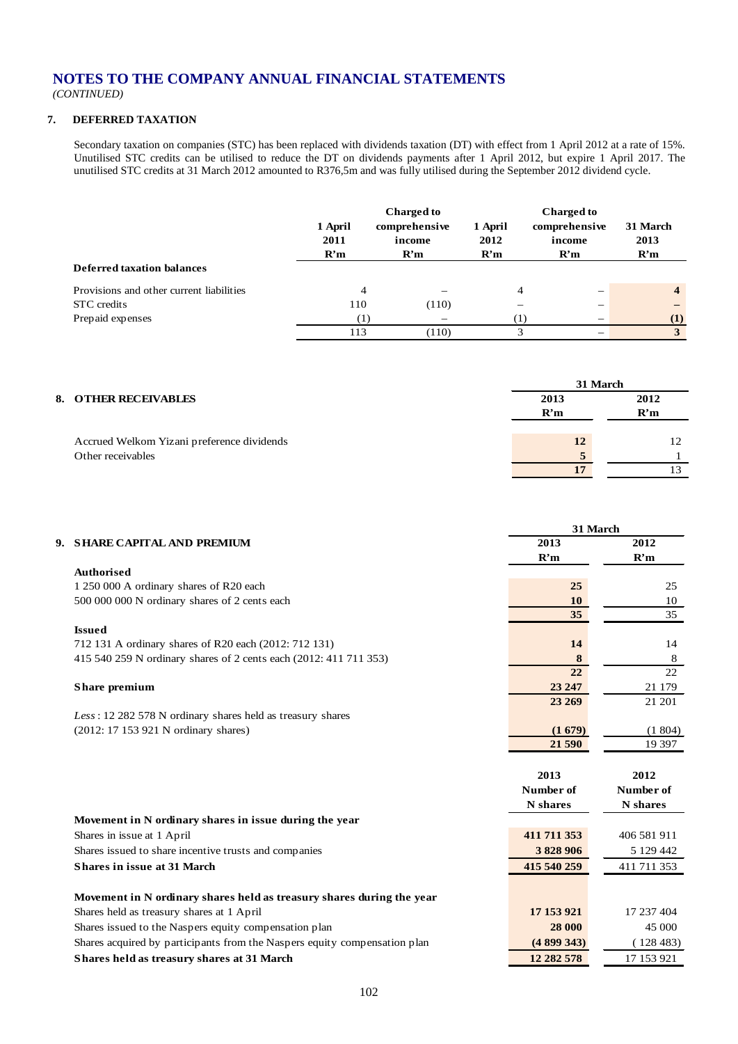# NOTES TO THE COMPANY ANNUAL FINANCIAL STATEMENTS

*(CONTINUED)*

## 7. DEFERRED TAXATION

Secondary taxation on companies (STC) has been replaced with dividends taxation (DT) with effect from 1 April 2012 at a rate of 15%. Unutilised STC credits can be utilised to reduce the DT on dividends payments after 1 April 2012, but expire 1 April 2017. The unutilised STC credits at 31 March 2012 amounted to R376,5m and was fully utilised during the September 2012 dividend cycle.

| | 1 April 2011 R'm | Charged to comprehensive income R'm | 1 April 2012 R'm | Charged to comprehensive income R'm | 31 March 2013 R'm |
|---|---|---|---|---|---|
| **Deferred taxation balances** | | | | | |
| Provisions and other current liabilities | 4 | – | 4 | – | **4** |
| STC credits | 110 | (110) | – | – | **–** |
| Prepaid expenses | (1) | – | (1) | – | **(1)** |
| | 113 | (110) | 3 | – | **3** |

## 8. OTHER RECEIVABLES

| | 31 March | |
|---|---|---|
| | 2013 R'm | 2012 R'm |
| Accrued Welkom Yizani preference dividends | **12** | 12 |
| Other receivables | **5** | 1 |
| | **17** | 13 |

## 9. SHARE CAPITAL AND PREMIUM

| | 31 March | |
|---|---|---|
| | 2013 R'm | 2012 R'm |
| **Authorised** | | |
| 1 250 000 A ordinary shares of R20 each | **25** | 25 |
| 500 000 000 N ordinary shares of 2 cents each | **10** | 10 |
| | **35** | 35 |
| **Issued** | | |
| 712 131 A ordinary shares of R20 each (2012: 712 131) | **14** | 14 |
| 415 540 259 N ordinary shares of 2 cents each (2012: 411 711 353) | **8** | 8 |
| | **22** | 22 |
| **Share premium** | **23 247** | 21 179 |
| | **23 269** | 21 201 |
| *Less*: 12 282 578 N ordinary shares held as treasury shares (2012: 17 153 921 N ordinary shares) | **(1 679)** | (1 804) |
| | **21 590** | 19 397 |

| | 2013 Number of N shares | 2012 Number of N shares |
|---|---|---|
| **Movement in N ordinary shares in issue during the year** | | |
| Shares in issue at 1 April | **411 711 353** | 406 581 911 |
| Shares issued to share incentive trusts and companies | **3 828 906** | 5 129 442 |
| **Shares in issue at 31 March** | **415 540 259** | 411 711 353 |
| | | |
| **Movement in N ordinary shares held as treasury shares during the year** | | |
| Shares held as treasury shares at 1 April | **17 153 921** | 17 237 404 |
| Shares issued to the Naspers equity compensation plan | **28 000** | 45 000 |
| Shares acquired by participants from the Naspers equity compensation plan | **(4 899 343)** | (128 483) |
| **Shares held as treasury shares at 31 March** | **12 282 578** | 17 153 921 |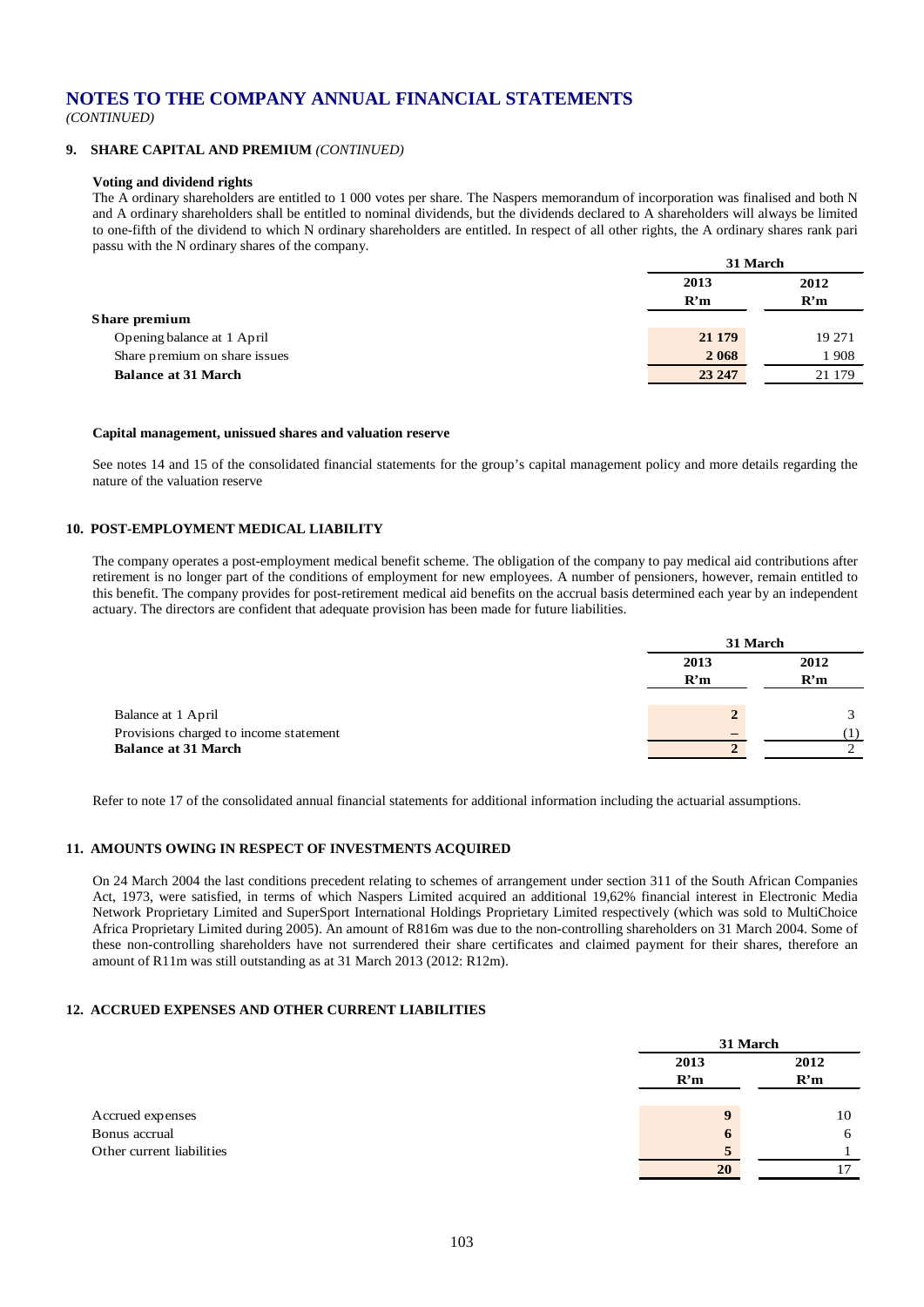# NOTES TO THE COMPANY ANNUAL FINANCIAL STATEMENTS

*(CONTINUED)*

## 9. SHARE CAPITAL AND PREMIUM *(CONTINUED)*

**Voting and dividend rights**

The A ordinary shareholders are entitled to 1 000 votes per share. The Naspers memorandum of incorporation was finalised and both N and A ordinary shareholders shall be entitled to nominal dividends, but the dividends declared to A shareholders will always be limited to one-fifth of the dividend to which N ordinary shareholders are entitled. In respect of all other rights, the A ordinary shares rank pari passu with the N ordinary shares of the company.

| | 31 March | |
|---|---|---|
| | 2013 | 2012 |
| | R'm | R'm |
| **Share premium** | | |
| Opening balance at 1 April | **21 179** | 19 271 |
| Share premium on share issues | **2 068** | 1 908 |
| **Balance at 31 March** | **23 247** | 21 179 |

**Capital management, unissued shares and valuation reserve**

See notes 14 and 15 of the consolidated financial statements for the group's capital management policy and more details regarding the nature of the valuation reserve

## 10. POST-EMPLOYMENT MEDICAL LIABILITY

The company operates a post-employment medical benefit scheme. The obligation of the company to pay medical aid contributions after retirement is no longer part of the conditions of employment for new employees. A number of pensioners, however, remain entitled to this benefit. The company provides for post-retirement medical aid benefits on the accrual basis determined each year by an independent actuary. The directors are confident that adequate provision has been made for future liabilities.

| | 31 March | |
|---|---|---|
| | 2013 | 2012 |
| | R'm | R'm |
| Balance at 1 April | **2** | 3 |
| Provisions charged to income statement | **–** | (1) |
| **Balance at 31 March** | **2** | 2 |

Refer to note 17 of the consolidated annual financial statements for additional information including the actuarial assumptions.

## 11. AMOUNTS OWING IN RESPECT OF INVESTMENTS ACQUIRED

On 24 March 2004 the last conditions precedent relating to schemes of arrangement under section 311 of the South African Companies Act, 1973, were satisfied, in terms of which Naspers Limited acquired an additional 19,62% financial interest in Electronic Media Network Proprietary Limited and SuperSport International Holdings Proprietary Limited respectively (which was sold to MultiChoice Africa Proprietary Limited during 2005). An amount of R816m was due to the non-controlling shareholders on 31 March 2004. Some of these non-controlling shareholders have not surrendered their share certificates and claimed payment for their shares, therefore an amount of R11m was still outstanding as at 31 March 2013 (2012: R12m).

## 12. ACCRUED EXPENSES AND OTHER CURRENT LIABILITIES

| | 31 March | |
|---|---|---|
| | 2013 | 2012 |
| | R'm | R'm |
| Accrued expenses | **9** | 10 |
| Bonus accrual | **6** | 6 |
| Other current liabilities | **5** | 1 |
| | **20** | 17 |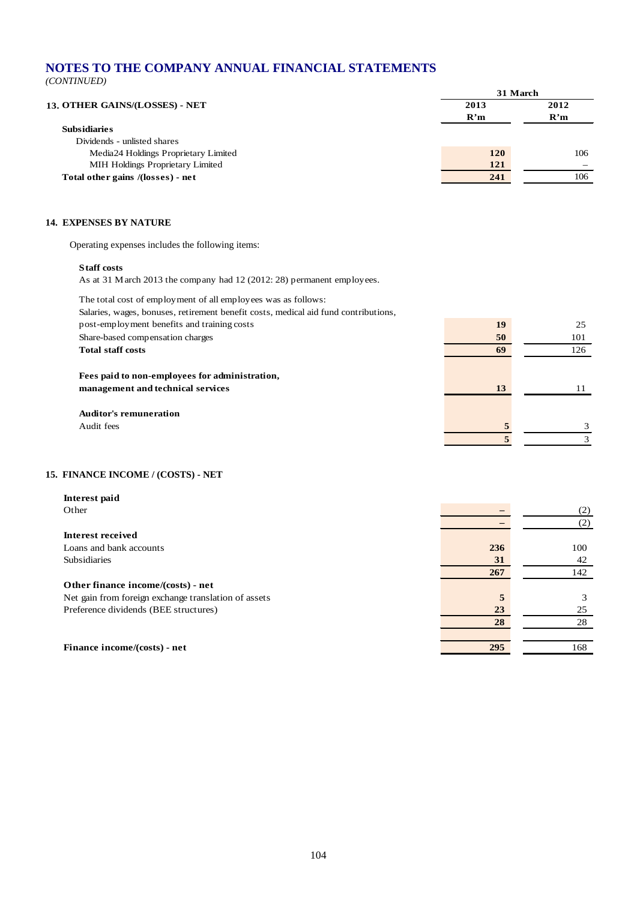# NOTES TO THE COMPANY ANNUAL FINANCIAL STATEMENTS

*(CONTINUED)*

## 13. OTHER GAINS/(LOSSES) - NET

| | 31 March 2013 R'm | 31 March 2012 R'm |
|---|---|---|
| **Subsidiaries** | | |
| Dividends - unlisted shares | | |
| Media24 Holdings Proprietary Limited | **120** | 106 |
| MIH Holdings Proprietary Limited | **121** | – |
| **Total other gains /(losses) - net** | **241** | 106 |

## 14. EXPENSES BY NATURE

Operating expenses includes the following items:

**Staff costs**

As at 31 March 2013 the company had 12 (2012: 28) permanent employees.

The total cost of employment of all employees was as follows:

| | 2013 R'm | 2012 R'm |
|---|---|---|
| Salaries, wages, bonuses, retirement benefit costs, medical aid fund contributions, post-employment benefits and training costs | **19** | 25 |
| Share-based compensation charges | **50** | 101 |
| **Total staff costs** | **69** | 126 |
| | | |
| **Fees paid to non-employees for administration, management and technical services** | **13** | 11 |
| | | |
| **Auditor's remuneration** | | |
| Audit fees | **5** | 3 |
| | **5** | 3 |

## 15. FINANCE INCOME / (COSTS) - NET

| | 2013 R'm | 2012 R'm |
|---|---|---|
| **Interest paid** | | |
| Other | **–** | (2) |
| | **–** | (2) |
| **Interest received** | | |
| Loans and bank accounts | **236** | 100 |
| Subsidiaries | **31** | 42 |
| | **267** | 142 |
| **Other finance income/(costs) - net** | | |
| Net gain from foreign exchange translation of assets | **5** | 3 |
| Preference dividends (BEE structures) | **23** | 25 |
| | **28** | 28 |
| | | |
| **Finance income/(costs) - net** | **295** | 168 |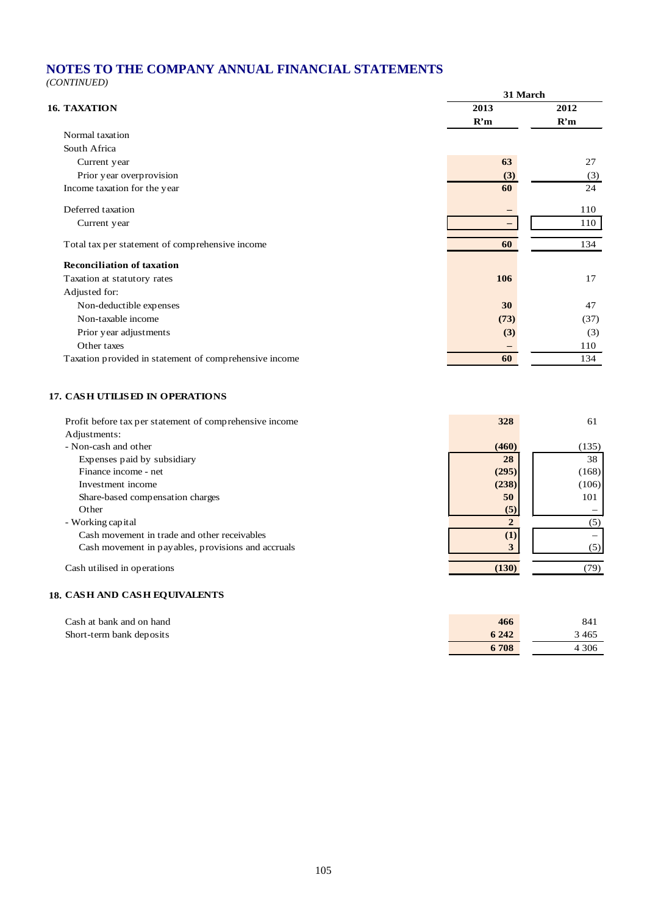# NOTES TO THE COMPANY ANNUAL FINANCIAL STATEMENTS

*(CONTINUED)*

## 16. TAXATION

| | 31 March 2013 R'm | 31 March 2012 R'm |
|---|---|---|
| Normal taxation | | |
| South Africa | | |
| Current year | **63** | 27 |
| Prior year overprovision | **(3)** | (3) |
| Income taxation for the year | **60** | 24 |
| Deferred taxation | **–** | 110 |
| Current year | **–** | 110 |
| Total tax per statement of comprehensive income | **60** | 134 |
| **Reconciliation of taxation** | | |
| Taxation at statutory rates | **106** | 17 |
| Adjusted for: | | |
| Non-deductible expenses | **30** | 47 |
| Non-taxable income | **(73)** | (37) |
| Prior year adjustments | **(3)** | (3) |
| Other taxes | **–** | 110 |
| Taxation provided in statement of comprehensive income | **60** | 134 |

## 17. CASH UTILISED IN OPERATIONS

| | 2013 R'm | 2012 R'm |
|---|---|---|
| Profit before tax per statement of comprehensive income | **328** | 61 |
| Adjustments: | | |
| - Non-cash and other | **(460)** | (135) |
| Expenses paid by subsidiary | **28** | 38 |
| Finance income - net | **(295)** | (168) |
| Investment income | **(238)** | (106) |
| Share-based compensation charges | **50** | 101 |
| Other | **(5)** | – |
| - Working capital | **2** | (5) |
| Cash movement in trade and other receivables | **(1)** | – |
| Cash movement in payables, provisions and accruals | **3** | (5) |
| Cash utilised in operations | **(130)** | (79) |

## 18. CASH AND CASH EQUIVALENTS

| | 2013 R'm | 2012 R'm |
|---|---|---|
| Cash at bank and on hand | **466** | 841 |
| Short-term bank deposits | **6 242** | 3 465 |
| | **6 708** | 4 306 |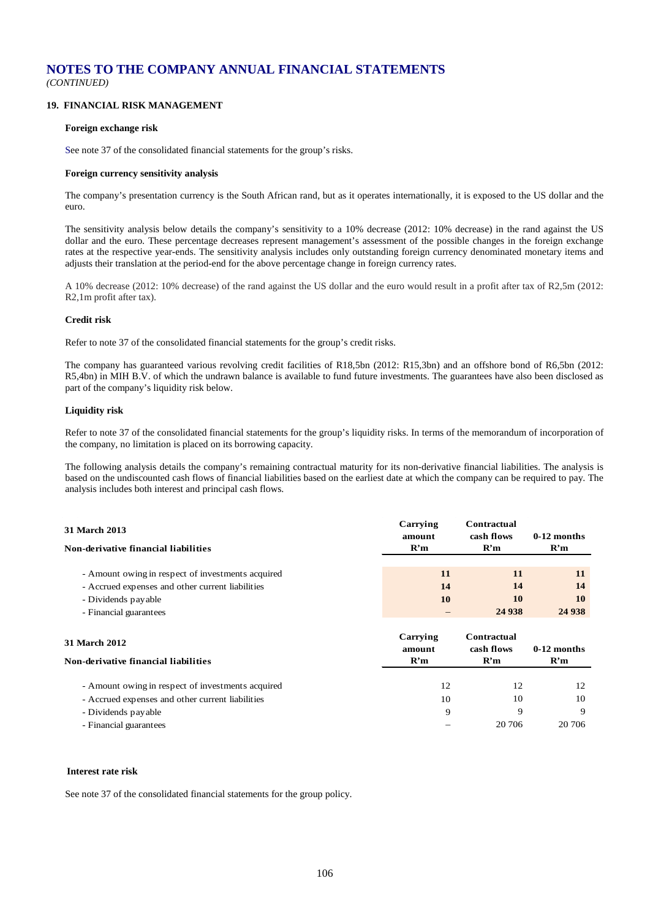# NOTES TO THE COMPANY ANNUAL FINANCIAL STATEMENTS

*(CONTINUED)*

## 19. FINANCIAL RISK MANAGEMENT

### Foreign exchange risk

See note 37 of the consolidated financial statements for the group's risks.

### Foreign currency sensitivity analysis

The company's presentation currency is the South African rand, but as it operates internationally, it is exposed to the US dollar and the euro.

The sensitivity analysis below details the company's sensitivity to a 10% decrease (2012: 10% decrease) in the rand against the US dollar and the euro. These percentage decreases represent management's assessment of the possible changes in the foreign exchange rates at the respective year-ends. The sensitivity analysis includes only outstanding foreign currency denominated monetary items and adjusts their translation at the period-end for the above percentage change in foreign currency rates.

A 10% decrease (2012: 10% decrease) of the rand against the US dollar and the euro would result in a profit after tax of R2,5m (2012: R2,1m profit after tax).

### Credit risk

Refer to note 37 of the consolidated financial statements for the group's credit risks.

The company has guaranteed various revolving credit facilities of R18,5bn (2012: R15,3bn) and an offshore bond of R6,5bn (2012: R5,4bn) in MIH B.V. of which the undrawn balance is available to fund future investments. The guarantees have also been disclosed as part of the company's liquidity risk below.

### Liquidity risk

Refer to note 37 of the consolidated financial statements for the group's liquidity risks. In terms of the memorandum of incorporation of the company, no limitation is placed on its borrowing capacity.

The following analysis details the company's remaining contractual maturity for its non-derivative financial liabilities. The analysis is based on the undiscounted cash flows of financial liabilities based on the earliest date at which the company can be required to pay. The analysis includes both interest and principal cash flows.

| **31 March 2013** **Non-derivative financial liabilities** | **Carrying amount R'm** | **Contractual cash flows R'm** | **0-12 months R'm** |
|---|---|---|---|
| - Amount owing in respect of investments acquired | **11** | **11** | **11** |
| - Accrued expenses and other current liabilities | **14** | **14** | **14** |
| - Dividends payable | **10** | **10** | **10** |
| - Financial guarantees | **–** | **24 938** | **24 938** |

| **31 March 2012** **Non-derivative financial liabilities** | **Carrying amount R'm** | **Contractual cash flows R'm** | **0-12 months R'm** |
|---|---|---|---|
| - Amount owing in respect of investments acquired | 12 | 12 | 12 |
| - Accrued expenses and other current liabilities | 10 | 10 | 10 |
| - Dividends payable | 9 | 9 | 9 |
| - Financial guarantees | – | 20 706 | 20 706 |

### Interest rate risk

See note 37 of the consolidated financial statements for the group policy.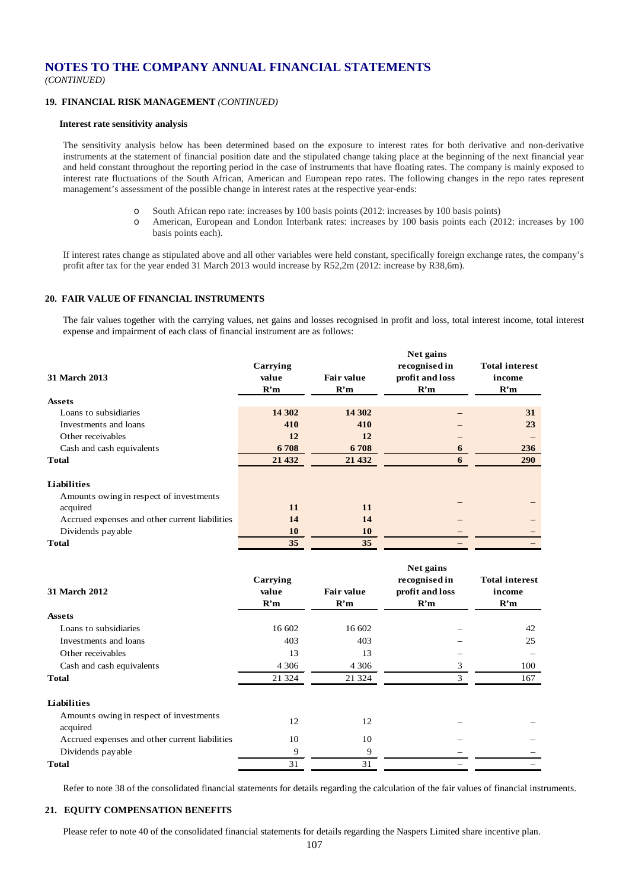# NOTES TO THE COMPANY ANNUAL FINANCIAL STATEMENTS

*(CONTINUED)*

## 19. FINANCIAL RISK MANAGEMENT *(CONTINUED)*

### Interest rate sensitivity analysis

The sensitivity analysis below has been determined based on the exposure to interest rates for both derivative and non-derivative instruments at the statement of financial position date and the stipulated change taking place at the beginning of the next financial year and held constant throughout the reporting period in the case of instruments that have floating rates. The company is mainly exposed to interest rate fluctuations of the South African, American and European repo rates. The following changes in the repo rates represent management's assessment of the possible change in interest rates at the respective year-ends:

- South African repo rate: increases by 100 basis points (2012: increases by 100 basis points)
- American, European and London Interbank rates: increases by 100 basis points each (2012: increases by 100 basis points each).

If interest rates change as stipulated above and all other variables were held constant, specifically foreign exchange rates, the company's profit after tax for the year ended 31 March 2013 would increase by R52,2m (2012: increase by R38,6m).

## 20. FAIR VALUE OF FINANCIAL INSTRUMENTS

The fair values together with the carrying values, net gains and losses recognised in profit and loss, total interest income, total interest expense and impairment of each class of financial instrument are as follows:

| 31 March 2013 | Carrying value R'm | Fair value R'm | Net gains recognised in profit and loss R'm | Total interest income R'm |
|---|---|---|---|---|
| **Assets** | | | | |
| Loans to subsidiaries | **14 302** | **14 302** | **–** | **31** |
| Investments and loans | **410** | **410** | **–** | **23** |
| Other receivables | **12** | **12** | **–** | **–** |
| Cash and cash equivalents | **6 708** | **6 708** | **6** | **236** |
| **Total** | **21 432** | **21 432** | **6** | **290** |
| **Liabilities** | | | | |
| Amounts owing in respect of investments acquired | **11** | **11** | **–** | **–** |
| Accrued expenses and other current liabilities | **14** | **14** | **–** | **–** |
| Dividends payable | **10** | **10** | **–** | **–** |
| **Total** | **35** | **35** | **–** | **–** |

| 31 March 2012 | Carrying value R'm | Fair value R'm | Net gains recognised in profit and loss R'm | Total interest income R'm |
|---|---|---|---|---|
| **Assets** | | | | |
| Loans to subsidiaries | 16 602 | 16 602 | – | 42 |
| Investments and loans | 403 | 403 | – | 25 |
| Other receivables | 13 | 13 | – | – |
| Cash and cash equivalents | 4 306 | 4 306 | 3 | 100 |
| **Total** | 21 324 | 21 324 | 3 | 167 |
| **Liabilities** | | | | |
| Amounts owing in respect of investments acquired | 12 | 12 | – | – |
| Accrued expenses and other current liabilities | 10 | 10 | – | – |
| Dividends payable | 9 | 9 | – | – |
| **Total** | 31 | 31 | – | – |

Refer to note 38 of the consolidated financial statements for details regarding the calculation of the fair values of financial instruments.

## 21. EQUITY COMPENSATION BENEFITS

Please refer to note 40 of the consolidated financial statements for details regarding the Naspers Limited share incentive plan.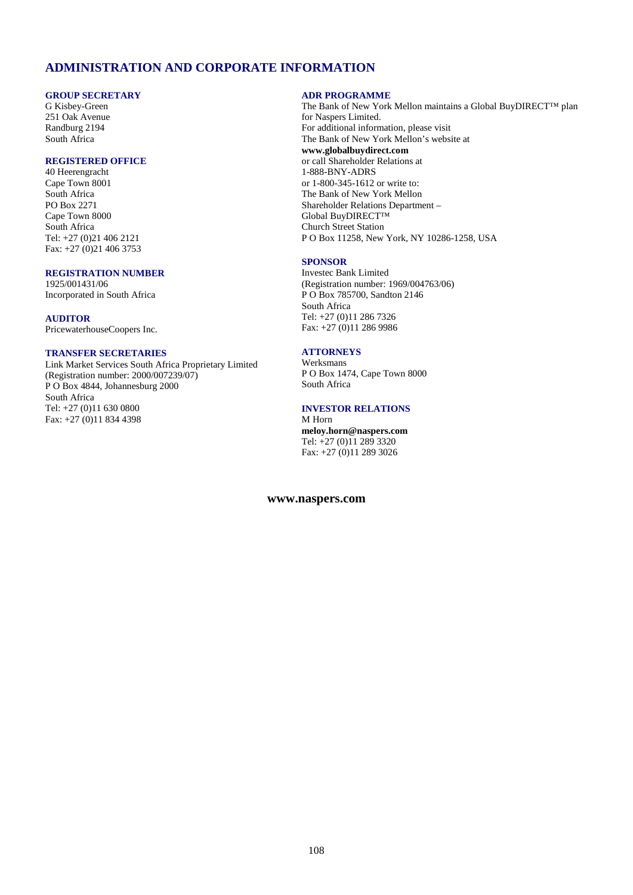# ADMINISTRATION AND CORPORATE INFORMATION

### GROUP SECRETARY

G Kisbey-Green
251 Oak Avenue
Randburg 2194
South Africa

### REGISTERED OFFICE

40 Heerengracht
Cape Town 8001
South Africa
PO Box 2271
Cape Town 8000
South Africa
Tel: +27 (0)21 406 2121
Fax: +27 (0)21 406 3753

### REGISTRATION NUMBER

1925/001431/06
Incorporated in South Africa

### AUDITOR

PricewaterhouseCoopers Inc.

### TRANSFER SECRETARIES

Link Market Services South Africa Proprietary Limited
(Registration number: 2000/007239/07)
P O Box 4844, Johannesburg 2000
South Africa
Tel: +27 (0)11 630 0800
Fax: +27 (0)11 834 4398

### ADR PROGRAMME

The Bank of New York Mellon maintains a Global BuyDIRECT™ plan for Naspers Limited.
For additional information, please visit
The Bank of New York Mellon's website at
**www.globalbuydirect.com**
or call Shareholder Relations at
1-888-BNY-ADRS
or 1-800-345-1612 or write to:
The Bank of New York Mellon
Shareholder Relations Department –
Global BuyDIRECT™
Church Street Station
P O Box 11258, New York, NY 10286-1258, USA

### SPONSOR

Investec Bank Limited
(Registration number: 1969/004763/06)
P O Box 785700, Sandton 2146
South Africa
Tel: +27 (0)11 286 7326
Fax: +27 (0)11 286 9986

### ATTORNEYS

Werksmans
P O Box 1474, Cape Town 8000
South Africa

### INVESTOR RELATIONS

M Horn
**meloy.horn@naspers.com**
Tel: +27 (0)11 289 3320
Fax: +27 (0)11 289 3026

**www.naspers.com**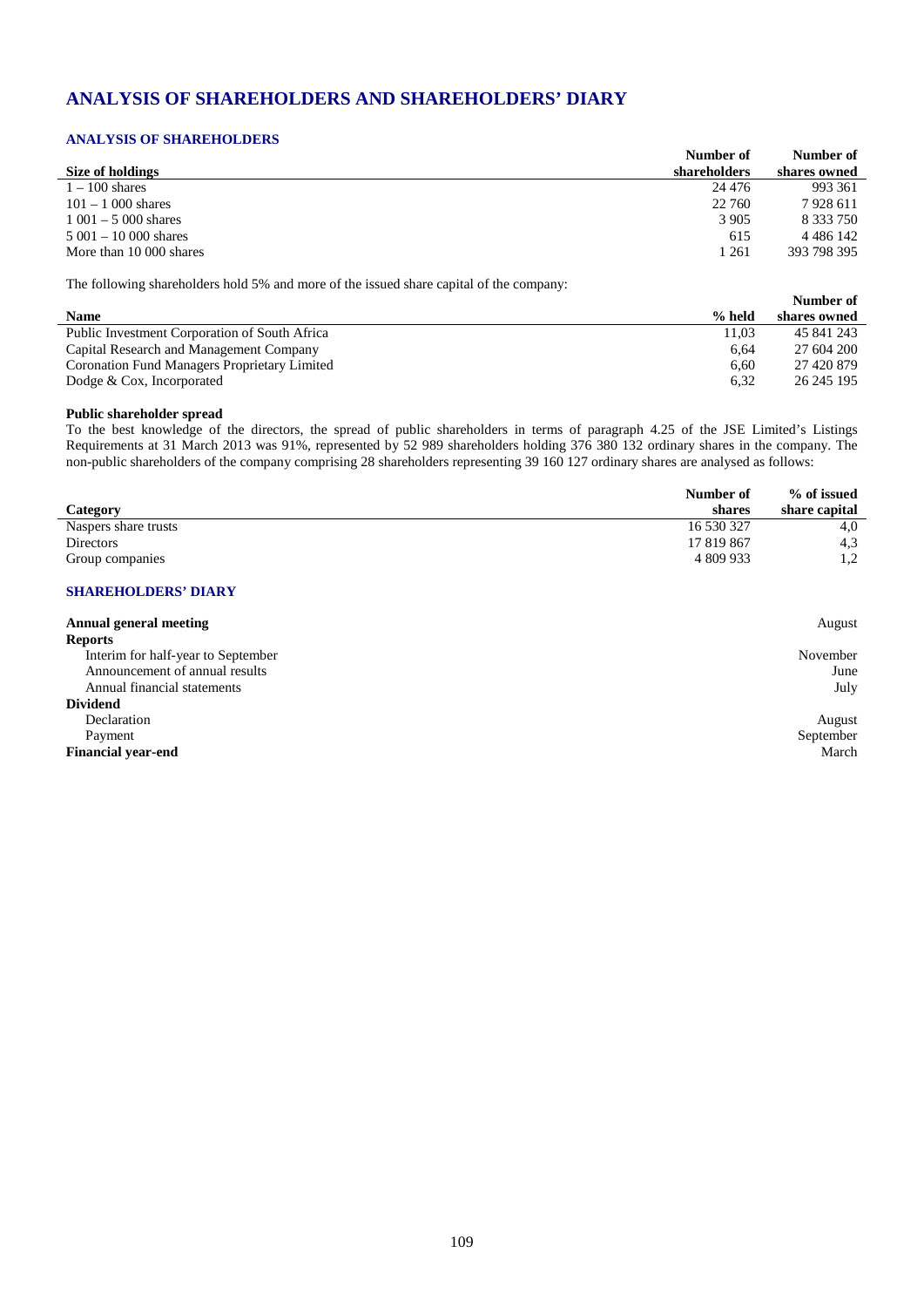# ANALYSIS OF SHAREHOLDERS AND SHAREHOLDERS' DIARY

## ANALYSIS OF SHAREHOLDERS

| Size of holdings | Number of shareholders | Number of shares owned |
|---|---|---|
| 1 – 100 shares | 24 476 | 993 361 |
| 101 – 1 000 shares | 22 760 | 7 928 611 |
| 1 001 – 5 000 shares | 3 905 | 8 333 750 |
| 5 001 – 10 000 shares | 615 | 4 486 142 |
| More than 10 000 shares | 1 261 | 393 798 395 |

The following shareholders hold 5% and more of the issued share capital of the company:

| Name | % held | Number of shares owned |
|---|---|---|
| Public Investment Corporation of South Africa | 11,03 | 45 841 243 |
| Capital Research and Management Company | 6,64 | 27 604 200 |
| Coronation Fund Managers Proprietary Limited | 6,60 | 27 420 879 |
| Dodge & Cox, Incorporated | 6,32 | 26 245 195 |

**Public shareholder spread**

To the best knowledge of the directors, the spread of public shareholders in terms of paragraph 4.25 of the JSE Limited's Listings Requirements at 31 March 2013 was 91%, represented by 52 989 shareholders holding 376 380 132 ordinary shares in the company. The non-public shareholders of the company comprising 28 shareholders representing 39 160 127 ordinary shares are analysed as follows:

| Category | Number of shares | % of issued share capital |
|---|---|---|
| Naspers share trusts | 16 530 327 | 4,0 |
| Directors | 17 819 867 | 4,3 |
| Group companies | 4 809 933 | 1,2 |

## SHAREHOLDERS' DIARY

| | |
|---|---|
| **Annual general meeting** | August |
| **Reports** | |
| Interim for half-year to September | November |
| Announcement of annual results | June |
| Annual financial statements | July |
| **Dividend** | |
| Declaration | August |
| Payment | September |
| **Financial year-end** | March |